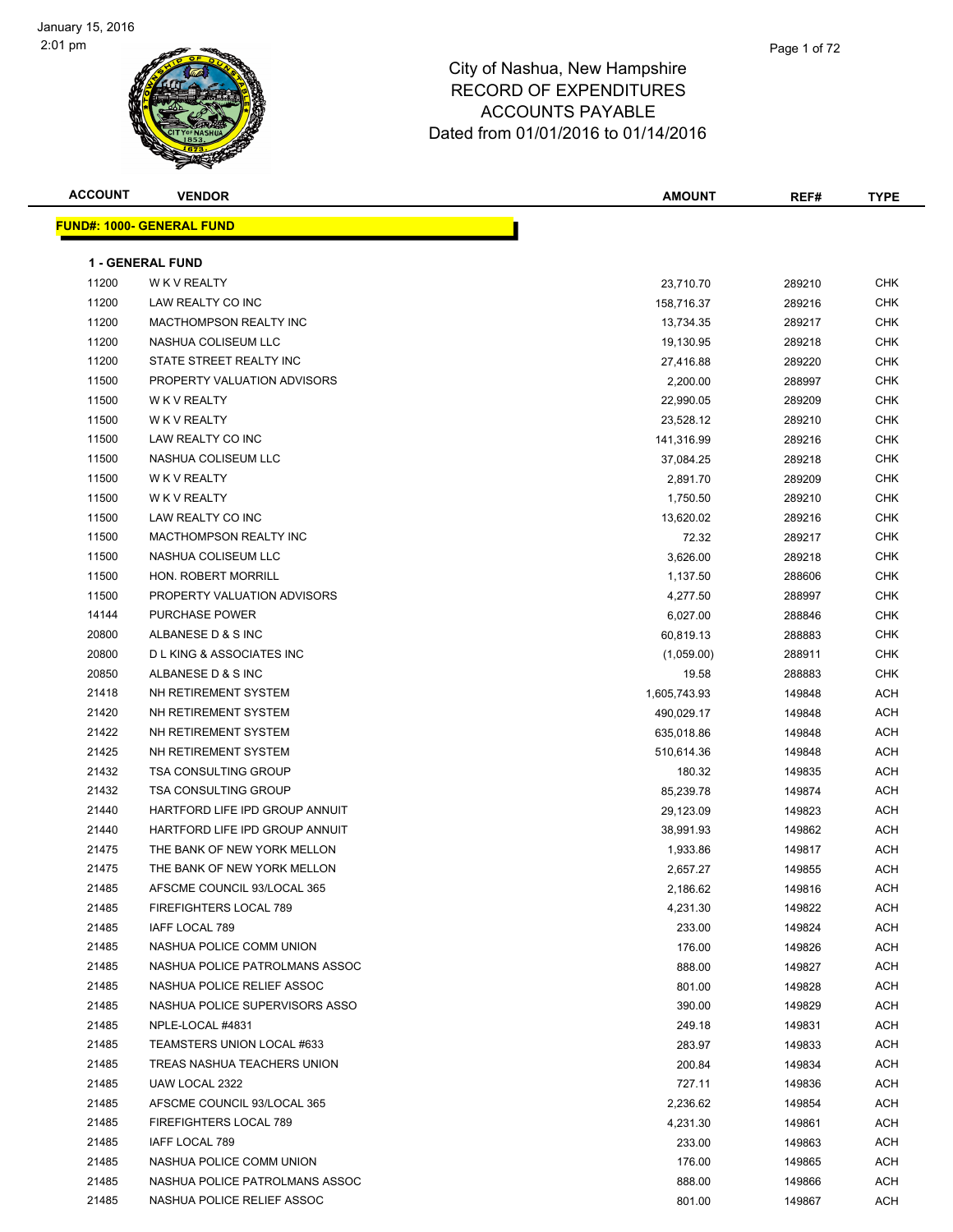# City of Nashua, New Hampshire
## RECORD OF EXPENDITURES
## ACCOUNTS PAYABLE
### Dated from 01/01/2016 to 01/14/2016

| ACCOUNT | VENDOR | AMOUNT | REF# | TYPE |
|---|---|---|---|---|
| **FUND#: 1000- GENERAL FUND** | | | | |
| **1 - GENERAL FUND** | | | | |
| 11200 | W K V REALTY | 23,710.70 | 289210 | CHK |
| 11200 | LAW REALTY CO INC | 158,716.37 | 289216 | CHK |
| 11200 | MACTHOMPSON REALTY INC | 13,734.35 | 289217 | CHK |
| 11200 | NASHUA COLISEUM LLC | 19,130.95 | 289218 | CHK |
| 11200 | STATE STREET REALTY INC | 27,416.88 | 289220 | CHK |
| 11500 | PROPERTY VALUATION ADVISORS | 2,200.00 | 288997 | CHK |
| 11500 | W K V REALTY | 22,990.05 | 289209 | CHK |
| 11500 | W K V REALTY | 23,528.12 | 289210 | CHK |
| 11500 | LAW REALTY CO INC | 141,316.99 | 289216 | CHK |
| 11500 | NASHUA COLISEUM LLC | 37,084.25 | 289218 | CHK |
| 11500 | W K V REALTY | 2,891.70 | 289209 | CHK |
| 11500 | W K V REALTY | 1,750.50 | 289210 | CHK |
| 11500 | LAW REALTY CO INC | 13,620.02 | 289216 | CHK |
| 11500 | MACTHOMPSON REALTY INC | 72.32 | 289217 | CHK |
| 11500 | NASHUA COLISEUM LLC | 3,626.00 | 289218 | CHK |
| 11500 | HON. ROBERT MORRILL | 1,137.50 | 288606 | CHK |
| 11500 | PROPERTY VALUATION ADVISORS | 4,277.50 | 288997 | CHK |
| 14144 | PURCHASE POWER | 6,027.00 | 288846 | CHK |
| 20800 | ALBANESE D & S INC | 60,819.13 | 288883 | CHK |
| 20800 | D L KING & ASSOCIATES INC | (1,059.00) | 288911 | CHK |
| 20850 | ALBANESE D & S INC | 19.58 | 288883 | CHK |
| 21418 | NH RETIREMENT SYSTEM | 1,605,743.93 | 149848 | ACH |
| 21420 | NH RETIREMENT SYSTEM | 490,029.17 | 149848 | ACH |
| 21422 | NH RETIREMENT SYSTEM | 635,018.86 | 149848 | ACH |
| 21425 | NH RETIREMENT SYSTEM | 510,614.36 | 149848 | ACH |
| 21432 | TSA CONSULTING GROUP | 180.32 | 149835 | ACH |
| 21432 | TSA CONSULTING GROUP | 85,239.78 | 149874 | ACH |
| 21440 | HARTFORD LIFE IPD GROUP ANNUIT | 29,123.09 | 149823 | ACH |
| 21440 | HARTFORD LIFE IPD GROUP ANNUIT | 38,991.93 | 149862 | ACH |
| 21475 | THE BANK OF NEW YORK MELLON | 1,933.86 | 149817 | ACH |
| 21475 | THE BANK OF NEW YORK MELLON | 2,657.27 | 149855 | ACH |
| 21485 | AFSCME COUNCIL 93/LOCAL 365 | 2,186.62 | 149816 | ACH |
| 21485 | FIREFIGHTERS LOCAL 789 | 4,231.30 | 149822 | ACH |
| 21485 | IAFF LOCAL 789 | 233.00 | 149824 | ACH |
| 21485 | NASHUA POLICE COMM UNION | 176.00 | 149826 | ACH |
| 21485 | NASHUA POLICE PATROLMANS ASSOC | 888.00 | 149827 | ACH |
| 21485 | NASHUA POLICE RELIEF ASSOC | 801.00 | 149828 | ACH |
| 21485 | NASHUA POLICE SUPERVISORS ASSO | 390.00 | 149829 | ACH |
| 21485 | NPLE-LOCAL #4831 | 249.18 | 149831 | ACH |
| 21485 | TEAMSTERS UNION LOCAL #633 | 283.97 | 149833 | ACH |
| 21485 | TREAS NASHUA TEACHERS UNION | 200.84 | 149834 | ACH |
| 21485 | UAW LOCAL 2322 | 727.11 | 149836 | ACH |
| 21485 | AFSCME COUNCIL 93/LOCAL 365 | 2,236.62 | 149854 | ACH |
| 21485 | FIREFIGHTERS LOCAL 789 | 4,231.30 | 149861 | ACH |
| 21485 | IAFF LOCAL 789 | 233.00 | 149863 | ACH |
| 21485 | NASHUA POLICE COMM UNION | 176.00 | 149865 | ACH |
| 21485 | NASHUA POLICE PATROLMANS ASSOC | 888.00 | 149866 | ACH |
| 21485 | NASHUA POLICE RELIEF ASSOC | 801.00 | 149867 | ACH |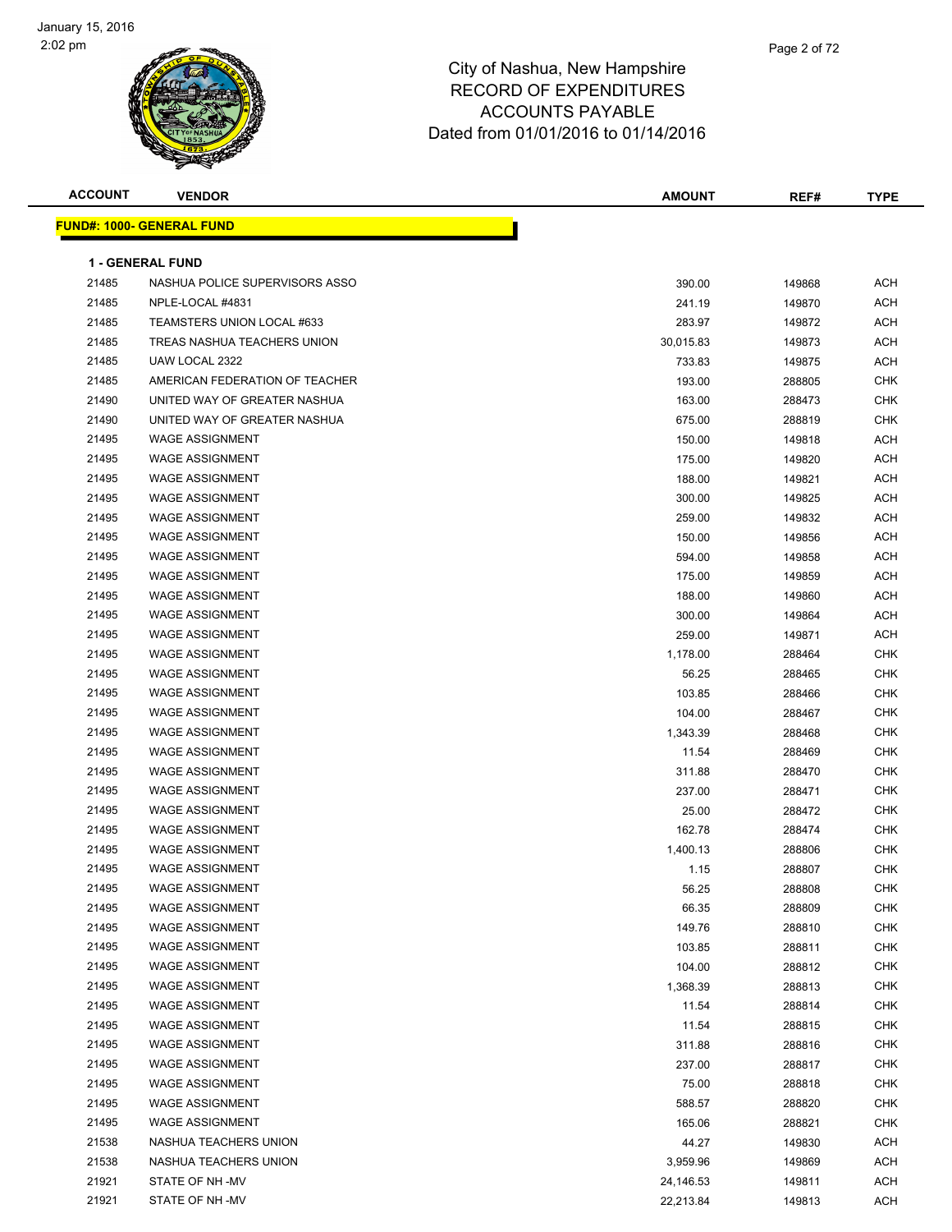# City of Nashua, New Hampshire
## RECORD OF EXPENDITURES
## ACCOUNTS PAYABLE
## Dated from 01/01/2016 to 01/14/2016

January 15, 2016
2:02 pm

**FUND#: 1000- GENERAL FUND**

**1 - GENERAL FUND**

| ACCOUNT | VENDOR | AMOUNT | REF# | TYPE |
|---|---|---|---|---|
| 21485 | NASHUA POLICE SUPERVISORS ASSO | 390.00 | 149868 | ACH |
| 21485 | NPLE-LOCAL #4831 | 241.19 | 149870 | ACH |
| 21485 | TEAMSTERS UNION LOCAL #633 | 283.97 | 149872 | ACH |
| 21485 | TREAS NASHUA TEACHERS UNION | 30,015.83 | 149873 | ACH |
| 21485 | UAW LOCAL 2322 | 733.83 | 149875 | ACH |
| 21485 | AMERICAN FEDERATION OF TEACHER | 193.00 | 288805 | CHK |
| 21490 | UNITED WAY OF GREATER NASHUA | 163.00 | 288473 | CHK |
| 21490 | UNITED WAY OF GREATER NASHUA | 675.00 | 288819 | CHK |
| 21495 | WAGE ASSIGNMENT | 150.00 | 149818 | ACH |
| 21495 | WAGE ASSIGNMENT | 175.00 | 149820 | ACH |
| 21495 | WAGE ASSIGNMENT | 188.00 | 149821 | ACH |
| 21495 | WAGE ASSIGNMENT | 300.00 | 149825 | ACH |
| 21495 | WAGE ASSIGNMENT | 259.00 | 149832 | ACH |
| 21495 | WAGE ASSIGNMENT | 150.00 | 149856 | ACH |
| 21495 | WAGE ASSIGNMENT | 594.00 | 149858 | ACH |
| 21495 | WAGE ASSIGNMENT | 175.00 | 149859 | ACH |
| 21495 | WAGE ASSIGNMENT | 188.00 | 149860 | ACH |
| 21495 | WAGE ASSIGNMENT | 300.00 | 149864 | ACH |
| 21495 | WAGE ASSIGNMENT | 259.00 | 149871 | ACH |
| 21495 | WAGE ASSIGNMENT | 1,178.00 | 288464 | CHK |
| 21495 | WAGE ASSIGNMENT | 56.25 | 288465 | CHK |
| 21495 | WAGE ASSIGNMENT | 103.85 | 288466 | CHK |
| 21495 | WAGE ASSIGNMENT | 104.00 | 288467 | CHK |
| 21495 | WAGE ASSIGNMENT | 1,343.39 | 288468 | CHK |
| 21495 | WAGE ASSIGNMENT | 11.54 | 288469 | CHK |
| 21495 | WAGE ASSIGNMENT | 311.88 | 288470 | CHK |
| 21495 | WAGE ASSIGNMENT | 237.00 | 288471 | CHK |
| 21495 | WAGE ASSIGNMENT | 25.00 | 288472 | CHK |
| 21495 | WAGE ASSIGNMENT | 162.78 | 288474 | CHK |
| 21495 | WAGE ASSIGNMENT | 1,400.13 | 288806 | CHK |
| 21495 | WAGE ASSIGNMENT | 1.15 | 288807 | CHK |
| 21495 | WAGE ASSIGNMENT | 56.25 | 288808 | CHK |
| 21495 | WAGE ASSIGNMENT | 66.35 | 288809 | CHK |
| 21495 | WAGE ASSIGNMENT | 149.76 | 288810 | CHK |
| 21495 | WAGE ASSIGNMENT | 103.85 | 288811 | CHK |
| 21495 | WAGE ASSIGNMENT | 104.00 | 288812 | CHK |
| 21495 | WAGE ASSIGNMENT | 1,368.39 | 288813 | CHK |
| 21495 | WAGE ASSIGNMENT | 11.54 | 288814 | CHK |
| 21495 | WAGE ASSIGNMENT | 11.54 | 288815 | CHK |
| 21495 | WAGE ASSIGNMENT | 311.88 | 288816 | CHK |
| 21495 | WAGE ASSIGNMENT | 237.00 | 288817 | CHK |
| 21495 | WAGE ASSIGNMENT | 75.00 | 288818 | CHK |
| 21495 | WAGE ASSIGNMENT | 588.57 | 288820 | CHK |
| 21495 | WAGE ASSIGNMENT | 165.06 | 288821 | CHK |
| 21538 | NASHUA TEACHERS UNION | 44.27 | 149830 | ACH |
| 21538 | NASHUA TEACHERS UNION | 3,959.96 | 149869 | ACH |
| 21921 | STATE OF NH -MV | 24,146.53 | 149811 | ACH |
| 21921 | STATE OF NH -MV | 22,213.84 | 149813 | ACH |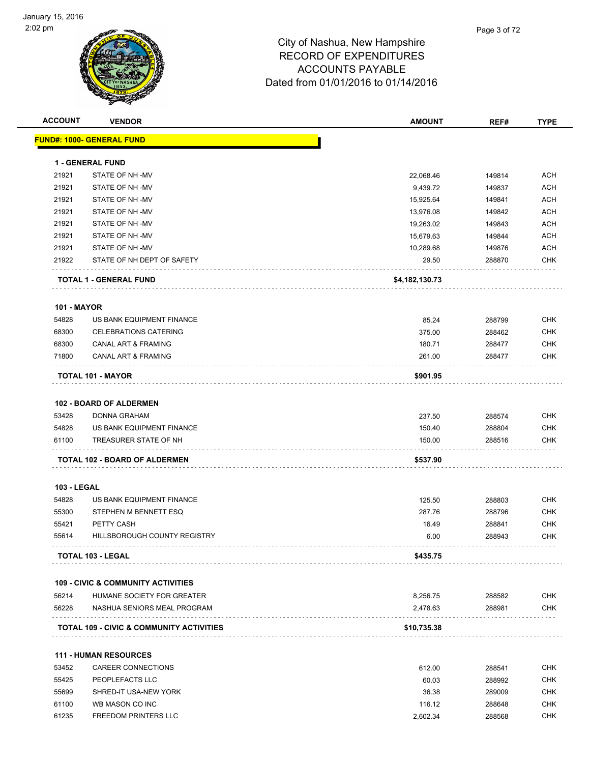# City of Nashua, New Hampshire
## RECORD OF EXPENDITURES
## ACCOUNTS PAYABLE
## Dated from 01/01/2016 to 01/14/2016

January 15, 2016
2:02 pm

| ACCOUNT | VENDOR | AMOUNT | REF# | TYPE |
|---|---|---|---|---|
| **FUND#: 1000- GENERAL FUND** | | | | |
| **1 - GENERAL FUND** | | | | |
| 21921 | STATE OF NH -MV | 22,068.46 | 149814 | ACH |
| 21921 | STATE OF NH -MV | 9,439.72 | 149837 | ACH |
| 21921 | STATE OF NH -MV | 15,925.64 | 149841 | ACH |
| 21921 | STATE OF NH -MV | 13,976.08 | 149842 | ACH |
| 21921 | STATE OF NH -MV | 19,263.02 | 149843 | ACH |
| 21921 | STATE OF NH -MV | 15,679.63 | 149844 | ACH |
| 21921 | STATE OF NH -MV | 10,289.68 | 149876 | ACH |
| 21922 | STATE OF NH DEPT OF SAFETY | 29.50 | 288870 | CHK |
| **TOTAL 1 - GENERAL FUND** | | **$4,182,130.73** | | |
| **101 - MAYOR** | | | | |
| 54828 | US BANK EQUIPMENT FINANCE | 85.24 | 288799 | CHK |
| 68300 | CELEBRATIONS CATERING | 375.00 | 288462 | CHK |
| 68300 | CANAL ART & FRAMING | 180.71 | 288477 | CHK |
| 71800 | CANAL ART & FRAMING | 261.00 | 288477 | CHK |
| **TOTAL 101 - MAYOR** | | **$901.95** | | |
| **102 - BOARD OF ALDERMEN** | | | | |
| 53428 | DONNA GRAHAM | 237.50 | 288574 | CHK |
| 54828 | US BANK EQUIPMENT FINANCE | 150.40 | 288804 | CHK |
| 61100 | TREASURER STATE OF NH | 150.00 | 288516 | CHK |
| **TOTAL 102 - BOARD OF ALDERMEN** | | **$537.90** | | |
| **103 - LEGAL** | | | | |
| 54828 | US BANK EQUIPMENT FINANCE | 125.50 | 288803 | CHK |
| 55300 | STEPHEN M BENNETT ESQ | 287.76 | 288796 | CHK |
| 55421 | PETTY CASH | 16.49 | 288841 | CHK |
| 55614 | HILLSBOROUGH COUNTY REGISTRY | 6.00 | 288943 | CHK |
| **TOTAL 103 - LEGAL** | | **$435.75** | | |
| **109 - CIVIC & COMMUNITY ACTIVITIES** | | | | |
| 56214 | HUMANE SOCIETY FOR GREATER | 8,256.75 | 288582 | CHK |
| 56228 | NASHUA SENIORS MEAL PROGRAM | 2,478.63 | 288981 | CHK |
| **TOTAL 109 - CIVIC & COMMUNITY ACTIVITIES** | | **$10,735.38** | | |
| **111 - HUMAN RESOURCES** | | | | |
| 53452 | CAREER CONNECTIONS | 612.00 | 288541 | CHK |
| 55425 | PEOPLEFACTS LLC | 60.03 | 288992 | CHK |
| 55699 | SHRED-IT USA-NEW YORK | 36.38 | 289009 | CHK |
| 61100 | WB MASON CO INC | 116.12 | 288648 | CHK |
| 61235 | FREEDOM PRINTERS LLC | 2,602.34 | 288568 | CHK |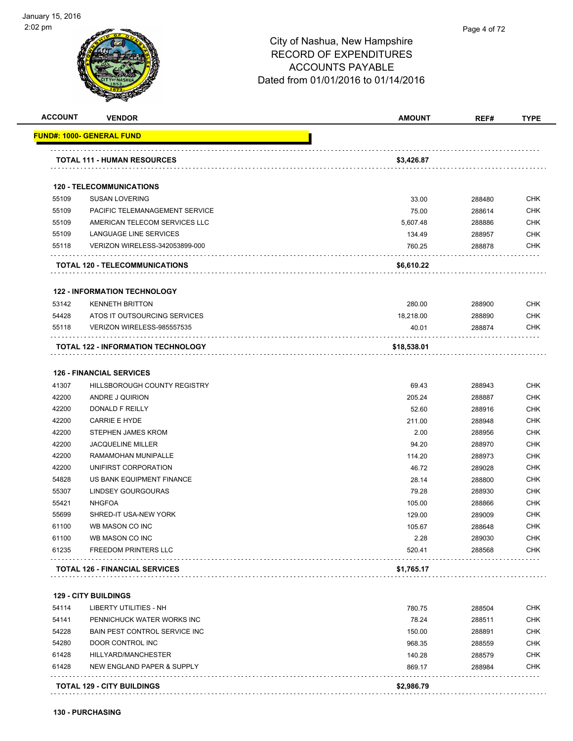# City of Nashua, New Hampshire
## RECORD OF EXPENDITURES
## ACCOUNTS PAYABLE
## Dated from 01/01/2016 to 01/14/2016

| ACCOUNT | VENDOR | AMOUNT | REF# | TYPE |
|---|---|---|---|---|
| **FUND#: 1000- GENERAL FUND** | | | | |
| | **TOTAL 111 - HUMAN RESOURCES** | **$3,426.87** | | |
| | **120 - TELECOMMUNICATIONS** | | | |
| 55109 | SUSAN LOVERING | 33.00 | 288480 | CHK |
| 55109 | PACIFIC TELEMANAGEMENT SERVICE | 75.00 | 288614 | CHK |
| 55109 | AMERICAN TELECOM SERVICES LLC | 5,607.48 | 288886 | CHK |
| 55109 | LANGUAGE LINE SERVICES | 134.49 | 288957 | CHK |
| 55118 | VERIZON WIRELESS-342053899-000 | 760.25 | 288878 | CHK |
| | **TOTAL 120 - TELECOMMUNICATIONS** | **$6,610.22** | | |
| | **122 - INFORMATION TECHNOLOGY** | | | |
| 53142 | KENNETH BRITTON | 280.00 | 288900 | CHK |
| 54428 | ATOS IT OUTSOURCING SERVICES | 18,218.00 | 288890 | CHK |
| 55118 | VERIZON WIRELESS-985557535 | 40.01 | 288874 | CHK |
| | **TOTAL 122 - INFORMATION TECHNOLOGY** | **$18,538.01** | | |
| | **126 - FINANCIAL SERVICES** | | | |
| 41307 | HILLSBOROUGH COUNTY REGISTRY | 69.43 | 288943 | CHK |
| 42200 | ANDRE J QUIRION | 205.24 | 288887 | CHK |
| 42200 | DONALD F REILLY | 52.60 | 288916 | CHK |
| 42200 | CARRIE E HYDE | 211.00 | 288948 | CHK |
| 42200 | STEPHEN JAMES KROM | 2.00 | 288956 | CHK |
| 42200 | JACQUELINE MILLER | 94.20 | 288970 | CHK |
| 42200 | RAMAMOHAN MUNIPALLE | 114.20 | 288973 | CHK |
| 42200 | UNIFIRST CORPORATION | 46.72 | 289028 | CHK |
| 54828 | US BANK EQUIPMENT FINANCE | 28.14 | 288800 | CHK |
| 55307 | LINDSEY GOURGOURAS | 79.28 | 288930 | CHK |
| 55421 | NHGFOA | 105.00 | 288866 | CHK |
| 55699 | SHRED-IT USA-NEW YORK | 129.00 | 289009 | CHK |
| 61100 | WB MASON CO INC | 105.67 | 288648 | CHK |
| 61100 | WB MASON CO INC | 2.28 | 289030 | CHK |
| 61235 | FREEDOM PRINTERS LLC | 520.41 | 288568 | CHK |
| | **TOTAL 126 - FINANCIAL SERVICES** | **$1,765.17** | | |
| | **129 - CITY BUILDINGS** | | | |
| 54114 | LIBERTY UTILITIES - NH | 780.75 | 288504 | CHK |
| 54141 | PENNICHUCK WATER WORKS INC | 78.24 | 288511 | CHK |
| 54228 | BAIN PEST CONTROL SERVICE INC | 150.00 | 288891 | CHK |
| 54280 | DOOR CONTROL INC | 968.35 | 288559 | CHK |
| 61428 | HILLYARD/MANCHESTER | 140.28 | 288579 | CHK |
| 61428 | NEW ENGLAND PAPER & SUPPLY | 869.17 | 288984 | CHK |
| | **TOTAL 129 - CITY BUILDINGS** | **$2,986.79** | | |

**130 - PURCHASING**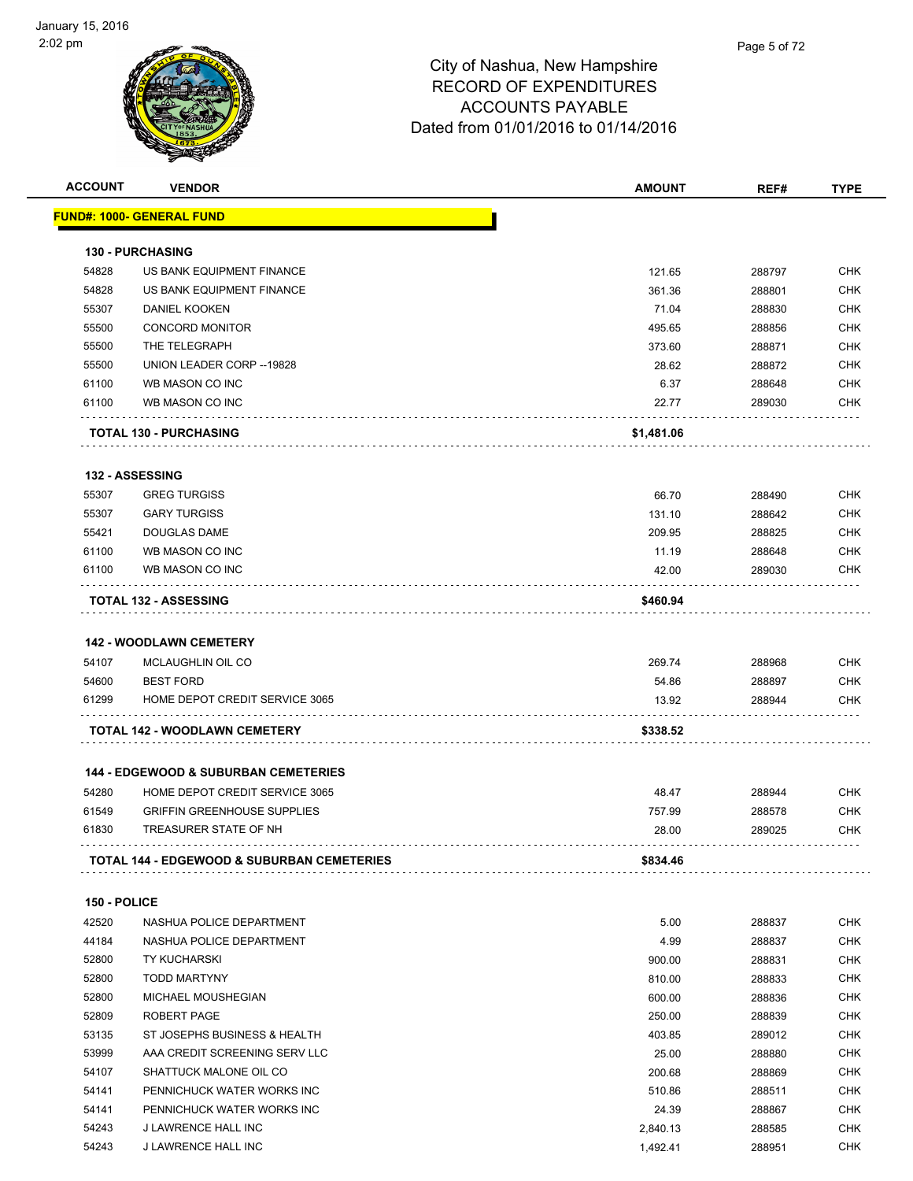# City of Nashua, New Hampshire
## RECORD OF EXPENDITURES
## ACCOUNTS PAYABLE
## Dated from 01/01/2016 to 01/14/2016

January 15, 2016
2:02 pm

| ACCOUNT | VENDOR | AMOUNT | REF# | TYPE |
|---|---|---|---|---|
| **FUND#: 1000- GENERAL FUND** | | | | |
| **130 - PURCHASING** | | | | |
| 54828 | US BANK EQUIPMENT FINANCE | 121.65 | 288797 | CHK |
| 54828 | US BANK EQUIPMENT FINANCE | 361.36 | 288801 | CHK |
| 55307 | DANIEL KOOKEN | 71.04 | 288830 | CHK |
| 55500 | CONCORD MONITOR | 495.65 | 288856 | CHK |
| 55500 | THE TELEGRAPH | 373.60 | 288871 | CHK |
| 55500 | UNION LEADER CORP --19828 | 28.62 | 288872 | CHK |
| 61100 | WB MASON CO INC | 6.37 | 288648 | CHK |
| 61100 | WB MASON CO INC | 22.77 | 289030 | CHK |
| | **TOTAL 130 - PURCHASING** | **$1,481.06** | | |
| **132 - ASSESSING** | | | | |
| 55307 | GREG TURGISS | 66.70 | 288490 | CHK |
| 55307 | GARY TURGISS | 131.10 | 288642 | CHK |
| 55421 | DOUGLAS DAME | 209.95 | 288825 | CHK |
| 61100 | WB MASON CO INC | 11.19 | 288648 | CHK |
| 61100 | WB MASON CO INC | 42.00 | 289030 | CHK |
| | **TOTAL 132 - ASSESSING** | **$460.94** | | |
| **142 - WOODLAWN CEMETERY** | | | | |
| 54107 | MCLAUGHLIN OIL CO | 269.74 | 288968 | CHK |
| 54600 | BEST FORD | 54.86 | 288897 | CHK |
| 61299 | HOME DEPOT CREDIT SERVICE 3065 | 13.92 | 288944 | CHK |
| | **TOTAL 142 - WOODLAWN CEMETERY** | **$338.52** | | |
| **144 - EDGEWOOD & SUBURBAN CEMETERIES** | | | | |
| 54280 | HOME DEPOT CREDIT SERVICE 3065 | 48.47 | 288944 | CHK |
| 61549 | GRIFFIN GREENHOUSE SUPPLIES | 757.99 | 288578 | CHK |
| 61830 | TREASURER STATE OF NH | 28.00 | 289025 | CHK |
| | **TOTAL 144 - EDGEWOOD & SUBURBAN CEMETERIES** | **$834.46** | | |
| **150 - POLICE** | | | | |
| 42520 | NASHUA POLICE DEPARTMENT | 5.00 | 288837 | CHK |
| 44184 | NASHUA POLICE DEPARTMENT | 4.99 | 288837 | CHK |
| 52800 | TY KUCHARSKI | 900.00 | 288831 | CHK |
| 52800 | TODD MARTYNY | 810.00 | 288833 | CHK |
| 52800 | MICHAEL MOUSHEGIAN | 600.00 | 288836 | CHK |
| 52809 | ROBERT PAGE | 250.00 | 288839 | CHK |
| 53135 | ST JOSEPHS BUSINESS & HEALTH | 403.85 | 289012 | CHK |
| 53999 | AAA CREDIT SCREENING SERV LLC | 25.00 | 288880 | CHK |
| 54107 | SHATTUCK MALONE OIL CO | 200.68 | 288869 | CHK |
| 54141 | PENNICHUCK WATER WORKS INC | 510.86 | 288511 | CHK |
| 54141 | PENNICHUCK WATER WORKS INC | 24.39 | 288867 | CHK |
| 54243 | J LAWRENCE HALL INC | 2,840.13 | 288585 | CHK |
| 54243 | J LAWRENCE HALL INC | 1,492.41 | 288951 | CHK |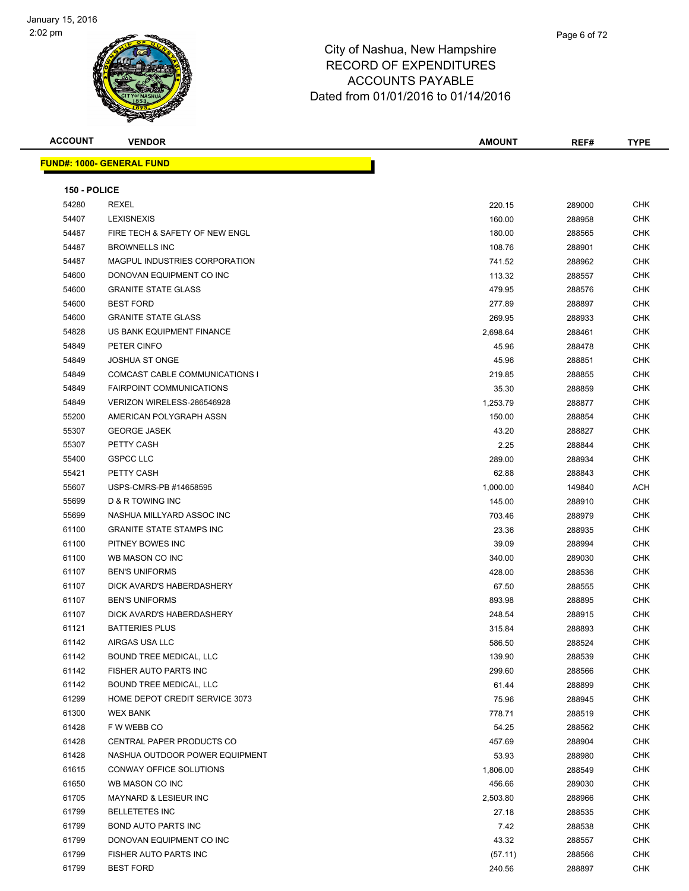# City of Nashua, New Hampshire
## RECORD OF EXPENDITURES
## ACCOUNTS PAYABLE
## Dated from 01/01/2016 to 01/14/2016

January 15, 2016
2:02 pm

| ACCOUNT | VENDOR | AMOUNT | REF# | TYPE |
|---|---|---|---|---|

**FUND#: 1000- GENERAL FUND**

**150 - POLICE**

| ACCOUNT | VENDOR | AMOUNT | REF# | TYPE |
|---|---|---|---|---|
| 54280 | REXEL | 220.15 | 289000 | CHK |
| 54407 | LEXISNEXIS | 160.00 | 288958 | CHK |
| 54487 | FIRE TECH & SAFETY OF NEW ENGL | 180.00 | 288565 | CHK |
| 54487 | BROWNELLS INC | 108.76 | 288901 | CHK |
| 54487 | MAGPUL INDUSTRIES CORPORATION | 741.52 | 288962 | CHK |
| 54600 | DONOVAN EQUIPMENT CO INC | 113.32 | 288557 | CHK |
| 54600 | GRANITE STATE GLASS | 479.95 | 288576 | CHK |
| 54600 | BEST FORD | 277.89 | 288897 | CHK |
| 54600 | GRANITE STATE GLASS | 269.95 | 288933 | CHK |
| 54828 | US BANK EQUIPMENT FINANCE | 2,698.64 | 288461 | CHK |
| 54849 | PETER CINFO | 45.96 | 288478 | CHK |
| 54849 | JOSHUA ST ONGE | 45.96 | 288851 | CHK |
| 54849 | COMCAST CABLE COMMUNICATIONS I | 219.85 | 288855 | CHK |
| 54849 | FAIRPOINT COMMUNICATIONS | 35.30 | 288859 | CHK |
| 54849 | VERIZON WIRELESS-286546928 | 1,253.79 | 288877 | CHK |
| 55200 | AMERICAN POLYGRAPH ASSN | 150.00 | 288854 | CHK |
| 55307 | GEORGE JASEK | 43.20 | 288827 | CHK |
| 55307 | PETTY CASH | 2.25 | 288844 | CHK |
| 55400 | GSPCC LLC | 289.00 | 288934 | CHK |
| 55421 | PETTY CASH | 62.88 | 288843 | CHK |
| 55607 | USPS-CMRS-PB #14658595 | 1,000.00 | 149840 | ACH |
| 55699 | D & R TOWING INC | 145.00 | 288910 | CHK |
| 55699 | NASHUA MILLYARD ASSOC INC | 703.46 | 288979 | CHK |
| 61100 | GRANITE STATE STAMPS INC | 23.36 | 288935 | CHK |
| 61100 | PITNEY BOWES INC | 39.09 | 288994 | CHK |
| 61100 | WB MASON CO INC | 340.00 | 289030 | CHK |
| 61107 | BEN'S UNIFORMS | 428.00 | 288536 | CHK |
| 61107 | DICK AVARD'S HABERDASHERY | 67.50 | 288555 | CHK |
| 61107 | BEN'S UNIFORMS | 893.98 | 288895 | CHK |
| 61107 | DICK AVARD'S HABERDASHERY | 248.54 | 288915 | CHK |
| 61121 | BATTERIES PLUS | 315.84 | 288893 | CHK |
| 61142 | AIRGAS USA LLC | 586.50 | 288524 | CHK |
| 61142 | BOUND TREE MEDICAL, LLC | 139.90 | 288539 | CHK |
| 61142 | FISHER AUTO PARTS INC | 299.60 | 288566 | CHK |
| 61142 | BOUND TREE MEDICAL, LLC | 61.44 | 288899 | CHK |
| 61299 | HOME DEPOT CREDIT SERVICE 3073 | 75.96 | 288945 | CHK |
| 61300 | WEX BANK | 778.71 | 288519 | CHK |
| 61428 | F W WEBB CO | 54.25 | 288562 | CHK |
| 61428 | CENTRAL PAPER PRODUCTS CO | 457.69 | 288904 | CHK |
| 61428 | NASHUA OUTDOOR POWER EQUIPMENT | 53.93 | 288980 | CHK |
| 61615 | CONWAY OFFICE SOLUTIONS | 1,806.00 | 288549 | CHK |
| 61650 | WB MASON CO INC | 456.66 | 289030 | CHK |
| 61705 | MAYNARD & LESIEUR INC | 2,503.80 | 288966 | CHK |
| 61799 | BELLETETES INC | 27.18 | 288535 | CHK |
| 61799 | BOND AUTO PARTS INC | 7.42 | 288538 | CHK |
| 61799 | DONOVAN EQUIPMENT CO INC | 43.32 | 288557 | CHK |
| 61799 | FISHER AUTO PARTS INC | (57.11) | 288566 | CHK |
| 61799 | BEST FORD | 240.56 | 288897 | CHK |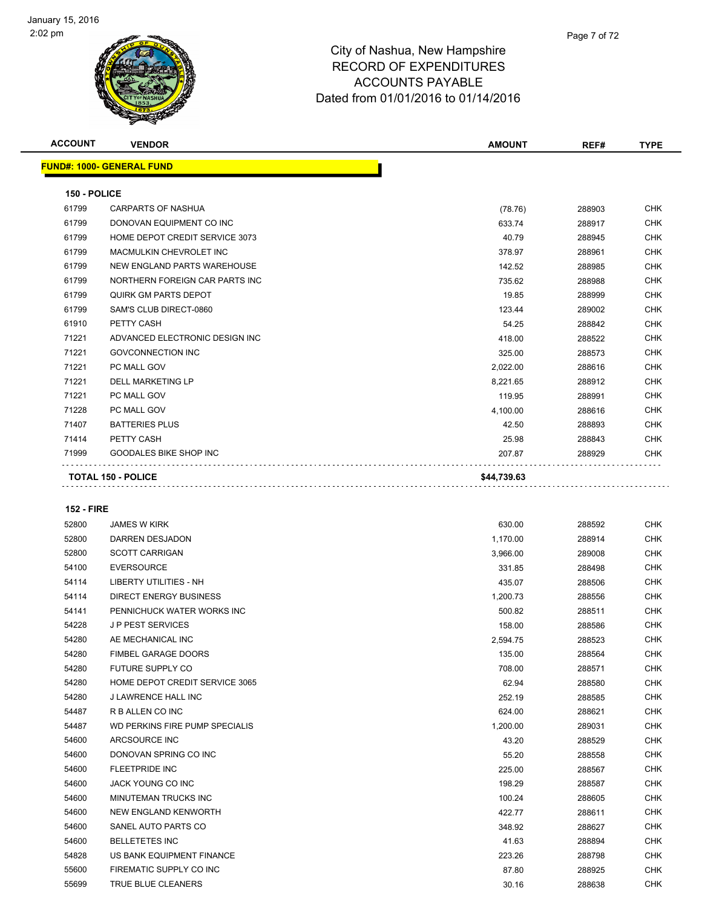January 15, 2016
2:02 pm

# City of Nashua, New Hampshire
## RECORD OF EXPENDITURES
## ACCOUNTS PAYABLE
## Dated from 01/01/2016 to 01/14/2016

**FUND#: 1000- GENERAL FUND**

**150 - POLICE**

| ACCOUNT | VENDOR | AMOUNT | REF# | TYPE |
|---|---|---|---|---|
| 61799 | CARPARTS OF NASHUA | (78.76) | 288903 | CHK |
| 61799 | DONOVAN EQUIPMENT CO INC | 633.74 | 288917 | CHK |
| 61799 | HOME DEPOT CREDIT SERVICE 3073 | 40.79 | 288945 | CHK |
| 61799 | MACMULKIN CHEVROLET INC | 378.97 | 288961 | CHK |
| 61799 | NEW ENGLAND PARTS WAREHOUSE | 142.52 | 288985 | CHK |
| 61799 | NORTHERN FOREIGN CAR PARTS INC | 735.62 | 288988 | CHK |
| 61799 | QUIRK GM PARTS DEPOT | 19.85 | 288999 | CHK |
| 61799 | SAM'S CLUB DIRECT-0860 | 123.44 | 289002 | CHK |
| 61910 | PETTY CASH | 54.25 | 288842 | CHK |
| 71221 | ADVANCED ELECTRONIC DESIGN INC | 418.00 | 288522 | CHK |
| 71221 | GOVCONNECTION INC | 325.00 | 288573 | CHK |
| 71221 | PC MALL GOV | 2,022.00 | 288616 | CHK |
| 71221 | DELL MARKETING LP | 8,221.65 | 288912 | CHK |
| 71221 | PC MALL GOV | 119.95 | 288991 | CHK |
| 71228 | PC MALL GOV | 4,100.00 | 288616 | CHK |
| 71407 | BATTERIES PLUS | 42.50 | 288893 | CHK |
| 71414 | PETTY CASH | 25.98 | 288843 | CHK |
| 71999 | GOODALES BIKE SHOP INC | 207.87 | 288929 | CHK |
| | **TOTAL 150 - POLICE** | **$44,739.63** | | |

**152 - FIRE**

| ACCOUNT | VENDOR | AMOUNT | REF# | TYPE |
|---|---|---|---|---|
| 52800 | JAMES W KIRK | 630.00 | 288592 | CHK |
| 52800 | DARREN DESJADON | 1,170.00 | 288914 | CHK |
| 52800 | SCOTT CARRIGAN | 3,966.00 | 289008 | CHK |
| 54100 | EVERSOURCE | 331.85 | 288498 | CHK |
| 54114 | LIBERTY UTILITIES - NH | 435.07 | 288506 | CHK |
| 54114 | DIRECT ENERGY BUSINESS | 1,200.73 | 288556 | CHK |
| 54141 | PENNICHUCK WATER WORKS INC | 500.82 | 288511 | CHK |
| 54228 | J P PEST SERVICES | 158.00 | 288586 | CHK |
| 54280 | AE MECHANICAL INC | 2,594.75 | 288523 | CHK |
| 54280 | FIMBEL GARAGE DOORS | 135.00 | 288564 | CHK |
| 54280 | FUTURE SUPPLY CO | 708.00 | 288571 | CHK |
| 54280 | HOME DEPOT CREDIT SERVICE 3065 | 62.94 | 288580 | CHK |
| 54280 | J LAWRENCE HALL INC | 252.19 | 288585 | CHK |
| 54487 | R B ALLEN CO INC | 624.00 | 288621 | CHK |
| 54487 | WD PERKINS FIRE PUMP SPECIALIS | 1,200.00 | 289031 | CHK |
| 54600 | ARCSOURCE INC | 43.20 | 288529 | CHK |
| 54600 | DONOVAN SPRING CO INC | 55.20 | 288558 | CHK |
| 54600 | FLEETPRIDE INC | 225.00 | 288567 | CHK |
| 54600 | JACK YOUNG CO INC | 198.29 | 288587 | CHK |
| 54600 | MINUTEMAN TRUCKS INC | 100.24 | 288605 | CHK |
| 54600 | NEW ENGLAND KENWORTH | 422.77 | 288611 | CHK |
| 54600 | SANEL AUTO PARTS CO | 348.92 | 288627 | CHK |
| 54600 | BELLETETES INC | 41.63 | 288894 | CHK |
| 54828 | US BANK EQUIPMENT FINANCE | 223.26 | 288798 | CHK |
| 55600 | FIREMATIC SUPPLY CO INC | 87.80 | 288925 | CHK |
| 55699 | TRUE BLUE CLEANERS | 30.16 | 288638 | CHK |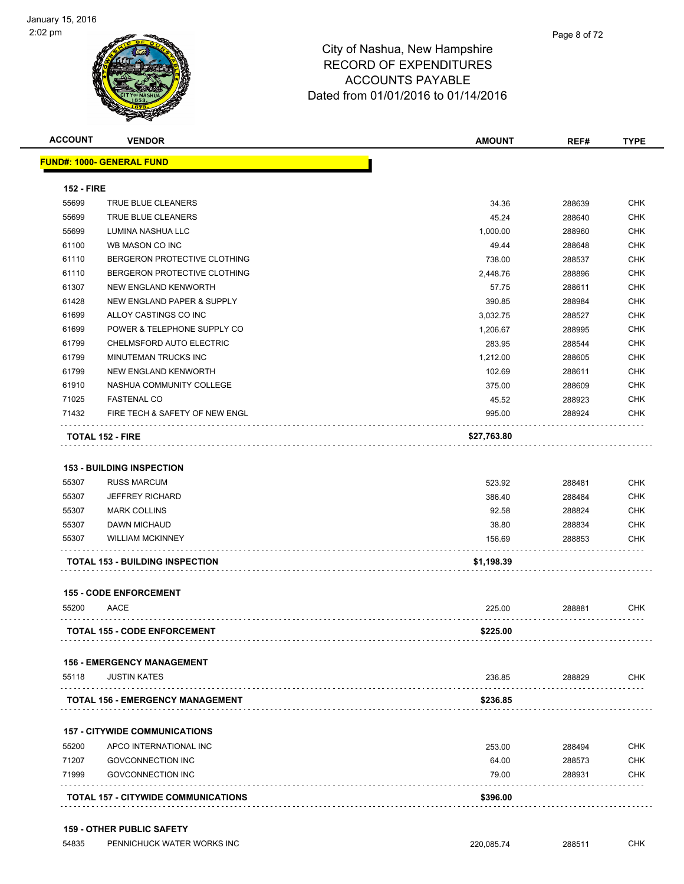# City of Nashua, New Hampshire
## RECORD OF EXPENDITURES
## ACCOUNTS PAYABLE
## Dated from 01/01/2016 to 01/14/2016

January 15, 2016
2:02 pm

**FUND#: 1000- GENERAL FUND**

**152 - FIRE**

| ACCOUNT | VENDOR | AMOUNT | REF# | TYPE |
|---|---|---|---|---|
| 55699 | TRUE BLUE CLEANERS | 34.36 | 288639 | CHK |
| 55699 | TRUE BLUE CLEANERS | 45.24 | 288640 | CHK |
| 55699 | LUMINA NASHUA LLC | 1,000.00 | 288960 | CHK |
| 61100 | WB MASON CO INC | 49.44 | 288648 | CHK |
| 61110 | BERGERON PROTECTIVE CLOTHING | 738.00 | 288537 | CHK |
| 61110 | BERGERON PROTECTIVE CLOTHING | 2,448.76 | 288896 | CHK |
| 61307 | NEW ENGLAND KENWORTH | 57.75 | 288611 | CHK |
| 61428 | NEW ENGLAND PAPER & SUPPLY | 390.85 | 288984 | CHK |
| 61699 | ALLOY CASTINGS CO INC | 3,032.75 | 288527 | CHK |
| 61699 | POWER & TELEPHONE SUPPLY CO | 1,206.67 | 288995 | CHK |
| 61799 | CHELMSFORD AUTO ELECTRIC | 283.95 | 288544 | CHK |
| 61799 | MINUTEMAN TRUCKS INC | 1,212.00 | 288605 | CHK |
| 61799 | NEW ENGLAND KENWORTH | 102.69 | 288611 | CHK |
| 61910 | NASHUA COMMUNITY COLLEGE | 375.00 | 288609 | CHK |
| 71025 | FASTENAL CO | 45.52 | 288923 | CHK |
| 71432 | FIRE TECH & SAFETY OF NEW ENGL | 995.00 | 288924 | CHK |
| | **TOTAL 152 - FIRE** | **$27,763.80** | | |

**153 - BUILDING INSPECTION**

| ACCOUNT | VENDOR | AMOUNT | REF# | TYPE |
|---|---|---|---|---|
| 55307 | RUSS MARCUM | 523.92 | 288481 | CHK |
| 55307 | JEFFREY RICHARD | 386.40 | 288484 | CHK |
| 55307 | MARK COLLINS | 92.58 | 288824 | CHK |
| 55307 | DAWN MICHAUD | 38.80 | 288834 | CHK |
| 55307 | WILLIAM MCKINNEY | 156.69 | 288853 | CHK |
| | **TOTAL 153 - BUILDING INSPECTION** | **$1,198.39** | | |

**155 - CODE ENFORCEMENT**

| ACCOUNT | VENDOR | AMOUNT | REF# | TYPE |
|---|---|---|---|---|
| 55200 | AACE | 225.00 | 288881 | CHK |
| | **TOTAL 155 - CODE ENFORCEMENT** | **$225.00** | | |

**156 - EMERGENCY MANAGEMENT**

| ACCOUNT | VENDOR | AMOUNT | REF# | TYPE |
|---|---|---|---|---|
| 55118 | JUSTIN KATES | 236.85 | 288829 | CHK |
| | **TOTAL 156 - EMERGENCY MANAGEMENT** | **$236.85** | | |

**157 - CITYWIDE COMMUNICATIONS**

| ACCOUNT | VENDOR | AMOUNT | REF# | TYPE |
|---|---|---|---|---|
| 55200 | APCO INTERNATIONAL INC | 253.00 | 288494 | CHK |
| 71207 | GOVCONNECTION INC | 64.00 | 288573 | CHK |
| 71999 | GOVCONNECTION INC | 79.00 | 288931 | CHK |
| | **TOTAL 157 - CITYWIDE COMMUNICATIONS** | **$396.00** | | |

**159 - OTHER PUBLIC SAFETY**

| ACCOUNT | VENDOR | AMOUNT | REF# | TYPE |
|---|---|---|---|---|
| 54835 | PENNICHUCK WATER WORKS INC | 220,085.74 | 288511 | CHK |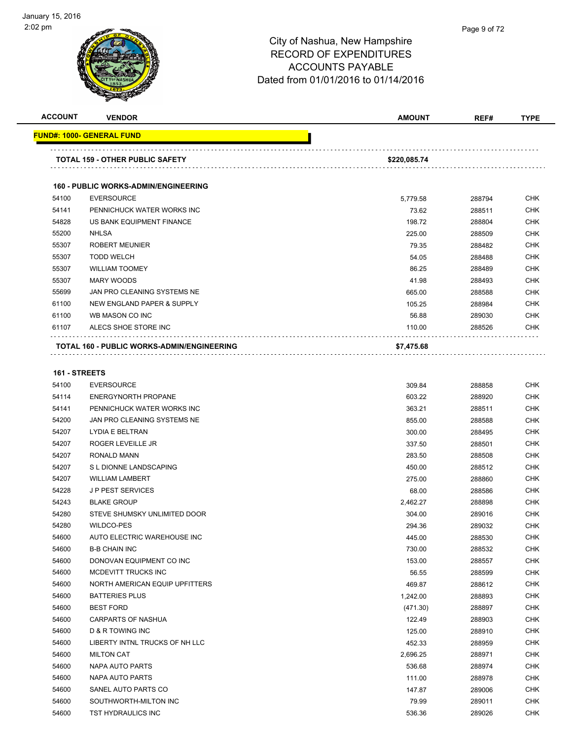# City of Nashua, New Hampshire
## RECORD OF EXPENDITURES
## ACCOUNTS PAYABLE
## Dated from 01/01/2016 to 01/14/2016

| ACCOUNT | VENDOR | AMOUNT | REF# | TYPE |
|---|---|---|---|---|
| **FUND#: 1000- GENERAL FUND** | | | | |
| | **TOTAL 159 - OTHER PUBLIC SAFETY** | **$220,085.74** | | |
| **160 - PUBLIC WORKS-ADMIN/ENGINEERING** | | | | |
| 54100 | EVERSOURCE | 5,779.58 | 288794 | CHK |
| 54141 | PENNICHUCK WATER WORKS INC | 73.62 | 288511 | CHK |
| 54828 | US BANK EQUIPMENT FINANCE | 198.72 | 288804 | CHK |
| 55200 | NHLSA | 225.00 | 288509 | CHK |
| 55307 | ROBERT MEUNIER | 79.35 | 288482 | CHK |
| 55307 | TODD WELCH | 54.05 | 288488 | CHK |
| 55307 | WILLIAM TOOMEY | 86.25 | 288489 | CHK |
| 55307 | MARY WOODS | 41.98 | 288493 | CHK |
| 55699 | JAN PRO CLEANING SYSTEMS NE | 665.00 | 288588 | CHK |
| 61100 | NEW ENGLAND PAPER & SUPPLY | 105.25 | 288984 | CHK |
| 61100 | WB MASON CO INC | 56.88 | 289030 | CHK |
| 61107 | ALECS SHOE STORE INC | 110.00 | 288526 | CHK |
| | **TOTAL 160 - PUBLIC WORKS-ADMIN/ENGINEERING** | **$7,475.68** | | |
| **161 - STREETS** | | | | |
| 54100 | EVERSOURCE | 309.84 | 288858 | CHK |
| 54114 | ENERGYNORTH PROPANE | 603.22 | 288920 | CHK |
| 54141 | PENNICHUCK WATER WORKS INC | 363.21 | 288511 | CHK |
| 54200 | JAN PRO CLEANING SYSTEMS NE | 855.00 | 288588 | CHK |
| 54207 | LYDIA E BELTRAN | 300.00 | 288495 | CHK |
| 54207 | ROGER LEVEILLE JR | 337.50 | 288501 | CHK |
| 54207 | RONALD MANN | 283.50 | 288508 | CHK |
| 54207 | S L DIONNE LANDSCAPING | 450.00 | 288512 | CHK |
| 54207 | WILLIAM LAMBERT | 275.00 | 288860 | CHK |
| 54228 | J P PEST SERVICES | 68.00 | 288586 | CHK |
| 54243 | BLAKE GROUP | 2,462.27 | 288898 | CHK |
| 54280 | STEVE SHUMSKY UNLIMITED DOOR | 304.00 | 289016 | CHK |
| 54280 | WILDCO-PES | 294.36 | 289032 | CHK |
| 54600 | AUTO ELECTRIC WAREHOUSE INC | 445.00 | 288530 | CHK |
| 54600 | B-B CHAIN INC | 730.00 | 288532 | CHK |
| 54600 | DONOVAN EQUIPMENT CO INC | 153.00 | 288557 | CHK |
| 54600 | MCDEVITT TRUCKS INC | 56.55 | 288599 | CHK |
| 54600 | NORTH AMERICAN EQUIP UPFITTERS | 469.87 | 288612 | CHK |
| 54600 | BATTERIES PLUS | 1,242.00 | 288893 | CHK |
| 54600 | BEST FORD | (471.30) | 288897 | CHK |
| 54600 | CARPARTS OF NASHUA | 122.49 | 288903 | CHK |
| 54600 | D & R TOWING INC | 125.00 | 288910 | CHK |
| 54600 | LIBERTY INTNL TRUCKS OF NH LLC | 452.33 | 288959 | CHK |
| 54600 | MILTON CAT | 2,696.25 | 288971 | CHK |
| 54600 | NAPA AUTO PARTS | 536.68 | 288974 | CHK |
| 54600 | NAPA AUTO PARTS | 111.00 | 288978 | CHK |
| 54600 | SANEL AUTO PARTS CO | 147.87 | 289006 | CHK |
| 54600 | SOUTHWORTH-MILTON INC | 79.99 | 289011 | CHK |
| 54600 | TST HYDRAULICS INC | 536.36 | 289026 | CHK |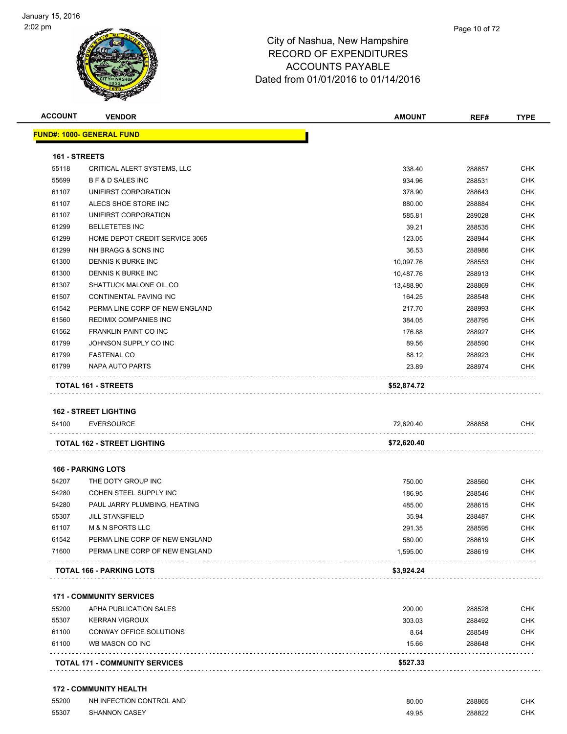# City of Nashua, New Hampshire
## RECORD OF EXPENDITURES
## ACCOUNTS PAYABLE
## Dated from 01/01/2016 to 01/14/2016

January 15, 2016
2:02 pm

| ACCOUNT | VENDOR | AMOUNT | REF# | TYPE |
|---|---|---|---|---|
| **FUND#: 1000- GENERAL FUND** | | | | |
| **161 - STREETS** | | | | |
| 55118 | CRITICAL ALERT SYSTEMS, LLC | 338.40 | 288857 | CHK |
| 55699 | B F & D SALES INC | 934.96 | 288531 | CHK |
| 61107 | UNIFIRST CORPORATION | 378.90 | 288643 | CHK |
| 61107 | ALECS SHOE STORE INC | 880.00 | 288884 | CHK |
| 61107 | UNIFIRST CORPORATION | 585.81 | 289028 | CHK |
| 61299 | BELLETETES INC | 39.21 | 288535 | CHK |
| 61299 | HOME DEPOT CREDIT SERVICE 3065 | 123.05 | 288944 | CHK |
| 61299 | NH BRAGG & SONS INC | 36.53 | 288986 | CHK |
| 61300 | DENNIS K BURKE INC | 10,097.76 | 288553 | CHK |
| 61300 | DENNIS K BURKE INC | 10,487.76 | 288913 | CHK |
| 61307 | SHATTUCK MALONE OIL CO | 13,488.90 | 288869 | CHK |
| 61507 | CONTINENTAL PAVING INC | 164.25 | 288548 | CHK |
| 61542 | PERMA LINE CORP OF NEW ENGLAND | 217.70 | 288993 | CHK |
| 61560 | REDIMIX COMPANIES INC | 384.05 | 288795 | CHK |
| 61562 | FRANKLIN PAINT CO INC | 176.88 | 288927 | CHK |
| 61799 | JOHNSON SUPPLY CO INC | 89.56 | 288590 | CHK |
| 61799 | FASTENAL CO | 88.12 | 288923 | CHK |
| 61799 | NAPA AUTO PARTS | 23.89 | 288974 | CHK |
| **TOTAL 161 - STREETS** | | **$52,874.72** | | |
| **162 - STREET LIGHTING** | | | | |
| 54100 | EVERSOURCE | 72,620.40 | 288858 | CHK |
| **TOTAL 162 - STREET LIGHTING** | | **$72,620.40** | | |
| **166 - PARKING LOTS** | | | | |
| 54207 | THE DOTY GROUP INC | 750.00 | 288560 | CHK |
| 54280 | COHEN STEEL SUPPLY INC | 186.95 | 288546 | CHK |
| 54280 | PAUL JARRY PLUMBING, HEATING | 485.00 | 288615 | CHK |
| 55307 | JILL STANSFIELD | 35.94 | 288487 | CHK |
| 61107 | M & N SPORTS LLC | 291.35 | 288595 | CHK |
| 61542 | PERMA LINE CORP OF NEW ENGLAND | 580.00 | 288619 | CHK |
| 71600 | PERMA LINE CORP OF NEW ENGLAND | 1,595.00 | 288619 | CHK |
| **TOTAL 166 - PARKING LOTS** | | **$3,924.24** | | |
| **171 - COMMUNITY SERVICES** | | | | |
| 55200 | APHA PUBLICATION SALES | 200.00 | 288528 | CHK |
| 55307 | KERRAN VIGROUX | 303.03 | 288492 | CHK |
| 61100 | CONWAY OFFICE SOLUTIONS | 8.64 | 288549 | CHK |
| 61100 | WB MASON CO INC | 15.66 | 288648 | CHK |
| **TOTAL 171 - COMMUNITY SERVICES** | | **$527.33** | | |
| **172 - COMMUNITY HEALTH** | | | | |
| 55200 | NH INFECTION CONTROL AND | 80.00 | 288865 | CHK |
| 55307 | SHANNON CASEY | 49.95 | 288822 | CHK |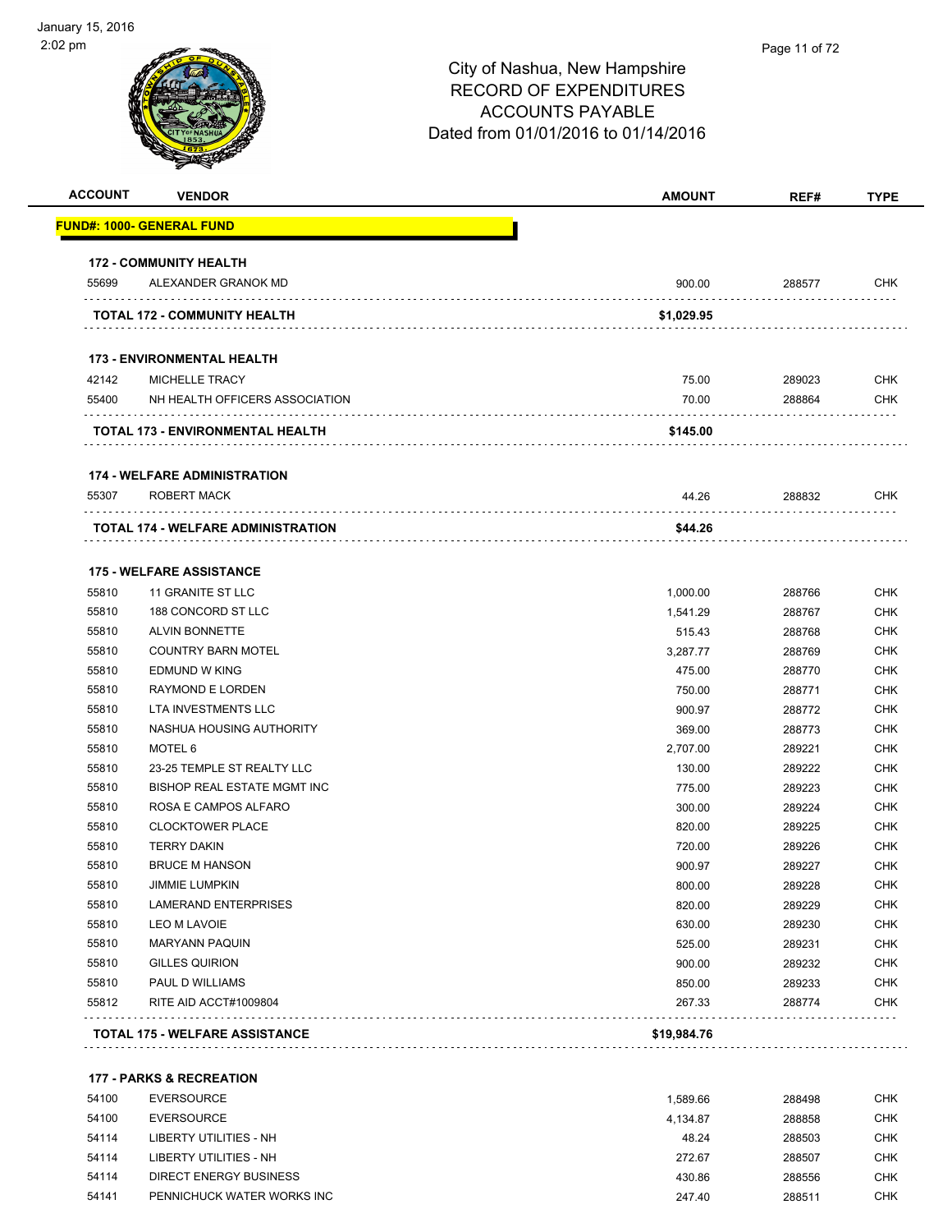# City of Nashua, New Hampshire
## RECORD OF EXPENDITURES
## ACCOUNTS PAYABLE
## Dated from 01/01/2016 to 01/14/2016

| ACCOUNT | VENDOR | AMOUNT | REF# | TYPE |
|---|---|---|---|---|
| **FUND#: 1000- GENERAL FUND** | | | | |
| **172 - COMMUNITY HEALTH** | | | | |
| 55699 | ALEXANDER GRANOK MD | 900.00 | 288577 | CHK |
| **TOTAL 172 - COMMUNITY HEALTH** | | **$1,029.95** | | |
| **173 - ENVIRONMENTAL HEALTH** | | | | |
| 42142 | MICHELLE TRACY | 75.00 | 289023 | CHK |
| 55400 | NH HEALTH OFFICERS ASSOCIATION | 70.00 | 288864 | CHK |
| **TOTAL 173 - ENVIRONMENTAL HEALTH** | | **$145.00** | | |
| **174 - WELFARE ADMINISTRATION** | | | | |
| 55307 | ROBERT MACK | 44.26 | 288832 | CHK |
| **TOTAL 174 - WELFARE ADMINISTRATION** | | **$44.26** | | |
| **175 - WELFARE ASSISTANCE** | | | | |
| 55810 | 11 GRANITE ST LLC | 1,000.00 | 288766 | CHK |
| 55810 | 188 CONCORD ST LLC | 1,541.29 | 288767 | CHK |
| 55810 | ALVIN BONNETTE | 515.43 | 288768 | CHK |
| 55810 | COUNTRY BARN MOTEL | 3,287.77 | 288769 | CHK |
| 55810 | EDMUND W KING | 475.00 | 288770 | CHK |
| 55810 | RAYMOND E LORDEN | 750.00 | 288771 | CHK |
| 55810 | LTA INVESTMENTS LLC | 900.97 | 288772 | CHK |
| 55810 | NASHUA HOUSING AUTHORITY | 369.00 | 288773 | CHK |
| 55810 | MOTEL 6 | 2,707.00 | 289221 | CHK |
| 55810 | 23-25 TEMPLE ST REALTY LLC | 130.00 | 289222 | CHK |
| 55810 | BISHOP REAL ESTATE MGMT INC | 775.00 | 289223 | CHK |
| 55810 | ROSA E CAMPOS ALFARO | 300.00 | 289224 | CHK |
| 55810 | CLOCKTOWER PLACE | 820.00 | 289225 | CHK |
| 55810 | TERRY DAKIN | 720.00 | 289226 | CHK |
| 55810 | BRUCE M HANSON | 900.97 | 289227 | CHK |
| 55810 | JIMMIE LUMPKIN | 800.00 | 289228 | CHK |
| 55810 | LAMERAND ENTERPRISES | 820.00 | 289229 | CHK |
| 55810 | LEO M LAVOIE | 630.00 | 289230 | CHK |
| 55810 | MARYANN PAQUIN | 525.00 | 289231 | CHK |
| 55810 | GILLES QUIRION | 900.00 | 289232 | CHK |
| 55810 | PAUL D WILLIAMS | 850.00 | 289233 | CHK |
| 55812 | RITE AID ACCT#1009804 | 267.33 | 288774 | CHK |
| **TOTAL 175 - WELFARE ASSISTANCE** | | **$19,984.76** | | |
| **177 - PARKS & RECREATION** | | | | |
| 54100 | EVERSOURCE | 1,589.66 | 288498 | CHK |
| 54100 | EVERSOURCE | 4,134.87 | 288858 | CHK |
| 54114 | LIBERTY UTILITIES - NH | 48.24 | 288503 | CHK |
| 54114 | LIBERTY UTILITIES - NH | 272.67 | 288507 | CHK |
| 54114 | DIRECT ENERGY BUSINESS | 430.86 | 288556 | CHK |
| 54141 | PENNICHUCK WATER WORKS INC | 247.40 | 288511 | CHK |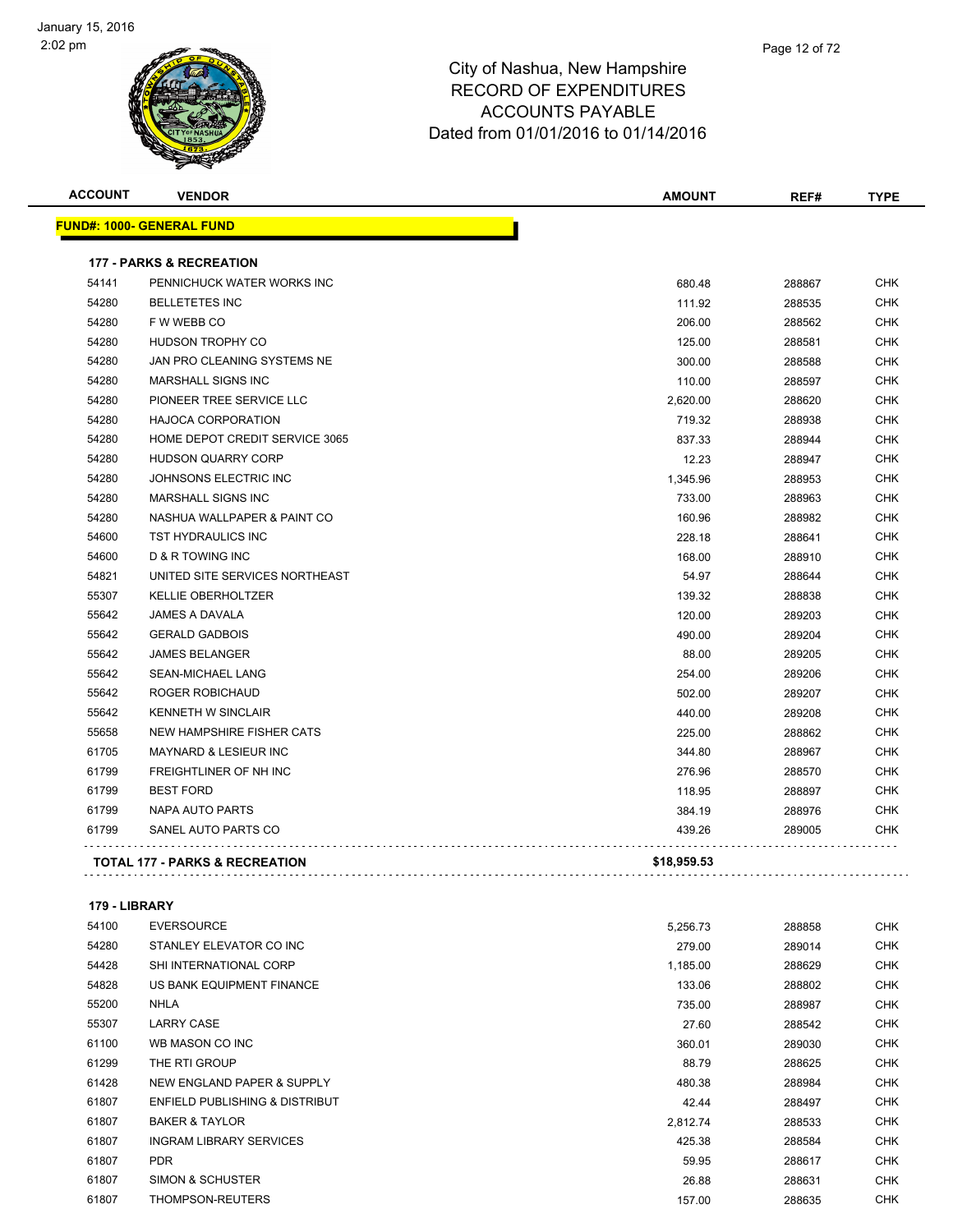# City of Nashua, New Hampshire
## RECORD OF EXPENDITURES
## ACCOUNTS PAYABLE
## Dated from 01/01/2016 to 01/14/2016

| ACCOUNT | VENDOR | AMOUNT | REF# | TYPE |
|---|---|---|---|---|
| **FUND#: 1000- GENERAL FUND** | | | | |
| **177 - PARKS & RECREATION** | | | | |
| 54141 | PENNICHUCK WATER WORKS INC | 680.48 | 288867 | CHK |
| 54280 | BELLETETES INC | 111.92 | 288535 | CHK |
| 54280 | F W WEBB CO | 206.00 | 288562 | CHK |
| 54280 | HUDSON TROPHY CO | 125.00 | 288581 | CHK |
| 54280 | JAN PRO CLEANING SYSTEMS NE | 300.00 | 288588 | CHK |
| 54280 | MARSHALL SIGNS INC | 110.00 | 288597 | CHK |
| 54280 | PIONEER TREE SERVICE LLC | 2,620.00 | 288620 | CHK |
| 54280 | HAJOCA CORPORATION | 719.32 | 288938 | CHK |
| 54280 | HOME DEPOT CREDIT SERVICE 3065 | 837.33 | 288944 | CHK |
| 54280 | HUDSON QUARRY CORP | 12.23 | 288947 | CHK |
| 54280 | JOHNSONS ELECTRIC INC | 1,345.96 | 288953 | CHK |
| 54280 | MARSHALL SIGNS INC | 733.00 | 288963 | CHK |
| 54280 | NASHUA WALLPAPER & PAINT CO | 160.96 | 288982 | CHK |
| 54600 | TST HYDRAULICS INC | 228.18 | 288641 | CHK |
| 54600 | D & R TOWING INC | 168.00 | 288910 | CHK |
| 54821 | UNITED SITE SERVICES NORTHEAST | 54.97 | 288644 | CHK |
| 55307 | KELLIE OBERHOLTZER | 139.32 | 288838 | CHK |
| 55642 | JAMES A DAVALA | 120.00 | 289203 | CHK |
| 55642 | GERALD GADBOIS | 490.00 | 289204 | CHK |
| 55642 | JAMES BELANGER | 88.00 | 289205 | CHK |
| 55642 | SEAN-MICHAEL LANG | 254.00 | 289206 | CHK |
| 55642 | ROGER ROBICHAUD | 502.00 | 289207 | CHK |
| 55642 | KENNETH W SINCLAIR | 440.00 | 289208 | CHK |
| 55658 | NEW HAMPSHIRE FISHER CATS | 225.00 | 288862 | CHK |
| 61705 | MAYNARD & LESIEUR INC | 344.80 | 288967 | CHK |
| 61799 | FREIGHTLINER OF NH INC | 276.96 | 288570 | CHK |
| 61799 | BEST FORD | 118.95 | 288897 | CHK |
| 61799 | NAPA AUTO PARTS | 384.19 | 288976 | CHK |
| 61799 | SANEL AUTO PARTS CO | 439.26 | 289005 | CHK |
| **TOTAL 177 - PARKS & RECREATION** | | **$18,959.53** | | |
| **179 - LIBRARY** | | | | |
| 54100 | EVERSOURCE | 5,256.73 | 288858 | CHK |
| 54280 | STANLEY ELEVATOR CO INC | 279.00 | 289014 | CHK |
| 54428 | SHI INTERNATIONAL CORP | 1,185.00 | 288629 | CHK |
| 54828 | US BANK EQUIPMENT FINANCE | 133.06 | 288802 | CHK |
| 55200 | NHLA | 735.00 | 288987 | CHK |
| 55307 | LARRY CASE | 27.60 | 288542 | CHK |
| 61100 | WB MASON CO INC | 360.01 | 289030 | CHK |
| 61299 | THE RTI GROUP | 88.79 | 288625 | CHK |
| 61428 | NEW ENGLAND PAPER & SUPPLY | 480.38 | 288984 | CHK |
| 61807 | ENFIELD PUBLISHING & DISTRIBUT | 42.44 | 288497 | CHK |
| 61807 | BAKER & TAYLOR | 2,812.74 | 288533 | CHK |
| 61807 | INGRAM LIBRARY SERVICES | 425.38 | 288584 | CHK |
| 61807 | PDR | 59.95 | 288617 | CHK |
| 61807 | SIMON & SCHUSTER | 26.88 | 288631 | CHK |
| 61807 | THOMPSON-REUTERS | 157.00 | 288635 | CHK |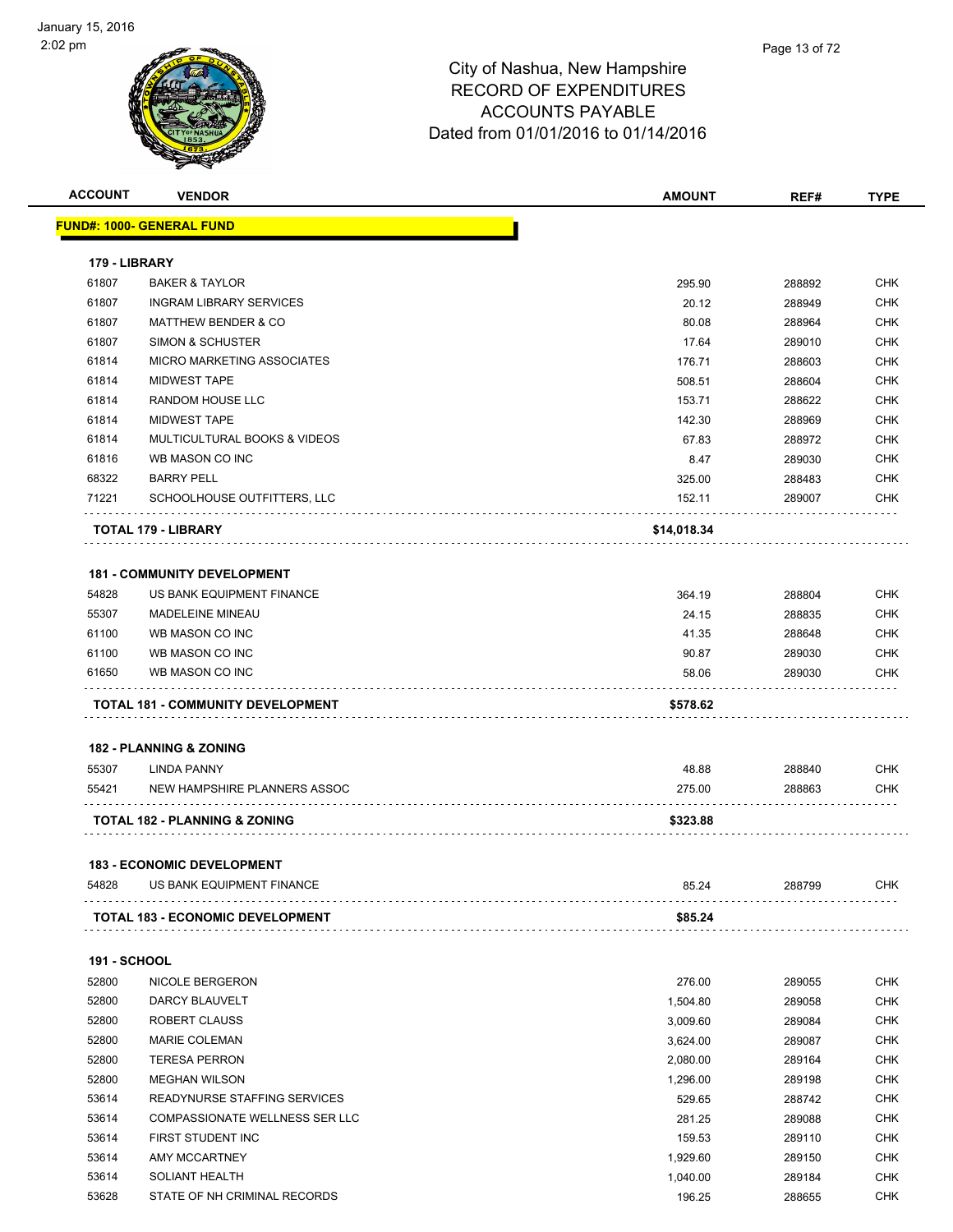# City of Nashua, New Hampshire
## RECORD OF EXPENDITURES
## ACCOUNTS PAYABLE
## Dated from 01/01/2016 to 01/14/2016

| ACCOUNT | VENDOR | AMOUNT | REF# | TYPE |
|---|---|---|---|---|
| **FUND#: 1000- GENERAL FUND** | | | | |
| **179 - LIBRARY** | | | | |
| 61807 | BAKER & TAYLOR | 295.90 | 288892 | CHK |
| 61807 | INGRAM LIBRARY SERVICES | 20.12 | 288949 | CHK |
| 61807 | MATTHEW BENDER & CO | 80.08 | 288964 | CHK |
| 61807 | SIMON & SCHUSTER | 17.64 | 289010 | CHK |
| 61814 | MICRO MARKETING ASSOCIATES | 176.71 | 288603 | CHK |
| 61814 | MIDWEST TAPE | 508.51 | 288604 | CHK |
| 61814 | RANDOM HOUSE LLC | 153.71 | 288622 | CHK |
| 61814 | MIDWEST TAPE | 142.30 | 288969 | CHK |
| 61814 | MULTICULTURAL BOOKS & VIDEOS | 67.83 | 288972 | CHK |
| 61816 | WB MASON CO INC | 8.47 | 289030 | CHK |
| 68322 | BARRY PELL | 325.00 | 288483 | CHK |
| 71221 | SCHOOLHOUSE OUTFITTERS, LLC | 152.11 | 289007 | CHK |
| | **TOTAL 179 - LIBRARY** | **$14,018.34** | | |
| **181 - COMMUNITY DEVELOPMENT** | | | | |
| 54828 | US BANK EQUIPMENT FINANCE | 364.19 | 288804 | CHK |
| 55307 | MADELEINE MINEAU | 24.15 | 288835 | CHK |
| 61100 | WB MASON CO INC | 41.35 | 288648 | CHK |
| 61100 | WB MASON CO INC | 90.87 | 289030 | CHK |
| 61650 | WB MASON CO INC | 58.06 | 289030 | CHK |
| | **TOTAL 181 - COMMUNITY DEVELOPMENT** | **$578.62** | | |
| **182 - PLANNING & ZONING** | | | | |
| 55307 | LINDA PANNY | 48.88 | 288840 | CHK |
| 55421 | NEW HAMPSHIRE PLANNERS ASSOC | 275.00 | 288863 | CHK |
| | **TOTAL 182 - PLANNING & ZONING** | **$323.88** | | |
| **183 - ECONOMIC DEVELOPMENT** | | | | |
| 54828 | US BANK EQUIPMENT FINANCE | 85.24 | 288799 | CHK |
| | **TOTAL 183 - ECONOMIC DEVELOPMENT** | **$85.24** | | |
| **191 - SCHOOL** | | | | |
| 52800 | NICOLE BERGERON | 276.00 | 289055 | CHK |
| 52800 | DARCY BLAUVELT | 1,504.80 | 289058 | CHK |
| 52800 | ROBERT CLAUSS | 3,009.60 | 289084 | CHK |
| 52800 | MARIE COLEMAN | 3,624.00 | 289087 | CHK |
| 52800 | TERESA PERRON | 2,080.00 | 289164 | CHK |
| 52800 | MEGHAN WILSON | 1,296.00 | 289198 | CHK |
| 53614 | READYNURSE STAFFING SERVICES | 529.65 | 288742 | CHK |
| 53614 | COMPASSIONATE WELLNESS SER LLC | 281.25 | 289088 | CHK |
| 53614 | FIRST STUDENT INC | 159.53 | 289110 | CHK |
| 53614 | AMY MCCARTNEY | 1,929.60 | 289150 | CHK |
| 53614 | SOLIANT HEALTH | 1,040.00 | 289184 | CHK |
| 53628 | STATE OF NH CRIMINAL RECORDS | 196.25 | 288655 | CHK |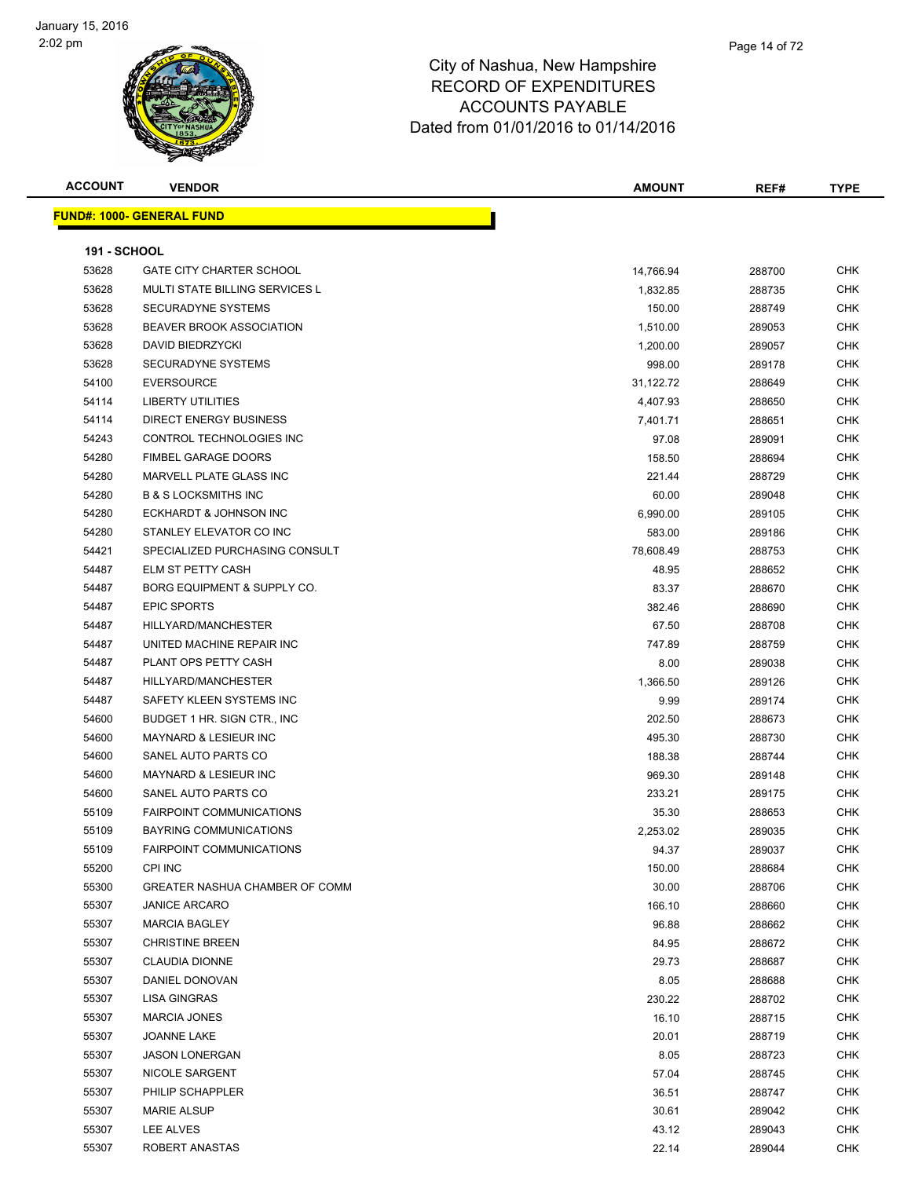# City of Nashua, New Hampshire
## RECORD OF EXPENDITURES
## ACCOUNTS PAYABLE
### Dated from 01/01/2016 to 01/14/2016

| ACCOUNT | VENDOR | AMOUNT | REF# | TYPE |
|---|---|---|---|---|

**FUND#: 1000- GENERAL FUND**

**191 - SCHOOL**

| ACCOUNT | VENDOR | AMOUNT | REF# | TYPE |
|---|---|---|---|---|
| 53628 | GATE CITY CHARTER SCHOOL | 14,766.94 | 288700 | CHK |
| 53628 | MULTI STATE BILLING SERVICES L | 1,832.85 | 288735 | CHK |
| 53628 | SECURADYNE SYSTEMS | 150.00 | 288749 | CHK |
| 53628 | BEAVER BROOK ASSOCIATION | 1,510.00 | 289053 | CHK |
| 53628 | DAVID BIEDRZYCKI | 1,200.00 | 289057 | CHK |
| 53628 | SECURADYNE SYSTEMS | 998.00 | 289178 | CHK |
| 54100 | EVERSOURCE | 31,122.72 | 288649 | CHK |
| 54114 | LIBERTY UTILITIES | 4,407.93 | 288650 | CHK |
| 54114 | DIRECT ENERGY BUSINESS | 7,401.71 | 288651 | CHK |
| 54243 | CONTROL TECHNOLOGIES INC | 97.08 | 289091 | CHK |
| 54280 | FIMBEL GARAGE DOORS | 158.50 | 288694 | CHK |
| 54280 | MARVELL PLATE GLASS INC | 221.44 | 288729 | CHK |
| 54280 | B & S LOCKSMITHS INC | 60.00 | 289048 | CHK |
| 54280 | ECKHARDT & JOHNSON INC | 6,990.00 | 289105 | CHK |
| 54280 | STANLEY ELEVATOR CO INC | 583.00 | 289186 | CHK |
| 54421 | SPECIALIZED PURCHASING CONSULT | 78,608.49 | 288753 | CHK |
| 54487 | ELM ST PETTY CASH | 48.95 | 288652 | CHK |
| 54487 | BORG EQUIPMENT & SUPPLY CO. | 83.37 | 288670 | CHK |
| 54487 | EPIC SPORTS | 382.46 | 288690 | CHK |
| 54487 | HILLYARD/MANCHESTER | 67.50 | 288708 | CHK |
| 54487 | UNITED MACHINE REPAIR INC | 747.89 | 288759 | CHK |
| 54487 | PLANT OPS PETTY CASH | 8.00 | 289038 | CHK |
| 54487 | HILLYARD/MANCHESTER | 1,366.50 | 289126 | CHK |
| 54487 | SAFETY KLEEN SYSTEMS INC | 9.99 | 289174 | CHK |
| 54600 | BUDGET 1 HR. SIGN CTR., INC | 202.50 | 288673 | CHK |
| 54600 | MAYNARD & LESIEUR INC | 495.30 | 288730 | CHK |
| 54600 | SANEL AUTO PARTS CO | 188.38 | 288744 | CHK |
| 54600 | MAYNARD & LESIEUR INC | 969.30 | 289148 | CHK |
| 54600 | SANEL AUTO PARTS CO | 233.21 | 289175 | CHK |
| 55109 | FAIRPOINT COMMUNICATIONS | 35.30 | 288653 | CHK |
| 55109 | BAYRING COMMUNICATIONS | 2,253.02 | 289035 | CHK |
| 55109 | FAIRPOINT COMMUNICATIONS | 94.37 | 289037 | CHK |
| 55200 | CPI INC | 150.00 | 288684 | CHK |
| 55300 | GREATER NASHUA CHAMBER OF COMM | 30.00 | 288706 | CHK |
| 55307 | JANICE ARCARO | 166.10 | 288660 | CHK |
| 55307 | MARCIA BAGLEY | 96.88 | 288662 | CHK |
| 55307 | CHRISTINE BREEN | 84.95 | 288672 | CHK |
| 55307 | CLAUDIA DIONNE | 29.73 | 288687 | CHK |
| 55307 | DANIEL DONOVAN | 8.05 | 288688 | CHK |
| 55307 | LISA GINGRAS | 230.22 | 288702 | CHK |
| 55307 | MARCIA JONES | 16.10 | 288715 | CHK |
| 55307 | JOANNE LAKE | 20.01 | 288719 | CHK |
| 55307 | JASON LONERGAN | 8.05 | 288723 | CHK |
| 55307 | NICOLE SARGENT | 57.04 | 288745 | CHK |
| 55307 | PHILIP SCHAPPLER | 36.51 | 288747 | CHK |
| 55307 | MARIE ALSUP | 30.61 | 289042 | CHK |
| 55307 | LEE ALVES | 43.12 | 289043 | CHK |
| 55307 | ROBERT ANASTAS | 22.14 | 289044 | CHK |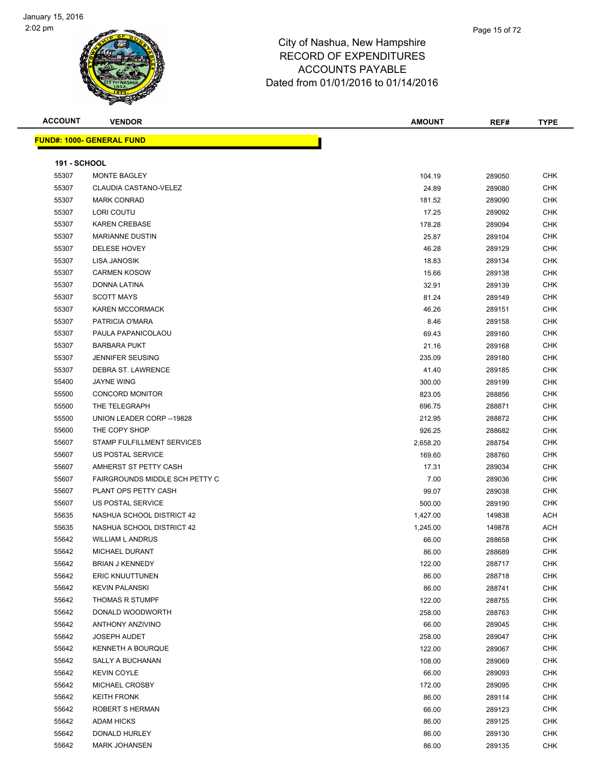January 15, 2016
2:02 pm

# City of Nashua, New Hampshire
## RECORD OF EXPENDITURES
## ACCOUNTS PAYABLE
## Dated from 01/01/2016 to 01/14/2016

| ACCOUNT | VENDOR | AMOUNT | REF# | TYPE |
|---|---|---|---|---|

**FUND#: 1000- GENERAL FUND**

**191 - SCHOOL**

| ACCOUNT | VENDOR | AMOUNT | REF# | TYPE |
|---|---|---|---|---|
| 55307 | MONTE BAGLEY | 104.19 | 289050 | CHK |
| 55307 | CLAUDIA CASTANO-VELEZ | 24.89 | 289080 | CHK |
| 55307 | MARK CONRAD | 181.52 | 289090 | CHK |
| 55307 | LORI COUTU | 17.25 | 289092 | CHK |
| 55307 | KAREN CREBASE | 178.28 | 289094 | CHK |
| 55307 | MARIANNE DUSTIN | 25.87 | 289104 | CHK |
| 55307 | DELESE HOVEY | 46.28 | 289129 | CHK |
| 55307 | LISA JANOSIK | 18.83 | 289134 | CHK |
| 55307 | CARMEN KOSOW | 15.66 | 289138 | CHK |
| 55307 | DONNA LATINA | 32.91 | 289139 | CHK |
| 55307 | SCOTT MAYS | 81.24 | 289149 | CHK |
| 55307 | KAREN MCCORMACK | 46.26 | 289151 | CHK |
| 55307 | PATRICIA O'MARA | 8.46 | 289158 | CHK |
| 55307 | PAULA PAPANICOLAOU | 69.43 | 289160 | CHK |
| 55307 | BARBARA PUKT | 21.16 | 289168 | CHK |
| 55307 | JENNIFER SEUSING | 235.09 | 289180 | CHK |
| 55307 | DEBRA ST. LAWRENCE | 41.40 | 289185 | CHK |
| 55400 | JAYNE WING | 300.00 | 289199 | CHK |
| 55500 | CONCORD MONITOR | 823.05 | 288856 | CHK |
| 55500 | THE TELEGRAPH | 696.75 | 288871 | CHK |
| 55500 | UNION LEADER CORP --19828 | 212.95 | 288872 | CHK |
| 55600 | THE COPY SHOP | 926.25 | 288682 | CHK |
| 55607 | STAMP FULFILLMENT SERVICES | 2,658.20 | 288754 | CHK |
| 55607 | US POSTAL SERVICE | 169.60 | 288760 | CHK |
| 55607 | AMHERST ST PETTY CASH | 17.31 | 289034 | CHK |
| 55607 | FAIRGROUNDS MIDDLE SCH PETTY C | 7.00 | 289036 | CHK |
| 55607 | PLANT OPS PETTY CASH | 99.07 | 289038 | CHK |
| 55607 | US POSTAL SERVICE | 500.00 | 289190 | CHK |
| 55635 | NASHUA SCHOOL DISTRICT 42 | 1,427.00 | 149838 | ACH |
| 55635 | NASHUA SCHOOL DISTRICT 42 | 1,245.00 | 149878 | ACH |
| 55642 | WILLIAM L ANDRUS | 66.00 | 288658 | CHK |
| 55642 | MICHAEL DURANT | 86.00 | 288689 | CHK |
| 55642 | BRIAN J KENNEDY | 122.00 | 288717 | CHK |
| 55642 | ERIC KNUUTTUNEN | 86.00 | 288718 | CHK |
| 55642 | KEVIN PALANSKI | 86.00 | 288741 | CHK |
| 55642 | THOMAS R STUMPF | 122.00 | 288755 | CHK |
| 55642 | DONALD WOODWORTH | 258.00 | 288763 | CHK |
| 55642 | ANTHONY ANZIVINO | 66.00 | 289045 | CHK |
| 55642 | JOSEPH AUDET | 258.00 | 289047 | CHK |
| 55642 | KENNETH A BOURQUE | 122.00 | 289067 | CHK |
| 55642 | SALLY A BUCHANAN | 108.00 | 289069 | CHK |
| 55642 | KEVIN COYLE | 66.00 | 289093 | CHK |
| 55642 | MICHAEL CROSBY | 172.00 | 289095 | CHK |
| 55642 | KEITH FRONK | 86.00 | 289114 | CHK |
| 55642 | ROBERT S HERMAN | 66.00 | 289123 | CHK |
| 55642 | ADAM HICKS | 86.00 | 289125 | CHK |
| 55642 | DONALD HURLEY | 86.00 | 289130 | CHK |
| 55642 | MARK JOHANSEN | 86.00 | 289135 | CHK |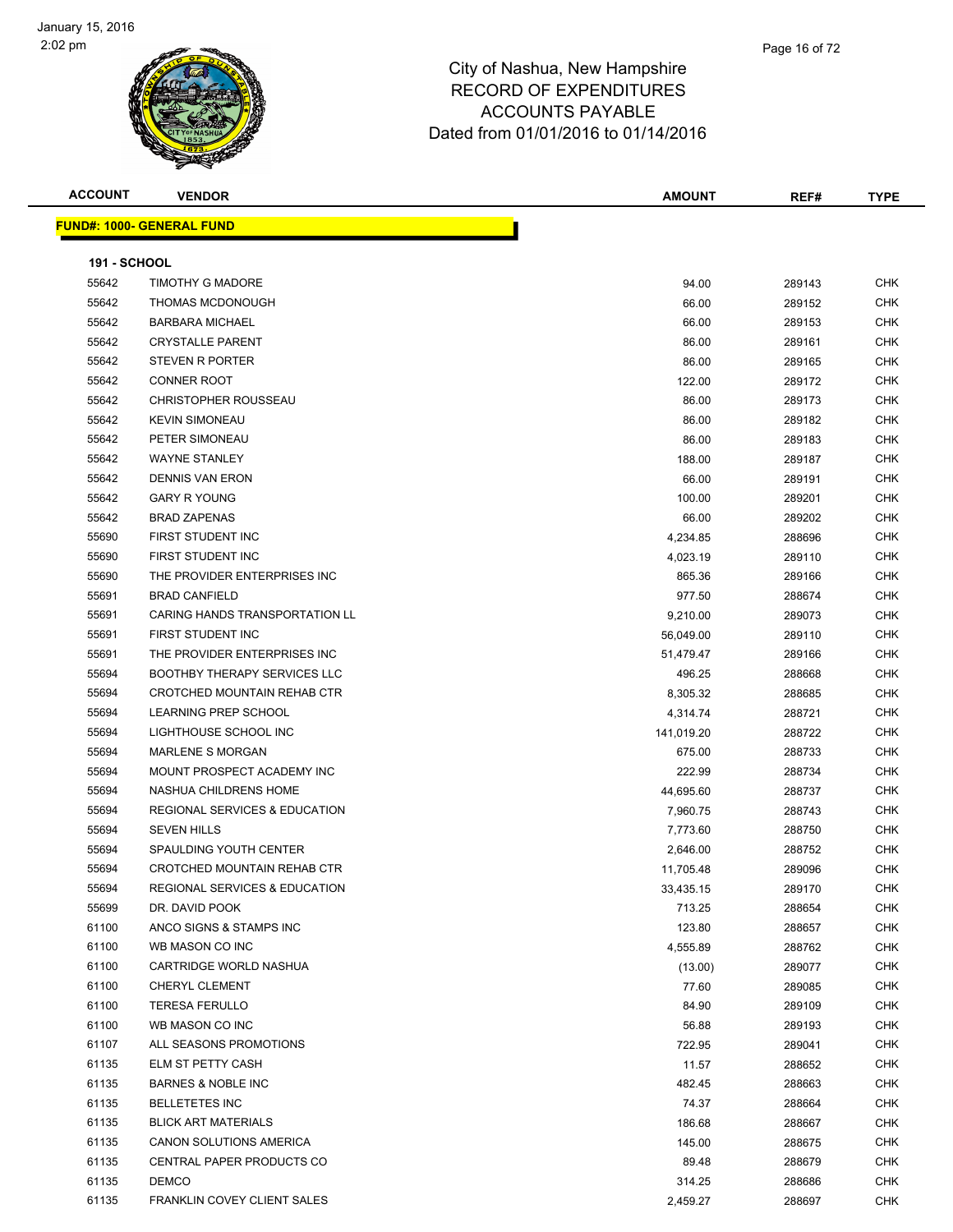City of Nashua, New Hampshire
RECORD OF EXPENDITURES
ACCOUNTS PAYABLE
Dated from 01/01/2016 to 01/14/2016

| ACCOUNT | VENDOR | AMOUNT | REF# | TYPE |
|---|---|---|---|---|

**FUND#: 1000- GENERAL FUND**

**191 - SCHOOL**

| ACCOUNT | VENDOR | AMOUNT | REF# | TYPE |
|---|---|---|---|---|
| 55642 | TIMOTHY G MADORE | 94.00 | 289143 | CHK |
| 55642 | THOMAS MCDONOUGH | 66.00 | 289152 | CHK |
| 55642 | BARBARA MICHAEL | 66.00 | 289153 | CHK |
| 55642 | CRYSTALLE PARENT | 86.00 | 289161 | CHK |
| 55642 | STEVEN R PORTER | 86.00 | 289165 | CHK |
| 55642 | CONNER ROOT | 122.00 | 289172 | CHK |
| 55642 | CHRISTOPHER ROUSSEAU | 86.00 | 289173 | CHK |
| 55642 | KEVIN SIMONEAU | 86.00 | 289182 | CHK |
| 55642 | PETER SIMONEAU | 86.00 | 289183 | CHK |
| 55642 | WAYNE STANLEY | 188.00 | 289187 | CHK |
| 55642 | DENNIS VAN ERON | 66.00 | 289191 | CHK |
| 55642 | GARY R YOUNG | 100.00 | 289201 | CHK |
| 55642 | BRAD ZAPENAS | 66.00 | 289202 | CHK |
| 55690 | FIRST STUDENT INC | 4,234.85 | 288696 | CHK |
| 55690 | FIRST STUDENT INC | 4,023.19 | 289110 | CHK |
| 55690 | THE PROVIDER ENTERPRISES INC | 865.36 | 289166 | CHK |
| 55691 | BRAD CANFIELD | 977.50 | 288674 | CHK |
| 55691 | CARING HANDS TRANSPORTATION LL | 9,210.00 | 289073 | CHK |
| 55691 | FIRST STUDENT INC | 56,049.00 | 289110 | CHK |
| 55691 | THE PROVIDER ENTERPRISES INC | 51,479.47 | 289166 | CHK |
| 55694 | BOOTHBY THERAPY SERVICES LLC | 496.25 | 288668 | CHK |
| 55694 | CROTCHED MOUNTAIN REHAB CTR | 8,305.32 | 288685 | CHK |
| 55694 | LEARNING PREP SCHOOL | 4,314.74 | 288721 | CHK |
| 55694 | LIGHTHOUSE SCHOOL INC | 141,019.20 | 288722 | CHK |
| 55694 | MARLENE S MORGAN | 675.00 | 288733 | CHK |
| 55694 | MOUNT PROSPECT ACADEMY INC | 222.99 | 288734 | CHK |
| 55694 | NASHUA CHILDRENS HOME | 44,695.60 | 288737 | CHK |
| 55694 | REGIONAL SERVICES & EDUCATION | 7,960.75 | 288743 | CHK |
| 55694 | SEVEN HILLS | 7,773.60 | 288750 | CHK |
| 55694 | SPAULDING YOUTH CENTER | 2,646.00 | 288752 | CHK |
| 55694 | CROTCHED MOUNTAIN REHAB CTR | 11,705.48 | 289096 | CHK |
| 55694 | REGIONAL SERVICES & EDUCATION | 33,435.15 | 289170 | CHK |
| 55699 | DR. DAVID POOK | 713.25 | 288654 | CHK |
| 61100 | ANCO SIGNS & STAMPS INC | 123.80 | 288657 | CHK |
| 61100 | WB MASON CO INC | 4,555.89 | 288762 | CHK |
| 61100 | CARTRIDGE WORLD NASHUA | (13.00) | 289077 | CHK |
| 61100 | CHERYL CLEMENT | 77.60 | 289085 | CHK |
| 61100 | TERESA FERULLO | 84.90 | 289109 | CHK |
| 61100 | WB MASON CO INC | 56.88 | 289193 | CHK |
| 61107 | ALL SEASONS PROMOTIONS | 722.95 | 289041 | CHK |
| 61135 | ELM ST PETTY CASH | 11.57 | 288652 | CHK |
| 61135 | BARNES & NOBLE INC | 482.45 | 288663 | CHK |
| 61135 | BELLETETES INC | 74.37 | 288664 | CHK |
| 61135 | BLICK ART MATERIALS | 186.68 | 288667 | CHK |
| 61135 | CANON SOLUTIONS AMERICA | 145.00 | 288675 | CHK |
| 61135 | CENTRAL PAPER PRODUCTS CO | 89.48 | 288679 | CHK |
| 61135 | DEMCO | 314.25 | 288686 | CHK |
| 61135 | FRANKLIN COVEY CLIENT SALES | 2,459.27 | 288697 | CHK |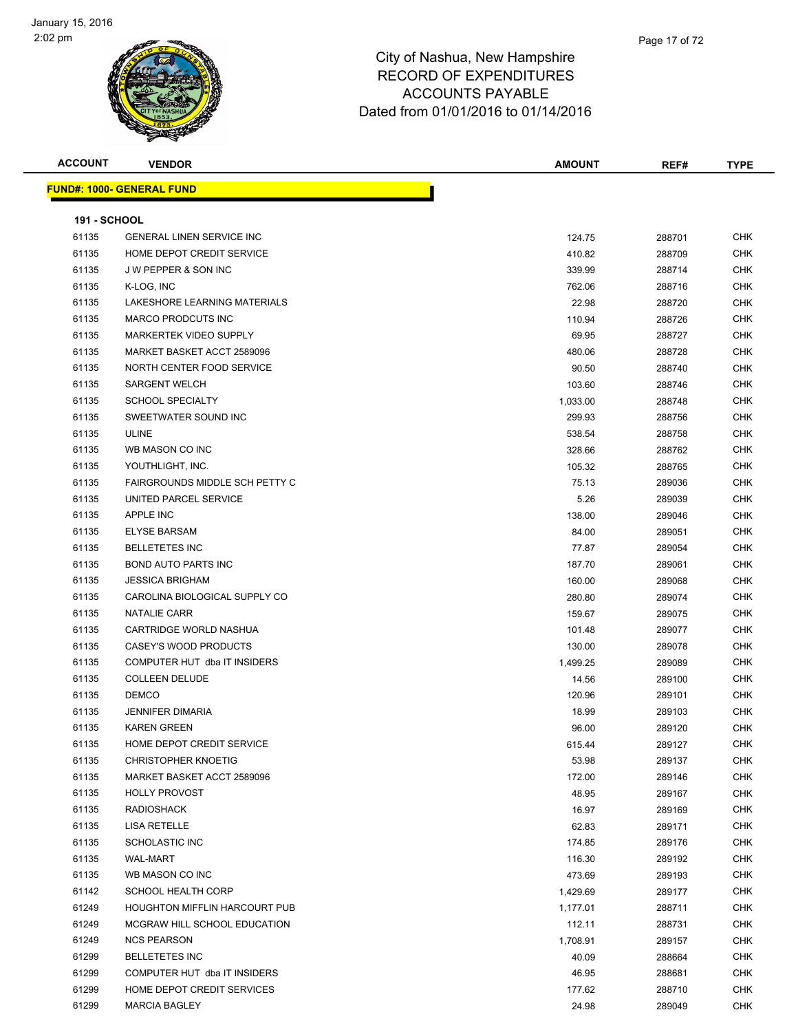# City of Nashua, New Hampshire
# RECORD OF EXPENDITURES
# ACCOUNTS PAYABLE
# Dated from 01/01/2016 to 01/14/2016

| ACCOUNT | VENDOR | AMOUNT | REF# | TYPE |
|---|---|---|---|---|

**FUND#: 1000- GENERAL FUND**

**191 - SCHOOL**

| ACCOUNT | VENDOR | AMOUNT | REF# | TYPE |
|---|---|---|---|---|
| 61135 | GENERAL LINEN SERVICE INC | 124.75 | 288701 | CHK |
| 61135 | HOME DEPOT CREDIT SERVICE | 410.82 | 288709 | CHK |
| 61135 | J W PEPPER & SON INC | 339.99 | 288714 | CHK |
| 61135 | K-LOG, INC | 762.06 | 288716 | CHK |
| 61135 | LAKESHORE LEARNING MATERIALS | 22.98 | 288720 | CHK |
| 61135 | MARCO PRODCUTS INC | 110.94 | 288726 | CHK |
| 61135 | MARKERTEK VIDEO SUPPLY | 69.95 | 288727 | CHK |
| 61135 | MARKET BASKET ACCT 2589096 | 480.06 | 288728 | CHK |
| 61135 | NORTH CENTER FOOD SERVICE | 90.50 | 288740 | CHK |
| 61135 | SARGENT WELCH | 103.60 | 288746 | CHK |
| 61135 | SCHOOL SPECIALTY | 1,033.00 | 288748 | CHK |
| 61135 | SWEETWATER SOUND INC | 299.93 | 288756 | CHK |
| 61135 | ULINE | 538.54 | 288758 | CHK |
| 61135 | WB MASON CO INC | 328.66 | 288762 | CHK |
| 61135 | YOUTHLIGHT, INC. | 105.32 | 288765 | CHK |
| 61135 | FAIRGROUNDS MIDDLE SCH PETTY C | 75.13 | 289036 | CHK |
| 61135 | UNITED PARCEL SERVICE | 5.26 | 289039 | CHK |
| 61135 | APPLE INC | 138.00 | 289046 | CHK |
| 61135 | ELYSE BARSAM | 84.00 | 289051 | CHK |
| 61135 | BELLETETES INC | 77.87 | 289054 | CHK |
| 61135 | BOND AUTO PARTS INC | 187.70 | 289061 | CHK |
| 61135 | JESSICA BRIGHAM | 160.00 | 289068 | CHK |
| 61135 | CAROLINA BIOLOGICAL SUPPLY CO | 280.80 | 289074 | CHK |
| 61135 | NATALIE CARR | 159.67 | 289075 | CHK |
| 61135 | CARTRIDGE WORLD NASHUA | 101.48 | 289077 | CHK |
| 61135 | CASEY'S WOOD PRODUCTS | 130.00 | 289078 | CHK |
| 61135 | COMPUTER HUT dba IT INSIDERS | 1,499.25 | 289089 | CHK |
| 61135 | COLLEEN DELUDE | 14.56 | 289100 | CHK |
| 61135 | DEMCO | 120.96 | 289101 | CHK |
| 61135 | JENNIFER DIMARIA | 18.99 | 289103 | CHK |
| 61135 | KAREN GREEN | 96.00 | 289120 | CHK |
| 61135 | HOME DEPOT CREDIT SERVICE | 615.44 | 289127 | CHK |
| 61135 | CHRISTOPHER KNOETIG | 53.98 | 289137 | CHK |
| 61135 | MARKET BASKET ACCT 2589096 | 172.00 | 289146 | CHK |
| 61135 | HOLLY PROVOST | 48.95 | 289167 | CHK |
| 61135 | RADIOSHACK | 16.97 | 289169 | CHK |
| 61135 | LISA RETELLE | 62.83 | 289171 | CHK |
| 61135 | SCHOLASTIC INC | 174.85 | 289176 | CHK |
| 61135 | WAL-MART | 116.30 | 289192 | CHK |
| 61135 | WB MASON CO INC | 473.69 | 289193 | CHK |
| 61142 | SCHOOL HEALTH CORP | 1,429.69 | 289177 | CHK |
| 61249 | HOUGHTON MIFFLIN HARCOURT PUB | 1,177.01 | 288711 | CHK |
| 61249 | MCGRAW HILL SCHOOL EDUCATION | 112.11 | 288731 | CHK |
| 61249 | NCS PEARSON | 1,708.91 | 289157 | CHK |
| 61299 | BELLETETES INC | 40.09 | 288664 | CHK |
| 61299 | COMPUTER HUT dba IT INSIDERS | 46.95 | 288681 | CHK |
| 61299 | HOME DEPOT CREDIT SERVICES | 177.62 | 288710 | CHK |
| 61299 | MARCIA BAGLEY | 24.98 | 289049 | CHK |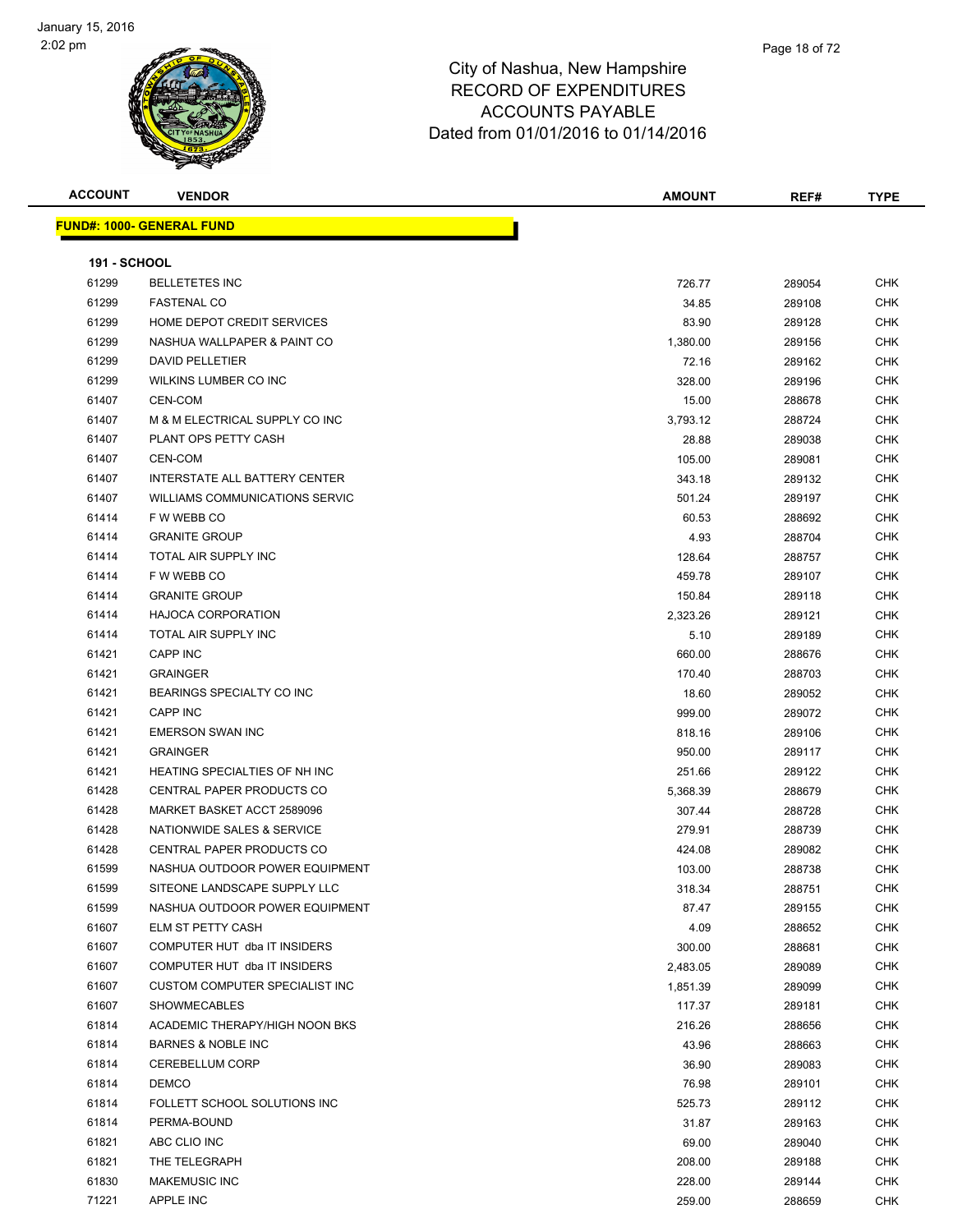# City of Nashua, New Hampshire
## RECORD OF EXPENDITURES
## ACCOUNTS PAYABLE
## Dated from 01/01/2016 to 01/14/2016

| ACCOUNT | VENDOR | AMOUNT | REF# | TYPE |
|---|---|---|---|---|

**FUND#: 1000- GENERAL FUND**

**191 - SCHOOL**

| ACCOUNT | VENDOR | AMOUNT | REF# | TYPE |
|---|---|---|---|---|
| 61299 | BELLETETES INC | 726.77 | 289054 | CHK |
| 61299 | FASTENAL CO | 34.85 | 289108 | CHK |
| 61299 | HOME DEPOT CREDIT SERVICES | 83.90 | 289128 | CHK |
| 61299 | NASHUA WALLPAPER & PAINT CO | 1,380.00 | 289156 | CHK |
| 61299 | DAVID PELLETIER | 72.16 | 289162 | CHK |
| 61299 | WILKINS LUMBER CO INC | 328.00 | 289196 | CHK |
| 61407 | CEN-COM | 15.00 | 288678 | CHK |
| 61407 | M & M ELECTRICAL SUPPLY CO INC | 3,793.12 | 288724 | CHK |
| 61407 | PLANT OPS PETTY CASH | 28.88 | 289038 | CHK |
| 61407 | CEN-COM | 105.00 | 289081 | CHK |
| 61407 | INTERSTATE ALL BATTERY CENTER | 343.18 | 289132 | CHK |
| 61407 | WILLIAMS COMMUNICATIONS SERVIC | 501.24 | 289197 | CHK |
| 61414 | F W WEBB CO | 60.53 | 288692 | CHK |
| 61414 | GRANITE GROUP | 4.93 | 288704 | CHK |
| 61414 | TOTAL AIR SUPPLY INC | 128.64 | 288757 | CHK |
| 61414 | F W WEBB CO | 459.78 | 289107 | CHK |
| 61414 | GRANITE GROUP | 150.84 | 289118 | CHK |
| 61414 | HAJOCA CORPORATION | 2,323.26 | 289121 | CHK |
| 61414 | TOTAL AIR SUPPLY INC | 5.10 | 289189 | CHK |
| 61421 | CAPP INC | 660.00 | 288676 | CHK |
| 61421 | GRAINGER | 170.40 | 288703 | CHK |
| 61421 | BEARINGS SPECIALTY CO INC | 18.60 | 289052 | CHK |
| 61421 | CAPP INC | 999.00 | 289072 | CHK |
| 61421 | EMERSON SWAN INC | 818.16 | 289106 | CHK |
| 61421 | GRAINGER | 950.00 | 289117 | CHK |
| 61421 | HEATING SPECIALTIES OF NH INC | 251.66 | 289122 | CHK |
| 61428 | CENTRAL PAPER PRODUCTS CO | 5,368.39 | 288679 | CHK |
| 61428 | MARKET BASKET ACCT 2589096 | 307.44 | 288728 | CHK |
| 61428 | NATIONWIDE SALES & SERVICE | 279.91 | 288739 | CHK |
| 61428 | CENTRAL PAPER PRODUCTS CO | 424.08 | 289082 | CHK |
| 61599 | NASHUA OUTDOOR POWER EQUIPMENT | 103.00 | 288738 | CHK |
| 61599 | SITEONE LANDSCAPE SUPPLY LLC | 318.34 | 288751 | CHK |
| 61599 | NASHUA OUTDOOR POWER EQUIPMENT | 87.47 | 289155 | CHK |
| 61607 | ELM ST PETTY CASH | 4.09 | 288652 | CHK |
| 61607 | COMPUTER HUT dba IT INSIDERS | 300.00 | 288681 | CHK |
| 61607 | COMPUTER HUT dba IT INSIDERS | 2,483.05 | 289089 | CHK |
| 61607 | CUSTOM COMPUTER SPECIALIST INC | 1,851.39 | 289099 | CHK |
| 61607 | SHOWMECABLES | 117.37 | 289181 | CHK |
| 61814 | ACADEMIC THERAPY/HIGH NOON BKS | 216.26 | 288656 | CHK |
| 61814 | BARNES & NOBLE INC | 43.96 | 288663 | CHK |
| 61814 | CEREBELLUM CORP | 36.90 | 289083 | CHK |
| 61814 | DEMCO | 76.98 | 289101 | CHK |
| 61814 | FOLLETT SCHOOL SOLUTIONS INC | 525.73 | 289112 | CHK |
| 61814 | PERMA-BOUND | 31.87 | 289163 | CHK |
| 61821 | ABC CLIO INC | 69.00 | 289040 | CHK |
| 61821 | THE TELEGRAPH | 208.00 | 289188 | CHK |
| 61830 | MAKEMUSIC INC | 228.00 | 289144 | CHK |
| 71221 | APPLE INC | 259.00 | 288659 | CHK |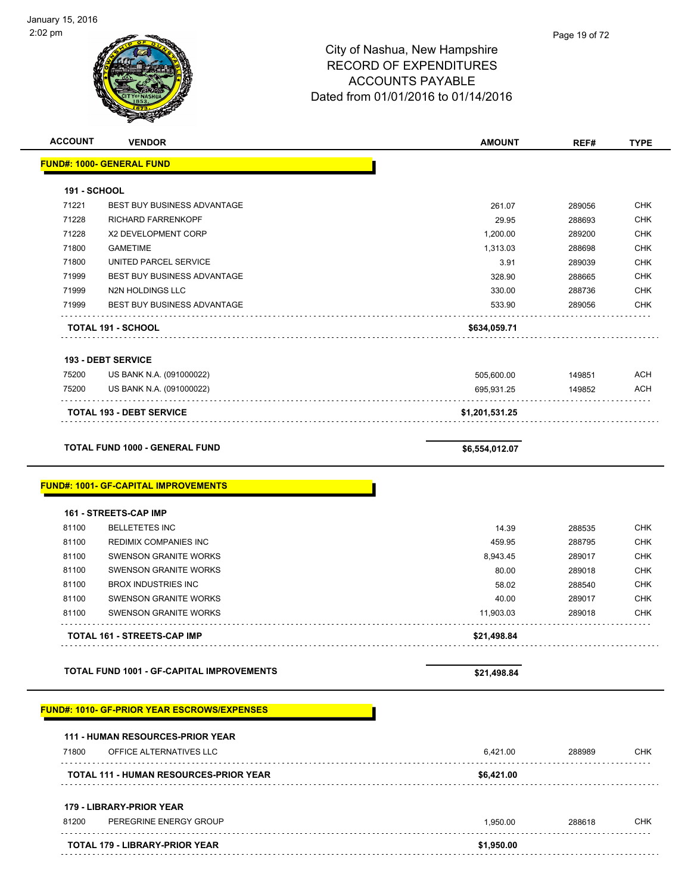# City of Nashua, New Hampshire
## RECORD OF EXPENDITURES
## ACCOUNTS PAYABLE
## Dated from 01/01/2016 to 01/14/2016

| ACCOUNT | VENDOR | AMOUNT | REF# | TYPE |
|---|---|---|---|---|
| **FUND#: 1000- GENERAL FUND** | | | | |
| **191 - SCHOOL** | | | | |
| 71221 | BEST BUY BUSINESS ADVANTAGE | 261.07 | 289056 | CHK |
| 71228 | RICHARD FARRENKOPF | 29.95 | 288693 | CHK |
| 71228 | X2 DEVELOPMENT CORP | 1,200.00 | 289200 | CHK |
| 71800 | GAMETIME | 1,313.03 | 288698 | CHK |
| 71800 | UNITED PARCEL SERVICE | 3.91 | 289039 | CHK |
| 71999 | BEST BUY BUSINESS ADVANTAGE | 328.90 | 288665 | CHK |
| 71999 | N2N HOLDINGS LLC | 330.00 | 288736 | CHK |
| 71999 | BEST BUY BUSINESS ADVANTAGE | 533.90 | 289056 | CHK |
| **TOTAL 191 - SCHOOL** | | **$634,059.71** | | |
| **193 - DEBT SERVICE** | | | | |
| 75200 | US BANK N.A. (091000022) | 505,600.00 | 149851 | ACH |
| 75200 | US BANK N.A. (091000022) | 695,931.25 | 149852 | ACH |
| **TOTAL 193 - DEBT SERVICE** | | **$1,201,531.25** | | |
| **TOTAL FUND 1000 - GENERAL FUND** | | **$6,554,012.07** | | |
| **FUND#: 1001- GF-CAPITAL IMPROVEMENTS** | | | | |
| **161 - STREETS-CAP IMP** | | | | |
| 81100 | BELLETETES INC | 14.39 | 288535 | CHK |
| 81100 | REDIMIX COMPANIES INC | 459.95 | 288795 | CHK |
| 81100 | SWENSON GRANITE WORKS | 8,943.45 | 289017 | CHK |
| 81100 | SWENSON GRANITE WORKS | 80.00 | 289018 | CHK |
| 81100 | BROX INDUSTRIES INC | 58.02 | 288540 | CHK |
| 81100 | SWENSON GRANITE WORKS | 40.00 | 289017 | CHK |
| 81100 | SWENSON GRANITE WORKS | 11,903.03 | 289018 | CHK |
| **TOTAL 161 - STREETS-CAP IMP** | | **$21,498.84** | | |
| **TOTAL FUND 1001 - GF-CAPITAL IMPROVEMENTS** | | **$21,498.84** | | |
| **FUND#: 1010- GF-PRIOR YEAR ESCROWS/EXPENSES** | | | | |
| **111 - HUMAN RESOURCES-PRIOR YEAR** | | | | |
| 71800 | OFFICE ALTERNATIVES LLC | 6,421.00 | 288989 | CHK |
| **TOTAL 111 - HUMAN RESOURCES-PRIOR YEAR** | | **$6,421.00** | | |
| **179 - LIBRARY-PRIOR YEAR** | | | | |
| 81200 | PEREGRINE ENERGY GROUP | 1,950.00 | 288618 | CHK |
| **TOTAL 179 - LIBRARY-PRIOR YEAR** | | **$1,950.00** | | |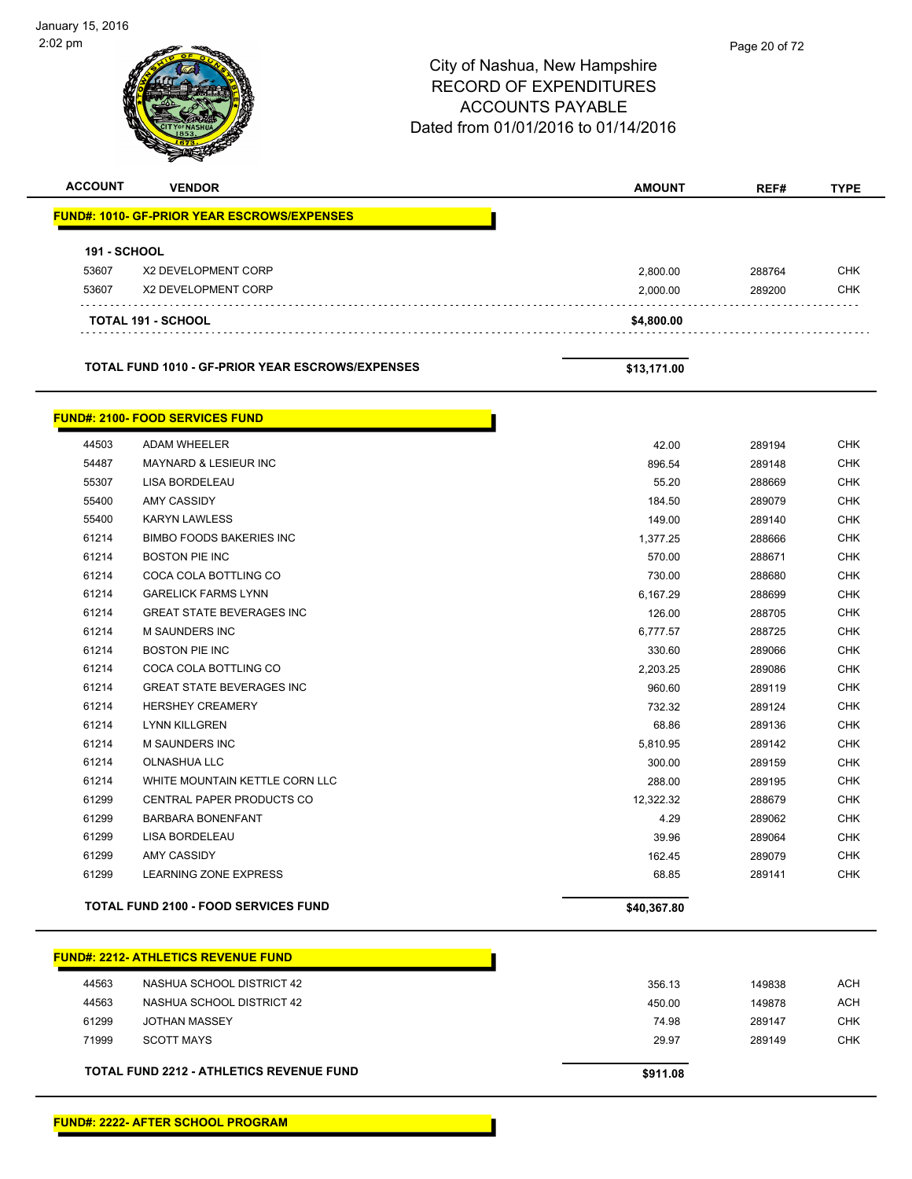# City of Nashua, New Hampshire
## RECORD OF EXPENDITURES
## ACCOUNTS PAYABLE
## Dated from 01/01/2016 to 01/14/2016

| ACCOUNT | VENDOR | AMOUNT | REF# | TYPE |
|---|---|---|---|---|

**FUND#: 1010- GF-PRIOR YEAR ESCROWS/EXPENSES**

**191 - SCHOOL**

| ACCOUNT | VENDOR | AMOUNT | REF# | TYPE |
|---|---|---|---|---|
| 53607 | X2 DEVELOPMENT CORP | 2,800.00 | 288764 | CHK |
| 53607 | X2 DEVELOPMENT CORP | 2,000.00 | 289200 | CHK |
| | **TOTAL 191 - SCHOOL** | **$4,800.00** | | |

**TOTAL FUND 1010 - GF-PRIOR YEAR ESCROWS/EXPENSES** **$13,171.00**

**FUND#: 2100- FOOD SERVICES FUND**

| ACCOUNT | VENDOR | AMOUNT | REF# | TYPE |
|---|---|---|---|---|
| 44503 | ADAM WHEELER | 42.00 | 289194 | CHK |
| 54487 | MAYNARD & LESIEUR INC | 896.54 | 289148 | CHK |
| 55307 | LISA BORDELEAU | 55.20 | 288669 | CHK |
| 55400 | AMY CASSIDY | 184.50 | 289079 | CHK |
| 55400 | KARYN LAWLESS | 149.00 | 289140 | CHK |
| 61214 | BIMBO FOODS BAKERIES INC | 1,377.25 | 288666 | CHK |
| 61214 | BOSTON PIE INC | 570.00 | 288671 | CHK |
| 61214 | COCA COLA BOTTLING CO | 730.00 | 288680 | CHK |
| 61214 | GARELICK FARMS LYNN | 6,167.29 | 288699 | CHK |
| 61214 | GREAT STATE BEVERAGES INC | 126.00 | 288705 | CHK |
| 61214 | M SAUNDERS INC | 6,777.57 | 288725 | CHK |
| 61214 | BOSTON PIE INC | 330.60 | 289066 | CHK |
| 61214 | COCA COLA BOTTLING CO | 2,203.25 | 289086 | CHK |
| 61214 | GREAT STATE BEVERAGES INC | 960.60 | 289119 | CHK |
| 61214 | HERSHEY CREAMERY | 732.32 | 289124 | CHK |
| 61214 | LYNN KILLGREN | 68.86 | 289136 | CHK |
| 61214 | M SAUNDERS INC | 5,810.95 | 289142 | CHK |
| 61214 | OLNASHUA LLC | 300.00 | 289159 | CHK |
| 61214 | WHITE MOUNTAIN KETTLE CORN LLC | 288.00 | 289195 | CHK |
| 61299 | CENTRAL PAPER PRODUCTS CO | 12,322.32 | 288679 | CHK |
| 61299 | BARBARA BONENFANT | 4.29 | 289062 | CHK |
| 61299 | LISA BORDELEAU | 39.96 | 289064 | CHK |
| 61299 | AMY CASSIDY | 162.45 | 289079 | CHK |
| 61299 | LEARNING ZONE EXPRESS | 68.85 | 289141 | CHK |
| | **TOTAL FUND 2100 - FOOD SERVICES FUND** | **$40,367.80** | | |

**FUND#: 2212- ATHLETICS REVENUE FUND**

| ACCOUNT | VENDOR | AMOUNT | REF# | TYPE |
|---|---|---|---|---|
| 44563 | NASHUA SCHOOL DISTRICT 42 | 356.13 | 149838 | ACH |
| 44563 | NASHUA SCHOOL DISTRICT 42 | 450.00 | 149878 | ACH |
| 61299 | JOTHAN MASSEY | 74.98 | 289147 | CHK |
| 71999 | SCOTT MAYS | 29.97 | 289149 | CHK |
| | **TOTAL FUND 2212 - ATHLETICS REVENUE FUND** | **$911.08** | | |

**FUND#: 2222- AFTER SCHOOL PROGRAM**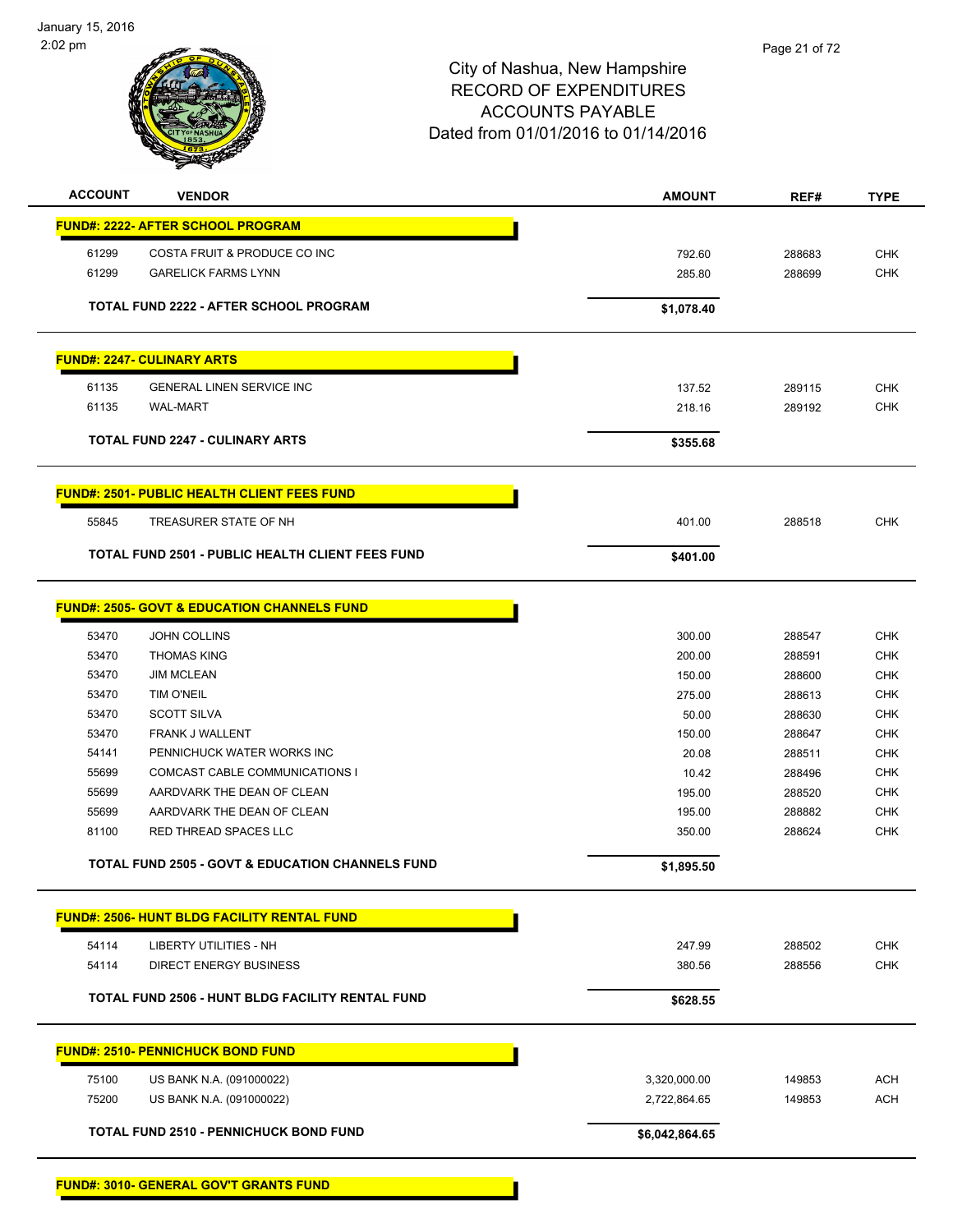City of Nashua, New Hampshire
RECORD OF EXPENDITURES
ACCOUNTS PAYABLE
Dated from 01/01/2016 to 01/14/2016

| ACCOUNT | VENDOR | AMOUNT | REF# | TYPE |
|---|---|---|---|---|
| **FUND#: 2222- AFTER SCHOOL PROGRAM** | | | | |
| 61299 | COSTA FRUIT & PRODUCE CO INC | 792.60 | 288683 | CHK |
| 61299 | GARELICK FARMS LYNN | 285.80 | 288699 | CHK |
| | **TOTAL FUND 2222 - AFTER SCHOOL PROGRAM** | **$1,078.40** | | |
| **FUND#: 2247- CULINARY ARTS** | | | | |
| 61135 | GENERAL LINEN SERVICE INC | 137.52 | 289115 | CHK |
| 61135 | WAL-MART | 218.16 | 289192 | CHK |
| | **TOTAL FUND 2247 - CULINARY ARTS** | **$355.68** | | |
| **FUND#: 2501- PUBLIC HEALTH CLIENT FEES FUND** | | | | |
| 55845 | TREASURER STATE OF NH | 401.00 | 288518 | CHK |
| | **TOTAL FUND 2501 - PUBLIC HEALTH CLIENT FEES FUND** | **$401.00** | | |
| **FUND#: 2505- GOVT & EDUCATION CHANNELS FUND** | | | | |
| 53470 | JOHN COLLINS | 300.00 | 288547 | CHK |
| 53470 | THOMAS KING | 200.00 | 288591 | CHK |
| 53470 | JIM MCLEAN | 150.00 | 288600 | CHK |
| 53470 | TIM O'NEIL | 275.00 | 288613 | CHK |
| 53470 | SCOTT SILVA | 50.00 | 288630 | CHK |
| 53470 | FRANK J WALLENT | 150.00 | 288647 | CHK |
| 54141 | PENNICHUCK WATER WORKS INC | 20.08 | 288511 | CHK |
| 55699 | COMCAST CABLE COMMUNICATIONS I | 10.42 | 288496 | CHK |
| 55699 | AARDVARK THE DEAN OF CLEAN | 195.00 | 288520 | CHK |
| 55699 | AARDVARK THE DEAN OF CLEAN | 195.00 | 288882 | CHK |
| 81100 | RED THREAD SPACES LLC | 350.00 | 288624 | CHK |
| | **TOTAL FUND 2505 - GOVT & EDUCATION CHANNELS FUND** | **$1,895.50** | | |
| **FUND#: 2506- HUNT BLDG FACILITY RENTAL FUND** | | | | |
| 54114 | LIBERTY UTILITIES - NH | 247.99 | 288502 | CHK |
| 54114 | DIRECT ENERGY BUSINESS | 380.56 | 288556 | CHK |
| | **TOTAL FUND 2506 - HUNT BLDG FACILITY RENTAL FUND** | **$628.55** | | |
| **FUND#: 2510- PENNICHUCK BOND FUND** | | | | |
| 75100 | US BANK N.A. (091000022) | 3,320,000.00 | 149853 | ACH |
| 75200 | US BANK N.A. (091000022) | 2,722,864.65 | 149853 | ACH |
| | **TOTAL FUND 2510 - PENNICHUCK BOND FUND** | **$6,042,864.65** | | |
| **FUND#: 3010- GENERAL GOV'T GRANTS FUND** | | | | |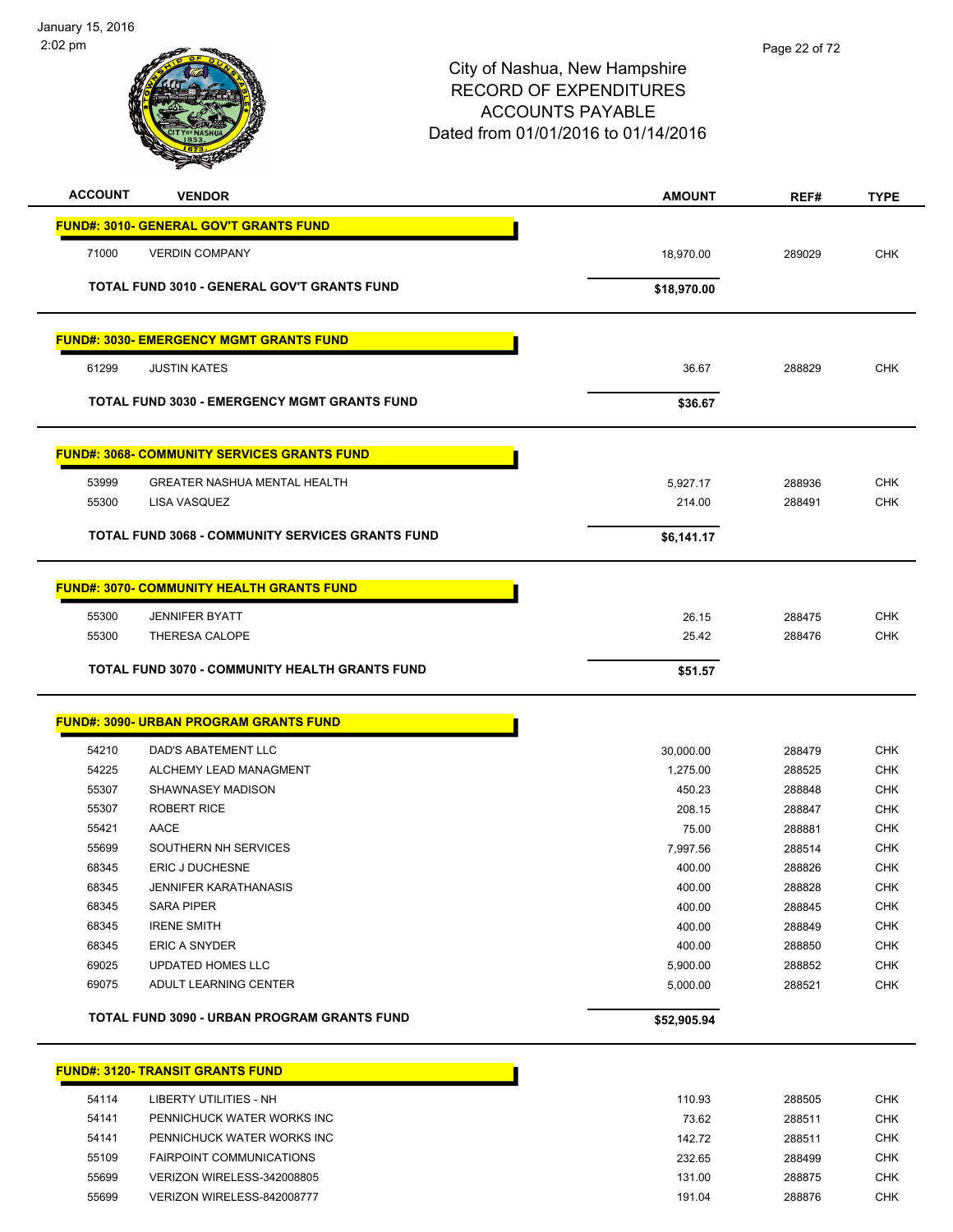# City of Nashua, New Hampshire
## RECORD OF EXPENDITURES
## ACCOUNTS PAYABLE
## Dated from 01/01/2016 to 01/14/2016

| ACCOUNT | VENDOR | AMOUNT | REF# | TYPE |
|---|---|---|---|---|
| **FUND#: 3010- GENERAL GOV'T GRANTS FUND** | | | | |
| 71000 | VERDIN COMPANY | 18,970.00 | 289029 | CHK |
| | **TOTAL FUND 3010 - GENERAL GOV'T GRANTS FUND** | **$18,970.00** | | |
| **FUND#: 3030- EMERGENCY MGMT GRANTS FUND** | | | | |
| 61299 | JUSTIN KATES | 36.67 | 288829 | CHK |
| | **TOTAL FUND 3030 - EMERGENCY MGMT GRANTS FUND** | **$36.67** | | |
| **FUND#: 3068- COMMUNITY SERVICES GRANTS FUND** | | | | |
| 53999 | GREATER NASHUA MENTAL HEALTH | 5,927.17 | 288936 | CHK |
| 55300 | LISA VASQUEZ | 214.00 | 288491 | CHK |
| | **TOTAL FUND 3068 - COMMUNITY SERVICES GRANTS FUND** | **$6,141.17** | | |
| **FUND#: 3070- COMMUNITY HEALTH GRANTS FUND** | | | | |
| 55300 | JENNIFER BYATT | 26.15 | 288475 | CHK |
| 55300 | THERESA CALOPE | 25.42 | 288476 | CHK |
| | **TOTAL FUND 3070 - COMMUNITY HEALTH GRANTS FUND** | **$51.57** | | |
| **FUND#: 3090- URBAN PROGRAM GRANTS FUND** | | | | |
| 54210 | DAD'S ABATEMENT LLC | 30,000.00 | 288479 | CHK |
| 54225 | ALCHEMY LEAD MANAGMENT | 1,275.00 | 288525 | CHK |
| 55307 | SHAWNASEY MADISON | 450.23 | 288848 | CHK |
| 55307 | ROBERT RICE | 208.15 | 288847 | CHK |
| 55421 | AACE | 75.00 | 288881 | CHK |
| 55699 | SOUTHERN NH SERVICES | 7,997.56 | 288514 | CHK |
| 68345 | ERIC J DUCHESNE | 400.00 | 288826 | CHK |
| 68345 | JENNIFER KARATHANASIS | 400.00 | 288828 | CHK |
| 68345 | SARA PIPER | 400.00 | 288845 | CHK |
| 68345 | IRENE SMITH | 400.00 | 288849 | CHK |
| 68345 | ERIC A SNYDER | 400.00 | 288850 | CHK |
| 69025 | UPDATED HOMES LLC | 5,900.00 | 288852 | CHK |
| 69075 | ADULT LEARNING CENTER | 5,000.00 | 288521 | CHK |
| | **TOTAL FUND 3090 - URBAN PROGRAM GRANTS FUND** | **$52,905.94** | | |
| **FUND#: 3120- TRANSIT GRANTS FUND** | | | | |
| 54114 | LIBERTY UTILITIES - NH | 110.93 | 288505 | CHK |
| 54141 | PENNICHUCK WATER WORKS INC | 73.62 | 288511 | CHK |
| 54141 | PENNICHUCK WATER WORKS INC | 142.72 | 288511 | CHK |
| 55109 | FAIRPOINT COMMUNICATIONS | 232.65 | 288499 | CHK |
| 55699 | VERIZON WIRELESS-342008805 | 131.00 | 288875 | CHK |
| 55699 | VERIZON WIRELESS-842008777 | 191.04 | 288876 | CHK |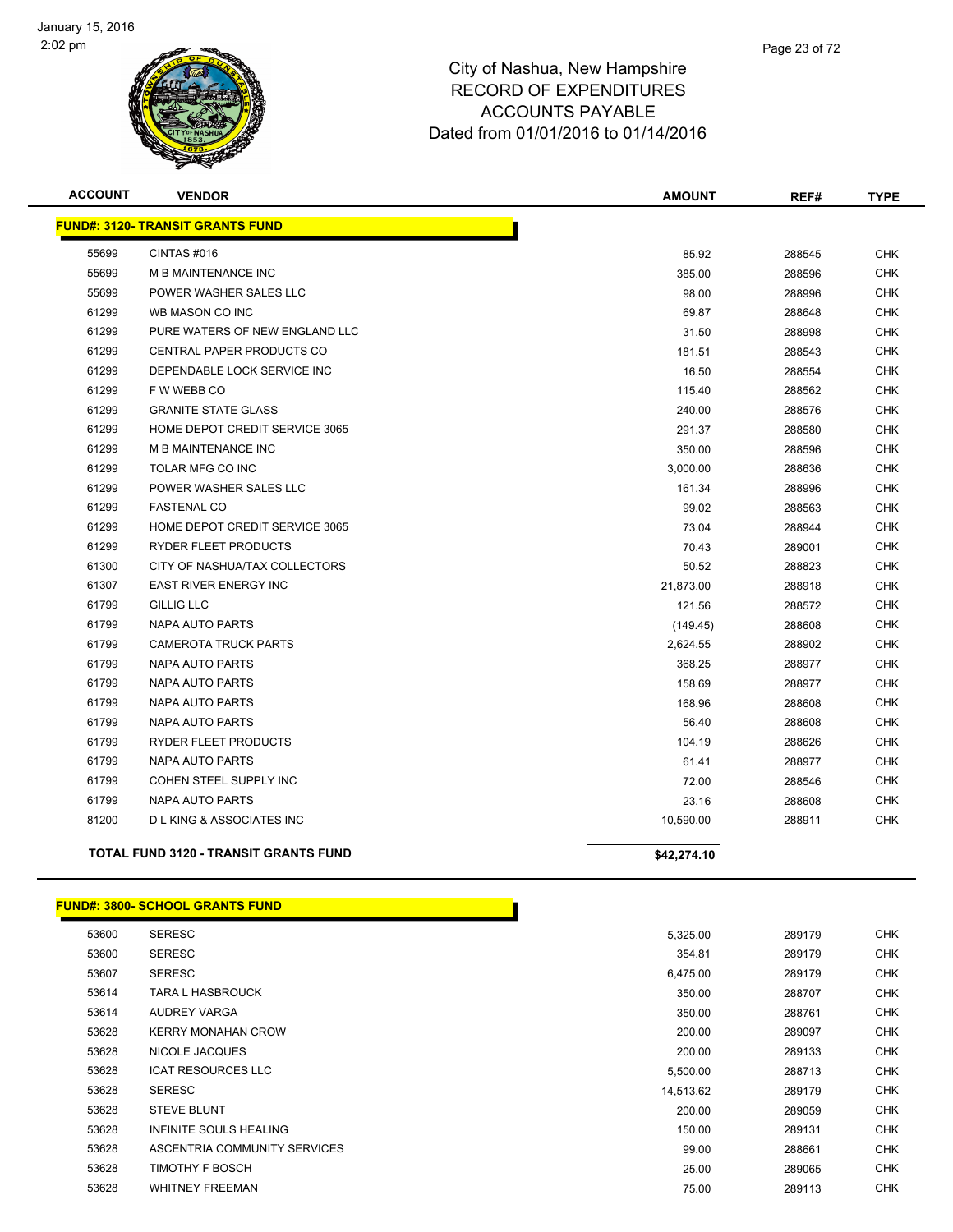January 15, 2016
2:02 pm

# City of Nashua, New Hampshire
## RECORD OF EXPENDITURES
## ACCOUNTS PAYABLE
## Dated from 01/01/2016 to 01/14/2016

| ACCOUNT | VENDOR | AMOUNT | REF# | TYPE |
|---|---|---|---|---|
| **FUND#: 3120- TRANSIT GRANTS FUND** | | | | |
| 55699 | CINTAS #016 | 85.92 | 288545 | CHK |
| 55699 | M B MAINTENANCE INC | 385.00 | 288596 | CHK |
| 55699 | POWER WASHER SALES LLC | 98.00 | 288996 | CHK |
| 61299 | WB MASON CO INC | 69.87 | 288648 | CHK |
| 61299 | PURE WATERS OF NEW ENGLAND LLC | 31.50 | 288998 | CHK |
| 61299 | CENTRAL PAPER PRODUCTS CO | 181.51 | 288543 | CHK |
| 61299 | DEPENDABLE LOCK SERVICE INC | 16.50 | 288554 | CHK |
| 61299 | F W WEBB CO | 115.40 | 288562 | CHK |
| 61299 | GRANITE STATE GLASS | 240.00 | 288576 | CHK |
| 61299 | HOME DEPOT CREDIT SERVICE 3065 | 291.37 | 288580 | CHK |
| 61299 | M B MAINTENANCE INC | 350.00 | 288596 | CHK |
| 61299 | TOLAR MFG CO INC | 3,000.00 | 288636 | CHK |
| 61299 | POWER WASHER SALES LLC | 161.34 | 288996 | CHK |
| 61299 | FASTENAL CO | 99.02 | 288563 | CHK |
| 61299 | HOME DEPOT CREDIT SERVICE 3065 | 73.04 | 288944 | CHK |
| 61299 | RYDER FLEET PRODUCTS | 70.43 | 289001 | CHK |
| 61300 | CITY OF NASHUA/TAX COLLECTORS | 50.52 | 288823 | CHK |
| 61307 | EAST RIVER ENERGY INC | 21,873.00 | 288918 | CHK |
| 61799 | GILLIG LLC | 121.56 | 288572 | CHK |
| 61799 | NAPA AUTO PARTS | (149.45) | 288608 | CHK |
| 61799 | CAMEROTA TRUCK PARTS | 2,624.55 | 288902 | CHK |
| 61799 | NAPA AUTO PARTS | 368.25 | 288977 | CHK |
| 61799 | NAPA AUTO PARTS | 158.69 | 288977 | CHK |
| 61799 | NAPA AUTO PARTS | 168.96 | 288608 | CHK |
| 61799 | NAPA AUTO PARTS | 56.40 | 288608 | CHK |
| 61799 | RYDER FLEET PRODUCTS | 104.19 | 288626 | CHK |
| 61799 | NAPA AUTO PARTS | 61.41 | 288977 | CHK |
| 61799 | COHEN STEEL SUPPLY INC | 72.00 | 288546 | CHK |
| 61799 | NAPA AUTO PARTS | 23.16 | 288608 | CHK |
| 81200 | D L KING & ASSOCIATES INC | 10,590.00 | 288911 | CHK |
| **TOTAL FUND 3120 - TRANSIT GRANTS FUND** | | **$42,274.10** | | |

| ACCOUNT | VENDOR | AMOUNT | REF# | TYPE |
|---|---|---|---|---|
| **FUND#: 3800- SCHOOL GRANTS FUND** | | | | |
| 53600 | SERESC | 5,325.00 | 289179 | CHK |
| 53600 | SERESC | 354.81 | 289179 | CHK |
| 53607 | SERESC | 6,475.00 | 289179 | CHK |
| 53614 | TARA L HASBROUCK | 350.00 | 288707 | CHK |
| 53614 | AUDREY VARGA | 350.00 | 288761 | CHK |
| 53628 | KERRY MONAHAN CROW | 200.00 | 289097 | CHK |
| 53628 | NICOLE JACQUES | 200.00 | 289133 | CHK |
| 53628 | ICAT RESOURCES LLC | 5,500.00 | 288713 | CHK |
| 53628 | SERESC | 14,513.62 | 289179 | CHK |
| 53628 | STEVE BLUNT | 200.00 | 289059 | CHK |
| 53628 | INFINITE SOULS HEALING | 150.00 | 289131 | CHK |
| 53628 | ASCENTRIA COMMUNITY SERVICES | 99.00 | 288661 | CHK |
| 53628 | TIMOTHY F BOSCH | 25.00 | 289065 | CHK |
| 53628 | WHITNEY FREEMAN | 75.00 | 289113 | CHK |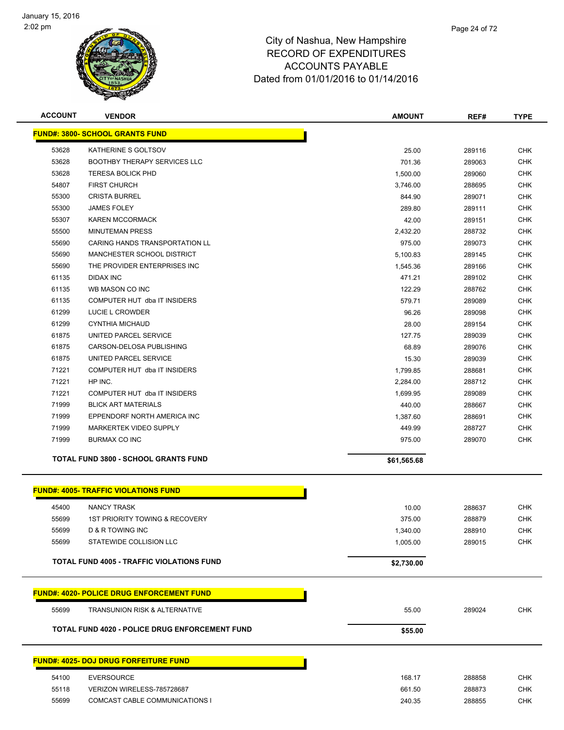January 15, 2016
2:02 pm

# City of Nashua, New Hampshire
## RECORD OF EXPENDITURES
## ACCOUNTS PAYABLE
## Dated from 01/01/2016 to 01/14/2016

| ACCOUNT | VENDOR | AMOUNT | REF# | TYPE |
|---|---|---|---|---|
| **FUND#: 3800- SCHOOL GRANTS FUND** | | | | |
| 53628 | KATHERINE S GOLTSOV | 25.00 | 289116 | CHK |
| 53628 | BOOTHBY THERAPY SERVICES LLC | 701.36 | 289063 | CHK |
| 53628 | TERESA BOLICK PHD | 1,500.00 | 289060 | CHK |
| 54807 | FIRST CHURCH | 3,746.00 | 288695 | CHK |
| 55300 | CRISTA BURREL | 844.90 | 289071 | CHK |
| 55300 | JAMES FOLEY | 289.80 | 289111 | CHK |
| 55307 | KAREN MCCORMACK | 42.00 | 289151 | CHK |
| 55500 | MINUTEMAN PRESS | 2,432.20 | 288732 | CHK |
| 55690 | CARING HANDS TRANSPORTATION LL | 975.00 | 289073 | CHK |
| 55690 | MANCHESTER SCHOOL DISTRICT | 5,100.83 | 289145 | CHK |
| 55690 | THE PROVIDER ENTERPRISES INC | 1,545.36 | 289166 | CHK |
| 61135 | DIDAX INC | 471.21 | 289102 | CHK |
| 61135 | WB MASON CO INC | 122.29 | 288762 | CHK |
| 61135 | COMPUTER HUT dba IT INSIDERS | 579.71 | 289089 | CHK |
| 61299 | LUCIE L CROWDER | 96.26 | 289098 | CHK |
| 61299 | CYNTHIA MICHAUD | 28.00 | 289154 | CHK |
| 61875 | UNITED PARCEL SERVICE | 127.75 | 289039 | CHK |
| 61875 | CARSON-DELOSA PUBLISHING | 68.89 | 289076 | CHK |
| 61875 | UNITED PARCEL SERVICE | 15.30 | 289039 | CHK |
| 71221 | COMPUTER HUT dba IT INSIDERS | 1,799.85 | 288681 | CHK |
| 71221 | HP INC. | 2,284.00 | 288712 | CHK |
| 71221 | COMPUTER HUT dba IT INSIDERS | 1,699.95 | 289089 | CHK |
| 71999 | BLICK ART MATERIALS | 440.00 | 288667 | CHK |
| 71999 | EPPENDORF NORTH AMERICA INC | 1,387.60 | 288691 | CHK |
| 71999 | MARKERTEK VIDEO SUPPLY | 449.99 | 288727 | CHK |
| 71999 | BURMAX CO INC | 975.00 | 289070 | CHK |
| | **TOTAL FUND 3800 - SCHOOL GRANTS FUND** | **$61,565.68** | | |
| **FUND#: 4005- TRAFFIC VIOLATIONS FUND** | | | | |
| 45400 | NANCY TRASK | 10.00 | 288637 | CHK |
| 55699 | 1ST PRIORITY TOWING & RECOVERY | 375.00 | 288879 | CHK |
| 55699 | D & R TOWING INC | 1,340.00 | 288910 | CHK |
| 55699 | STATEWIDE COLLISION LLC | 1,005.00 | 289015 | CHK |
| | **TOTAL FUND 4005 - TRAFFIC VIOLATIONS FUND** | **$2,730.00** | | |
| **FUND#: 4020- POLICE DRUG ENFORCEMENT FUND** | | | | |
| 55699 | TRANSUNION RISK & ALTERNATIVE | 55.00 | 289024 | CHK |
| | **TOTAL FUND 4020 - POLICE DRUG ENFORCEMENT FUND** | **$55.00** | | |
| **FUND#: 4025- DOJ DRUG FORFEITURE FUND** | | | | |
| 54100 | EVERSOURCE | 168.17 | 288858 | CHK |
| 55118 | VERIZON WIRELESS-785728687 | 661.50 | 288873 | CHK |
| 55699 | COMCAST CABLE COMMUNICATIONS I | 240.35 | 288855 | CHK |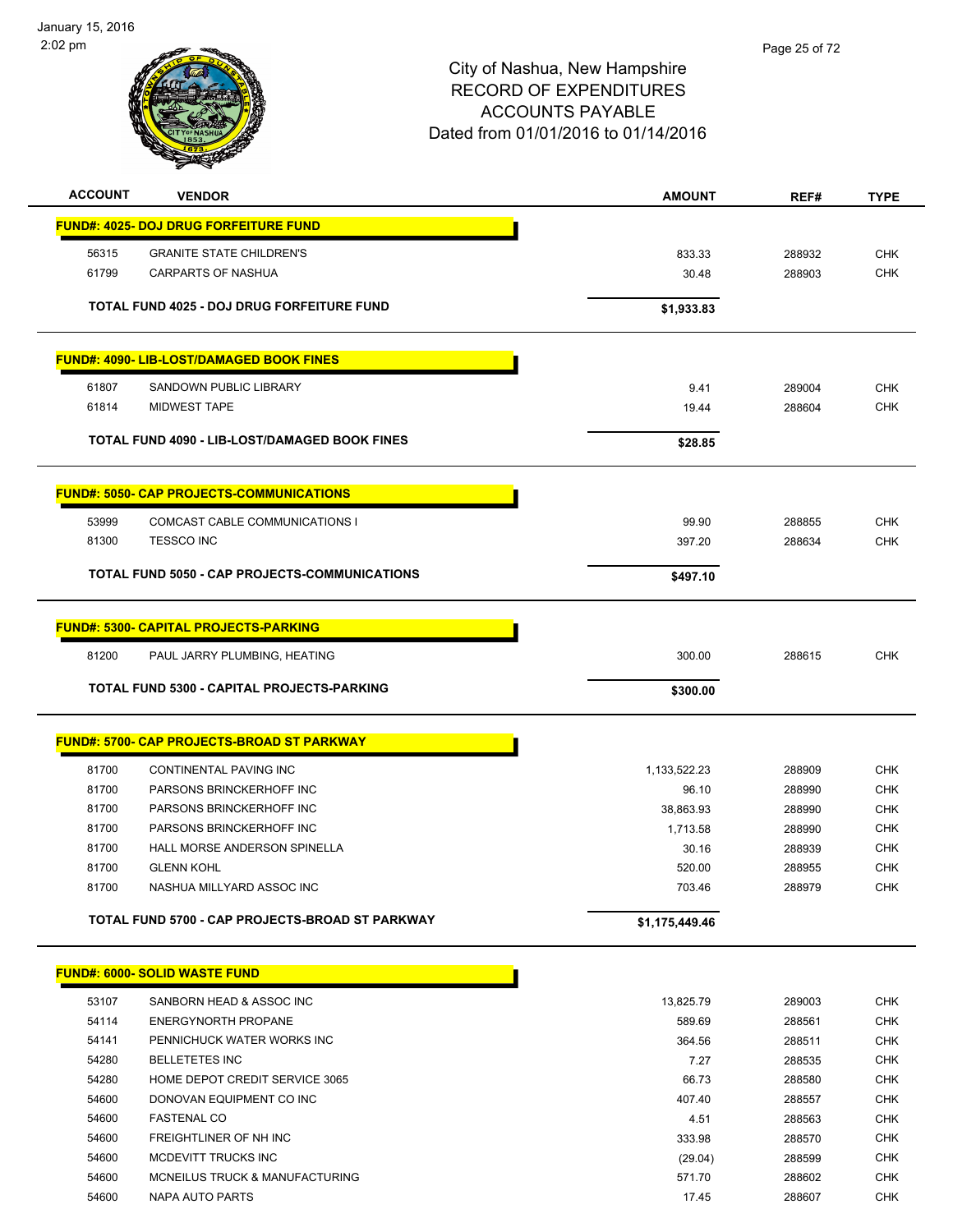City of Nashua, New Hampshire
RECORD OF EXPENDITURES
ACCOUNTS PAYABLE
Dated from 01/01/2016 to 01/14/2016

| ACCOUNT | VENDOR | AMOUNT | REF# | TYPE |
|---|---|---|---|---|
| **FUND#: 4025- DOJ DRUG FORFEITURE FUND** | | | | |
| 56315 | GRANITE STATE CHILDREN'S | 833.33 | 288932 | CHK |
| 61799 | CARPARTS OF NASHUA | 30.48 | 288903 | CHK |
| | **TOTAL FUND 4025 - DOJ DRUG FORFEITURE FUND** | **$1,933.83** | | |
| **FUND#: 4090- LIB-LOST/DAMAGED BOOK FINES** | | | | |
| 61807 | SANDOWN PUBLIC LIBRARY | 9.41 | 289004 | CHK |
| 61814 | MIDWEST TAPE | 19.44 | 288604 | CHK |
| | **TOTAL FUND 4090 - LIB-LOST/DAMAGED BOOK FINES** | **$28.85** | | |
| **FUND#: 5050- CAP PROJECTS-COMMUNICATIONS** | | | | |
| 53999 | COMCAST CABLE COMMUNICATIONS I | 99.90 | 288855 | CHK |
| 81300 | TESSCO INC | 397.20 | 288634 | CHK |
| | **TOTAL FUND 5050 - CAP PROJECTS-COMMUNICATIONS** | **$497.10** | | |
| **FUND#: 5300- CAPITAL PROJECTS-PARKING** | | | | |
| 81200 | PAUL JARRY PLUMBING, HEATING | 300.00 | 288615 | CHK |
| | **TOTAL FUND 5300 - CAPITAL PROJECTS-PARKING** | **$300.00** | | |
| **FUND#: 5700- CAP PROJECTS-BROAD ST PARKWAY** | | | | |
| 81700 | CONTINENTAL PAVING INC | 1,133,522.23 | 288909 | CHK |
| 81700 | PARSONS BRINCKERHOFF INC | 96.10 | 288990 | CHK |
| 81700 | PARSONS BRINCKERHOFF INC | 38,863.93 | 288990 | CHK |
| 81700 | PARSONS BRINCKERHOFF INC | 1,713.58 | 288990 | CHK |
| 81700 | HALL MORSE ANDERSON SPINELLA | 30.16 | 288939 | CHK |
| 81700 | GLENN KOHL | 520.00 | 288955 | CHK |
| 81700 | NASHUA MILLYARD ASSOC INC | 703.46 | 288979 | CHK |
| | **TOTAL FUND 5700 - CAP PROJECTS-BROAD ST PARKWAY** | **$1,175,449.46** | | |
| **FUND#: 6000- SOLID WASTE FUND** | | | | |
| 53107 | SANBORN HEAD & ASSOC INC | 13,825.79 | 289003 | CHK |
| 54114 | ENERGYNORTH PROPANE | 589.69 | 288561 | CHK |
| 54141 | PENNICHUCK WATER WORKS INC | 364.56 | 288511 | CHK |
| 54280 | BELLETETES INC | 7.27 | 288535 | CHK |
| 54280 | HOME DEPOT CREDIT SERVICE 3065 | 66.73 | 288580 | CHK |
| 54600 | DONOVAN EQUIPMENT CO INC | 407.40 | 288557 | CHK |
| 54600 | FASTENAL CO | 4.51 | 288563 | CHK |
| 54600 | FREIGHTLINER OF NH INC | 333.98 | 288570 | CHK |
| 54600 | MCDEVITT TRUCKS INC | (29.04) | 288599 | CHK |
| 54600 | MCNEILUS TRUCK & MANUFACTURING | 571.70 | 288602 | CHK |
| 54600 | NAPA AUTO PARTS | 17.45 | 288607 | CHK |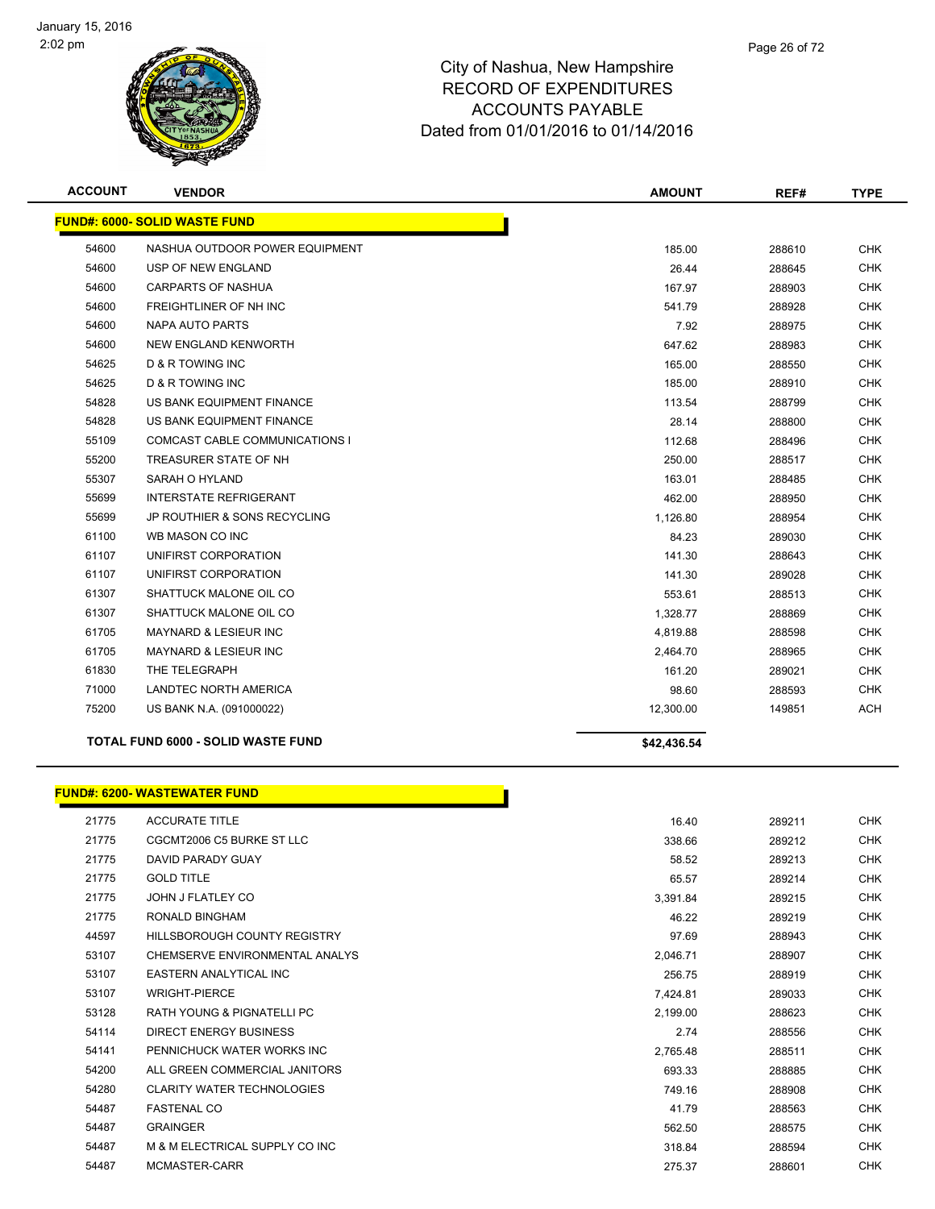# City of Nashua, New Hampshire
## RECORD OF EXPENDITURES
## ACCOUNTS PAYABLE
## Dated from 01/01/2016 to 01/14/2016

| ACCOUNT | VENDOR | AMOUNT | REF# | TYPE |
|---|---|---|---|---|
| **FUND#: 6000- SOLID WASTE FUND** | | | | |
| 54600 | NASHUA OUTDOOR POWER EQUIPMENT | 185.00 | 288610 | CHK |
| 54600 | USP OF NEW ENGLAND | 26.44 | 288645 | CHK |
| 54600 | CARPARTS OF NASHUA | 167.97 | 288903 | CHK |
| 54600 | FREIGHTLINER OF NH INC | 541.79 | 288928 | CHK |
| 54600 | NAPA AUTO PARTS | 7.92 | 288975 | CHK |
| 54600 | NEW ENGLAND KENWORTH | 647.62 | 288983 | CHK |
| 54625 | D & R TOWING INC | 165.00 | 288550 | CHK |
| 54625 | D & R TOWING INC | 185.00 | 288910 | CHK |
| 54828 | US BANK EQUIPMENT FINANCE | 113.54 | 288799 | CHK |
| 54828 | US BANK EQUIPMENT FINANCE | 28.14 | 288800 | CHK |
| 55109 | COMCAST CABLE COMMUNICATIONS I | 112.68 | 288496 | CHK |
| 55200 | TREASURER STATE OF NH | 250.00 | 288517 | CHK |
| 55307 | SARAH O HYLAND | 163.01 | 288485 | CHK |
| 55699 | INTERSTATE REFRIGERANT | 462.00 | 288950 | CHK |
| 55699 | JP ROUTHIER & SONS RECYCLING | 1,126.80 | 288954 | CHK |
| 61100 | WB MASON CO INC | 84.23 | 289030 | CHK |
| 61107 | UNIFIRST CORPORATION | 141.30 | 288643 | CHK |
| 61107 | UNIFIRST CORPORATION | 141.30 | 289028 | CHK |
| 61307 | SHATTUCK MALONE OIL CO | 553.61 | 288513 | CHK |
| 61307 | SHATTUCK MALONE OIL CO | 1,328.77 | 288869 | CHK |
| 61705 | MAYNARD & LESIEUR INC | 4,819.88 | 288598 | CHK |
| 61705 | MAYNARD & LESIEUR INC | 2,464.70 | 288965 | CHK |
| 61830 | THE TELEGRAPH | 161.20 | 289021 | CHK |
| 71000 | LANDTEC NORTH AMERICA | 98.60 | 288593 | CHK |
| 75200 | US BANK N.A. (091000022) | 12,300.00 | 149851 | ACH |
| **TOTAL FUND 6000 - SOLID WASTE FUND** | | **$42,436.54** | | |

| ACCOUNT | VENDOR | AMOUNT | REF# | TYPE |
|---|---|---|---|---|
| **FUND#: 6200- WASTEWATER FUND** | | | | |
| 21775 | ACCURATE TITLE | 16.40 | 289211 | CHK |
| 21775 | CGCMT2006 C5 BURKE ST LLC | 338.66 | 289212 | CHK |
| 21775 | DAVID PARADY GUAY | 58.52 | 289213 | CHK |
| 21775 | GOLD TITLE | 65.57 | 289214 | CHK |
| 21775 | JOHN J FLATLEY CO | 3,391.84 | 289215 | CHK |
| 21775 | RONALD BINGHAM | 46.22 | 289219 | CHK |
| 44597 | HILLSBOROUGH COUNTY REGISTRY | 97.69 | 288943 | CHK |
| 53107 | CHEMSERVE ENVIRONMENTAL ANALYS | 2,046.71 | 288907 | CHK |
| 53107 | EASTERN ANALYTICAL INC | 256.75 | 288919 | CHK |
| 53107 | WRIGHT-PIERCE | 7,424.81 | 289033 | CHK |
| 53128 | RATH YOUNG & PIGNATELLI PC | 2,199.00 | 288623 | CHK |
| 54114 | DIRECT ENERGY BUSINESS | 2.74 | 288556 | CHK |
| 54141 | PENNICHUCK WATER WORKS INC | 2,765.48 | 288511 | CHK |
| 54200 | ALL GREEN COMMERCIAL JANITORS | 693.33 | 288885 | CHK |
| 54280 | CLARITY WATER TECHNOLOGIES | 749.16 | 288908 | CHK |
| 54487 | FASTENAL CO | 41.79 | 288563 | CHK |
| 54487 | GRAINGER | 562.50 | 288575 | CHK |
| 54487 | M & M ELECTRICAL SUPPLY CO INC | 318.84 | 288594 | CHK |
| 54487 | MCMASTER-CARR | 275.37 | 288601 | CHK |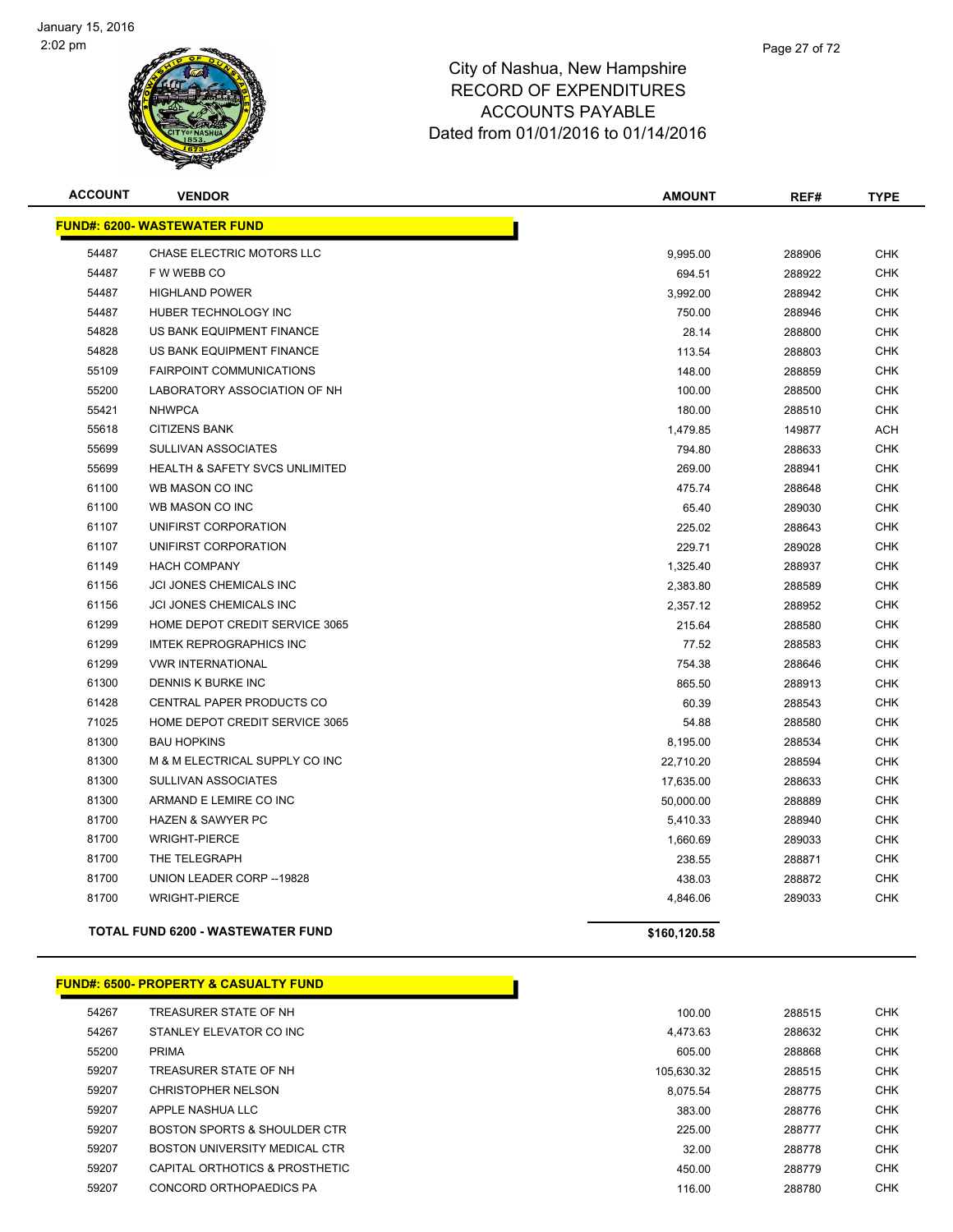# City of Nashua, New Hampshire
## RECORD OF EXPENDITURES
## ACCOUNTS PAYABLE
## Dated from 01/01/2016 to 01/14/2016

January 15, 2016
2:02 pm

**FUND#: 6200- WASTEWATER FUND**

| ACCOUNT | VENDOR | AMOUNT | REF# | TYPE |
|---|---|---|---|---|
| 54487 | CHASE ELECTRIC MOTORS LLC | 9,995.00 | 288906 | CHK |
| 54487 | F W WEBB CO | 694.51 | 288922 | CHK |
| 54487 | HIGHLAND POWER | 3,992.00 | 288942 | CHK |
| 54487 | HUBER TECHNOLOGY INC | 750.00 | 288946 | CHK |
| 54828 | US BANK EQUIPMENT FINANCE | 28.14 | 288800 | CHK |
| 54828 | US BANK EQUIPMENT FINANCE | 113.54 | 288803 | CHK |
| 55109 | FAIRPOINT COMMUNICATIONS | 148.00 | 288859 | CHK |
| 55200 | LABORATORY ASSOCIATION OF NH | 100.00 | 288500 | CHK |
| 55421 | NHWPCA | 180.00 | 288510 | CHK |
| 55618 | CITIZENS BANK | 1,479.85 | 149877 | ACH |
| 55699 | SULLIVAN ASSOCIATES | 794.80 | 288633 | CHK |
| 55699 | HEALTH & SAFETY SVCS UNLIMITED | 269.00 | 288941 | CHK |
| 61100 | WB MASON CO INC | 475.74 | 288648 | CHK |
| 61100 | WB MASON CO INC | 65.40 | 289030 | CHK |
| 61107 | UNIFIRST CORPORATION | 225.02 | 288643 | CHK |
| 61107 | UNIFIRST CORPORATION | 229.71 | 289028 | CHK |
| 61149 | HACH COMPANY | 1,325.40 | 288937 | CHK |
| 61156 | JCI JONES CHEMICALS INC | 2,383.80 | 288589 | CHK |
| 61156 | JCI JONES CHEMICALS INC | 2,357.12 | 288952 | CHK |
| 61299 | HOME DEPOT CREDIT SERVICE 3065 | 215.64 | 288580 | CHK |
| 61299 | IMTEK REPROGRAPHICS INC | 77.52 | 288583 | CHK |
| 61299 | VWR INTERNATIONAL | 754.38 | 288646 | CHK |
| 61300 | DENNIS K BURKE INC | 865.50 | 288913 | CHK |
| 61428 | CENTRAL PAPER PRODUCTS CO | 60.39 | 288543 | CHK |
| 71025 | HOME DEPOT CREDIT SERVICE 3065 | 54.88 | 288580 | CHK |
| 81300 | BAU HOPKINS | 8,195.00 | 288534 | CHK |
| 81300 | M & M ELECTRICAL SUPPLY CO INC | 22,710.20 | 288594 | CHK |
| 81300 | SULLIVAN ASSOCIATES | 17,635.00 | 288633 | CHK |
| 81300 | ARMAND E LEMIRE CO INC | 50,000.00 | 288889 | CHK |
| 81700 | HAZEN & SAWYER PC | 5,410.33 | 288940 | CHK |
| 81700 | WRIGHT-PIERCE | 1,660.69 | 289033 | CHK |
| 81700 | THE TELEGRAPH | 238.55 | 288871 | CHK |
| 81700 | UNION LEADER CORP --19828 | 438.03 | 288872 | CHK |
| 81700 | WRIGHT-PIERCE | 4,846.06 | 289033 | CHK |
| | **TOTAL FUND 6200 - WASTEWATER FUND** | **$160,120.58** | | |

**FUND#: 6500- PROPERTY & CASUALTY FUND**

| ACCOUNT | VENDOR | AMOUNT | REF# | TYPE |
|---|---|---|---|---|
| 54267 | TREASURER STATE OF NH | 100.00 | 288515 | CHK |
| 54267 | STANLEY ELEVATOR CO INC | 4,473.63 | 288632 | CHK |
| 55200 | PRIMA | 605.00 | 288868 | CHK |
| 59207 | TREASURER STATE OF NH | 105,630.32 | 288515 | CHK |
| 59207 | CHRISTOPHER NELSON | 8,075.54 | 288775 | CHK |
| 59207 | APPLE NASHUA LLC | 383.00 | 288776 | CHK |
| 59207 | BOSTON SPORTS & SHOULDER CTR | 225.00 | 288777 | CHK |
| 59207 | BOSTON UNIVERSITY MEDICAL CTR | 32.00 | 288778 | CHK |
| 59207 | CAPITAL ORTHOTICS & PROSTHETIC | 450.00 | 288779 | CHK |
| 59207 | CONCORD ORTHOPAEDICS PA | 116.00 | 288780 | CHK |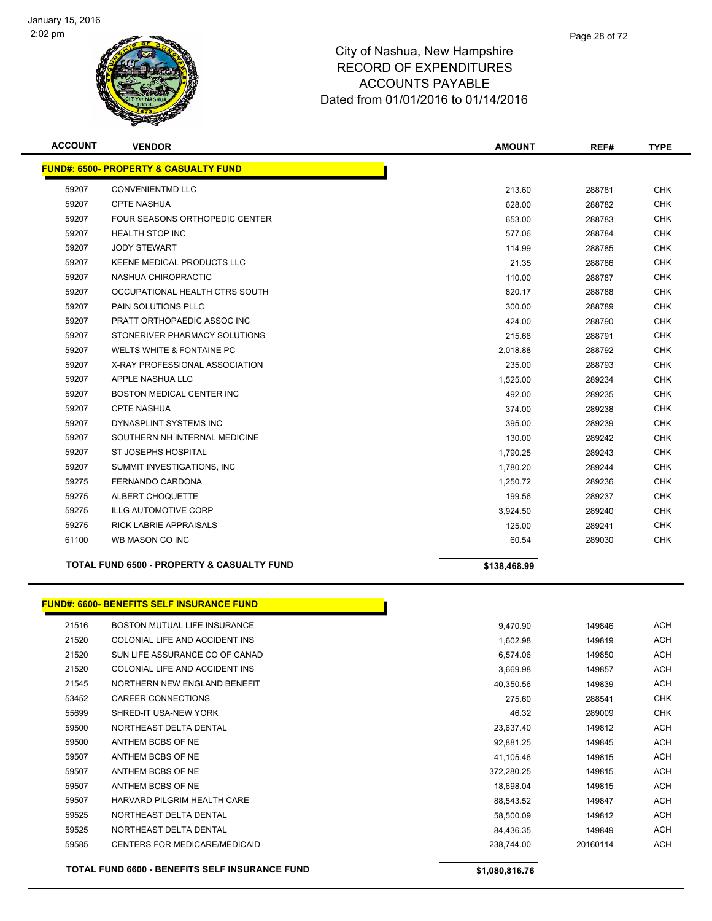# City of Nashua, New Hampshire
## RECORD OF EXPENDITURES
## ACCOUNTS PAYABLE
## Dated from 01/01/2016 to 01/14/2016

| ACCOUNT | VENDOR | AMOUNT | REF# | TYPE |
|---|---|---|---|---|
| **FUND#: 6500- PROPERTY & CASUALTY FUND** | | | | |
| 59207 | CONVENIENTMD LLC | 213.60 | 288781 | CHK |
| 59207 | CPTE NASHUA | 628.00 | 288782 | CHK |
| 59207 | FOUR SEASONS ORTHOPEDIC CENTER | 653.00 | 288783 | CHK |
| 59207 | HEALTH STOP INC | 577.06 | 288784 | CHK |
| 59207 | JODY STEWART | 114.99 | 288785 | CHK |
| 59207 | KEENE MEDICAL PRODUCTS LLC | 21.35 | 288786 | CHK |
| 59207 | NASHUA CHIROPRACTIC | 110.00 | 288787 | CHK |
| 59207 | OCCUPATIONAL HEALTH CTRS SOUTH | 820.17 | 288788 | CHK |
| 59207 | PAIN SOLUTIONS PLLC | 300.00 | 288789 | CHK |
| 59207 | PRATT ORTHOPAEDIC ASSOC INC | 424.00 | 288790 | CHK |
| 59207 | STONERIVER PHARMACY SOLUTIONS | 215.68 | 288791 | CHK |
| 59207 | WELTS WHITE & FONTAINE PC | 2,018.88 | 288792 | CHK |
| 59207 | X-RAY PROFESSIONAL ASSOCIATION | 235.00 | 288793 | CHK |
| 59207 | APPLE NASHUA LLC | 1,525.00 | 289234 | CHK |
| 59207 | BOSTON MEDICAL CENTER INC | 492.00 | 289235 | CHK |
| 59207 | CPTE NASHUA | 374.00 | 289238 | CHK |
| 59207 | DYNASPLINT SYSTEMS INC | 395.00 | 289239 | CHK |
| 59207 | SOUTHERN NH INTERNAL MEDICINE | 130.00 | 289242 | CHK |
| 59207 | ST JOSEPHS HOSPITAL | 1,790.25 | 289243 | CHK |
| 59207 | SUMMIT INVESTIGATIONS, INC | 1,780.20 | 289244 | CHK |
| 59275 | FERNANDO CARDONA | 1,250.72 | 289236 | CHK |
| 59275 | ALBERT CHOQUETTE | 199.56 | 289237 | CHK |
| 59275 | ILLG AUTOMOTIVE CORP | 3,924.50 | 289240 | CHK |
| 59275 | RICK LABRIE APPRAISALS | 125.00 | 289241 | CHK |
| 61100 | WB MASON CO INC | 60.54 | 289030 | CHK |
| | **TOTAL FUND 6500 - PROPERTY & CASUALTY FUND** | **$138,468.99** | | |

| ACCOUNT | VENDOR | AMOUNT | REF# | TYPE |
|---|---|---|---|---|
| **FUND#: 6600- BENEFITS SELF INSURANCE FUND** | | | | |
| 21516 | BOSTON MUTUAL LIFE INSURANCE | 9,470.90 | 149846 | ACH |
| 21520 | COLONIAL LIFE AND ACCIDENT INS | 1,602.98 | 149819 | ACH |
| 21520 | SUN LIFE ASSURANCE CO OF CANAD | 6,574.06 | 149850 | ACH |
| 21520 | COLONIAL LIFE AND ACCIDENT INS | 3,669.98 | 149857 | ACH |
| 21545 | NORTHERN NEW ENGLAND BENEFIT | 40,350.56 | 149839 | ACH |
| 53452 | CAREER CONNECTIONS | 275.60 | 288541 | CHK |
| 55699 | SHRED-IT USA-NEW YORK | 46.32 | 289009 | CHK |
| 59500 | NORTHEAST DELTA DENTAL | 23,637.40 | 149812 | ACH |
| 59500 | ANTHEM BCBS OF NE | 92,881.25 | 149845 | ACH |
| 59507 | ANTHEM BCBS OF NE | 41,105.46 | 149815 | ACH |
| 59507 | ANTHEM BCBS OF NE | 372,280.25 | 149815 | ACH |
| 59507 | ANTHEM BCBS OF NE | 18,698.04 | 149815 | ACH |
| 59507 | HARVARD PILGRIM HEALTH CARE | 88,543.52 | 149847 | ACH |
| 59525 | NORTHEAST DELTA DENTAL | 58,500.09 | 149812 | ACH |
| 59525 | NORTHEAST DELTA DENTAL | 84,436.35 | 149849 | ACH |
| 59585 | CENTERS FOR MEDICARE/MEDICAID | 238,744.00 | 20160114 | ACH |
| | **TOTAL FUND 6600 - BENEFITS SELF INSURANCE FUND** | **$1,080,816.76** | | |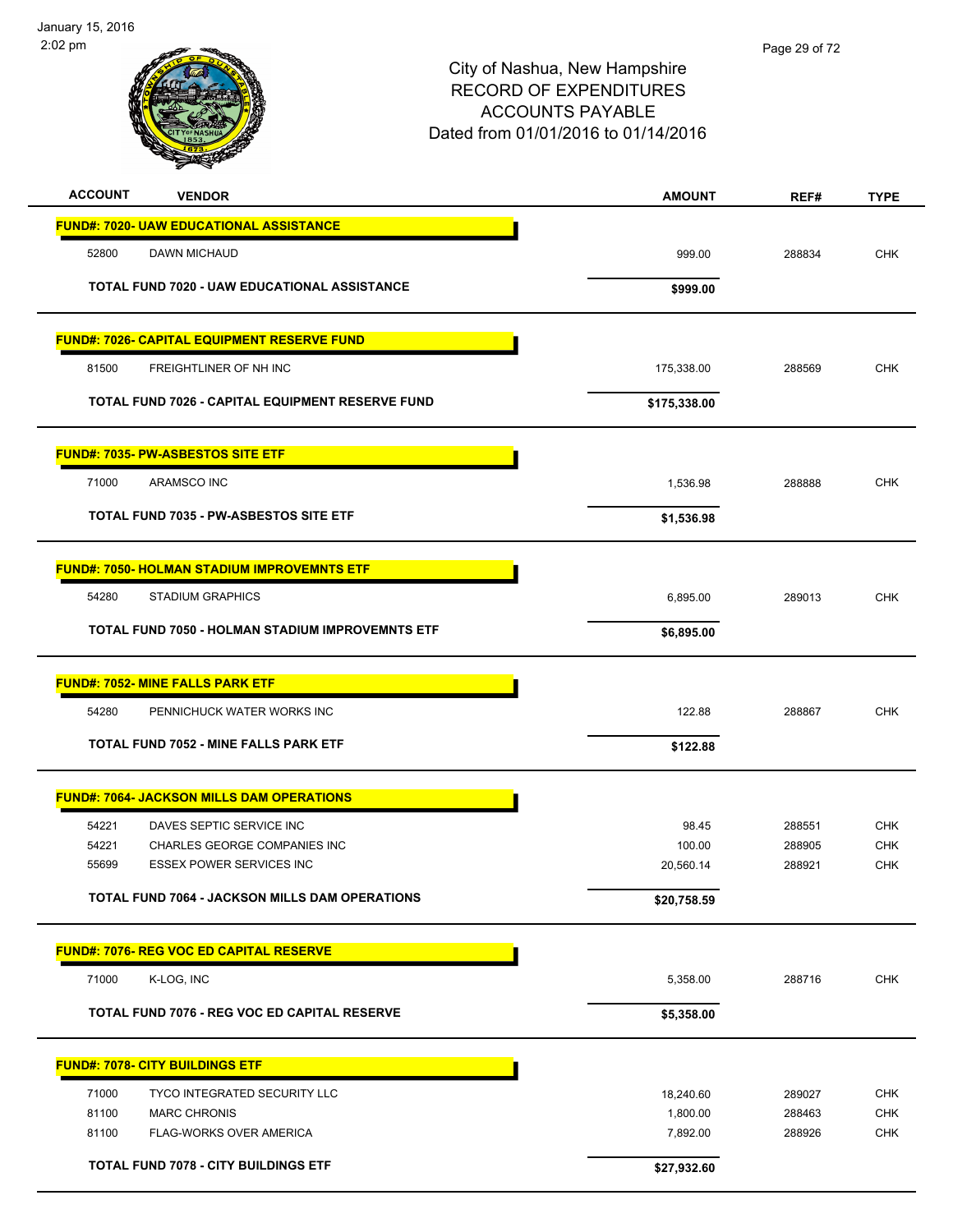# City of Nashua, New Hampshire
## RECORD OF EXPENDITURES
## ACCOUNTS PAYABLE
## Dated from 01/01/2016 to 01/14/2016

| ACCOUNT | VENDOR | AMOUNT | REF# | TYPE |
|---|---|---|---|---|
| **FUND#: 7020- UAW EDUCATIONAL ASSISTANCE** | | | | |
| 52800 | DAWN MICHAUD | 999.00 | 288834 | CHK |
| | **TOTAL FUND 7020 - UAW EDUCATIONAL ASSISTANCE** | **$999.00** | | |
| **FUND#: 7026- CAPITAL EQUIPMENT RESERVE FUND** | | | | |
| 81500 | FREIGHTLINER OF NH INC | 175,338.00 | 288569 | CHK |
| | **TOTAL FUND 7026 - CAPITAL EQUIPMENT RESERVE FUND** | **$175,338.00** | | |
| **FUND#: 7035- PW-ASBESTOS SITE ETF** | | | | |
| 71000 | ARAMSCO INC | 1,536.98 | 288888 | CHK |
| | **TOTAL FUND 7035 - PW-ASBESTOS SITE ETF** | **$1,536.98** | | |
| **FUND#: 7050- HOLMAN STADIUM IMPROVEMNTS ETF** | | | | |
| 54280 | STADIUM GRAPHICS | 6,895.00 | 289013 | CHK |
| | **TOTAL FUND 7050 - HOLMAN STADIUM IMPROVEMNTS ETF** | **$6,895.00** | | |
| **FUND#: 7052- MINE FALLS PARK ETF** | | | | |
| 54280 | PENNICHUCK WATER WORKS INC | 122.88 | 288867 | CHK |
| | **TOTAL FUND 7052 - MINE FALLS PARK ETF** | **$122.88** | | |
| **FUND#: 7064- JACKSON MILLS DAM OPERATIONS** | | | | |
| 54221 | DAVES SEPTIC SERVICE INC | 98.45 | 288551 | CHK |
| 54221 | CHARLES GEORGE COMPANIES INC | 100.00 | 288905 | CHK |
| 55699 | ESSEX POWER SERVICES INC | 20,560.14 | 288921 | CHK |
| | **TOTAL FUND 7064 - JACKSON MILLS DAM OPERATIONS** | **$20,758.59** | | |
| **FUND#: 7076- REG VOC ED CAPITAL RESERVE** | | | | |
| 71000 | K-LOG, INC | 5,358.00 | 288716 | CHK |
| | **TOTAL FUND 7076 - REG VOC ED CAPITAL RESERVE** | **$5,358.00** | | |
| **FUND#: 7078- CITY BUILDINGS ETF** | | | | |
| 71000 | TYCO INTEGRATED SECURITY LLC | 18,240.60 | 289027 | CHK |
| 81100 | MARC CHRONIS | 1,800.00 | 288463 | CHK |
| 81100 | FLAG-WORKS OVER AMERICA | 7,892.00 | 288926 | CHK |
| | **TOTAL FUND 7078 - CITY BUILDINGS ETF** | **$27,932.60** | | |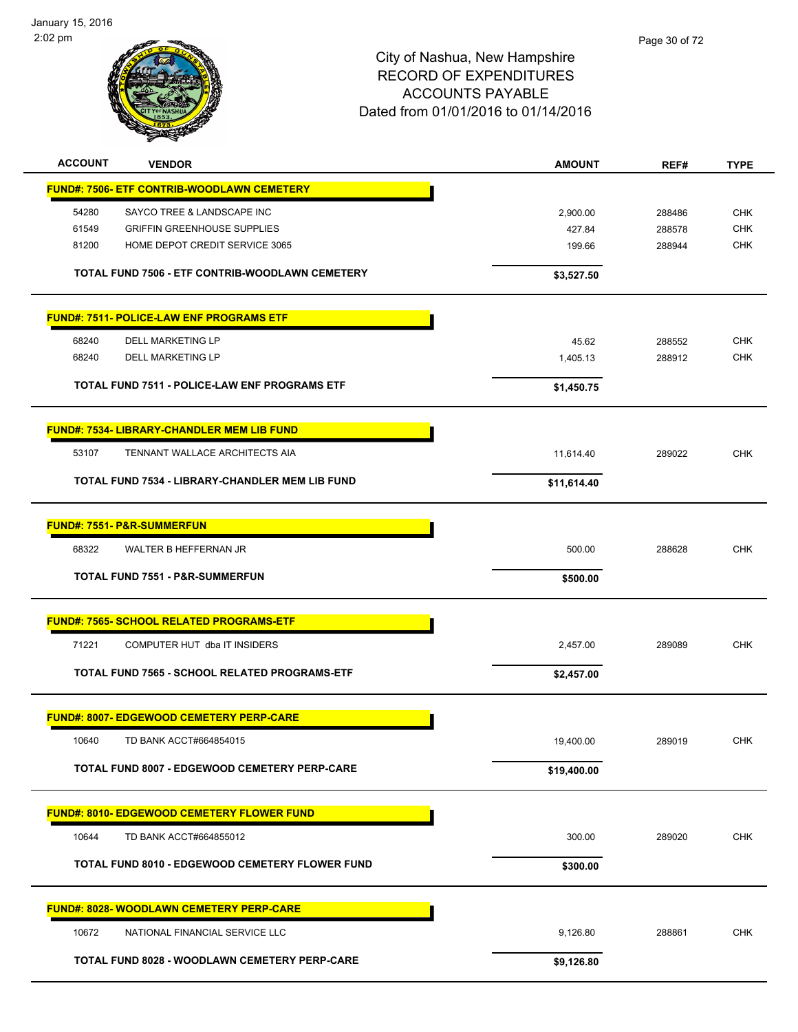# City of Nashua, New Hampshire
## RECORD OF EXPENDITURES
## ACCOUNTS PAYABLE
## Dated from 01/01/2016 to 01/14/2016

January 15, 2016
2:02 pm

| ACCOUNT | VENDOR | AMOUNT | REF# | TYPE |
|---|---|---|---|---|
| **FUND#: 7506- ETF CONTRIB-WOODLAWN CEMETERY** | | | | |
| 54280 | SAYCO TREE & LANDSCAPE INC | 2,900.00 | 288486 | CHK |
| 61549 | GRIFFIN GREENHOUSE SUPPLIES | 427.84 | 288578 | CHK |
| 81200 | HOME DEPOT CREDIT SERVICE 3065 | 199.66 | 288944 | CHK |
| | **TOTAL FUND 7506 - ETF CONTRIB-WOODLAWN CEMETERY** | **$3,527.50** | | |
| **FUND#: 7511- POLICE-LAW ENF PROGRAMS ETF** | | | | |
| 68240 | DELL MARKETING LP | 45.62 | 288552 | CHK |
| 68240 | DELL MARKETING LP | 1,405.13 | 288912 | CHK |
| | **TOTAL FUND 7511 - POLICE-LAW ENF PROGRAMS ETF** | **$1,450.75** | | |
| **FUND#: 7534- LIBRARY-CHANDLER MEM LIB FUND** | | | | |
| 53107 | TENNANT WALLACE ARCHITECTS AIA | 11,614.40 | 289022 | CHK |
| | **TOTAL FUND 7534 - LIBRARY-CHANDLER MEM LIB FUND** | **$11,614.40** | | |
| **FUND#: 7551- P&R-SUMMERFUN** | | | | |
| 68322 | WALTER B HEFFERNAN JR | 500.00 | 288628 | CHK |
| | **TOTAL FUND 7551 - P&R-SUMMERFUN** | **$500.00** | | |
| **FUND#: 7565- SCHOOL RELATED PROGRAMS-ETF** | | | | |
| 71221 | COMPUTER HUT dba IT INSIDERS | 2,457.00 | 289089 | CHK |
| | **TOTAL FUND 7565 - SCHOOL RELATED PROGRAMS-ETF** | **$2,457.00** | | |
| **FUND#: 8007- EDGEWOOD CEMETERY PERP-CARE** | | | | |
| 10640 | TD BANK ACCT#664854015 | 19,400.00 | 289019 | CHK |
| | **TOTAL FUND 8007 - EDGEWOOD CEMETERY PERP-CARE** | **$19,400.00** | | |
| **FUND#: 8010- EDGEWOOD CEMETERY FLOWER FUND** | | | | |
| 10644 | TD BANK ACCT#664855012 | 300.00 | 289020 | CHK |
| | **TOTAL FUND 8010 - EDGEWOOD CEMETERY FLOWER FUND** | **$300.00** | | |
| **FUND#: 8028- WOODLAWN CEMETERY PERP-CARE** | | | | |
| 10672 | NATIONAL FINANCIAL SERVICE LLC | 9,126.80 | 288861 | CHK |
| | **TOTAL FUND 8028 - WOODLAWN CEMETERY PERP-CARE** | **$9,126.80** | | |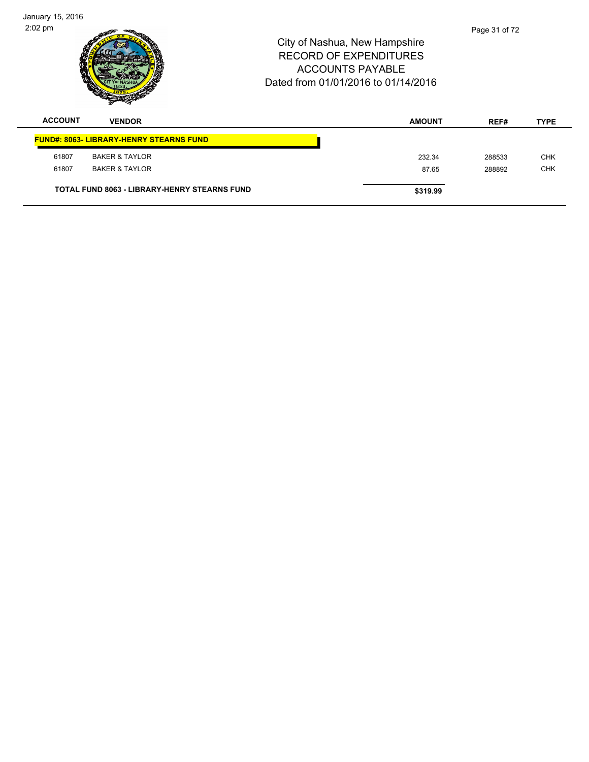# City of Nashua, New Hampshire
## RECORD OF EXPENDITURES
## ACCOUNTS PAYABLE
## Dated from 01/01/2016 to 01/14/2016

| ACCOUNT | VENDOR | AMOUNT | REF# | TYPE |
|---|---|---|---|---|
| **FUND#: 8063- LIBRARY-HENRY STEARNS FUND** | | | | |
| 61807 | BAKER & TAYLOR | 232.34 | 288533 | CHK |
| 61807 | BAKER & TAYLOR | 87.65 | 288892 | CHK |
| **TOTAL FUND 8063 - LIBRARY-HENRY STEARNS FUND** | | **$319.99** | | |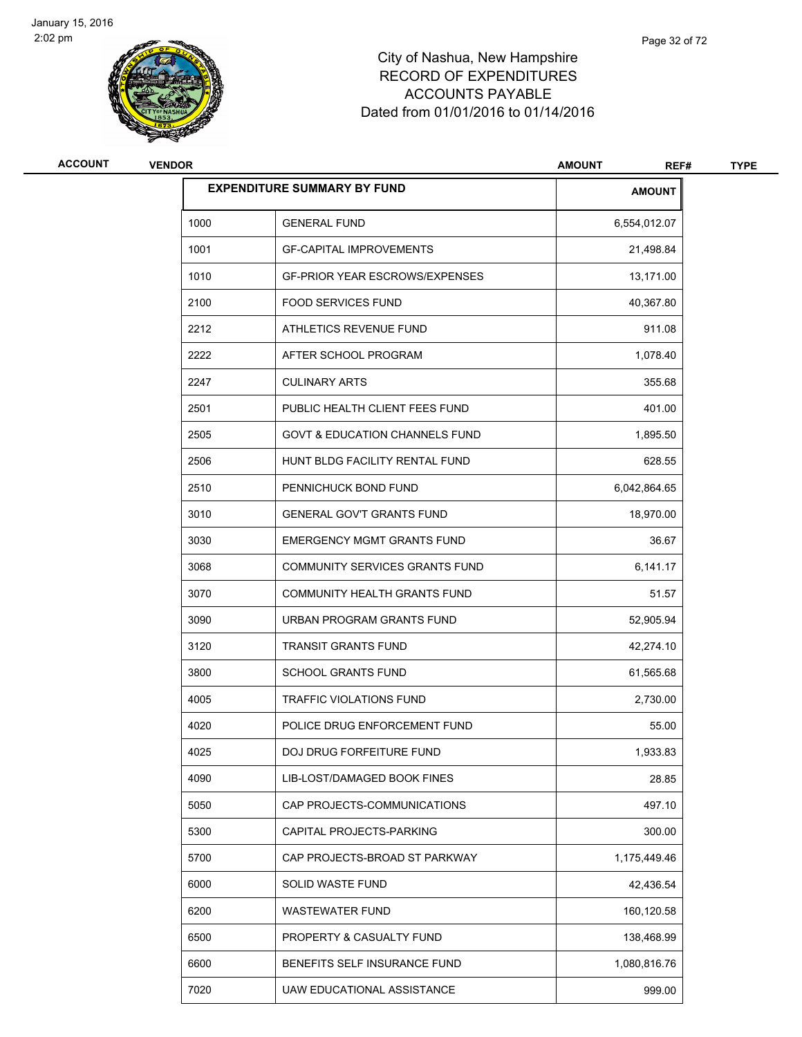# City of Nashua, New Hampshire
# RECORD OF EXPENDITURES
# ACCOUNTS PAYABLE
# Dated from 01/01/2016 to 01/14/2016

| ACCOUNT | VENDOR | AMOUNT | REF# | TYPE |
|---|---|---|---|---|

| EXPENDITURE SUMMARY BY FUND | | AMOUNT |
|---|---|---|
| 1000 | GENERAL FUND | 6,554,012.07 |
| 1001 | GF-CAPITAL IMPROVEMENTS | 21,498.84 |
| 1010 | GF-PRIOR YEAR ESCROWS/EXPENSES | 13,171.00 |
| 2100 | FOOD SERVICES FUND | 40,367.80 |
| 2212 | ATHLETICS REVENUE FUND | 911.08 |
| 2222 | AFTER SCHOOL PROGRAM | 1,078.40 |
| 2247 | CULINARY ARTS | 355.68 |
| 2501 | PUBLIC HEALTH CLIENT FEES FUND | 401.00 |
| 2505 | GOVT & EDUCATION CHANNELS FUND | 1,895.50 |
| 2506 | HUNT BLDG FACILITY RENTAL FUND | 628.55 |
| 2510 | PENNICHUCK BOND FUND | 6,042,864.65 |
| 3010 | GENERAL GOV'T GRANTS FUND | 18,970.00 |
| 3030 | EMERGENCY MGMT GRANTS FUND | 36.67 |
| 3068 | COMMUNITY SERVICES GRANTS FUND | 6,141.17 |
| 3070 | COMMUNITY HEALTH GRANTS FUND | 51.57 |
| 3090 | URBAN PROGRAM GRANTS FUND | 52,905.94 |
| 3120 | TRANSIT GRANTS FUND | 42,274.10 |
| 3800 | SCHOOL GRANTS FUND | 61,565.68 |
| 4005 | TRAFFIC VIOLATIONS FUND | 2,730.00 |
| 4020 | POLICE DRUG ENFORCEMENT FUND | 55.00 |
| 4025 | DOJ DRUG FORFEITURE FUND | 1,933.83 |
| 4090 | LIB-LOST/DAMAGED BOOK FINES | 28.85 |
| 5050 | CAP PROJECTS-COMMUNICATIONS | 497.10 |
| 5300 | CAPITAL PROJECTS-PARKING | 300.00 |
| 5700 | CAP PROJECTS-BROAD ST PARKWAY | 1,175,449.46 |
| 6000 | SOLID WASTE FUND | 42,436.54 |
| 6200 | WASTEWATER FUND | 160,120.58 |
| 6500 | PROPERTY & CASUALTY FUND | 138,468.99 |
| 6600 | BENEFITS SELF INSURANCE FUND | 1,080,816.76 |
| 7020 | UAW EDUCATIONAL ASSISTANCE | 999.00 |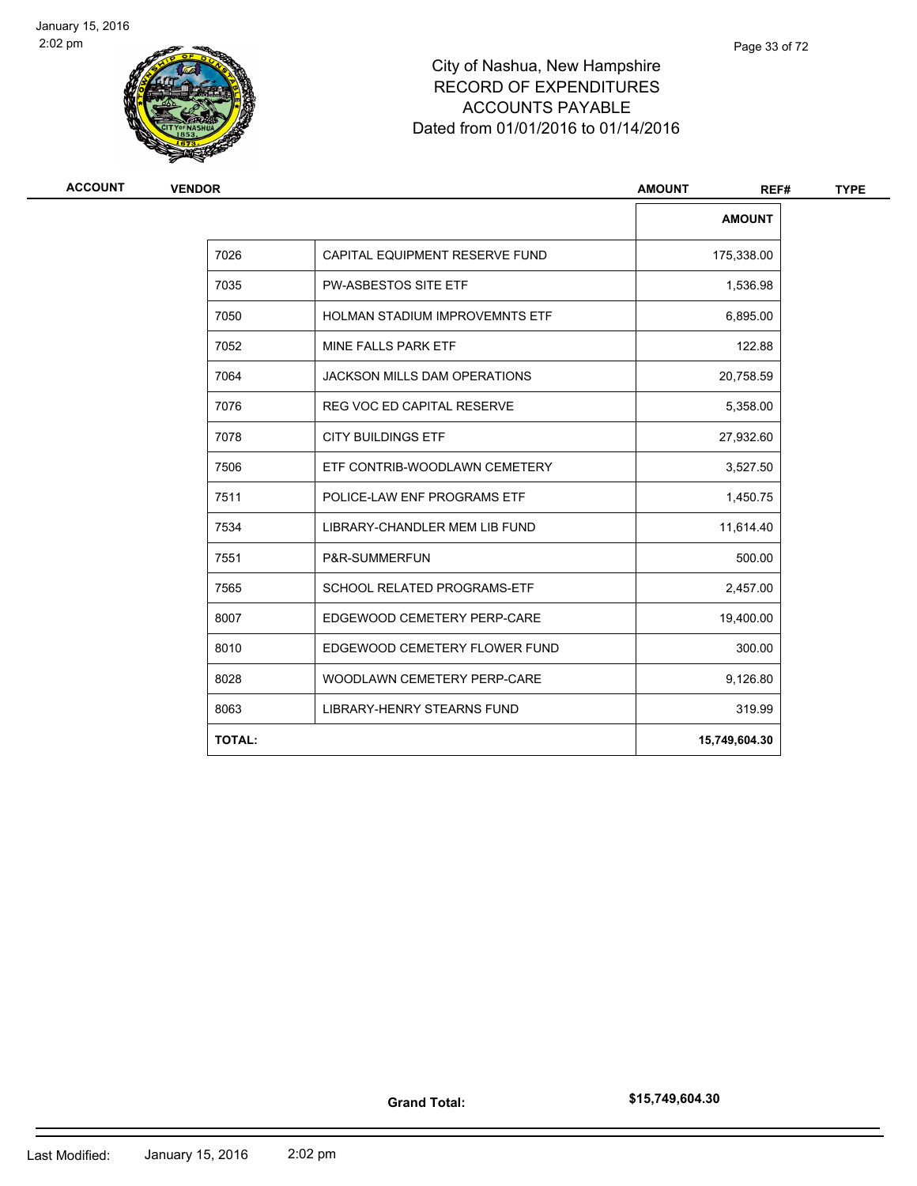# City of Nashua, New Hampshire
## RECORD OF EXPENDITURES
## ACCOUNTS PAYABLE
## Dated from 01/01/2016 to 01/14/2016

| ACCOUNT | VENDOR | AMOUNT | REF# | TYPE |
|---|---|---|---|---|

| | | AMOUNT |
|---|---|---|
| 7026 | CAPITAL EQUIPMENT RESERVE FUND | 175,338.00 |
| 7035 | PW-ASBESTOS SITE ETF | 1,536.98 |
| 7050 | HOLMAN STADIUM IMPROVEMNTS ETF | 6,895.00 |
| 7052 | MINE FALLS PARK ETF | 122.88 |
| 7064 | JACKSON MILLS DAM OPERATIONS | 20,758.59 |
| 7076 | REG VOC ED CAPITAL RESERVE | 5,358.00 |
| 7078 | CITY BUILDINGS ETF | 27,932.60 |
| 7506 | ETF CONTRIB-WOODLAWN CEMETERY | 3,527.50 |
| 7511 | POLICE-LAW ENF PROGRAMS ETF | 1,450.75 |
| 7534 | LIBRARY-CHANDLER MEM LIB FUND | 11,614.40 |
| 7551 | P&R-SUMMERFUN | 500.00 |
| 7565 | SCHOOL RELATED PROGRAMS-ETF | 2,457.00 |
| 8007 | EDGEWOOD CEMETERY PERP-CARE | 19,400.00 |
| 8010 | EDGEWOOD CEMETERY FLOWER FUND | 300.00 |
| 8028 | WOODLAWN CEMETERY PERP-CARE | 9,126.80 |
| 8063 | LIBRARY-HENRY STEARNS FUND | 319.99 |
| **TOTAL:** | | **15,749,604.30** |

**Grand Total:** **$15,749,604.30**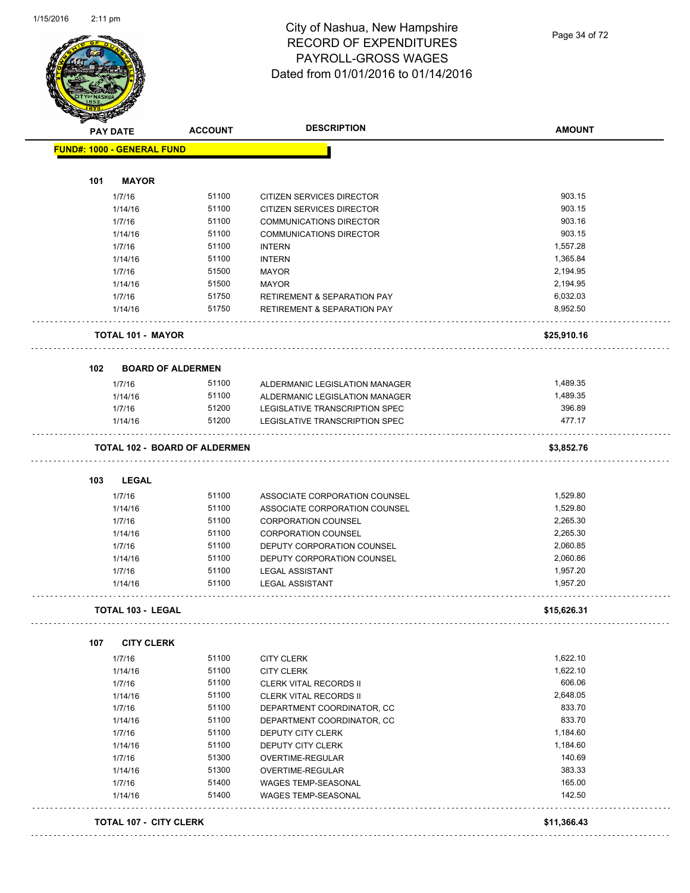# City of Nashua, New Hampshire
# RECORD OF EXPENDITURES
# PAYROLL-GROSS WAGES
# Dated from 01/01/2016 to 01/14/2016

**FUND#: 1000 - GENERAL FUND**

## 101 MAYOR

| PAY DATE | ACCOUNT | DESCRIPTION | AMOUNT |
|---|---|---|---|
| 1/7/16 | 51100 | CITIZEN SERVICES DIRECTOR | 903.15 |
| 1/14/16 | 51100 | CITIZEN SERVICES DIRECTOR | 903.15 |
| 1/7/16 | 51100 | COMMUNICATIONS DIRECTOR | 903.16 |
| 1/14/16 | 51100 | COMMUNICATIONS DIRECTOR | 903.15 |
| 1/7/16 | 51100 | INTERN | 1,557.28 |
| 1/14/16 | 51100 | INTERN | 1,365.84 |
| 1/7/16 | 51500 | MAYOR | 2,194.95 |
| 1/14/16 | 51500 | MAYOR | 2,194.95 |
| 1/7/16 | 51750 | RETIREMENT & SEPARATION PAY | 6,032.03 |
| 1/14/16 | 51750 | RETIREMENT & SEPARATION PAY | 8,952.50 |
| **TOTAL 101 - MAYOR** | | | **$25,910.16** |

## 102 BOARD OF ALDERMEN

| PAY DATE | ACCOUNT | DESCRIPTION | AMOUNT |
|---|---|---|---|
| 1/7/16 | 51100 | ALDERMANIC LEGISLATION MANAGER | 1,489.35 |
| 1/14/16 | 51100 | ALDERMANIC LEGISLATION MANAGER | 1,489.35 |
| 1/7/16 | 51200 | LEGISLATIVE TRANSCRIPTION SPEC | 396.89 |
| 1/14/16 | 51200 | LEGISLATIVE TRANSCRIPTION SPEC | 477.17 |
| **TOTAL 102 - BOARD OF ALDERMEN** | | | **$3,852.76** |

## 103 LEGAL

| PAY DATE | ACCOUNT | DESCRIPTION | AMOUNT |
|---|---|---|---|
| 1/7/16 | 51100 | ASSOCIATE CORPORATION COUNSEL | 1,529.80 |
| 1/14/16 | 51100 | ASSOCIATE CORPORATION COUNSEL | 1,529.80 |
| 1/7/16 | 51100 | CORPORATION COUNSEL | 2,265.30 |
| 1/14/16 | 51100 | CORPORATION COUNSEL | 2,265.30 |
| 1/7/16 | 51100 | DEPUTY CORPORATION COUNSEL | 2,060.85 |
| 1/14/16 | 51100 | DEPUTY CORPORATION COUNSEL | 2,060.86 |
| 1/7/16 | 51100 | LEGAL ASSISTANT | 1,957.20 |
| 1/14/16 | 51100 | LEGAL ASSISTANT | 1,957.20 |
| **TOTAL 103 - LEGAL** | | | **$15,626.31** |

## 107 CITY CLERK

| PAY DATE | ACCOUNT | DESCRIPTION | AMOUNT |
|---|---|---|---|
| 1/7/16 | 51100 | CITY CLERK | 1,622.10 |
| 1/14/16 | 51100 | CITY CLERK | 1,622.10 |
| 1/7/16 | 51100 | CLERK VITAL RECORDS II | 606.06 |
| 1/14/16 | 51100 | CLERK VITAL RECORDS II | 2,648.05 |
| 1/7/16 | 51100 | DEPARTMENT COORDINATOR, CC | 833.70 |
| 1/14/16 | 51100 | DEPARTMENT COORDINATOR, CC | 833.70 |
| 1/7/16 | 51100 | DEPUTY CITY CLERK | 1,184.60 |
| 1/14/16 | 51100 | DEPUTY CITY CLERK | 1,184.60 |
| 1/7/16 | 51300 | OVERTIME-REGULAR | 140.69 |
| 1/14/16 | 51300 | OVERTIME-REGULAR | 383.33 |
| 1/7/16 | 51400 | WAGES TEMP-SEASONAL | 165.00 |
| 1/14/16 | 51400 | WAGES TEMP-SEASONAL | 142.50 |
| **TOTAL 107 - CITY CLERK** | | | **$11,366.43** |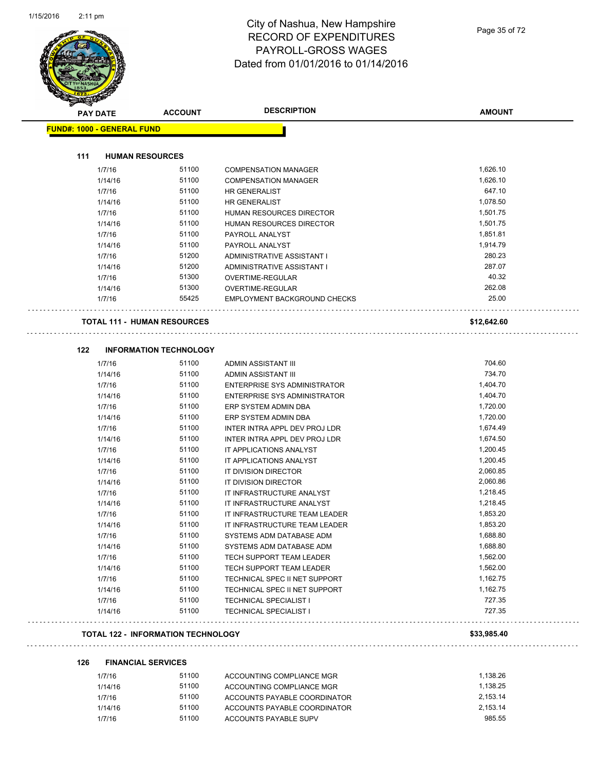# City of Nashua, New Hampshire
## RECORD OF EXPENDITURES
## PAYROLL-GROSS WAGES
## Dated from 01/01/2016 to 01/14/2016

**FUND#: 1000 - GENERAL FUND**

### 111 HUMAN RESOURCES

| PAY DATE | ACCOUNT | DESCRIPTION | AMOUNT |
|---|---|---|---|
| 1/7/16 | 51100 | COMPENSATION MANAGER | 1,626.10 |
| 1/14/16 | 51100 | COMPENSATION MANAGER | 1,626.10 |
| 1/7/16 | 51100 | HR GENERALIST | 647.10 |
| 1/14/16 | 51100 | HR GENERALIST | 1,078.50 |
| 1/7/16 | 51100 | HUMAN RESOURCES DIRECTOR | 1,501.75 |
| 1/14/16 | 51100 | HUMAN RESOURCES DIRECTOR | 1,501.75 |
| 1/7/16 | 51100 | PAYROLL ANALYST | 1,851.81 |
| 1/14/16 | 51100 | PAYROLL ANALYST | 1,914.79 |
| 1/7/16 | 51200 | ADMINISTRATIVE ASSISTANT I | 280.23 |
| 1/14/16 | 51200 | ADMINISTRATIVE ASSISTANT I | 287.07 |
| 1/7/16 | 51300 | OVERTIME-REGULAR | 40.32 |
| 1/14/16 | 51300 | OVERTIME-REGULAR | 262.08 |
| 1/7/16 | 55425 | EMPLOYMENT BACKGROUND CHECKS | 25.00 |

**TOTAL 111 - HUMAN RESOURCES** **$12,642.60**

### 122 INFORMATION TECHNOLOGY

| PAY DATE | ACCOUNT | DESCRIPTION | AMOUNT |
|---|---|---|---|
| 1/7/16 | 51100 | ADMIN ASSISTANT III | 704.60 |
| 1/14/16 | 51100 | ADMIN ASSISTANT III | 734.70 |
| 1/7/16 | 51100 | ENTERPRISE SYS ADMINISTRATOR | 1,404.70 |
| 1/14/16 | 51100 | ENTERPRISE SYS ADMINISTRATOR | 1,404.70 |
| 1/7/16 | 51100 | ERP SYSTEM ADMIN DBA | 1,720.00 |
| 1/14/16 | 51100 | ERP SYSTEM ADMIN DBA | 1,720.00 |
| 1/7/16 | 51100 | INTER INTRA APPL DEV PROJ LDR | 1,674.49 |
| 1/14/16 | 51100 | INTER INTRA APPL DEV PROJ LDR | 1,674.50 |
| 1/7/16 | 51100 | IT APPLICATIONS ANALYST | 1,200.45 |
| 1/14/16 | 51100 | IT APPLICATIONS ANALYST | 1,200.45 |
| 1/7/16 | 51100 | IT DIVISION DIRECTOR | 2,060.85 |
| 1/14/16 | 51100 | IT DIVISION DIRECTOR | 2,060.86 |
| 1/7/16 | 51100 | IT INFRASTRUCTURE ANALYST | 1,218.45 |
| 1/14/16 | 51100 | IT INFRASTRUCTURE ANALYST | 1,218.45 |
| 1/7/16 | 51100 | IT INFRASTRUCTURE TEAM LEADER | 1,853.20 |
| 1/14/16 | 51100 | IT INFRASTRUCTURE TEAM LEADER | 1,853.20 |
| 1/7/16 | 51100 | SYSTEMS ADM DATABASE ADM | 1,688.80 |
| 1/14/16 | 51100 | SYSTEMS ADM DATABASE ADM | 1,688.80 |
| 1/7/16 | 51100 | TECH SUPPORT TEAM LEADER | 1,562.00 |
| 1/14/16 | 51100 | TECH SUPPORT TEAM LEADER | 1,562.00 |
| 1/7/16 | 51100 | TECHNICAL SPEC II NET SUPPORT | 1,162.75 |
| 1/14/16 | 51100 | TECHNICAL SPEC II NET SUPPORT | 1,162.75 |
| 1/7/16 | 51100 | TECHNICAL SPECIALIST I | 727.35 |
| 1/14/16 | 51100 | TECHNICAL SPECIALIST I | 727.35 |

**TOTAL 122 - INFORMATION TECHNOLOGY** **$33,985.40**

### 126 FINANCIAL SERVICES

| PAY DATE | ACCOUNT | DESCRIPTION | AMOUNT |
|---|---|---|---|
| 1/7/16 | 51100 | ACCOUNTING COMPLIANCE MGR | 1,138.26 |
| 1/14/16 | 51100 | ACCOUNTING COMPLIANCE MGR | 1,138.25 |
| 1/7/16 | 51100 | ACCOUNTS PAYABLE COORDINATOR | 2,153.14 |
| 1/14/16 | 51100 | ACCOUNTS PAYABLE COORDINATOR | 2,153.14 |
| 1/7/16 | 51100 | ACCOUNTS PAYABLE SUPV | 985.55 |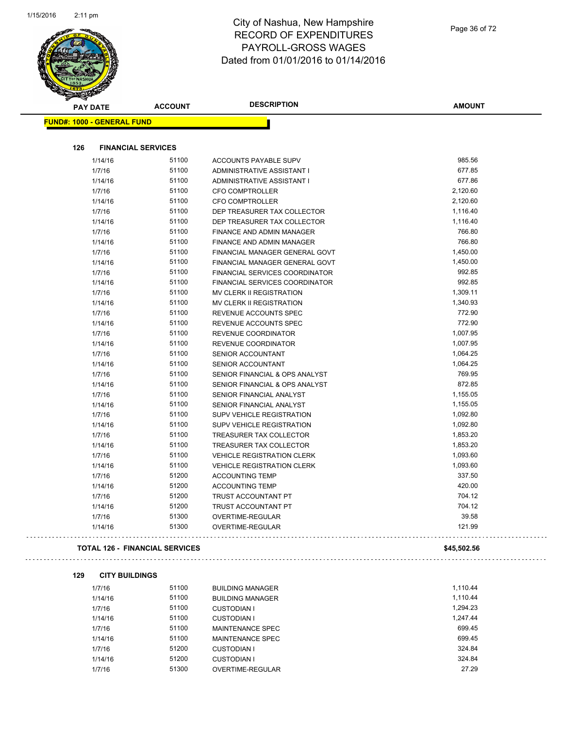# City of Nashua, New Hampshire
## RECORD OF EXPENDITURES
## PAYROLL-GROSS WAGES
## Dated from 01/01/2016 to 01/14/2016

**FUND#: 1000 - GENERAL FUND**

### 126 FINANCIAL SERVICES

| PAY DATE | ACCOUNT | DESCRIPTION | AMOUNT |
|---|---|---|---|
| 1/14/16 | 51100 | ACCOUNTS PAYABLE SUPV | 985.56 |
| 1/7/16 | 51100 | ADMINISTRATIVE ASSISTANT I | 677.85 |
| 1/14/16 | 51100 | ADMINISTRATIVE ASSISTANT I | 677.86 |
| 1/7/16 | 51100 | CFO COMPTROLLER | 2,120.60 |
| 1/14/16 | 51100 | CFO COMPTROLLER | 2,120.60 |
| 1/7/16 | 51100 | DEP TREASURER TAX COLLECTOR | 1,116.40 |
| 1/14/16 | 51100 | DEP TREASURER TAX COLLECTOR | 1,116.40 |
| 1/7/16 | 51100 | FINANCE AND ADMIN MANAGER | 766.80 |
| 1/14/16 | 51100 | FINANCE AND ADMIN MANAGER | 766.80 |
| 1/7/16 | 51100 | FINANCIAL MANAGER GENERAL GOVT | 1,450.00 |
| 1/14/16 | 51100 | FINANCIAL MANAGER GENERAL GOVT | 1,450.00 |
| 1/7/16 | 51100 | FINANCIAL SERVICES COORDINATOR | 992.85 |
| 1/14/16 | 51100 | FINANCIAL SERVICES COORDINATOR | 992.85 |
| 1/7/16 | 51100 | MV CLERK II REGISTRATION | 1,309.11 |
| 1/14/16 | 51100 | MV CLERK II REGISTRATION | 1,340.93 |
| 1/7/16 | 51100 | REVENUE ACCOUNTS SPEC | 772.90 |
| 1/14/16 | 51100 | REVENUE ACCOUNTS SPEC | 772.90 |
| 1/7/16 | 51100 | REVENUE COORDINATOR | 1,007.95 |
| 1/14/16 | 51100 | REVENUE COORDINATOR | 1,007.95 |
| 1/7/16 | 51100 | SENIOR ACCOUNTANT | 1,064.25 |
| 1/14/16 | 51100 | SENIOR ACCOUNTANT | 1,064.25 |
| 1/7/16 | 51100 | SENIOR FINANCIAL & OPS ANALYST | 769.95 |
| 1/14/16 | 51100 | SENIOR FINANCIAL & OPS ANALYST | 872.85 |
| 1/7/16 | 51100 | SENIOR FINANCIAL ANALYST | 1,155.05 |
| 1/14/16 | 51100 | SENIOR FINANCIAL ANALYST | 1,155.05 |
| 1/7/16 | 51100 | SUPV VEHICLE REGISTRATION | 1,092.80 |
| 1/14/16 | 51100 | SUPV VEHICLE REGISTRATION | 1,092.80 |
| 1/7/16 | 51100 | TREASURER TAX COLLECTOR | 1,853.20 |
| 1/14/16 | 51100 | TREASURER TAX COLLECTOR | 1,853.20 |
| 1/7/16 | 51100 | VEHICLE REGISTRATION CLERK | 1,093.60 |
| 1/14/16 | 51100 | VEHICLE REGISTRATION CLERK | 1,093.60 |
| 1/7/16 | 51200 | ACCOUNTING TEMP | 337.50 |
| 1/14/16 | 51200 | ACCOUNTING TEMP | 420.00 |
| 1/7/16 | 51200 | TRUST ACCOUNTANT PT | 704.12 |
| 1/14/16 | 51200 | TRUST ACCOUNTANT PT | 704.12 |
| 1/7/16 | 51300 | OVERTIME-REGULAR | 39.58 |
| 1/14/16 | 51300 | OVERTIME-REGULAR | 121.99 |

**TOTAL 126 - FINANCIAL SERVICES** **$45,502.56**

### 129 CITY BUILDINGS

| PAY DATE | ACCOUNT | DESCRIPTION | AMOUNT |
|---|---|---|---|
| 1/7/16 | 51100 | BUILDING MANAGER | 1,110.44 |
| 1/14/16 | 51100 | BUILDING MANAGER | 1,110.44 |
| 1/7/16 | 51100 | CUSTODIAN I | 1,294.23 |
| 1/14/16 | 51100 | CUSTODIAN I | 1,247.44 |
| 1/7/16 | 51100 | MAINTENANCE SPEC | 699.45 |
| 1/14/16 | 51100 | MAINTENANCE SPEC | 699.45 |
| 1/7/16 | 51200 | CUSTODIAN I | 324.84 |
| 1/14/16 | 51200 | CUSTODIAN I | 324.84 |
| 1/7/16 | 51300 | OVERTIME-REGULAR | 27.29 |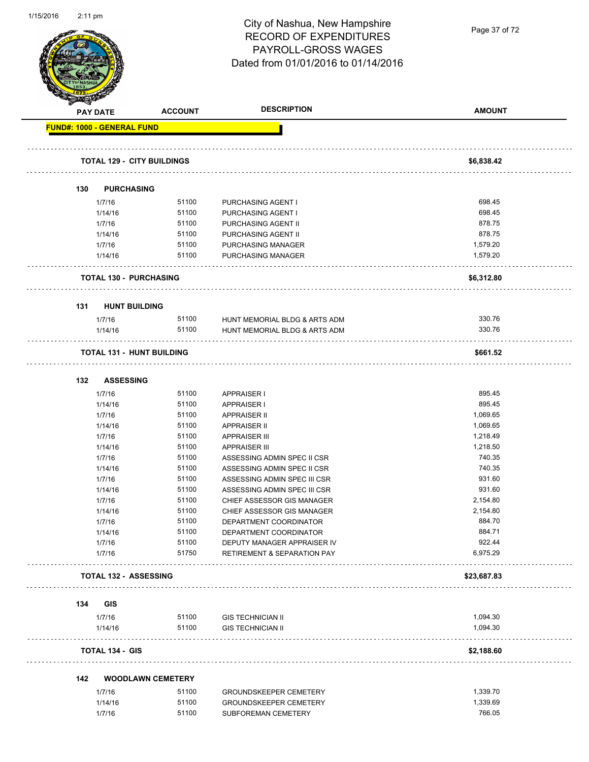# City of Nashua, New Hampshire
## RECORD OF EXPENDITURES
## PAYROLL-GROSS WAGES
### Dated from 01/01/2016 to 01/14/2016

| PAY DATE | ACCOUNT | DESCRIPTION | AMOUNT |
|---|---|---|---|
| **FUND#: 1000 - GENERAL FUND** | | | |
| **TOTAL 129 - CITY BUILDINGS** | | | **$6,838.42** |
| **130 PURCHASING** | | | |
| 1/7/16 | 51100 | PURCHASING AGENT I | 698.45 |
| 1/14/16 | 51100 | PURCHASING AGENT I | 698.45 |
| 1/7/16 | 51100 | PURCHASING AGENT II | 878.75 |
| 1/14/16 | 51100 | PURCHASING AGENT II | 878.75 |
| 1/7/16 | 51100 | PURCHASING MANAGER | 1,579.20 |
| 1/14/16 | 51100 | PURCHASING MANAGER | 1,579.20 |
| **TOTAL 130 - PURCHASING** | | | **$6,312.80** |
| **131 HUNT BUILDING** | | | |
| 1/7/16 | 51100 | HUNT MEMORIAL BLDG & ARTS ADM | 330.76 |
| 1/14/16 | 51100 | HUNT MEMORIAL BLDG & ARTS ADM | 330.76 |
| **TOTAL 131 - HUNT BUILDING** | | | **$661.52** |
| **132 ASSESSING** | | | |
| 1/7/16 | 51100 | APPRAISER I | 895.45 |
| 1/14/16 | 51100 | APPRAISER I | 895.45 |
| 1/7/16 | 51100 | APPRAISER II | 1,069.65 |
| 1/14/16 | 51100 | APPRAISER II | 1,069.65 |
| 1/7/16 | 51100 | APPRAISER III | 1,218.49 |
| 1/14/16 | 51100 | APPRAISER III | 1,218.50 |
| 1/7/16 | 51100 | ASSESSING ADMIN SPEC II CSR | 740.35 |
| 1/14/16 | 51100 | ASSESSING ADMIN SPEC II CSR | 740.35 |
| 1/7/16 | 51100 | ASSESSING ADMIN SPEC III CSR | 931.60 |
| 1/14/16 | 51100 | ASSESSING ADMIN SPEC III CSR | 931.60 |
| 1/7/16 | 51100 | CHIEF ASSESSOR GIS MANAGER | 2,154.80 |
| 1/14/16 | 51100 | CHIEF ASSESSOR GIS MANAGER | 2,154.80 |
| 1/7/16 | 51100 | DEPARTMENT COORDINATOR | 884.70 |
| 1/14/16 | 51100 | DEPARTMENT COORDINATOR | 884.71 |
| 1/7/16 | 51100 | DEPUTY MANAGER APPRAISER IV | 922.44 |
| 1/7/16 | 51750 | RETIREMENT & SEPARATION PAY | 6,975.29 |
| **TOTAL 132 - ASSESSING** | | | **$23,687.83** |
| **134 GIS** | | | |
| 1/7/16 | 51100 | GIS TECHNICIAN II | 1,094.30 |
| 1/14/16 | 51100 | GIS TECHNICIAN II | 1,094.30 |
| **TOTAL 134 - GIS** | | | **$2,188.60** |
| **142 WOODLAWN CEMETERY** | | | |
| 1/7/16 | 51100 | GROUNDSKEEPER CEMETERY | 1,339.70 |
| 1/14/16 | 51100 | GROUNDSKEEPER CEMETERY | 1,339.69 |
| 1/7/16 | 51100 | SUBFOREMAN CEMETERY | 766.05 |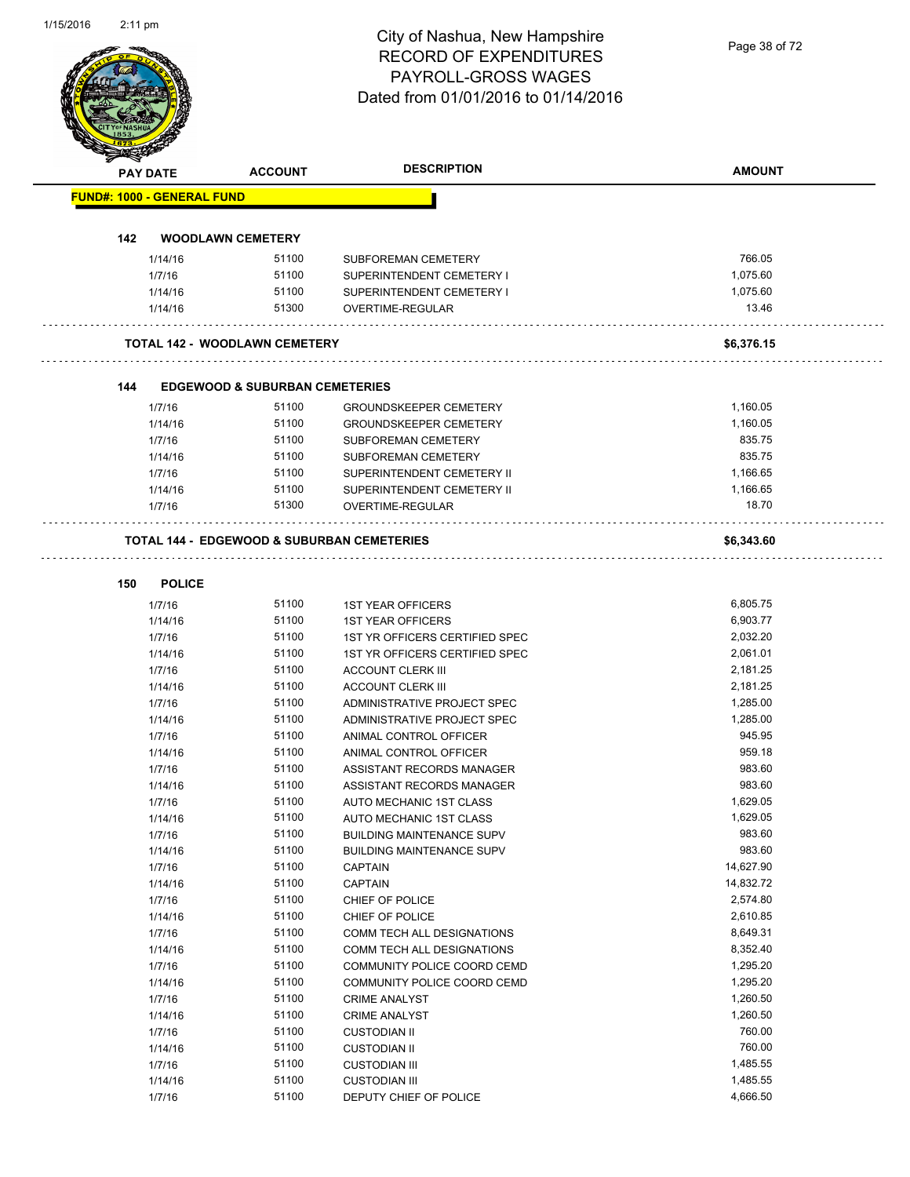# City of Nashua, New Hampshire
## RECORD OF EXPENDITURES
## PAYROLL-GROSS WAGES
## Dated from 01/01/2016 to 01/14/2016

| PAY DATE | ACCOUNT | DESCRIPTION | AMOUNT |
|---|---|---|---|
| **FUND#: 1000 - GENERAL FUND** | | | |
| **142 WOODLAWN CEMETERY** | | | |
| 1/14/16 | 51100 | SUBFOREMAN CEMETERY | 766.05 |
| 1/7/16 | 51100 | SUPERINTENDENT CEMETERY I | 1,075.60 |
| 1/14/16 | 51100 | SUPERINTENDENT CEMETERY I | 1,075.60 |
| 1/14/16 | 51300 | OVERTIME-REGULAR | 13.46 |
| **TOTAL 142 - WOODLAWN CEMETERY** | | | **$6,376.15** |
| **144 EDGEWOOD & SUBURBAN CEMETERIES** | | | |
| 1/7/16 | 51100 | GROUNDSKEEPER CEMETERY | 1,160.05 |
| 1/14/16 | 51100 | GROUNDSKEEPER CEMETERY | 1,160.05 |
| 1/7/16 | 51100 | SUBFOREMAN CEMETERY | 835.75 |
| 1/14/16 | 51100 | SUBFOREMAN CEMETERY | 835.75 |
| 1/7/16 | 51100 | SUPERINTENDENT CEMETERY II | 1,166.65 |
| 1/14/16 | 51100 | SUPERINTENDENT CEMETERY II | 1,166.65 |
| 1/7/16 | 51300 | OVERTIME-REGULAR | 18.70 |
| **TOTAL 144 - EDGEWOOD & SUBURBAN CEMETERIES** | | | **$6,343.60** |
| **150 POLICE** | | | |
| 1/7/16 | 51100 | 1ST YEAR OFFICERS | 6,805.75 |
| 1/14/16 | 51100 | 1ST YEAR OFFICERS | 6,903.77 |
| 1/7/16 | 51100 | 1ST YR OFFICERS CERTIFIED SPEC | 2,032.20 |
| 1/14/16 | 51100 | 1ST YR OFFICERS CERTIFIED SPEC | 2,061.01 |
| 1/7/16 | 51100 | ACCOUNT CLERK III | 2,181.25 |
| 1/14/16 | 51100 | ACCOUNT CLERK III | 2,181.25 |
| 1/7/16 | 51100 | ADMINISTRATIVE PROJECT SPEC | 1,285.00 |
| 1/14/16 | 51100 | ADMINISTRATIVE PROJECT SPEC | 1,285.00 |
| 1/7/16 | 51100 | ANIMAL CONTROL OFFICER | 945.95 |
| 1/14/16 | 51100 | ANIMAL CONTROL OFFICER | 959.18 |
| 1/7/16 | 51100 | ASSISTANT RECORDS MANAGER | 983.60 |
| 1/14/16 | 51100 | ASSISTANT RECORDS MANAGER | 983.60 |
| 1/7/16 | 51100 | AUTO MECHANIC 1ST CLASS | 1,629.05 |
| 1/14/16 | 51100 | AUTO MECHANIC 1ST CLASS | 1,629.05 |
| 1/7/16 | 51100 | BUILDING MAINTENANCE SUPV | 983.60 |
| 1/14/16 | 51100 | BUILDING MAINTENANCE SUPV | 983.60 |
| 1/7/16 | 51100 | CAPTAIN | 14,627.90 |
| 1/14/16 | 51100 | CAPTAIN | 14,832.72 |
| 1/7/16 | 51100 | CHIEF OF POLICE | 2,574.80 |
| 1/14/16 | 51100 | CHIEF OF POLICE | 2,610.85 |
| 1/7/16 | 51100 | COMM TECH ALL DESIGNATIONS | 8,649.31 |
| 1/14/16 | 51100 | COMM TECH ALL DESIGNATIONS | 8,352.40 |
| 1/7/16 | 51100 | COMMUNITY POLICE COORD CEMD | 1,295.20 |
| 1/14/16 | 51100 | COMMUNITY POLICE COORD CEMD | 1,295.20 |
| 1/7/16 | 51100 | CRIME ANALYST | 1,260.50 |
| 1/14/16 | 51100 | CRIME ANALYST | 1,260.50 |
| 1/7/16 | 51100 | CUSTODIAN II | 760.00 |
| 1/14/16 | 51100 | CUSTODIAN II | 760.00 |
| 1/7/16 | 51100 | CUSTODIAN III | 1,485.55 |
| 1/14/16 | 51100 | CUSTODIAN III | 1,485.55 |
| 1/7/16 | 51100 | DEPUTY CHIEF OF POLICE | 4,666.50 |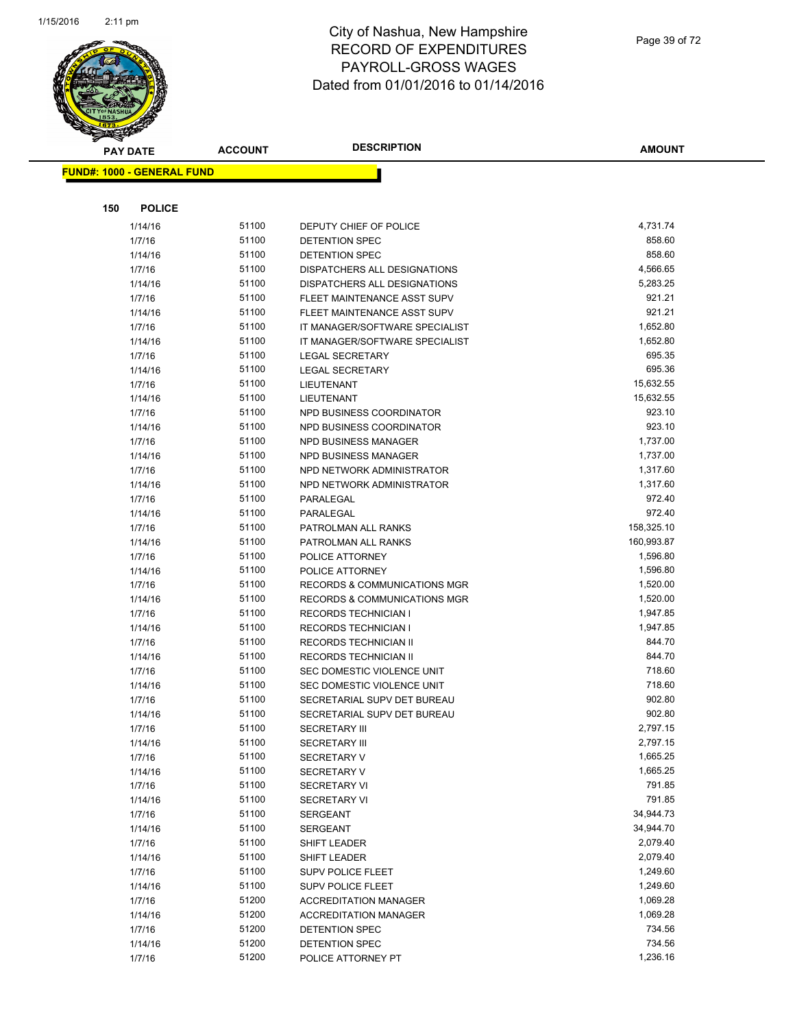# City of Nashua, New Hampshire
## RECORD OF EXPENDITURES
## PAYROLL-GROSS WAGES
## Dated from 01/01/2016 to 01/14/2016

| PAY DATE | ACCOUNT | DESCRIPTION | AMOUNT |
|---|---|---|---|

**FUND#: 1000 - GENERAL FUND**

**150 POLICE**

| PAY DATE | ACCOUNT | DESCRIPTION | AMOUNT |
|---|---|---|---|
| 1/14/16 | 51100 | DEPUTY CHIEF OF POLICE | 4,731.74 |
| 1/7/16 | 51100 | DETENTION SPEC | 858.60 |
| 1/14/16 | 51100 | DETENTION SPEC | 858.60 |
| 1/7/16 | 51100 | DISPATCHERS ALL DESIGNATIONS | 4,566.65 |
| 1/14/16 | 51100 | DISPATCHERS ALL DESIGNATIONS | 5,283.25 |
| 1/7/16 | 51100 | FLEET MAINTENANCE ASST SUPV | 921.21 |
| 1/14/16 | 51100 | FLEET MAINTENANCE ASST SUPV | 921.21 |
| 1/7/16 | 51100 | IT MANAGER/SOFTWARE SPECIALIST | 1,652.80 |
| 1/14/16 | 51100 | IT MANAGER/SOFTWARE SPECIALIST | 1,652.80 |
| 1/7/16 | 51100 | LEGAL SECRETARY | 695.35 |
| 1/14/16 | 51100 | LEGAL SECRETARY | 695.36 |
| 1/7/16 | 51100 | LIEUTENANT | 15,632.55 |
| 1/14/16 | 51100 | LIEUTENANT | 15,632.55 |
| 1/7/16 | 51100 | NPD BUSINESS COORDINATOR | 923.10 |
| 1/14/16 | 51100 | NPD BUSINESS COORDINATOR | 923.10 |
| 1/7/16 | 51100 | NPD BUSINESS MANAGER | 1,737.00 |
| 1/14/16 | 51100 | NPD BUSINESS MANAGER | 1,737.00 |
| 1/7/16 | 51100 | NPD NETWORK ADMINISTRATOR | 1,317.60 |
| 1/14/16 | 51100 | NPD NETWORK ADMINISTRATOR | 1,317.60 |
| 1/7/16 | 51100 | PARALEGAL | 972.40 |
| 1/14/16 | 51100 | PARALEGAL | 972.40 |
| 1/7/16 | 51100 | PATROLMAN ALL RANKS | 158,325.10 |
| 1/14/16 | 51100 | PATROLMAN ALL RANKS | 160,993.87 |
| 1/7/16 | 51100 | POLICE ATTORNEY | 1,596.80 |
| 1/14/16 | 51100 | POLICE ATTORNEY | 1,596.80 |
| 1/7/16 | 51100 | RECORDS & COMMUNICATIONS MGR | 1,520.00 |
| 1/14/16 | 51100 | RECORDS & COMMUNICATIONS MGR | 1,520.00 |
| 1/7/16 | 51100 | RECORDS TECHNICIAN I | 1,947.85 |
| 1/14/16 | 51100 | RECORDS TECHNICIAN I | 1,947.85 |
| 1/7/16 | 51100 | RECORDS TECHNICIAN II | 844.70 |
| 1/14/16 | 51100 | RECORDS TECHNICIAN II | 844.70 |
| 1/7/16 | 51100 | SEC DOMESTIC VIOLENCE UNIT | 718.60 |
| 1/14/16 | 51100 | SEC DOMESTIC VIOLENCE UNIT | 718.60 |
| 1/7/16 | 51100 | SECRETARIAL SUPV DET BUREAU | 902.80 |
| 1/14/16 | 51100 | SECRETARIAL SUPV DET BUREAU | 902.80 |
| 1/7/16 | 51100 | SECRETARY III | 2,797.15 |
| 1/14/16 | 51100 | SECRETARY III | 2,797.15 |
| 1/7/16 | 51100 | SECRETARY V | 1,665.25 |
| 1/14/16 | 51100 | SECRETARY V | 1,665.25 |
| 1/7/16 | 51100 | SECRETARY VI | 791.85 |
| 1/14/16 | 51100 | SECRETARY VI | 791.85 |
| 1/7/16 | 51100 | SERGEANT | 34,944.73 |
| 1/14/16 | 51100 | SERGEANT | 34,944.70 |
| 1/7/16 | 51100 | SHIFT LEADER | 2,079.40 |
| 1/14/16 | 51100 | SHIFT LEADER | 2,079.40 |
| 1/7/16 | 51100 | SUPV POLICE FLEET | 1,249.60 |
| 1/14/16 | 51100 | SUPV POLICE FLEET | 1,249.60 |
| 1/7/16 | 51200 | ACCREDITATION MANAGER | 1,069.28 |
| 1/14/16 | 51200 | ACCREDITATION MANAGER | 1,069.28 |
| 1/7/16 | 51200 | DETENTION SPEC | 734.56 |
| 1/14/16 | 51200 | DETENTION SPEC | 734.56 |
| 1/7/16 | 51200 | POLICE ATTORNEY PT | 1,236.16 |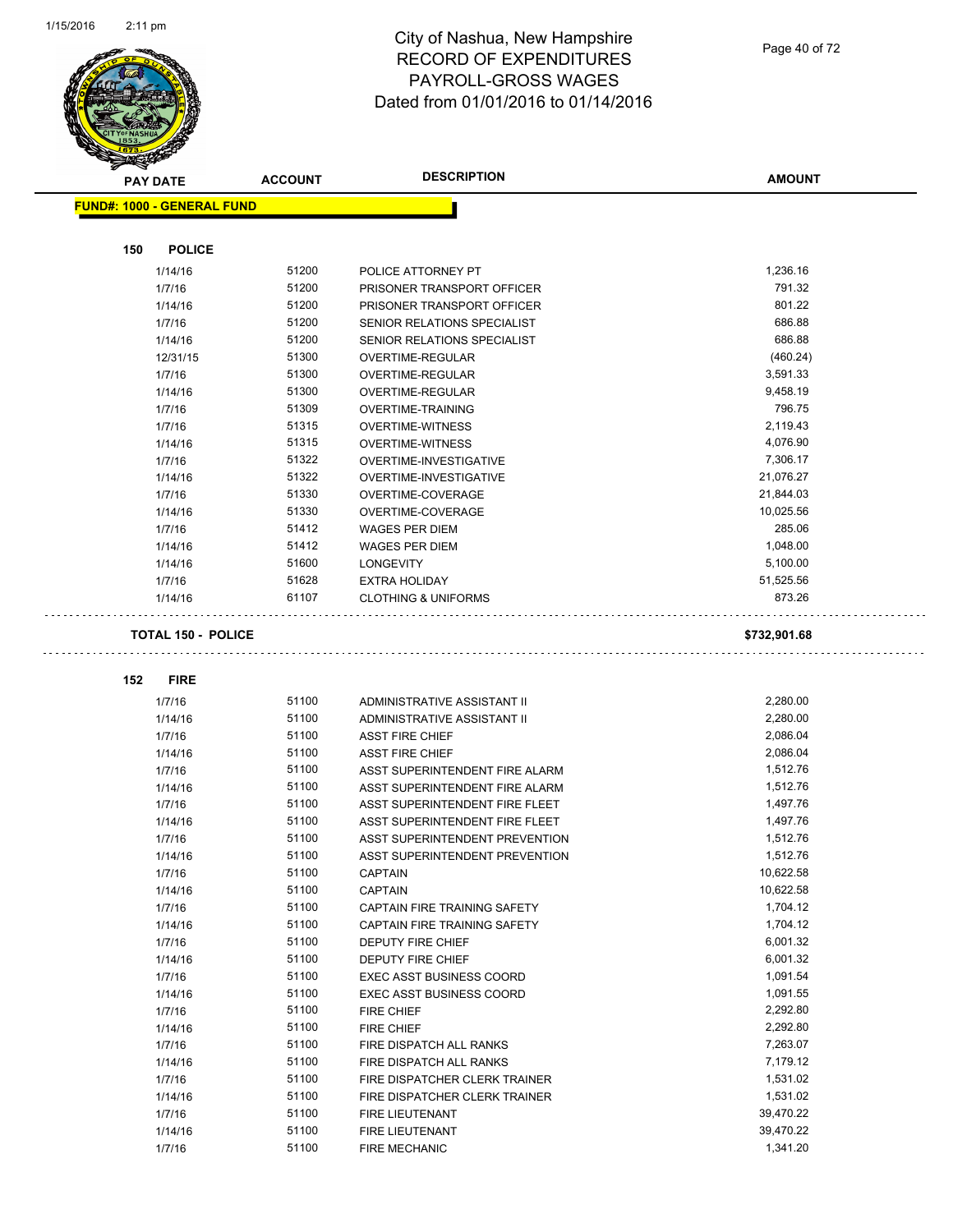# City of Nashua, New Hampshire
## RECORD OF EXPENDITURES
## PAYROLL-GROSS WAGES
## Dated from 01/01/2016 to 01/14/2016

| PAY DATE | ACCOUNT | DESCRIPTION | AMOUNT |
|---|---|---|---|

**FUND#: 1000 - GENERAL FUND**

### 150 POLICE

| PAY DATE | ACCOUNT | DESCRIPTION | AMOUNT |
|---|---|---|---|
| 1/14/16 | 51200 | POLICE ATTORNEY PT | 1,236.16 |
| 1/7/16 | 51200 | PRISONER TRANSPORT OFFICER | 791.32 |
| 1/14/16 | 51200 | PRISONER TRANSPORT OFFICER | 801.22 |
| 1/7/16 | 51200 | SENIOR RELATIONS SPECIALIST | 686.88 |
| 1/14/16 | 51200 | SENIOR RELATIONS SPECIALIST | 686.88 |
| 12/31/15 | 51300 | OVERTIME-REGULAR | (460.24) |
| 1/7/16 | 51300 | OVERTIME-REGULAR | 3,591.33 |
| 1/14/16 | 51300 | OVERTIME-REGULAR | 9,458.19 |
| 1/7/16 | 51309 | OVERTIME-TRAINING | 796.75 |
| 1/7/16 | 51315 | OVERTIME-WITNESS | 2,119.43 |
| 1/14/16 | 51315 | OVERTIME-WITNESS | 4,076.90 |
| 1/7/16 | 51322 | OVERTIME-INVESTIGATIVE | 7,306.17 |
| 1/14/16 | 51322 | OVERTIME-INVESTIGATIVE | 21,076.27 |
| 1/7/16 | 51330 | OVERTIME-COVERAGE | 21,844.03 |
| 1/14/16 | 51330 | OVERTIME-COVERAGE | 10,025.56 |
| 1/7/16 | 51412 | WAGES PER DIEM | 285.06 |
| 1/14/16 | 51412 | WAGES PER DIEM | 1,048.00 |
| 1/14/16 | 51600 | LONGEVITY | 5,100.00 |
| 1/7/16 | 51628 | EXTRA HOLIDAY | 51,525.56 |
| 1/14/16 | 61107 | CLOTHING & UNIFORMS | 873.26 |

**TOTAL 150 - POLICE** **$732,901.68**

### 152 FIRE

| PAY DATE | ACCOUNT | DESCRIPTION | AMOUNT |
|---|---|---|---|
| 1/7/16 | 51100 | ADMINISTRATIVE ASSISTANT II | 2,280.00 |
| 1/14/16 | 51100 | ADMINISTRATIVE ASSISTANT II | 2,280.00 |
| 1/7/16 | 51100 | ASST FIRE CHIEF | 2,086.04 |
| 1/14/16 | 51100 | ASST FIRE CHIEF | 2,086.04 |
| 1/7/16 | 51100 | ASST SUPERINTENDENT FIRE ALARM | 1,512.76 |
| 1/14/16 | 51100 | ASST SUPERINTENDENT FIRE ALARM | 1,512.76 |
| 1/7/16 | 51100 | ASST SUPERINTENDENT FIRE FLEET | 1,497.76 |
| 1/14/16 | 51100 | ASST SUPERINTENDENT FIRE FLEET | 1,497.76 |
| 1/7/16 | 51100 | ASST SUPERINTENDENT PREVENTION | 1,512.76 |
| 1/14/16 | 51100 | ASST SUPERINTENDENT PREVENTION | 1,512.76 |
| 1/7/16 | 51100 | CAPTAIN | 10,622.58 |
| 1/14/16 | 51100 | CAPTAIN | 10,622.58 |
| 1/7/16 | 51100 | CAPTAIN FIRE TRAINING SAFETY | 1,704.12 |
| 1/14/16 | 51100 | CAPTAIN FIRE TRAINING SAFETY | 1,704.12 |
| 1/7/16 | 51100 | DEPUTY FIRE CHIEF | 6,001.32 |
| 1/14/16 | 51100 | DEPUTY FIRE CHIEF | 6,001.32 |
| 1/7/16 | 51100 | EXEC ASST BUSINESS COORD | 1,091.54 |
| 1/14/16 | 51100 | EXEC ASST BUSINESS COORD | 1,091.55 |
| 1/7/16 | 51100 | FIRE CHIEF | 2,292.80 |
| 1/14/16 | 51100 | FIRE CHIEF | 2,292.80 |
| 1/7/16 | 51100 | FIRE DISPATCH ALL RANKS | 7,263.07 |
| 1/14/16 | 51100 | FIRE DISPATCH ALL RANKS | 7,179.12 |
| 1/7/16 | 51100 | FIRE DISPATCHER CLERK TRAINER | 1,531.02 |
| 1/14/16 | 51100 | FIRE DISPATCHER CLERK TRAINER | 1,531.02 |
| 1/7/16 | 51100 | FIRE LIEUTENANT | 39,470.22 |
| 1/14/16 | 51100 | FIRE LIEUTENANT | 39,470.22 |
| 1/7/16 | 51100 | FIRE MECHANIC | 1,341.20 |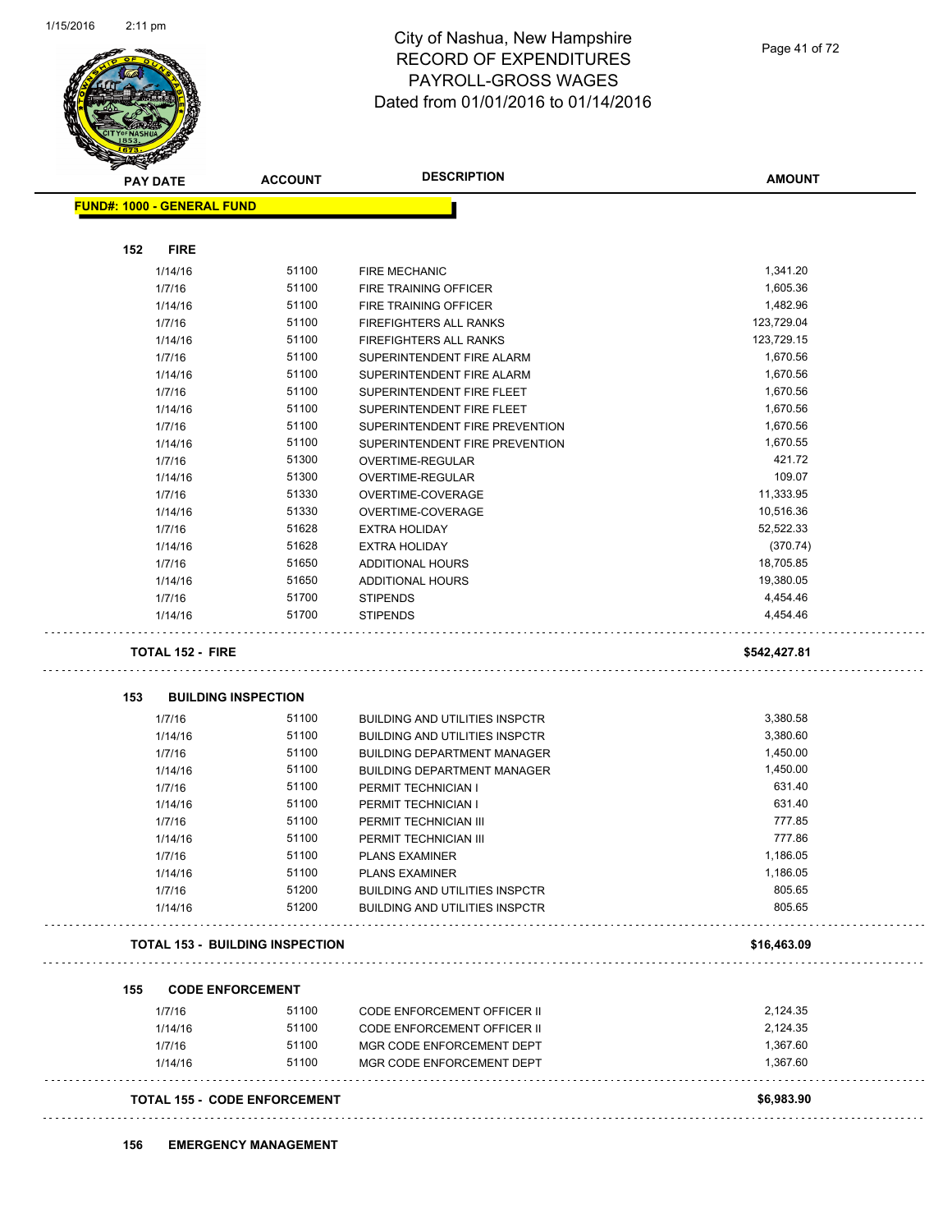# City of Nashua, New Hampshire
# RECORD OF EXPENDITURES
# PAYROLL-GROSS WAGES
# Dated from 01/01/2016 to 01/14/2016

| PAY DATE | ACCOUNT | DESCRIPTION | AMOUNT |
|---|---|---|---|

**FUND#: 1000 - GENERAL FUND**

**152 FIRE**

| PAY DATE | ACCOUNT | DESCRIPTION | AMOUNT |
|---|---|---|---|
| 1/14/16 | 51100 | FIRE MECHANIC | 1,341.20 |
| 1/7/16 | 51100 | FIRE TRAINING OFFICER | 1,605.36 |
| 1/14/16 | 51100 | FIRE TRAINING OFFICER | 1,482.96 |
| 1/7/16 | 51100 | FIREFIGHTERS ALL RANKS | 123,729.04 |
| 1/14/16 | 51100 | FIREFIGHTERS ALL RANKS | 123,729.15 |
| 1/7/16 | 51100 | SUPERINTENDENT FIRE ALARM | 1,670.56 |
| 1/14/16 | 51100 | SUPERINTENDENT FIRE ALARM | 1,670.56 |
| 1/7/16 | 51100 | SUPERINTENDENT FIRE FLEET | 1,670.56 |
| 1/14/16 | 51100 | SUPERINTENDENT FIRE FLEET | 1,670.56 |
| 1/7/16 | 51100 | SUPERINTENDENT FIRE PREVENTION | 1,670.56 |
| 1/14/16 | 51100 | SUPERINTENDENT FIRE PREVENTION | 1,670.55 |
| 1/7/16 | 51300 | OVERTIME-REGULAR | 421.72 |
| 1/14/16 | 51300 | OVERTIME-REGULAR | 109.07 |
| 1/7/16 | 51330 | OVERTIME-COVERAGE | 11,333.95 |
| 1/14/16 | 51330 | OVERTIME-COVERAGE | 10,516.36 |
| 1/7/16 | 51628 | EXTRA HOLIDAY | 52,522.33 |
| 1/14/16 | 51628 | EXTRA HOLIDAY | (370.74) |
| 1/7/16 | 51650 | ADDITIONAL HOURS | 18,705.85 |
| 1/14/16 | 51650 | ADDITIONAL HOURS | 19,380.05 |
| 1/7/16 | 51700 | STIPENDS | 4,454.46 |
| 1/14/16 | 51700 | STIPENDS | 4,454.46 |

**TOTAL 152 - FIRE** **$542,427.81**

**153 BUILDING INSPECTION**

| PAY DATE | ACCOUNT | DESCRIPTION | AMOUNT |
|---|---|---|---|
| 1/7/16 | 51100 | BUILDING AND UTILITIES INSPCTR | 3,380.58 |
| 1/14/16 | 51100 | BUILDING AND UTILITIES INSPCTR | 3,380.60 |
| 1/7/16 | 51100 | BUILDING DEPARTMENT MANAGER | 1,450.00 |
| 1/14/16 | 51100 | BUILDING DEPARTMENT MANAGER | 1,450.00 |
| 1/7/16 | 51100 | PERMIT TECHNICIAN I | 631.40 |
| 1/14/16 | 51100 | PERMIT TECHNICIAN I | 631.40 |
| 1/7/16 | 51100 | PERMIT TECHNICIAN III | 777.85 |
| 1/14/16 | 51100 | PERMIT TECHNICIAN III | 777.86 |
| 1/7/16 | 51100 | PLANS EXAMINER | 1,186.05 |
| 1/14/16 | 51100 | PLANS EXAMINER | 1,186.05 |
| 1/7/16 | 51200 | BUILDING AND UTILITIES INSPCTR | 805.65 |
| 1/14/16 | 51200 | BUILDING AND UTILITIES INSPCTR | 805.65 |

**TOTAL 153 - BUILDING INSPECTION** **$16,463.09**

**155 CODE ENFORCEMENT**

| PAY DATE | ACCOUNT | DESCRIPTION | AMOUNT |
|---|---|---|---|
| 1/7/16 | 51100 | CODE ENFORCEMENT OFFICER II | 2,124.35 |
| 1/14/16 | 51100 | CODE ENFORCEMENT OFFICER II | 2,124.35 |
| 1/7/16 | 51100 | MGR CODE ENFORCEMENT DEPT | 1,367.60 |
| 1/14/16 | 51100 | MGR CODE ENFORCEMENT DEPT | 1,367.60 |

**TOTAL 155 - CODE ENFORCEMENT** **$6,983.90**

**156 EMERGENCY MANAGEMENT**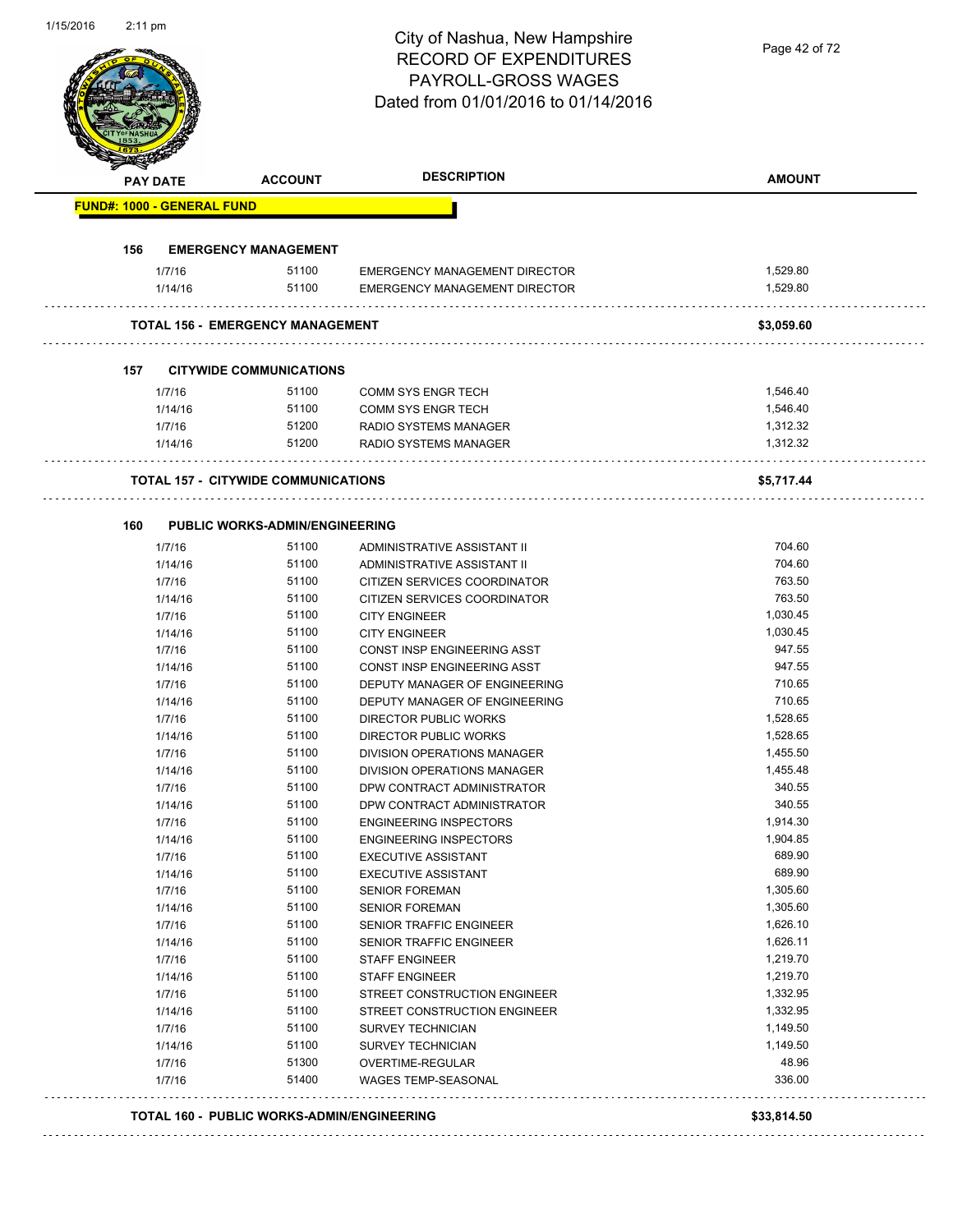# City of Nashua, New Hampshire
# RECORD OF EXPENDITURES
# PAYROLL-GROSS WAGES
# Dated from 01/01/2016 to 01/14/2016

| PAY DATE | ACCOUNT | DESCRIPTION | AMOUNT |
|---|---|---|---|
| **FUND#: 1000 - GENERAL FUND** | | | |
| **156 EMERGENCY MANAGEMENT** | | | |
| 1/7/16 | 51100 | EMERGENCY MANAGEMENT DIRECTOR | 1,529.80 |
| 1/14/16 | 51100 | EMERGENCY MANAGEMENT DIRECTOR | 1,529.80 |
| **TOTAL 156 - EMERGENCY MANAGEMENT** | | | **$3,059.60** |
| **157 CITYWIDE COMMUNICATIONS** | | | |
| 1/7/16 | 51100 | COMM SYS ENGR TECH | 1,546.40 |
| 1/14/16 | 51100 | COMM SYS ENGR TECH | 1,546.40 |
| 1/7/16 | 51200 | RADIO SYSTEMS MANAGER | 1,312.32 |
| 1/14/16 | 51200 | RADIO SYSTEMS MANAGER | 1,312.32 |
| **TOTAL 157 - CITYWIDE COMMUNICATIONS** | | | **$5,717.44** |
| **160 PUBLIC WORKS-ADMIN/ENGINEERING** | | | |
| 1/7/16 | 51100 | ADMINISTRATIVE ASSISTANT II | 704.60 |
| 1/14/16 | 51100 | ADMINISTRATIVE ASSISTANT II | 704.60 |
| 1/7/16 | 51100 | CITIZEN SERVICES COORDINATOR | 763.50 |
| 1/14/16 | 51100 | CITIZEN SERVICES COORDINATOR | 763.50 |
| 1/7/16 | 51100 | CITY ENGINEER | 1,030.45 |
| 1/14/16 | 51100 | CITY ENGINEER | 1,030.45 |
| 1/7/16 | 51100 | CONST INSP ENGINEERING ASST | 947.55 |
| 1/14/16 | 51100 | CONST INSP ENGINEERING ASST | 947.55 |
| 1/7/16 | 51100 | DEPUTY MANAGER OF ENGINEERING | 710.65 |
| 1/14/16 | 51100 | DEPUTY MANAGER OF ENGINEERING | 710.65 |
| 1/7/16 | 51100 | DIRECTOR PUBLIC WORKS | 1,528.65 |
| 1/14/16 | 51100 | DIRECTOR PUBLIC WORKS | 1,528.65 |
| 1/7/16 | 51100 | DIVISION OPERATIONS MANAGER | 1,455.50 |
| 1/14/16 | 51100 | DIVISION OPERATIONS MANAGER | 1,455.48 |
| 1/7/16 | 51100 | DPW CONTRACT ADMINISTRATOR | 340.55 |
| 1/14/16 | 51100 | DPW CONTRACT ADMINISTRATOR | 340.55 |
| 1/7/16 | 51100 | ENGINEERING INSPECTORS | 1,914.30 |
| 1/14/16 | 51100 | ENGINEERING INSPECTORS | 1,904.85 |
| 1/7/16 | 51100 | EXECUTIVE ASSISTANT | 689.90 |
| 1/14/16 | 51100 | EXECUTIVE ASSISTANT | 689.90 |
| 1/7/16 | 51100 | SENIOR FOREMAN | 1,305.60 |
| 1/14/16 | 51100 | SENIOR FOREMAN | 1,305.60 |
| 1/7/16 | 51100 | SENIOR TRAFFIC ENGINEER | 1,626.10 |
| 1/14/16 | 51100 | SENIOR TRAFFIC ENGINEER | 1,626.11 |
| 1/7/16 | 51100 | STAFF ENGINEER | 1,219.70 |
| 1/14/16 | 51100 | STAFF ENGINEER | 1,219.70 |
| 1/7/16 | 51100 | STREET CONSTRUCTION ENGINEER | 1,332.95 |
| 1/14/16 | 51100 | STREET CONSTRUCTION ENGINEER | 1,332.95 |
| 1/7/16 | 51100 | SURVEY TECHNICIAN | 1,149.50 |
| 1/14/16 | 51100 | SURVEY TECHNICIAN | 1,149.50 |
| 1/7/16 | 51300 | OVERTIME-REGULAR | 48.96 |
| 1/7/16 | 51400 | WAGES TEMP-SEASONAL | 336.00 |
| **TOTAL 160 - PUBLIC WORKS-ADMIN/ENGINEERING** | | | **$33,814.50** |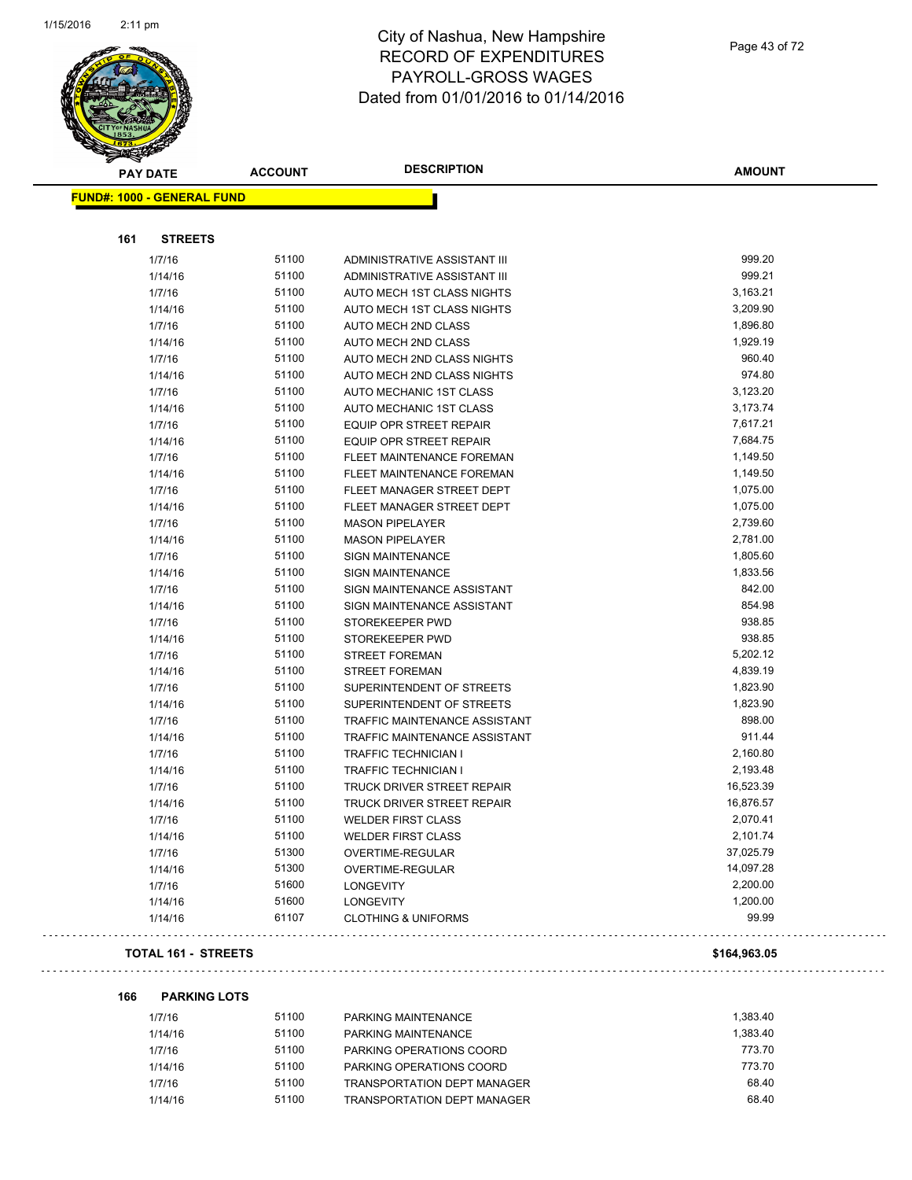# City of Nashua, New Hampshire
## RECORD OF EXPENDITURES
## PAYROLL-GROSS WAGES
## Dated from 01/01/2016 to 01/14/2016

**FUND#: 1000 - GENERAL FUND**

### 161 STREETS

| PAY DATE | ACCOUNT | DESCRIPTION | AMOUNT |
|---|---|---|---|
| 1/7/16 | 51100 | ADMINISTRATIVE ASSISTANT III | 999.20 |
| 1/14/16 | 51100 | ADMINISTRATIVE ASSISTANT III | 999.21 |
| 1/7/16 | 51100 | AUTO MECH 1ST CLASS NIGHTS | 3,163.21 |
| 1/14/16 | 51100 | AUTO MECH 1ST CLASS NIGHTS | 3,209.90 |
| 1/7/16 | 51100 | AUTO MECH 2ND CLASS | 1,896.80 |
| 1/14/16 | 51100 | AUTO MECH 2ND CLASS | 1,929.19 |
| 1/7/16 | 51100 | AUTO MECH 2ND CLASS NIGHTS | 960.40 |
| 1/14/16 | 51100 | AUTO MECH 2ND CLASS NIGHTS | 974.80 |
| 1/7/16 | 51100 | AUTO MECHANIC 1ST CLASS | 3,123.20 |
| 1/14/16 | 51100 | AUTO MECHANIC 1ST CLASS | 3,173.74 |
| 1/7/16 | 51100 | EQUIP OPR STREET REPAIR | 7,617.21 |
| 1/14/16 | 51100 | EQUIP OPR STREET REPAIR | 7,684.75 |
| 1/7/16 | 51100 | FLEET MAINTENANCE FOREMAN | 1,149.50 |
| 1/14/16 | 51100 | FLEET MAINTENANCE FOREMAN | 1,149.50 |
| 1/7/16 | 51100 | FLEET MANAGER STREET DEPT | 1,075.00 |
| 1/14/16 | 51100 | FLEET MANAGER STREET DEPT | 1,075.00 |
| 1/7/16 | 51100 | MASON PIPELAYER | 2,739.60 |
| 1/14/16 | 51100 | MASON PIPELAYER | 2,781.00 |
| 1/7/16 | 51100 | SIGN MAINTENANCE | 1,805.60 |
| 1/14/16 | 51100 | SIGN MAINTENANCE | 1,833.56 |
| 1/7/16 | 51100 | SIGN MAINTENANCE ASSISTANT | 842.00 |
| 1/14/16 | 51100 | SIGN MAINTENANCE ASSISTANT | 854.98 |
| 1/7/16 | 51100 | STOREKEEPER PWD | 938.85 |
| 1/14/16 | 51100 | STOREKEEPER PWD | 938.85 |
| 1/7/16 | 51100 | STREET FOREMAN | 5,202.12 |
| 1/14/16 | 51100 | STREET FOREMAN | 4,839.19 |
| 1/7/16 | 51100 | SUPERINTENDENT OF STREETS | 1,823.90 |
| 1/14/16 | 51100 | SUPERINTENDENT OF STREETS | 1,823.90 |
| 1/7/16 | 51100 | TRAFFIC MAINTENANCE ASSISTANT | 898.00 |
| 1/14/16 | 51100 | TRAFFIC MAINTENANCE ASSISTANT | 911.44 |
| 1/7/16 | 51100 | TRAFFIC TECHNICIAN I | 2,160.80 |
| 1/14/16 | 51100 | TRAFFIC TECHNICIAN I | 2,193.48 |
| 1/7/16 | 51100 | TRUCK DRIVER STREET REPAIR | 16,523.39 |
| 1/14/16 | 51100 | TRUCK DRIVER STREET REPAIR | 16,876.57 |
| 1/7/16 | 51100 | WELDER FIRST CLASS | 2,070.41 |
| 1/14/16 | 51100 | WELDER FIRST CLASS | 2,101.74 |
| 1/7/16 | 51300 | OVERTIME-REGULAR | 37,025.79 |
| 1/14/16 | 51300 | OVERTIME-REGULAR | 14,097.28 |
| 1/7/16 | 51600 | LONGEVITY | 2,200.00 |
| 1/14/16 | 51600 | LONGEVITY | 1,200.00 |
| 1/14/16 | 61107 | CLOTHING & UNIFORMS | 99.99 |

**TOTAL 161 - STREETS** **$164,963.05**

### 166 PARKING LOTS

| PAY DATE | ACCOUNT | DESCRIPTION | AMOUNT |
|---|---|---|---|
| 1/7/16 | 51100 | PARKING MAINTENANCE | 1,383.40 |
| 1/14/16 | 51100 | PARKING MAINTENANCE | 1,383.40 |
| 1/7/16 | 51100 | PARKING OPERATIONS COORD | 773.70 |
| 1/14/16 | 51100 | PARKING OPERATIONS COORD | 773.70 |
| 1/7/16 | 51100 | TRANSPORTATION DEPT MANAGER | 68.40 |
| 1/14/16 | 51100 | TRANSPORTATION DEPT MANAGER | 68.40 |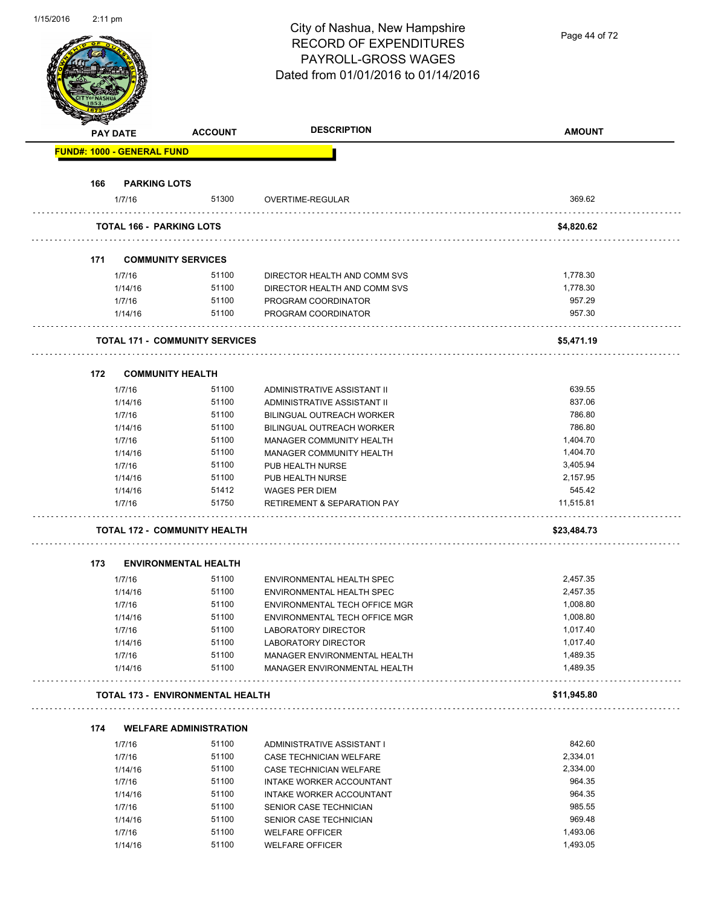# City of Nashua, New Hampshire
## RECORD OF EXPENDITURES
## PAYROLL-GROSS WAGES
## Dated from 01/01/2016 to 01/14/2016

| PAY DATE | ACCOUNT | DESCRIPTION | AMOUNT |
|---|---|---|---|
| **FUND#: 1000 - GENERAL FUND** | | | |
| **166 PARKING LOTS** | | | |
| 1/7/16 | 51300 | OVERTIME-REGULAR | 369.62 |
| **TOTAL 166 - PARKING LOTS** | | | **$4,820.62** |
| **171 COMMUNITY SERVICES** | | | |
| 1/7/16 | 51100 | DIRECTOR HEALTH AND COMM SVS | 1,778.30 |
| 1/14/16 | 51100 | DIRECTOR HEALTH AND COMM SVS | 1,778.30 |
| 1/7/16 | 51100 | PROGRAM COORDINATOR | 957.29 |
| 1/14/16 | 51100 | PROGRAM COORDINATOR | 957.30 |
| **TOTAL 171 - COMMUNITY SERVICES** | | | **$5,471.19** |
| **172 COMMUNITY HEALTH** | | | |
| 1/7/16 | 51100 | ADMINISTRATIVE ASSISTANT II | 639.55 |
| 1/14/16 | 51100 | ADMINISTRATIVE ASSISTANT II | 837.06 |
| 1/7/16 | 51100 | BILINGUAL OUTREACH WORKER | 786.80 |
| 1/14/16 | 51100 | BILINGUAL OUTREACH WORKER | 786.80 |
| 1/7/16 | 51100 | MANAGER COMMUNITY HEALTH | 1,404.70 |
| 1/14/16 | 51100 | MANAGER COMMUNITY HEALTH | 1,404.70 |
| 1/7/16 | 51100 | PUB HEALTH NURSE | 3,405.94 |
| 1/14/16 | 51100 | PUB HEALTH NURSE | 2,157.95 |
| 1/14/16 | 51412 | WAGES PER DIEM | 545.42 |
| 1/7/16 | 51750 | RETIREMENT & SEPARATION PAY | 11,515.81 |
| **TOTAL 172 - COMMUNITY HEALTH** | | | **$23,484.73** |
| **173 ENVIRONMENTAL HEALTH** | | | |
| 1/7/16 | 51100 | ENVIRONMENTAL HEALTH SPEC | 2,457.35 |
| 1/14/16 | 51100 | ENVIRONMENTAL HEALTH SPEC | 2,457.35 |
| 1/7/16 | 51100 | ENVIRONMENTAL TECH OFFICE MGR | 1,008.80 |
| 1/14/16 | 51100 | ENVIRONMENTAL TECH OFFICE MGR | 1,008.80 |
| 1/7/16 | 51100 | LABORATORY DIRECTOR | 1,017.40 |
| 1/14/16 | 51100 | LABORATORY DIRECTOR | 1,017.40 |
| 1/7/16 | 51100 | MANAGER ENVIRONMENTAL HEALTH | 1,489.35 |
| 1/14/16 | 51100 | MANAGER ENVIRONMENTAL HEALTH | 1,489.35 |
| **TOTAL 173 - ENVIRONMENTAL HEALTH** | | | **$11,945.80** |
| **174 WELFARE ADMINISTRATION** | | | |
| 1/7/16 | 51100 | ADMINISTRATIVE ASSISTANT I | 842.60 |
| 1/7/16 | 51100 | CASE TECHNICIAN WELFARE | 2,334.01 |
| 1/14/16 | 51100 | CASE TECHNICIAN WELFARE | 2,334.00 |
| 1/7/16 | 51100 | INTAKE WORKER ACCOUNTANT | 964.35 |
| 1/14/16 | 51100 | INTAKE WORKER ACCOUNTANT | 964.35 |
| 1/7/16 | 51100 | SENIOR CASE TECHNICIAN | 985.55 |
| 1/14/16 | 51100 | SENIOR CASE TECHNICIAN | 969.48 |
| 1/7/16 | 51100 | WELFARE OFFICER | 1,493.06 |
| 1/14/16 | 51100 | WELFARE OFFICER | 1,493.05 |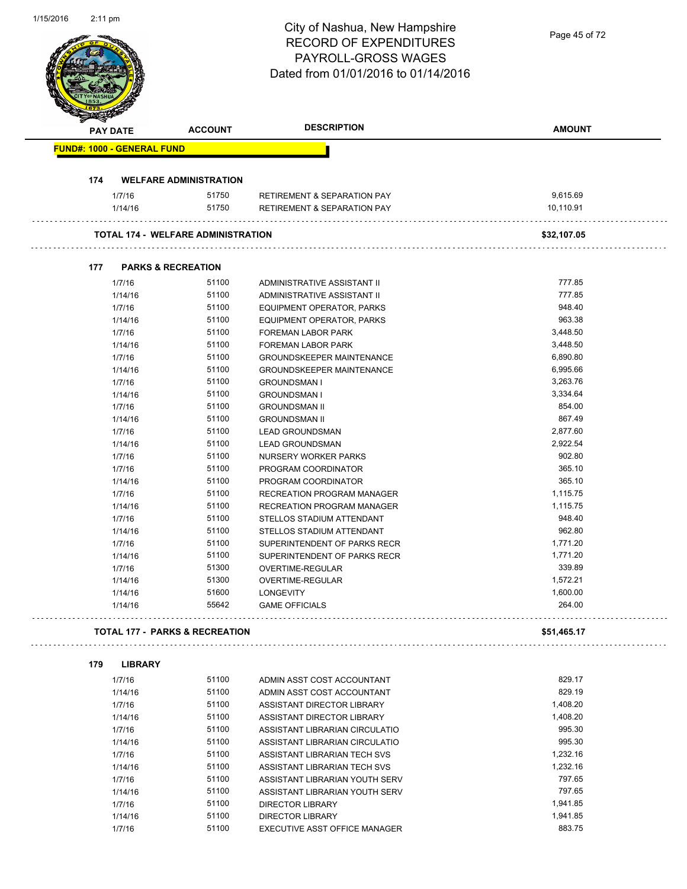# City of Nashua, New Hampshire
## RECORD OF EXPENDITURES
## PAYROLL-GROSS WAGES
## Dated from 01/01/2016 to 01/14/2016

| PAY DATE | ACCOUNT | DESCRIPTION | AMOUNT |
|---|---|---|---|

**FUND#: 1000 - GENERAL FUND**

### 174 WELFARE ADMINISTRATION

| PAY DATE | ACCOUNT | DESCRIPTION | AMOUNT |
|---|---|---|---|
| 1/7/16 | 51750 | RETIREMENT & SEPARATION PAY | 9,615.69 |
| 1/14/16 | 51750 | RETIREMENT & SEPARATION PAY | 10,110.91 |

**TOTAL 174 - WELFARE ADMINISTRATION** **$32,107.05**

### 177 PARKS & RECREATION

| PAY DATE | ACCOUNT | DESCRIPTION | AMOUNT |
|---|---|---|---|
| 1/7/16 | 51100 | ADMINISTRATIVE ASSISTANT II | 777.85 |
| 1/14/16 | 51100 | ADMINISTRATIVE ASSISTANT II | 777.85 |
| 1/7/16 | 51100 | EQUIPMENT OPERATOR, PARKS | 948.40 |
| 1/14/16 | 51100 | EQUIPMENT OPERATOR, PARKS | 963.38 |
| 1/7/16 | 51100 | FOREMAN LABOR PARK | 3,448.50 |
| 1/14/16 | 51100 | FOREMAN LABOR PARK | 3,448.50 |
| 1/7/16 | 51100 | GROUNDSKEEPER MAINTENANCE | 6,890.80 |
| 1/14/16 | 51100 | GROUNDSKEEPER MAINTENANCE | 6,995.66 |
| 1/7/16 | 51100 | GROUNDSMAN I | 3,263.76 |
| 1/14/16 | 51100 | GROUNDSMAN I | 3,334.64 |
| 1/7/16 | 51100 | GROUNDSMAN II | 854.00 |
| 1/14/16 | 51100 | GROUNDSMAN II | 867.49 |
| 1/7/16 | 51100 | LEAD GROUNDSMAN | 2,877.60 |
| 1/14/16 | 51100 | LEAD GROUNDSMAN | 2,922.54 |
| 1/7/16 | 51100 | NURSERY WORKER PARKS | 902.80 |
| 1/7/16 | 51100 | PROGRAM COORDINATOR | 365.10 |
| 1/14/16 | 51100 | PROGRAM COORDINATOR | 365.10 |
| 1/7/16 | 51100 | RECREATION PROGRAM MANAGER | 1,115.75 |
| 1/14/16 | 51100 | RECREATION PROGRAM MANAGER | 1,115.75 |
| 1/7/16 | 51100 | STELLOS STADIUM ATTENDANT | 948.40 |
| 1/14/16 | 51100 | STELLOS STADIUM ATTENDANT | 962.80 |
| 1/7/16 | 51100 | SUPERINTENDENT OF PARKS RECR | 1,771.20 |
| 1/14/16 | 51100 | SUPERINTENDENT OF PARKS RECR | 1,771.20 |
| 1/7/16 | 51300 | OVERTIME-REGULAR | 339.89 |
| 1/14/16 | 51300 | OVERTIME-REGULAR | 1,572.21 |
| 1/14/16 | 51600 | LONGEVITY | 1,600.00 |
| 1/14/16 | 55642 | GAME OFFICIALS | 264.00 |

**TOTAL 177 - PARKS & RECREATION** **$51,465.17**

### 179 LIBRARY

| PAY DATE | ACCOUNT | DESCRIPTION | AMOUNT |
|---|---|---|---|
| 1/7/16 | 51100 | ADMIN ASST COST ACCOUNTANT | 829.17 |
| 1/14/16 | 51100 | ADMIN ASST COST ACCOUNTANT | 829.19 |
| 1/7/16 | 51100 | ASSISTANT DIRECTOR LIBRARY | 1,408.20 |
| 1/14/16 | 51100 | ASSISTANT DIRECTOR LIBRARY | 1,408.20 |
| 1/7/16 | 51100 | ASSISTANT LIBRARIAN CIRCULATIO | 995.30 |
| 1/14/16 | 51100 | ASSISTANT LIBRARIAN CIRCULATIO | 995.30 |
| 1/7/16 | 51100 | ASSISTANT LIBRARIAN TECH SVS | 1,232.16 |
| 1/14/16 | 51100 | ASSISTANT LIBRARIAN TECH SVS | 1,232.16 |
| 1/7/16 | 51100 | ASSISTANT LIBRARIAN YOUTH SERV | 797.65 |
| 1/14/16 | 51100 | ASSISTANT LIBRARIAN YOUTH SERV | 797.65 |
| 1/7/16 | 51100 | DIRECTOR LIBRARY | 1,941.85 |
| 1/14/16 | 51100 | DIRECTOR LIBRARY | 1,941.85 |
| 1/7/16 | 51100 | EXECUTIVE ASST OFFICE MANAGER | 883.75 |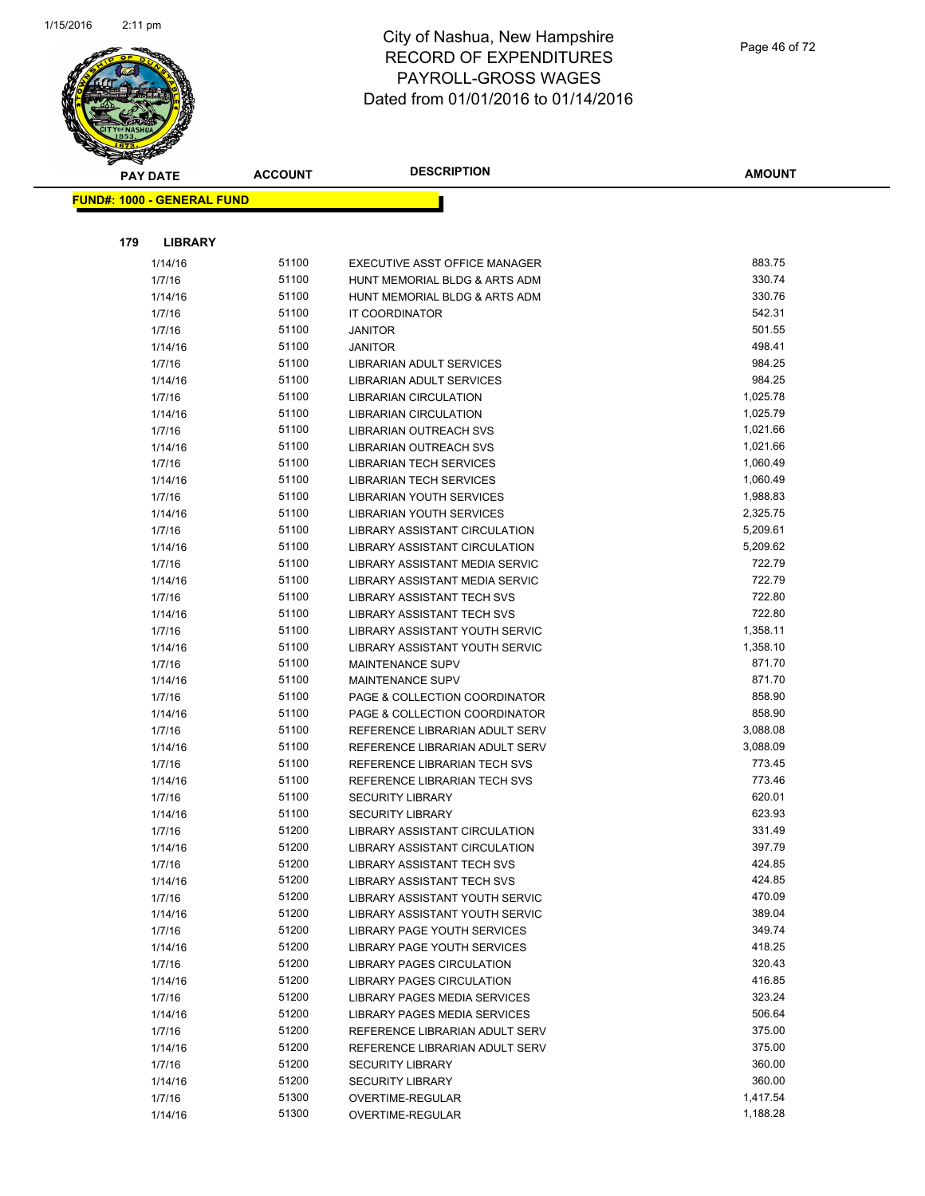# City of Nashua, New Hampshire
## RECORD OF EXPENDITURES
## PAYROLL-GROSS WAGES
## Dated from 01/01/2016 to 01/14/2016

**FUND#: 1000 - GENERAL FUND**

**179 LIBRARY**

| PAY DATE | ACCOUNT | DESCRIPTION | AMOUNT |
|---|---|---|---|
| 1/14/16 | 51100 | EXECUTIVE ASST OFFICE MANAGER | 883.75 |
| 1/7/16 | 51100 | HUNT MEMORIAL BLDG & ARTS ADM | 330.74 |
| 1/14/16 | 51100 | HUNT MEMORIAL BLDG & ARTS ADM | 330.76 |
| 1/7/16 | 51100 | IT COORDINATOR | 542.31 |
| 1/7/16 | 51100 | JANITOR | 501.55 |
| 1/14/16 | 51100 | JANITOR | 498.41 |
| 1/7/16 | 51100 | LIBRARIAN ADULT SERVICES | 984.25 |
| 1/14/16 | 51100 | LIBRARIAN ADULT SERVICES | 984.25 |
| 1/7/16 | 51100 | LIBRARIAN CIRCULATION | 1,025.78 |
| 1/14/16 | 51100 | LIBRARIAN CIRCULATION | 1,025.79 |
| 1/7/16 | 51100 | LIBRARIAN OUTREACH SVS | 1,021.66 |
| 1/14/16 | 51100 | LIBRARIAN OUTREACH SVS | 1,021.66 |
| 1/7/16 | 51100 | LIBRARIAN TECH SERVICES | 1,060.49 |
| 1/14/16 | 51100 | LIBRARIAN TECH SERVICES | 1,060.49 |
| 1/7/16 | 51100 | LIBRARIAN YOUTH SERVICES | 1,988.83 |
| 1/14/16 | 51100 | LIBRARIAN YOUTH SERVICES | 2,325.75 |
| 1/7/16 | 51100 | LIBRARY ASSISTANT CIRCULATION | 5,209.61 |
| 1/14/16 | 51100 | LIBRARY ASSISTANT CIRCULATION | 5,209.62 |
| 1/7/16 | 51100 | LIBRARY ASSISTANT MEDIA SERVIC | 722.79 |
| 1/14/16 | 51100 | LIBRARY ASSISTANT MEDIA SERVIC | 722.79 |
| 1/7/16 | 51100 | LIBRARY ASSISTANT TECH SVS | 722.80 |
| 1/14/16 | 51100 | LIBRARY ASSISTANT TECH SVS | 722.80 |
| 1/7/16 | 51100 | LIBRARY ASSISTANT YOUTH SERVIC | 1,358.11 |
| 1/14/16 | 51100 | LIBRARY ASSISTANT YOUTH SERVIC | 1,358.10 |
| 1/7/16 | 51100 | MAINTENANCE SUPV | 871.70 |
| 1/14/16 | 51100 | MAINTENANCE SUPV | 871.70 |
| 1/7/16 | 51100 | PAGE & COLLECTION COORDINATOR | 858.90 |
| 1/14/16 | 51100 | PAGE & COLLECTION COORDINATOR | 858.90 |
| 1/7/16 | 51100 | REFERENCE LIBRARIAN ADULT SERV | 3,088.08 |
| 1/14/16 | 51100 | REFERENCE LIBRARIAN ADULT SERV | 3,088.09 |
| 1/7/16 | 51100 | REFERENCE LIBRARIAN TECH SVS | 773.45 |
| 1/14/16 | 51100 | REFERENCE LIBRARIAN TECH SVS | 773.46 |
| 1/7/16 | 51100 | SECURITY LIBRARY | 620.01 |
| 1/14/16 | 51100 | SECURITY LIBRARY | 623.93 |
| 1/7/16 | 51200 | LIBRARY ASSISTANT CIRCULATION | 331.49 |
| 1/14/16 | 51200 | LIBRARY ASSISTANT CIRCULATION | 397.79 |
| 1/7/16 | 51200 | LIBRARY ASSISTANT TECH SVS | 424.85 |
| 1/14/16 | 51200 | LIBRARY ASSISTANT TECH SVS | 424.85 |
| 1/7/16 | 51200 | LIBRARY ASSISTANT YOUTH SERVIC | 470.09 |
| 1/14/16 | 51200 | LIBRARY ASSISTANT YOUTH SERVIC | 389.04 |
| 1/7/16 | 51200 | LIBRARY PAGE YOUTH SERVICES | 349.74 |
| 1/14/16 | 51200 | LIBRARY PAGE YOUTH SERVICES | 418.25 |
| 1/7/16 | 51200 | LIBRARY PAGES CIRCULATION | 320.43 |
| 1/14/16 | 51200 | LIBRARY PAGES CIRCULATION | 416.85 |
| 1/7/16 | 51200 | LIBRARY PAGES MEDIA SERVICES | 323.24 |
| 1/14/16 | 51200 | LIBRARY PAGES MEDIA SERVICES | 506.64 |
| 1/7/16 | 51200 | REFERENCE LIBRARIAN ADULT SERV | 375.00 |
| 1/14/16 | 51200 | REFERENCE LIBRARIAN ADULT SERV | 375.00 |
| 1/7/16 | 51200 | SECURITY LIBRARY | 360.00 |
| 1/14/16 | 51200 | SECURITY LIBRARY | 360.00 |
| 1/7/16 | 51300 | OVERTIME-REGULAR | 1,417.54 |
| 1/14/16 | 51300 | OVERTIME-REGULAR | 1,188.28 |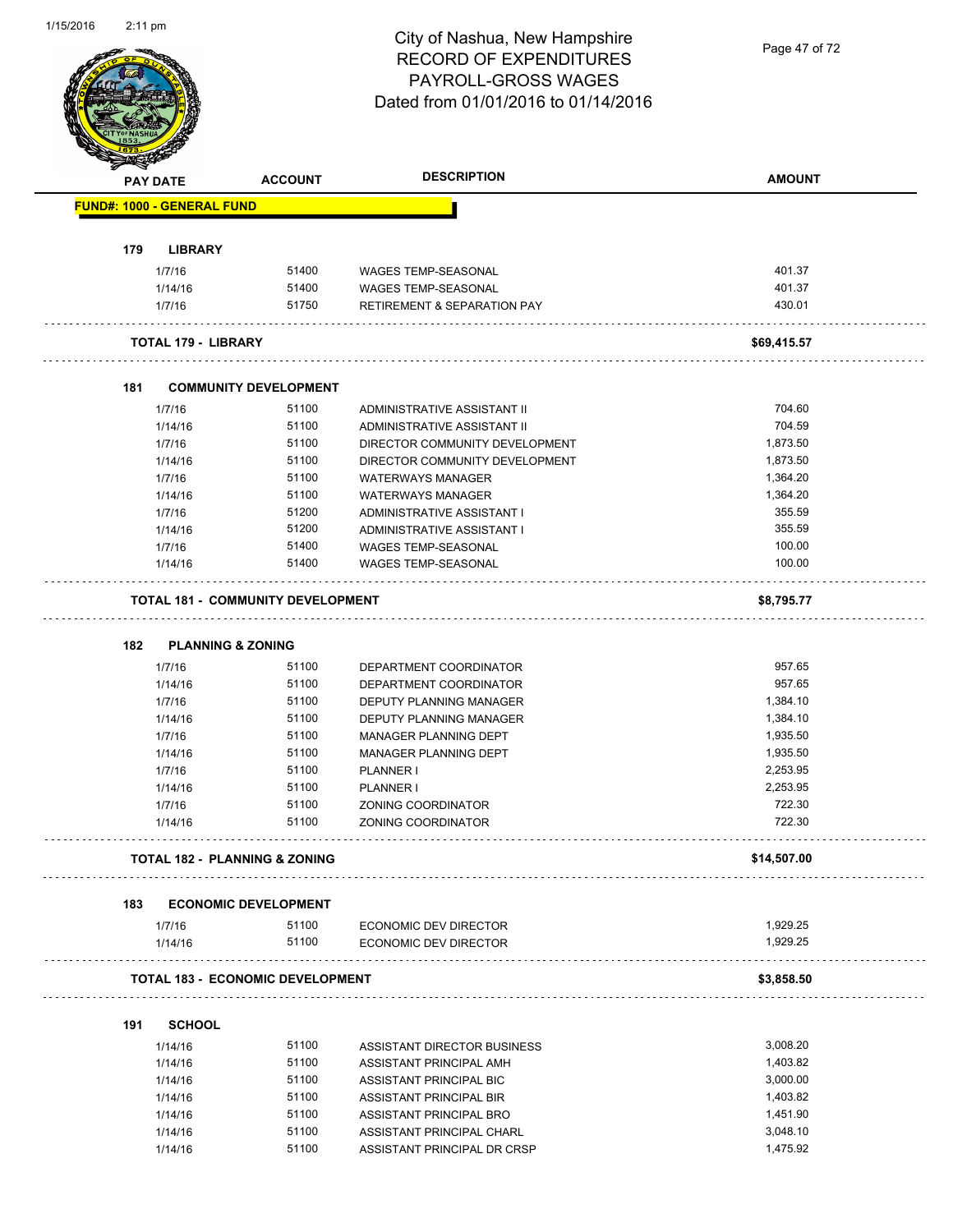# City of Nashua, New Hampshire
## RECORD OF EXPENDITURES
## PAYROLL-GROSS WAGES
## Dated from 01/01/2016 to 01/14/2016

| PAY DATE | ACCOUNT | DESCRIPTION | AMOUNT |
|---|---|---|---|
| **FUND#: 1000 - GENERAL FUND** | | | |
| **179 LIBRARY** | | | |
| 1/7/16 | 51400 | WAGES TEMP-SEASONAL | 401.37 |
| 1/14/16 | 51400 | WAGES TEMP-SEASONAL | 401.37 |
| 1/7/16 | 51750 | RETIREMENT & SEPARATION PAY | 430.01 |
| **TOTAL 179 - LIBRARY** | | | **$69,415.57** |
| **181 COMMUNITY DEVELOPMENT** | | | |
| 1/7/16 | 51100 | ADMINISTRATIVE ASSISTANT II | 704.60 |
| 1/14/16 | 51100 | ADMINISTRATIVE ASSISTANT II | 704.59 |
| 1/7/16 | 51100 | DIRECTOR COMMUNITY DEVELOPMENT | 1,873.50 |
| 1/14/16 | 51100 | DIRECTOR COMMUNITY DEVELOPMENT | 1,873.50 |
| 1/7/16 | 51100 | WATERWAYS MANAGER | 1,364.20 |
| 1/14/16 | 51100 | WATERWAYS MANAGER | 1,364.20 |
| 1/7/16 | 51200 | ADMINISTRATIVE ASSISTANT I | 355.59 |
| 1/14/16 | 51200 | ADMINISTRATIVE ASSISTANT I | 355.59 |
| 1/7/16 | 51400 | WAGES TEMP-SEASONAL | 100.00 |
| 1/14/16 | 51400 | WAGES TEMP-SEASONAL | 100.00 |
| **TOTAL 181 - COMMUNITY DEVELOPMENT** | | | **$8,795.77** |
| **182 PLANNING & ZONING** | | | |
| 1/7/16 | 51100 | DEPARTMENT COORDINATOR | 957.65 |
| 1/14/16 | 51100 | DEPARTMENT COORDINATOR | 957.65 |
| 1/7/16 | 51100 | DEPUTY PLANNING MANAGER | 1,384.10 |
| 1/14/16 | 51100 | DEPUTY PLANNING MANAGER | 1,384.10 |
| 1/7/16 | 51100 | MANAGER PLANNING DEPT | 1,935.50 |
| 1/14/16 | 51100 | MANAGER PLANNING DEPT | 1,935.50 |
| 1/7/16 | 51100 | PLANNER I | 2,253.95 |
| 1/14/16 | 51100 | PLANNER I | 2,253.95 |
| 1/7/16 | 51100 | ZONING COORDINATOR | 722.30 |
| 1/14/16 | 51100 | ZONING COORDINATOR | 722.30 |
| **TOTAL 182 - PLANNING & ZONING** | | | **$14,507.00** |
| **183 ECONOMIC DEVELOPMENT** | | | |
| 1/7/16 | 51100 | ECONOMIC DEV DIRECTOR | 1,929.25 |
| 1/14/16 | 51100 | ECONOMIC DEV DIRECTOR | 1,929.25 |
| **TOTAL 183 - ECONOMIC DEVELOPMENT** | | | **$3,858.50** |
| **191 SCHOOL** | | | |
| 1/14/16 | 51100 | ASSISTANT DIRECTOR BUSINESS | 3,008.20 |
| 1/14/16 | 51100 | ASSISTANT PRINCIPAL AMH | 1,403.82 |
| 1/14/16 | 51100 | ASSISTANT PRINCIPAL BIC | 3,000.00 |
| 1/14/16 | 51100 | ASSISTANT PRINCIPAL BIR | 1,403.82 |
| 1/14/16 | 51100 | ASSISTANT PRINCIPAL BRO | 1,451.90 |
| 1/14/16 | 51100 | ASSISTANT PRINCIPAL CHARL | 3,048.10 |
| 1/14/16 | 51100 | ASSISTANT PRINCIPAL DR CRSP | 1,475.92 |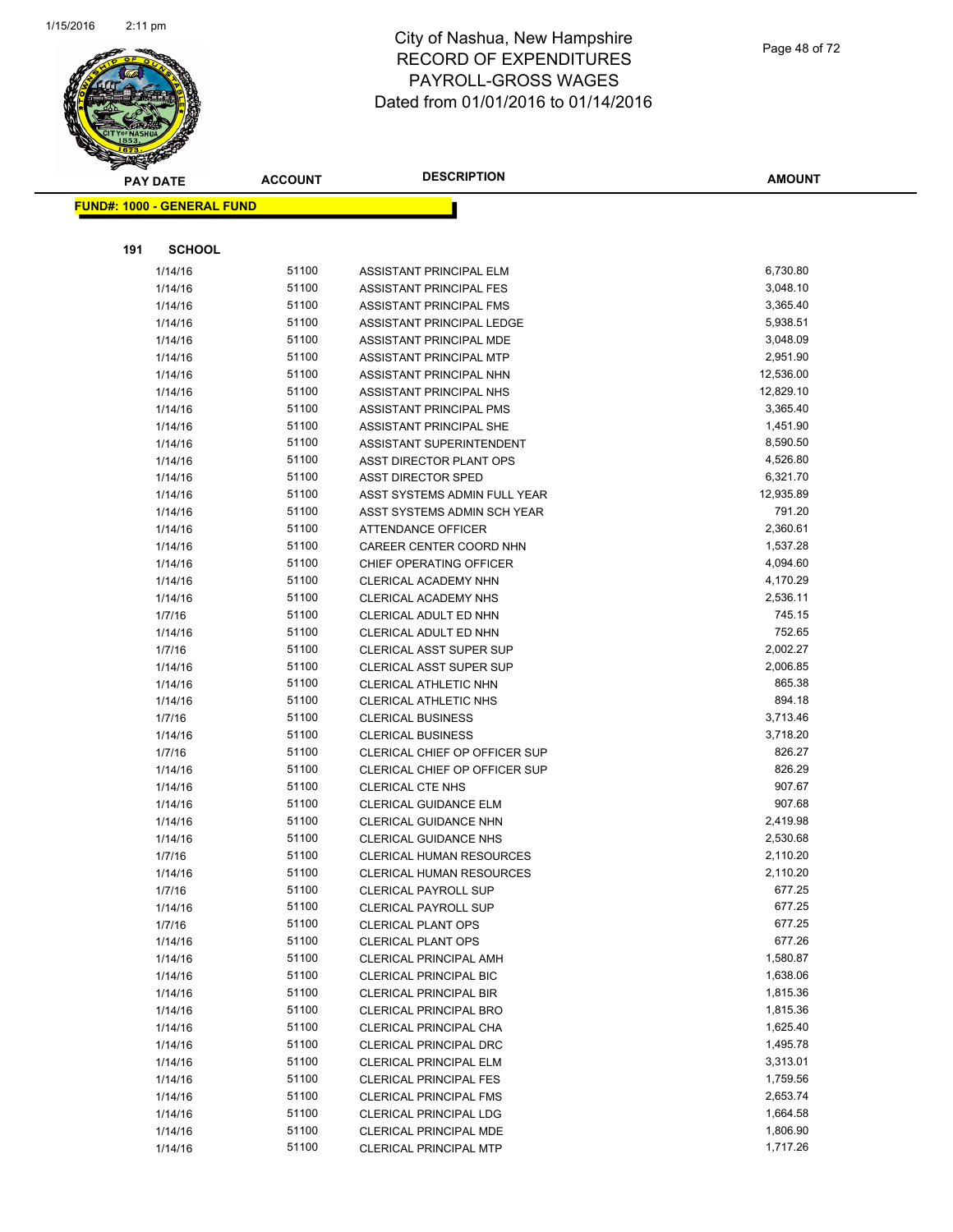# City of Nashua, New Hampshire
# RECORD OF EXPENDITURES
# PAYROLL-GROSS WAGES
# Dated from 01/01/2016 to 01/14/2016

**FUND#: 1000 - GENERAL FUND**

**191 SCHOOL**

| PAY DATE | ACCOUNT | DESCRIPTION | AMOUNT |
|---|---|---|---|
| 1/14/16 | 51100 | ASSISTANT PRINCIPAL ELM | 6,730.80 |
| 1/14/16 | 51100 | ASSISTANT PRINCIPAL FES | 3,048.10 |
| 1/14/16 | 51100 | ASSISTANT PRINCIPAL FMS | 3,365.40 |
| 1/14/16 | 51100 | ASSISTANT PRINCIPAL LEDGE | 5,938.51 |
| 1/14/16 | 51100 | ASSISTANT PRINCIPAL MDE | 3,048.09 |
| 1/14/16 | 51100 | ASSISTANT PRINCIPAL MTP | 2,951.90 |
| 1/14/16 | 51100 | ASSISTANT PRINCIPAL NHN | 12,536.00 |
| 1/14/16 | 51100 | ASSISTANT PRINCIPAL NHS | 12,829.10 |
| 1/14/16 | 51100 | ASSISTANT PRINCIPAL PMS | 3,365.40 |
| 1/14/16 | 51100 | ASSISTANT PRINCIPAL SHE | 1,451.90 |
| 1/14/16 | 51100 | ASSISTANT SUPERINTENDENT | 8,590.50 |
| 1/14/16 | 51100 | ASST DIRECTOR PLANT OPS | 4,526.80 |
| 1/14/16 | 51100 | ASST DIRECTOR SPED | 6,321.70 |
| 1/14/16 | 51100 | ASST SYSTEMS ADMIN FULL YEAR | 12,935.89 |
| 1/14/16 | 51100 | ASST SYSTEMS ADMIN SCH YEAR | 791.20 |
| 1/14/16 | 51100 | ATTENDANCE OFFICER | 2,360.61 |
| 1/14/16 | 51100 | CAREER CENTER COORD NHN | 1,537.28 |
| 1/14/16 | 51100 | CHIEF OPERATING OFFICER | 4,094.60 |
| 1/14/16 | 51100 | CLERICAL ACADEMY NHN | 4,170.29 |
| 1/14/16 | 51100 | CLERICAL ACADEMY NHS | 2,536.11 |
| 1/7/16 | 51100 | CLERICAL ADULT ED NHN | 745.15 |
| 1/14/16 | 51100 | CLERICAL ADULT ED NHN | 752.65 |
| 1/7/16 | 51100 | CLERICAL ASST SUPER SUP | 2,002.27 |
| 1/14/16 | 51100 | CLERICAL ASST SUPER SUP | 2,006.85 |
| 1/14/16 | 51100 | CLERICAL ATHLETIC NHN | 865.38 |
| 1/14/16 | 51100 | CLERICAL ATHLETIC NHS | 894.18 |
| 1/7/16 | 51100 | CLERICAL BUSINESS | 3,713.46 |
| 1/14/16 | 51100 | CLERICAL BUSINESS | 3,718.20 |
| 1/7/16 | 51100 | CLERICAL CHIEF OP OFFICER SUP | 826.27 |
| 1/14/16 | 51100 | CLERICAL CHIEF OP OFFICER SUP | 826.29 |
| 1/14/16 | 51100 | CLERICAL CTE NHS | 907.67 |
| 1/14/16 | 51100 | CLERICAL GUIDANCE ELM | 907.68 |
| 1/14/16 | 51100 | CLERICAL GUIDANCE NHN | 2,419.98 |
| 1/14/16 | 51100 | CLERICAL GUIDANCE NHS | 2,530.68 |
| 1/7/16 | 51100 | CLERICAL HUMAN RESOURCES | 2,110.20 |
| 1/14/16 | 51100 | CLERICAL HUMAN RESOURCES | 2,110.20 |
| 1/7/16 | 51100 | CLERICAL PAYROLL SUP | 677.25 |
| 1/14/16 | 51100 | CLERICAL PAYROLL SUP | 677.25 |
| 1/7/16 | 51100 | CLERICAL PLANT OPS | 677.25 |
| 1/14/16 | 51100 | CLERICAL PLANT OPS | 677.26 |
| 1/14/16 | 51100 | CLERICAL PRINCIPAL AMH | 1,580.87 |
| 1/14/16 | 51100 | CLERICAL PRINCIPAL BIC | 1,638.06 |
| 1/14/16 | 51100 | CLERICAL PRINCIPAL BIR | 1,815.36 |
| 1/14/16 | 51100 | CLERICAL PRINCIPAL BRO | 1,815.36 |
| 1/14/16 | 51100 | CLERICAL PRINCIPAL CHA | 1,625.40 |
| 1/14/16 | 51100 | CLERICAL PRINCIPAL DRC | 1,495.78 |
| 1/14/16 | 51100 | CLERICAL PRINCIPAL ELM | 3,313.01 |
| 1/14/16 | 51100 | CLERICAL PRINCIPAL FES | 1,759.56 |
| 1/14/16 | 51100 | CLERICAL PRINCIPAL FMS | 2,653.74 |
| 1/14/16 | 51100 | CLERICAL PRINCIPAL LDG | 1,664.58 |
| 1/14/16 | 51100 | CLERICAL PRINCIPAL MDE | 1,806.90 |
| 1/14/16 | 51100 | CLERICAL PRINCIPAL MTP | 1,717.26 |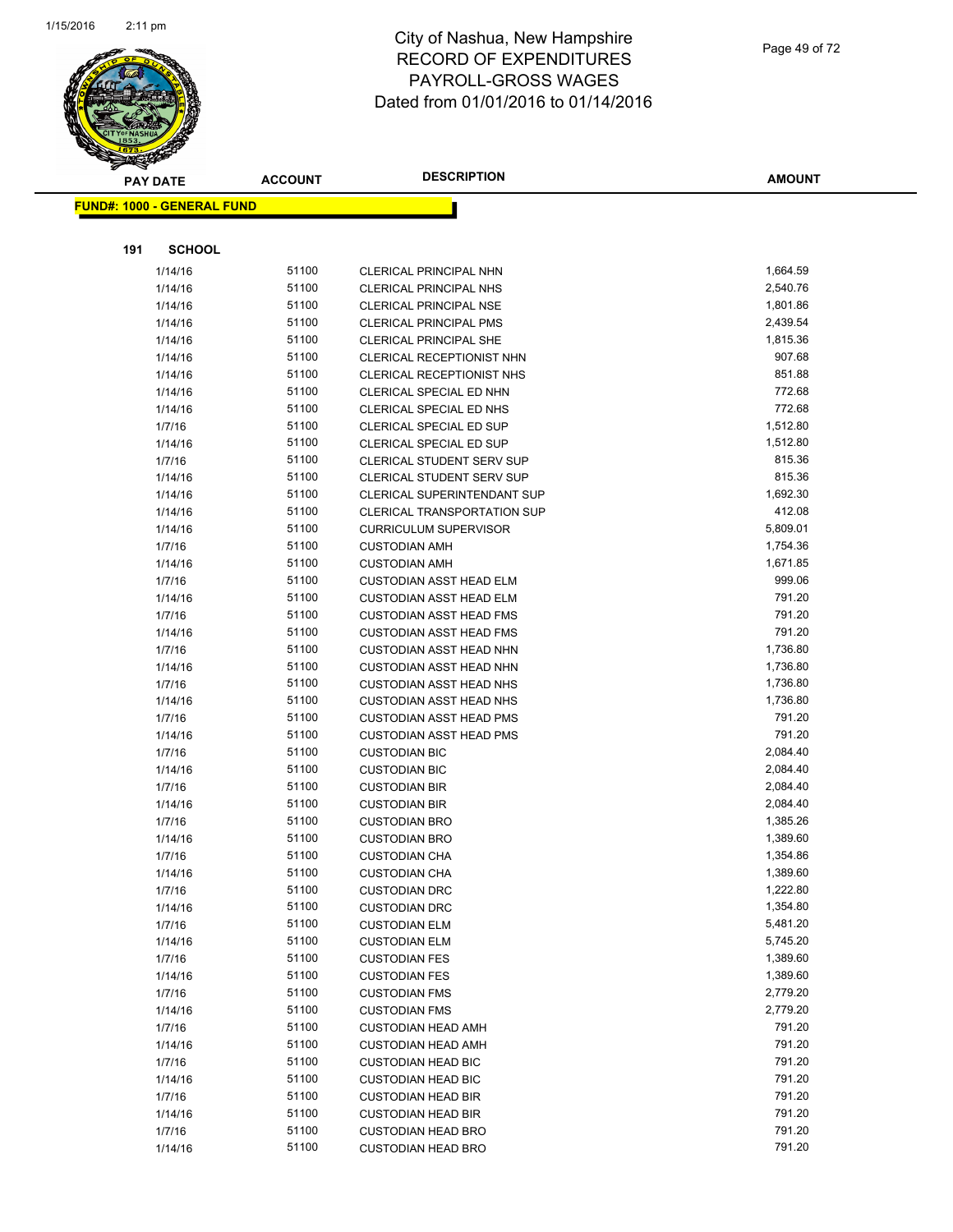# City of Nashua, New Hampshire
## RECORD OF EXPENDITURES
## PAYROLL-GROSS WAGES
## Dated from 01/01/2016 to 01/14/2016

**FUND#: 1000 - GENERAL FUND**

**191 SCHOOL**

| PAY DATE | ACCOUNT | DESCRIPTION | AMOUNT |
|---|---|---|---|
| 1/14/16 | 51100 | CLERICAL PRINCIPAL NHN | 1,664.59 |
| 1/14/16 | 51100 | CLERICAL PRINCIPAL NHS | 2,540.76 |
| 1/14/16 | 51100 | CLERICAL PRINCIPAL NSE | 1,801.86 |
| 1/14/16 | 51100 | CLERICAL PRINCIPAL PMS | 2,439.54 |
| 1/14/16 | 51100 | CLERICAL PRINCIPAL SHE | 1,815.36 |
| 1/14/16 | 51100 | CLERICAL RECEPTIONIST NHN | 907.68 |
| 1/14/16 | 51100 | CLERICAL RECEPTIONIST NHS | 851.88 |
| 1/14/16 | 51100 | CLERICAL SPECIAL ED NHN | 772.68 |
| 1/14/16 | 51100 | CLERICAL SPECIAL ED NHS | 772.68 |
| 1/7/16 | 51100 | CLERICAL SPECIAL ED SUP | 1,512.80 |
| 1/14/16 | 51100 | CLERICAL SPECIAL ED SUP | 1,512.80 |
| 1/7/16 | 51100 | CLERICAL STUDENT SERV SUP | 815.36 |
| 1/14/16 | 51100 | CLERICAL STUDENT SERV SUP | 815.36 |
| 1/14/16 | 51100 | CLERICAL SUPERINTENDANT SUP | 1,692.30 |
| 1/14/16 | 51100 | CLERICAL TRANSPORTATION SUP | 412.08 |
| 1/14/16 | 51100 | CURRICULUM SUPERVISOR | 5,809.01 |
| 1/7/16 | 51100 | CUSTODIAN AMH | 1,754.36 |
| 1/14/16 | 51100 | CUSTODIAN AMH | 1,671.85 |
| 1/7/16 | 51100 | CUSTODIAN ASST HEAD ELM | 999.06 |
| 1/14/16 | 51100 | CUSTODIAN ASST HEAD ELM | 791.20 |
| 1/7/16 | 51100 | CUSTODIAN ASST HEAD FMS | 791.20 |
| 1/14/16 | 51100 | CUSTODIAN ASST HEAD FMS | 791.20 |
| 1/7/16 | 51100 | CUSTODIAN ASST HEAD NHN | 1,736.80 |
| 1/14/16 | 51100 | CUSTODIAN ASST HEAD NHN | 1,736.80 |
| 1/7/16 | 51100 | CUSTODIAN ASST HEAD NHS | 1,736.80 |
| 1/14/16 | 51100 | CUSTODIAN ASST HEAD NHS | 1,736.80 |
| 1/7/16 | 51100 | CUSTODIAN ASST HEAD PMS | 791.20 |
| 1/14/16 | 51100 | CUSTODIAN ASST HEAD PMS | 791.20 |
| 1/7/16 | 51100 | CUSTODIAN BIC | 2,084.40 |
| 1/14/16 | 51100 | CUSTODIAN BIC | 2,084.40 |
| 1/7/16 | 51100 | CUSTODIAN BIR | 2,084.40 |
| 1/14/16 | 51100 | CUSTODIAN BIR | 2,084.40 |
| 1/7/16 | 51100 | CUSTODIAN BRO | 1,385.26 |
| 1/14/16 | 51100 | CUSTODIAN BRO | 1,389.60 |
| 1/7/16 | 51100 | CUSTODIAN CHA | 1,354.86 |
| 1/14/16 | 51100 | CUSTODIAN CHA | 1,389.60 |
| 1/7/16 | 51100 | CUSTODIAN DRC | 1,222.80 |
| 1/14/16 | 51100 | CUSTODIAN DRC | 1,354.80 |
| 1/7/16 | 51100 | CUSTODIAN ELM | 5,481.20 |
| 1/14/16 | 51100 | CUSTODIAN ELM | 5,745.20 |
| 1/7/16 | 51100 | CUSTODIAN FES | 1,389.60 |
| 1/14/16 | 51100 | CUSTODIAN FES | 1,389.60 |
| 1/7/16 | 51100 | CUSTODIAN FMS | 2,779.20 |
| 1/14/16 | 51100 | CUSTODIAN FMS | 2,779.20 |
| 1/7/16 | 51100 | CUSTODIAN HEAD AMH | 791.20 |
| 1/14/16 | 51100 | CUSTODIAN HEAD AMH | 791.20 |
| 1/7/16 | 51100 | CUSTODIAN HEAD BIC | 791.20 |
| 1/14/16 | 51100 | CUSTODIAN HEAD BIC | 791.20 |
| 1/7/16 | 51100 | CUSTODIAN HEAD BIR | 791.20 |
| 1/14/16 | 51100 | CUSTODIAN HEAD BIR | 791.20 |
| 1/7/16 | 51100 | CUSTODIAN HEAD BRO | 791.20 |
| 1/14/16 | 51100 | CUSTODIAN HEAD BRO | 791.20 |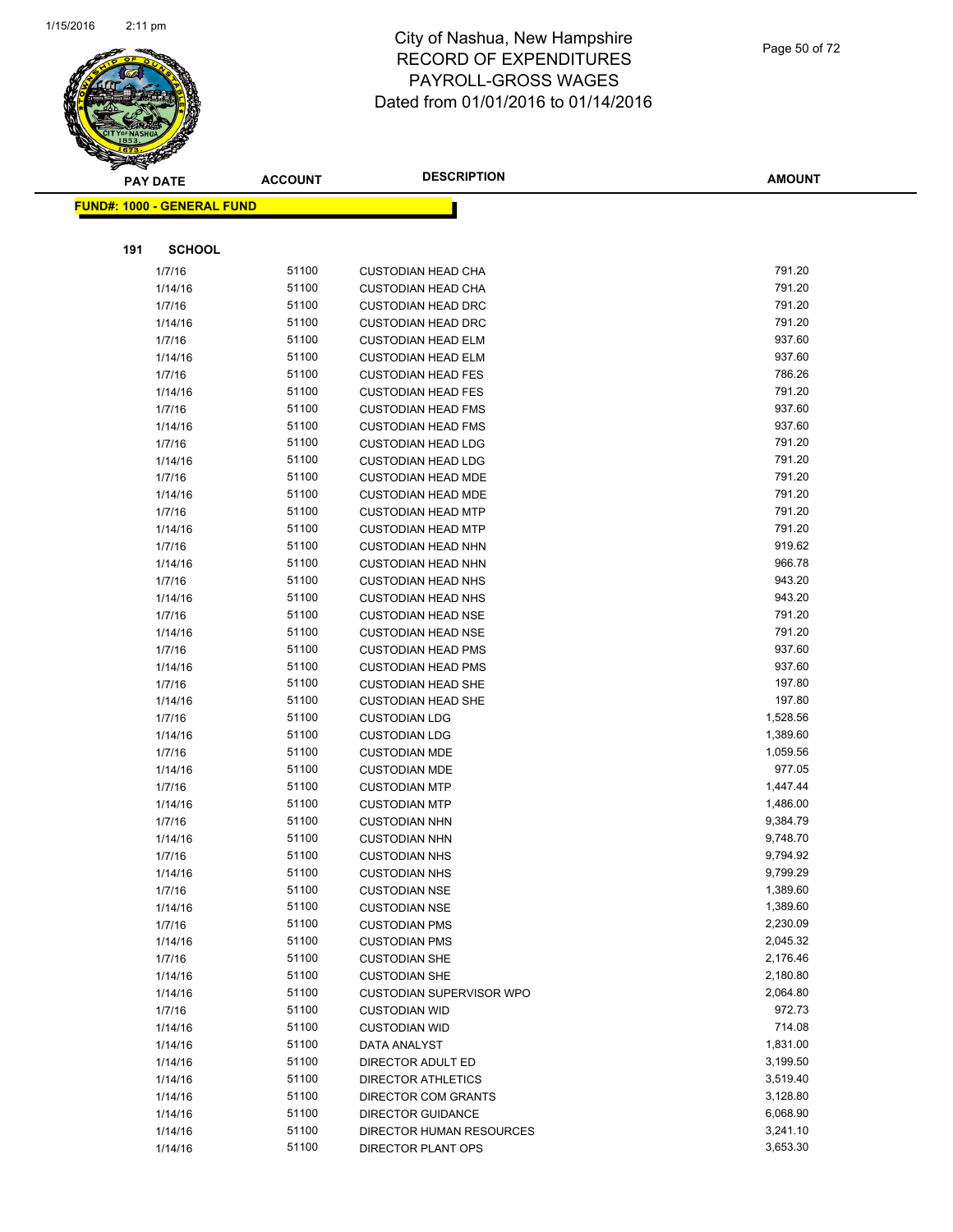# City of Nashua, New Hampshire
## RECORD OF EXPENDITURES
## PAYROLL-GROSS WAGES
## Dated from 01/01/2016 to 01/14/2016

**FUND#: 1000 - GENERAL FUND**

**191 SCHOOL**

| PAY DATE | ACCOUNT | DESCRIPTION | AMOUNT |
|---|---|---|---|
| 1/7/16 | 51100 | CUSTODIAN HEAD CHA | 791.20 |
| 1/14/16 | 51100 | CUSTODIAN HEAD CHA | 791.20 |
| 1/7/16 | 51100 | CUSTODIAN HEAD DRC | 791.20 |
| 1/14/16 | 51100 | CUSTODIAN HEAD DRC | 791.20 |
| 1/7/16 | 51100 | CUSTODIAN HEAD ELM | 937.60 |
| 1/14/16 | 51100 | CUSTODIAN HEAD ELM | 937.60 |
| 1/7/16 | 51100 | CUSTODIAN HEAD FES | 786.26 |
| 1/14/16 | 51100 | CUSTODIAN HEAD FES | 791.20 |
| 1/7/16 | 51100 | CUSTODIAN HEAD FMS | 937.60 |
| 1/14/16 | 51100 | CUSTODIAN HEAD FMS | 937.60 |
| 1/7/16 | 51100 | CUSTODIAN HEAD LDG | 791.20 |
| 1/14/16 | 51100 | CUSTODIAN HEAD LDG | 791.20 |
| 1/7/16 | 51100 | CUSTODIAN HEAD MDE | 791.20 |
| 1/14/16 | 51100 | CUSTODIAN HEAD MDE | 791.20 |
| 1/7/16 | 51100 | CUSTODIAN HEAD MTP | 791.20 |
| 1/14/16 | 51100 | CUSTODIAN HEAD MTP | 791.20 |
| 1/7/16 | 51100 | CUSTODIAN HEAD NHN | 919.62 |
| 1/14/16 | 51100 | CUSTODIAN HEAD NHN | 966.78 |
| 1/7/16 | 51100 | CUSTODIAN HEAD NHS | 943.20 |
| 1/14/16 | 51100 | CUSTODIAN HEAD NHS | 943.20 |
| 1/7/16 | 51100 | CUSTODIAN HEAD NSE | 791.20 |
| 1/14/16 | 51100 | CUSTODIAN HEAD NSE | 791.20 |
| 1/7/16 | 51100 | CUSTODIAN HEAD PMS | 937.60 |
| 1/14/16 | 51100 | CUSTODIAN HEAD PMS | 937.60 |
| 1/7/16 | 51100 | CUSTODIAN HEAD SHE | 197.80 |
| 1/14/16 | 51100 | CUSTODIAN HEAD SHE | 197.80 |
| 1/7/16 | 51100 | CUSTODIAN LDG | 1,528.56 |
| 1/14/16 | 51100 | CUSTODIAN LDG | 1,389.60 |
| 1/7/16 | 51100 | CUSTODIAN MDE | 1,059.56 |
| 1/14/16 | 51100 | CUSTODIAN MDE | 977.05 |
| 1/7/16 | 51100 | CUSTODIAN MTP | 1,447.44 |
| 1/14/16 | 51100 | CUSTODIAN MTP | 1,486.00 |
| 1/7/16 | 51100 | CUSTODIAN NHN | 9,384.79 |
| 1/14/16 | 51100 | CUSTODIAN NHN | 9,748.70 |
| 1/7/16 | 51100 | CUSTODIAN NHS | 9,794.92 |
| 1/14/16 | 51100 | CUSTODIAN NHS | 9,799.29 |
| 1/7/16 | 51100 | CUSTODIAN NSE | 1,389.60 |
| 1/14/16 | 51100 | CUSTODIAN NSE | 1,389.60 |
| 1/7/16 | 51100 | CUSTODIAN PMS | 2,230.09 |
| 1/14/16 | 51100 | CUSTODIAN PMS | 2,045.32 |
| 1/7/16 | 51100 | CUSTODIAN SHE | 2,176.46 |
| 1/14/16 | 51100 | CUSTODIAN SHE | 2,180.80 |
| 1/14/16 | 51100 | CUSTODIAN SUPERVISOR WPO | 2,064.80 |
| 1/7/16 | 51100 | CUSTODIAN WID | 972.73 |
| 1/14/16 | 51100 | CUSTODIAN WID | 714.08 |
| 1/14/16 | 51100 | DATA ANALYST | 1,831.00 |
| 1/14/16 | 51100 | DIRECTOR ADULT ED | 3,199.50 |
| 1/14/16 | 51100 | DIRECTOR ATHLETICS | 3,519.40 |
| 1/14/16 | 51100 | DIRECTOR COM GRANTS | 3,128.80 |
| 1/14/16 | 51100 | DIRECTOR GUIDANCE | 6,068.90 |
| 1/14/16 | 51100 | DIRECTOR HUMAN RESOURCES | 3,241.10 |
| 1/14/16 | 51100 | DIRECTOR PLANT OPS | 3,653.30 |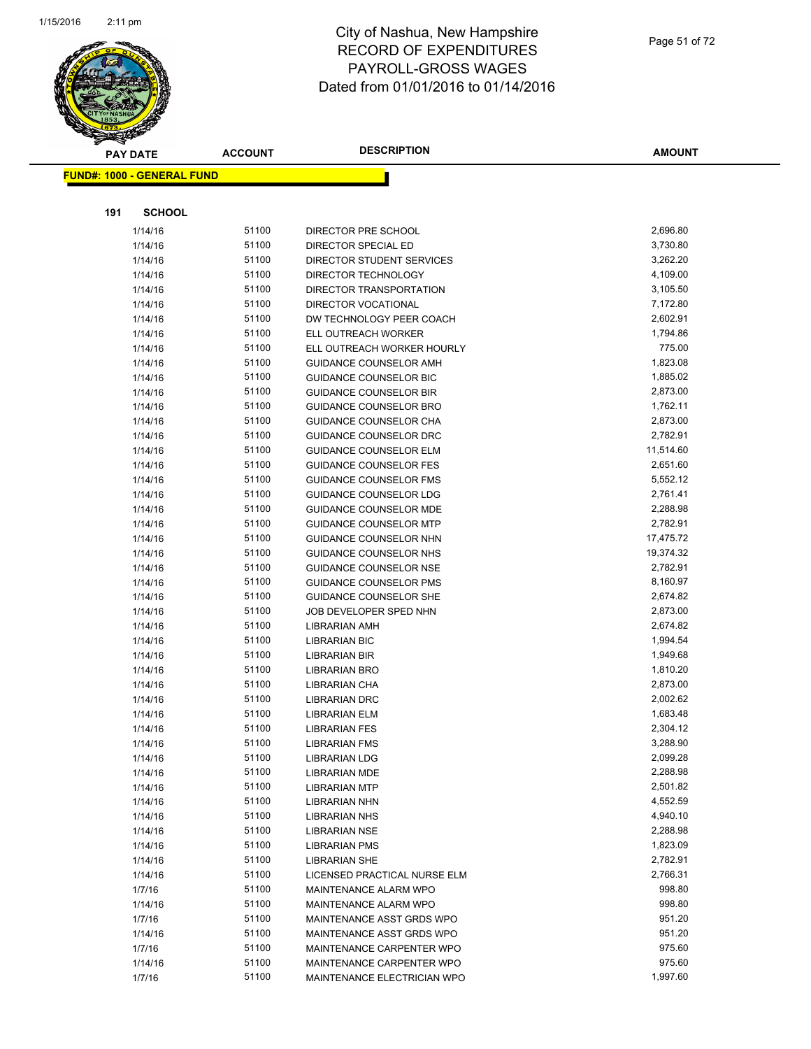City of Nashua, New Hampshire
RECORD OF EXPENDITURES
PAYROLL-GROSS WAGES
Dated from 01/01/2016 to 01/14/2016

**FUND#: 1000 - GENERAL FUND**

**191 SCHOOL**

| PAY DATE | ACCOUNT | DESCRIPTION | AMOUNT |
|---|---|---|---|
| 1/14/16 | 51100 | DIRECTOR PRE SCHOOL | 2,696.80 |
| 1/14/16 | 51100 | DIRECTOR SPECIAL ED | 3,730.80 |
| 1/14/16 | 51100 | DIRECTOR STUDENT SERVICES | 3,262.20 |
| 1/14/16 | 51100 | DIRECTOR TECHNOLOGY | 4,109.00 |
| 1/14/16 | 51100 | DIRECTOR TRANSPORTATION | 3,105.50 |
| 1/14/16 | 51100 | DIRECTOR VOCATIONAL | 7,172.80 |
| 1/14/16 | 51100 | DW TECHNOLOGY PEER COACH | 2,602.91 |
| 1/14/16 | 51100 | ELL OUTREACH WORKER | 1,794.86 |
| 1/14/16 | 51100 | ELL OUTREACH WORKER HOURLY | 775.00 |
| 1/14/16 | 51100 | GUIDANCE COUNSELOR AMH | 1,823.08 |
| 1/14/16 | 51100 | GUIDANCE COUNSELOR BIC | 1,885.02 |
| 1/14/16 | 51100 | GUIDANCE COUNSELOR BIR | 2,873.00 |
| 1/14/16 | 51100 | GUIDANCE COUNSELOR BRO | 1,762.11 |
| 1/14/16 | 51100 | GUIDANCE COUNSELOR CHA | 2,873.00 |
| 1/14/16 | 51100 | GUIDANCE COUNSELOR DRC | 2,782.91 |
| 1/14/16 | 51100 | GUIDANCE COUNSELOR ELM | 11,514.60 |
| 1/14/16 | 51100 | GUIDANCE COUNSELOR FES | 2,651.60 |
| 1/14/16 | 51100 | GUIDANCE COUNSELOR FMS | 5,552.12 |
| 1/14/16 | 51100 | GUIDANCE COUNSELOR LDG | 2,761.41 |
| 1/14/16 | 51100 | GUIDANCE COUNSELOR MDE | 2,288.98 |
| 1/14/16 | 51100 | GUIDANCE COUNSELOR MTP | 2,782.91 |
| 1/14/16 | 51100 | GUIDANCE COUNSELOR NHN | 17,475.72 |
| 1/14/16 | 51100 | GUIDANCE COUNSELOR NHS | 19,374.32 |
| 1/14/16 | 51100 | GUIDANCE COUNSELOR NSE | 2,782.91 |
| 1/14/16 | 51100 | GUIDANCE COUNSELOR PMS | 8,160.97 |
| 1/14/16 | 51100 | GUIDANCE COUNSELOR SHE | 2,674.82 |
| 1/14/16 | 51100 | JOB DEVELOPER SPED NHN | 2,873.00 |
| 1/14/16 | 51100 | LIBRARIAN AMH | 2,674.82 |
| 1/14/16 | 51100 | LIBRARIAN BIC | 1,994.54 |
| 1/14/16 | 51100 | LIBRARIAN BIR | 1,949.68 |
| 1/14/16 | 51100 | LIBRARIAN BRO | 1,810.20 |
| 1/14/16 | 51100 | LIBRARIAN CHA | 2,873.00 |
| 1/14/16 | 51100 | LIBRARIAN DRC | 2,002.62 |
| 1/14/16 | 51100 | LIBRARIAN ELM | 1,683.48 |
| 1/14/16 | 51100 | LIBRARIAN FES | 2,304.12 |
| 1/14/16 | 51100 | LIBRARIAN FMS | 3,288.90 |
| 1/14/16 | 51100 | LIBRARIAN LDG | 2,099.28 |
| 1/14/16 | 51100 | LIBRARIAN MDE | 2,288.98 |
| 1/14/16 | 51100 | LIBRARIAN MTP | 2,501.82 |
| 1/14/16 | 51100 | LIBRARIAN NHN | 4,552.59 |
| 1/14/16 | 51100 | LIBRARIAN NHS | 4,940.10 |
| 1/14/16 | 51100 | LIBRARIAN NSE | 2,288.98 |
| 1/14/16 | 51100 | LIBRARIAN PMS | 1,823.09 |
| 1/14/16 | 51100 | LIBRARIAN SHE | 2,782.91 |
| 1/14/16 | 51100 | LICENSED PRACTICAL NURSE ELM | 2,766.31 |
| 1/7/16 | 51100 | MAINTENANCE ALARM WPO | 998.80 |
| 1/14/16 | 51100 | MAINTENANCE ALARM WPO | 998.80 |
| 1/7/16 | 51100 | MAINTENANCE ASST GRDS WPO | 951.20 |
| 1/14/16 | 51100 | MAINTENANCE ASST GRDS WPO | 951.20 |
| 1/7/16 | 51100 | MAINTENANCE CARPENTER WPO | 975.60 |
| 1/14/16 | 51100 | MAINTENANCE CARPENTER WPO | 975.60 |
| 1/7/16 | 51100 | MAINTENANCE ELECTRICIAN WPO | 1,997.60 |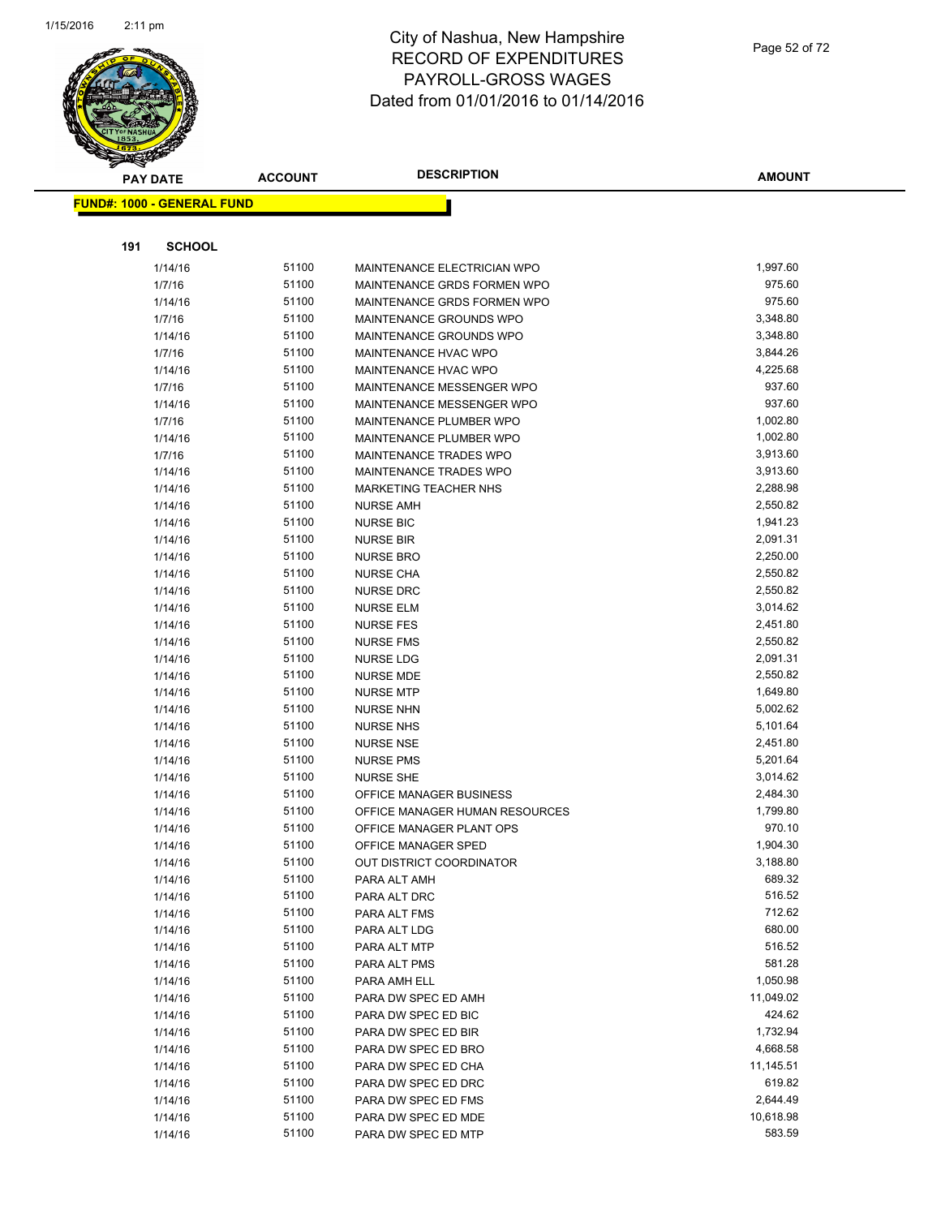# City of Nashua, New Hampshire
## RECORD OF EXPENDITURES
## PAYROLL-GROSS WAGES
## Dated from 01/01/2016 to 01/14/2016

**FUND#: 1000 - GENERAL FUND**

**191 SCHOOL**

| PAY DATE | ACCOUNT | DESCRIPTION | AMOUNT |
|---|---|---|---|
| 1/14/16 | 51100 | MAINTENANCE ELECTRICIAN WPO | 1,997.60 |
| 1/7/16 | 51100 | MAINTENANCE GRDS FORMEN WPO | 975.60 |
| 1/14/16 | 51100 | MAINTENANCE GRDS FORMEN WPO | 975.60 |
| 1/7/16 | 51100 | MAINTENANCE GROUNDS WPO | 3,348.80 |
| 1/14/16 | 51100 | MAINTENANCE GROUNDS WPO | 3,348.80 |
| 1/7/16 | 51100 | MAINTENANCE HVAC WPO | 3,844.26 |
| 1/14/16 | 51100 | MAINTENANCE HVAC WPO | 4,225.68 |
| 1/7/16 | 51100 | MAINTENANCE MESSENGER WPO | 937.60 |
| 1/14/16 | 51100 | MAINTENANCE MESSENGER WPO | 937.60 |
| 1/7/16 | 51100 | MAINTENANCE PLUMBER WPO | 1,002.80 |
| 1/14/16 | 51100 | MAINTENANCE PLUMBER WPO | 1,002.80 |
| 1/7/16 | 51100 | MAINTENANCE TRADES WPO | 3,913.60 |
| 1/14/16 | 51100 | MAINTENANCE TRADES WPO | 3,913.60 |
| 1/14/16 | 51100 | MARKETING TEACHER NHS | 2,288.98 |
| 1/14/16 | 51100 | NURSE AMH | 2,550.82 |
| 1/14/16 | 51100 | NURSE BIC | 1,941.23 |
| 1/14/16 | 51100 | NURSE BIR | 2,091.31 |
| 1/14/16 | 51100 | NURSE BRO | 2,250.00 |
| 1/14/16 | 51100 | NURSE CHA | 2,550.82 |
| 1/14/16 | 51100 | NURSE DRC | 2,550.82 |
| 1/14/16 | 51100 | NURSE ELM | 3,014.62 |
| 1/14/16 | 51100 | NURSE FES | 2,451.80 |
| 1/14/16 | 51100 | NURSE FMS | 2,550.82 |
| 1/14/16 | 51100 | NURSE LDG | 2,091.31 |
| 1/14/16 | 51100 | NURSE MDE | 2,550.82 |
| 1/14/16 | 51100 | NURSE MTP | 1,649.80 |
| 1/14/16 | 51100 | NURSE NHN | 5,002.62 |
| 1/14/16 | 51100 | NURSE NHS | 5,101.64 |
| 1/14/16 | 51100 | NURSE NSE | 2,451.80 |
| 1/14/16 | 51100 | NURSE PMS | 5,201.64 |
| 1/14/16 | 51100 | NURSE SHE | 3,014.62 |
| 1/14/16 | 51100 | OFFICE MANAGER BUSINESS | 2,484.30 |
| 1/14/16 | 51100 | OFFICE MANAGER HUMAN RESOURCES | 1,799.80 |
| 1/14/16 | 51100 | OFFICE MANAGER PLANT OPS | 970.10 |
| 1/14/16 | 51100 | OFFICE MANAGER SPED | 1,904.30 |
| 1/14/16 | 51100 | OUT DISTRICT COORDINATOR | 3,188.80 |
| 1/14/16 | 51100 | PARA ALT AMH | 689.32 |
| 1/14/16 | 51100 | PARA ALT DRC | 516.52 |
| 1/14/16 | 51100 | PARA ALT FMS | 712.62 |
| 1/14/16 | 51100 | PARA ALT LDG | 680.00 |
| 1/14/16 | 51100 | PARA ALT MTP | 516.52 |
| 1/14/16 | 51100 | PARA ALT PMS | 581.28 |
| 1/14/16 | 51100 | PARA AMH ELL | 1,050.98 |
| 1/14/16 | 51100 | PARA DW SPEC ED AMH | 11,049.02 |
| 1/14/16 | 51100 | PARA DW SPEC ED BIC | 424.62 |
| 1/14/16 | 51100 | PARA DW SPEC ED BIR | 1,732.94 |
| 1/14/16 | 51100 | PARA DW SPEC ED BRO | 4,668.58 |
| 1/14/16 | 51100 | PARA DW SPEC ED CHA | 11,145.51 |
| 1/14/16 | 51100 | PARA DW SPEC ED DRC | 619.82 |
| 1/14/16 | 51100 | PARA DW SPEC ED FMS | 2,644.49 |
| 1/14/16 | 51100 | PARA DW SPEC ED MDE | 10,618.98 |
| 1/14/16 | 51100 | PARA DW SPEC ED MTP | 583.59 |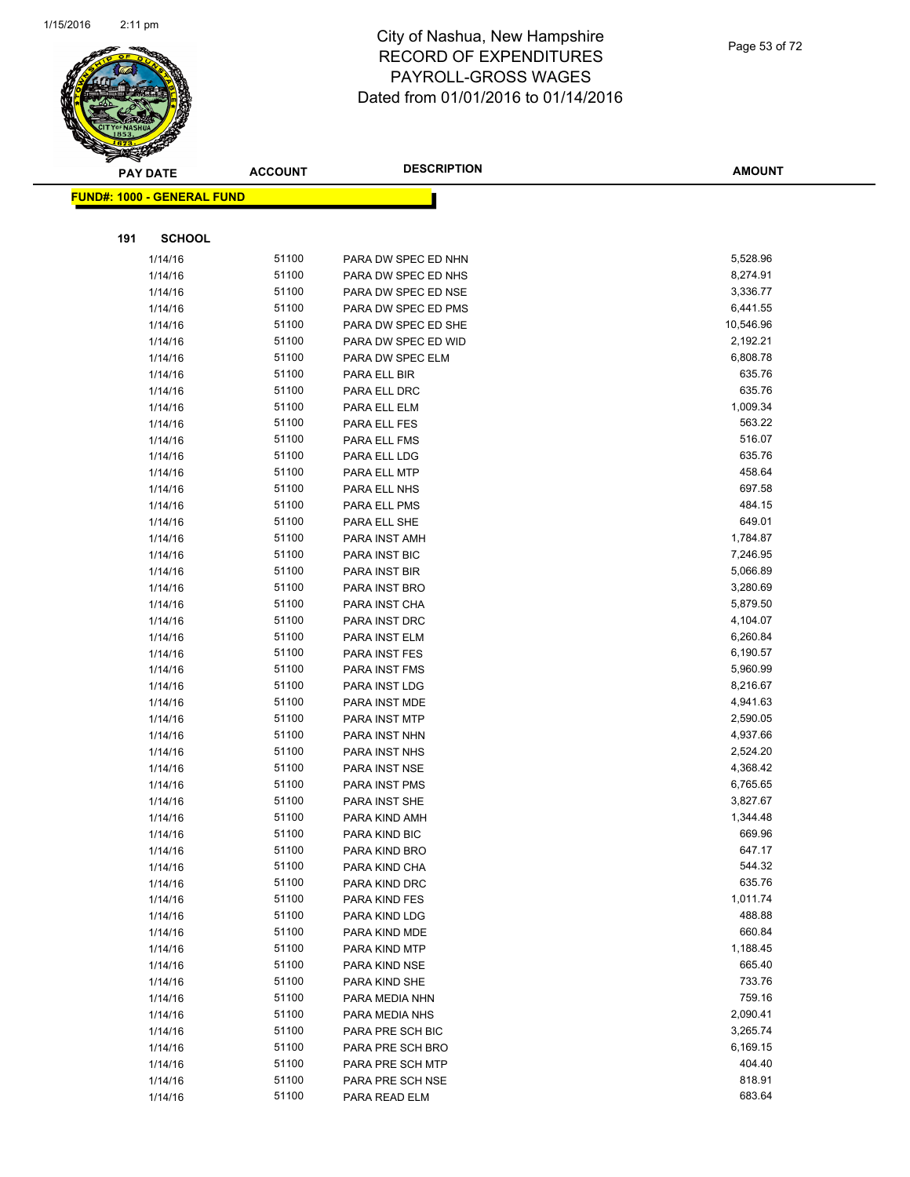# City of Nashua, New Hampshire
## RECORD OF EXPENDITURES
## PAYROLL-GROSS WAGES
## Dated from 01/01/2016 to 01/14/2016

**FUND#: 1000 - GENERAL FUND**

**191 SCHOOL**

| PAY DATE | ACCOUNT | DESCRIPTION | AMOUNT |
|---|---|---|---|
| 1/14/16 | 51100 | PARA DW SPEC ED NHN | 5,528.96 |
| 1/14/16 | 51100 | PARA DW SPEC ED NHS | 8,274.91 |
| 1/14/16 | 51100 | PARA DW SPEC ED NSE | 3,336.77 |
| 1/14/16 | 51100 | PARA DW SPEC ED PMS | 6,441.55 |
| 1/14/16 | 51100 | PARA DW SPEC ED SHE | 10,546.96 |
| 1/14/16 | 51100 | PARA DW SPEC ED WID | 2,192.21 |
| 1/14/16 | 51100 | PARA DW SPEC ELM | 6,808.78 |
| 1/14/16 | 51100 | PARA ELL BIR | 635.76 |
| 1/14/16 | 51100 | PARA ELL DRC | 635.76 |
| 1/14/16 | 51100 | PARA ELL ELM | 1,009.34 |
| 1/14/16 | 51100 | PARA ELL FES | 563.22 |
| 1/14/16 | 51100 | PARA ELL FMS | 516.07 |
| 1/14/16 | 51100 | PARA ELL LDG | 635.76 |
| 1/14/16 | 51100 | PARA ELL MTP | 458.64 |
| 1/14/16 | 51100 | PARA ELL NHS | 697.58 |
| 1/14/16 | 51100 | PARA ELL PMS | 484.15 |
| 1/14/16 | 51100 | PARA ELL SHE | 649.01 |
| 1/14/16 | 51100 | PARA INST AMH | 1,784.87 |
| 1/14/16 | 51100 | PARA INST BIC | 7,246.95 |
| 1/14/16 | 51100 | PARA INST BIR | 5,066.89 |
| 1/14/16 | 51100 | PARA INST BRO | 3,280.69 |
| 1/14/16 | 51100 | PARA INST CHA | 5,879.50 |
| 1/14/16 | 51100 | PARA INST DRC | 4,104.07 |
| 1/14/16 | 51100 | PARA INST ELM | 6,260.84 |
| 1/14/16 | 51100 | PARA INST FES | 6,190.57 |
| 1/14/16 | 51100 | PARA INST FMS | 5,960.99 |
| 1/14/16 | 51100 | PARA INST LDG | 8,216.67 |
| 1/14/16 | 51100 | PARA INST MDE | 4,941.63 |
| 1/14/16 | 51100 | PARA INST MTP | 2,590.05 |
| 1/14/16 | 51100 | PARA INST NHN | 4,937.66 |
| 1/14/16 | 51100 | PARA INST NHS | 2,524.20 |
| 1/14/16 | 51100 | PARA INST NSE | 4,368.42 |
| 1/14/16 | 51100 | PARA INST PMS | 6,765.65 |
| 1/14/16 | 51100 | PARA INST SHE | 3,827.67 |
| 1/14/16 | 51100 | PARA KIND AMH | 1,344.48 |
| 1/14/16 | 51100 | PARA KIND BIC | 669.96 |
| 1/14/16 | 51100 | PARA KIND BRO | 647.17 |
| 1/14/16 | 51100 | PARA KIND CHA | 544.32 |
| 1/14/16 | 51100 | PARA KIND DRC | 635.76 |
| 1/14/16 | 51100 | PARA KIND FES | 1,011.74 |
| 1/14/16 | 51100 | PARA KIND LDG | 488.88 |
| 1/14/16 | 51100 | PARA KIND MDE | 660.84 |
| 1/14/16 | 51100 | PARA KIND MTP | 1,188.45 |
| 1/14/16 | 51100 | PARA KIND NSE | 665.40 |
| 1/14/16 | 51100 | PARA KIND SHE | 733.76 |
| 1/14/16 | 51100 | PARA MEDIA NHN | 759.16 |
| 1/14/16 | 51100 | PARA MEDIA NHS | 2,090.41 |
| 1/14/16 | 51100 | PARA PRE SCH BIC | 3,265.74 |
| 1/14/16 | 51100 | PARA PRE SCH BRO | 6,169.15 |
| 1/14/16 | 51100 | PARA PRE SCH MTP | 404.40 |
| 1/14/16 | 51100 | PARA PRE SCH NSE | 818.91 |
| 1/14/16 | 51100 | PARA READ ELM | 683.64 |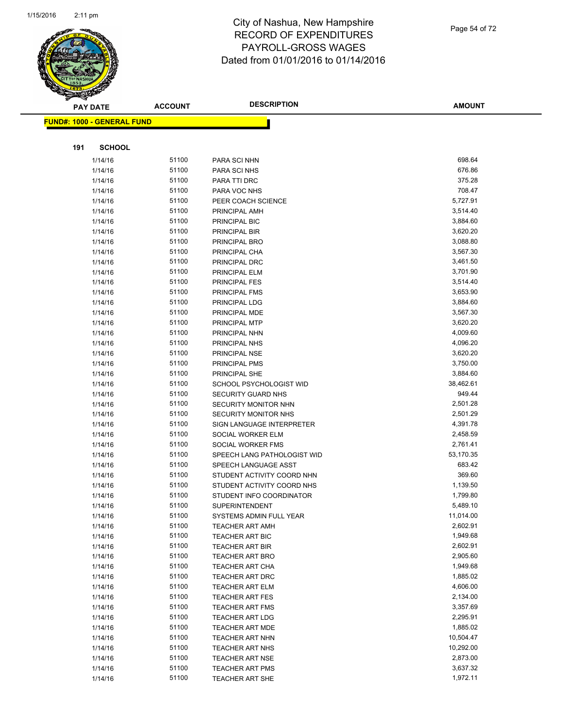# City of Nashua, New Hampshire
# RECORD OF EXPENDITURES
# PAYROLL-GROSS WAGES
# Dated from 01/01/2016 to 01/14/2016

**FUND#: 1000 - GENERAL FUND**

**191 SCHOOL**

| PAY DATE | ACCOUNT | DESCRIPTION | AMOUNT |
|---|---|---|---|
| 1/14/16 | 51100 | PARA SCI NHN | 698.64 |
| 1/14/16 | 51100 | PARA SCI NHS | 676.86 |
| 1/14/16 | 51100 | PARA TTI DRC | 375.28 |
| 1/14/16 | 51100 | PARA VOC NHS | 708.47 |
| 1/14/16 | 51100 | PEER COACH SCIENCE | 5,727.91 |
| 1/14/16 | 51100 | PRINCIPAL AMH | 3,514.40 |
| 1/14/16 | 51100 | PRINCIPAL BIC | 3,884.60 |
| 1/14/16 | 51100 | PRINCIPAL BIR | 3,620.20 |
| 1/14/16 | 51100 | PRINCIPAL BRO | 3,088.80 |
| 1/14/16 | 51100 | PRINCIPAL CHA | 3,567.30 |
| 1/14/16 | 51100 | PRINCIPAL DRC | 3,461.50 |
| 1/14/16 | 51100 | PRINCIPAL ELM | 3,701.90 |
| 1/14/16 | 51100 | PRINCIPAL FES | 3,514.40 |
| 1/14/16 | 51100 | PRINCIPAL FMS | 3,653.90 |
| 1/14/16 | 51100 | PRINCIPAL LDG | 3,884.60 |
| 1/14/16 | 51100 | PRINCIPAL MDE | 3,567.30 |
| 1/14/16 | 51100 | PRINCIPAL MTP | 3,620.20 |
| 1/14/16 | 51100 | PRINCIPAL NHN | 4,009.60 |
| 1/14/16 | 51100 | PRINCIPAL NHS | 4,096.20 |
| 1/14/16 | 51100 | PRINCIPAL NSE | 3,620.20 |
| 1/14/16 | 51100 | PRINCIPAL PMS | 3,750.00 |
| 1/14/16 | 51100 | PRINCIPAL SHE | 3,884.60 |
| 1/14/16 | 51100 | SCHOOL PSYCHOLOGIST WID | 38,462.61 |
| 1/14/16 | 51100 | SECURITY GUARD NHS | 949.44 |
| 1/14/16 | 51100 | SECURITY MONITOR NHN | 2,501.28 |
| 1/14/16 | 51100 | SECURITY MONITOR NHS | 2,501.29 |
| 1/14/16 | 51100 | SIGN LANGUAGE INTERPRETER | 4,391.78 |
| 1/14/16 | 51100 | SOCIAL WORKER ELM | 2,458.59 |
| 1/14/16 | 51100 | SOCIAL WORKER FMS | 2,761.41 |
| 1/14/16 | 51100 | SPEECH LANG PATHOLOGIST WID | 53,170.35 |
| 1/14/16 | 51100 | SPEECH LANGUAGE ASST | 683.42 |
| 1/14/16 | 51100 | STUDENT ACTIVITY COORD NHN | 369.60 |
| 1/14/16 | 51100 | STUDENT ACTIVITY COORD NHS | 1,139.50 |
| 1/14/16 | 51100 | STUDENT INFO COORDINATOR | 1,799.80 |
| 1/14/16 | 51100 | SUPERINTENDENT | 5,489.10 |
| 1/14/16 | 51100 | SYSTEMS ADMIN FULL YEAR | 11,014.00 |
| 1/14/16 | 51100 | TEACHER ART AMH | 2,602.91 |
| 1/14/16 | 51100 | TEACHER ART BIC | 1,949.68 |
| 1/14/16 | 51100 | TEACHER ART BIR | 2,602.91 |
| 1/14/16 | 51100 | TEACHER ART BRO | 2,905.60 |
| 1/14/16 | 51100 | TEACHER ART CHA | 1,949.68 |
| 1/14/16 | 51100 | TEACHER ART DRC | 1,885.02 |
| 1/14/16 | 51100 | TEACHER ART ELM | 4,606.00 |
| 1/14/16 | 51100 | TEACHER ART FES | 2,134.00 |
| 1/14/16 | 51100 | TEACHER ART FMS | 3,357.69 |
| 1/14/16 | 51100 | TEACHER ART LDG | 2,295.91 |
| 1/14/16 | 51100 | TEACHER ART MDE | 1,885.02 |
| 1/14/16 | 51100 | TEACHER ART NHN | 10,504.47 |
| 1/14/16 | 51100 | TEACHER ART NHS | 10,292.00 |
| 1/14/16 | 51100 | TEACHER ART NSE | 2,873.00 |
| 1/14/16 | 51100 | TEACHER ART PMS | 3,637.32 |
| 1/14/16 | 51100 | TEACHER ART SHE | 1,972.11 |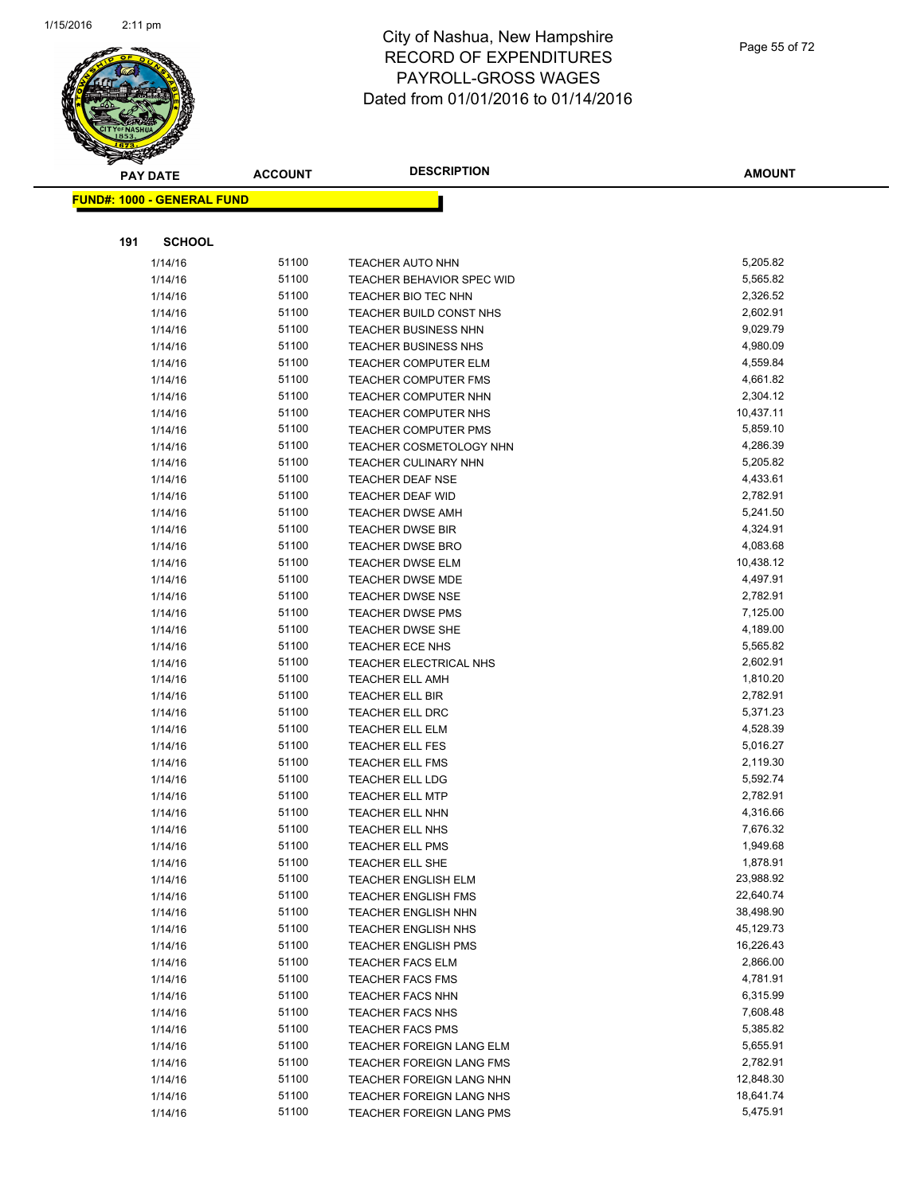# City of Nashua, New Hampshire
# RECORD OF EXPENDITURES
# PAYROLL-GROSS WAGES
# Dated from 01/01/2016 to 01/14/2016

**FUND#: 1000 - GENERAL FUND**

**191 SCHOOL**

| PAY DATE | ACCOUNT | DESCRIPTION | AMOUNT |
|---|---|---|---|
| 1/14/16 | 51100 | TEACHER AUTO NHN | 5,205.82 |
| 1/14/16 | 51100 | TEACHER BEHAVIOR SPEC WID | 5,565.82 |
| 1/14/16 | 51100 | TEACHER BIO TEC NHN | 2,326.52 |
| 1/14/16 | 51100 | TEACHER BUILD CONST NHS | 2,602.91 |
| 1/14/16 | 51100 | TEACHER BUSINESS NHN | 9,029.79 |
| 1/14/16 | 51100 | TEACHER BUSINESS NHS | 4,980.09 |
| 1/14/16 | 51100 | TEACHER COMPUTER ELM | 4,559.84 |
| 1/14/16 | 51100 | TEACHER COMPUTER FMS | 4,661.82 |
| 1/14/16 | 51100 | TEACHER COMPUTER NHN | 2,304.12 |
| 1/14/16 | 51100 | TEACHER COMPUTER NHS | 10,437.11 |
| 1/14/16 | 51100 | TEACHER COMPUTER PMS | 5,859.10 |
| 1/14/16 | 51100 | TEACHER COSMETOLOGY NHN | 4,286.39 |
| 1/14/16 | 51100 | TEACHER CULINARY NHN | 5,205.82 |
| 1/14/16 | 51100 | TEACHER DEAF NSE | 4,433.61 |
| 1/14/16 | 51100 | TEACHER DEAF WID | 2,782.91 |
| 1/14/16 | 51100 | TEACHER DWSE AMH | 5,241.50 |
| 1/14/16 | 51100 | TEACHER DWSE BIR | 4,324.91 |
| 1/14/16 | 51100 | TEACHER DWSE BRO | 4,083.68 |
| 1/14/16 | 51100 | TEACHER DWSE ELM | 10,438.12 |
| 1/14/16 | 51100 | TEACHER DWSE MDE | 4,497.91 |
| 1/14/16 | 51100 | TEACHER DWSE NSE | 2,782.91 |
| 1/14/16 | 51100 | TEACHER DWSE PMS | 7,125.00 |
| 1/14/16 | 51100 | TEACHER DWSE SHE | 4,189.00 |
| 1/14/16 | 51100 | TEACHER ECE NHS | 5,565.82 |
| 1/14/16 | 51100 | TEACHER ELECTRICAL NHS | 2,602.91 |
| 1/14/16 | 51100 | TEACHER ELL AMH | 1,810.20 |
| 1/14/16 | 51100 | TEACHER ELL BIR | 2,782.91 |
| 1/14/16 | 51100 | TEACHER ELL DRC | 5,371.23 |
| 1/14/16 | 51100 | TEACHER ELL ELM | 4,528.39 |
| 1/14/16 | 51100 | TEACHER ELL FES | 5,016.27 |
| 1/14/16 | 51100 | TEACHER ELL FMS | 2,119.30 |
| 1/14/16 | 51100 | TEACHER ELL LDG | 5,592.74 |
| 1/14/16 | 51100 | TEACHER ELL MTP | 2,782.91 |
| 1/14/16 | 51100 | TEACHER ELL NHN | 4,316.66 |
| 1/14/16 | 51100 | TEACHER ELL NHS | 7,676.32 |
| 1/14/16 | 51100 | TEACHER ELL PMS | 1,949.68 |
| 1/14/16 | 51100 | TEACHER ELL SHE | 1,878.91 |
| 1/14/16 | 51100 | TEACHER ENGLISH ELM | 23,988.92 |
| 1/14/16 | 51100 | TEACHER ENGLISH FMS | 22,640.74 |
| 1/14/16 | 51100 | TEACHER ENGLISH NHN | 38,498.90 |
| 1/14/16 | 51100 | TEACHER ENGLISH NHS | 45,129.73 |
| 1/14/16 | 51100 | TEACHER ENGLISH PMS | 16,226.43 |
| 1/14/16 | 51100 | TEACHER FACS ELM | 2,866.00 |
| 1/14/16 | 51100 | TEACHER FACS FMS | 4,781.91 |
| 1/14/16 | 51100 | TEACHER FACS NHN | 6,315.99 |
| 1/14/16 | 51100 | TEACHER FACS NHS | 7,608.48 |
| 1/14/16 | 51100 | TEACHER FACS PMS | 5,385.82 |
| 1/14/16 | 51100 | TEACHER FOREIGN LANG ELM | 5,655.91 |
| 1/14/16 | 51100 | TEACHER FOREIGN LANG FMS | 2,782.91 |
| 1/14/16 | 51100 | TEACHER FOREIGN LANG NHN | 12,848.30 |
| 1/14/16 | 51100 | TEACHER FOREIGN LANG NHS | 18,641.74 |
| 1/14/16 | 51100 | TEACHER FOREIGN LANG PMS | 5,475.91 |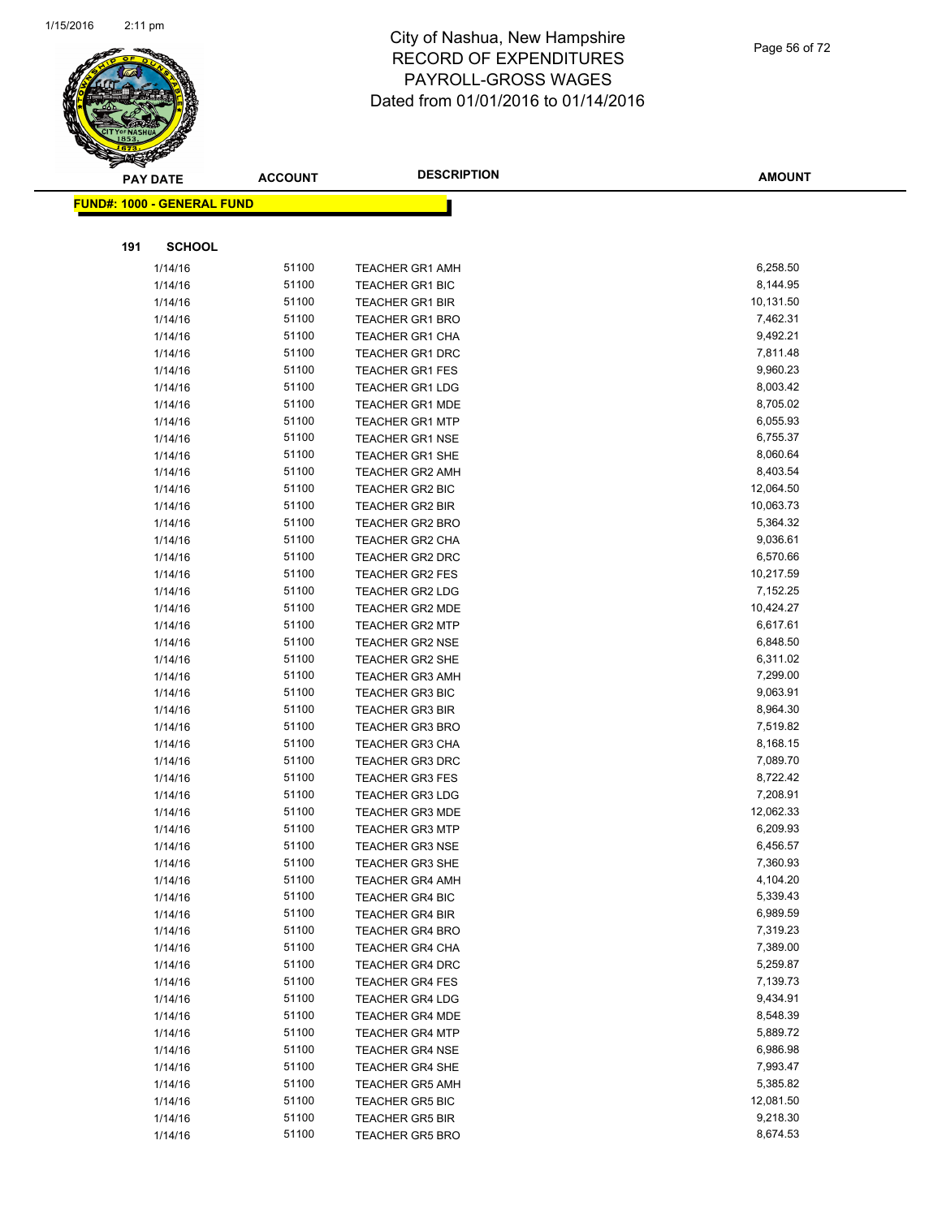# City of Nashua, New Hampshire
## RECORD OF EXPENDITURES
## PAYROLL-GROSS WAGES
## Dated from 01/01/2016 to 01/14/2016

**FUND#: 1000 - GENERAL FUND**

**191 SCHOOL**

| PAY DATE | ACCOUNT | DESCRIPTION | AMOUNT |
|---|---|---|---|
| 1/14/16 | 51100 | TEACHER GR1 AMH | 6,258.50 |
| 1/14/16 | 51100 | TEACHER GR1 BIC | 8,144.95 |
| 1/14/16 | 51100 | TEACHER GR1 BIR | 10,131.50 |
| 1/14/16 | 51100 | TEACHER GR1 BRO | 7,462.31 |
| 1/14/16 | 51100 | TEACHER GR1 CHA | 9,492.21 |
| 1/14/16 | 51100 | TEACHER GR1 DRC | 7,811.48 |
| 1/14/16 | 51100 | TEACHER GR1 FES | 9,960.23 |
| 1/14/16 | 51100 | TEACHER GR1 LDG | 8,003.42 |
| 1/14/16 | 51100 | TEACHER GR1 MDE | 8,705.02 |
| 1/14/16 | 51100 | TEACHER GR1 MTP | 6,055.93 |
| 1/14/16 | 51100 | TEACHER GR1 NSE | 6,755.37 |
| 1/14/16 | 51100 | TEACHER GR1 SHE | 8,060.64 |
| 1/14/16 | 51100 | TEACHER GR2 AMH | 8,403.54 |
| 1/14/16 | 51100 | TEACHER GR2 BIC | 12,064.50 |
| 1/14/16 | 51100 | TEACHER GR2 BIR | 10,063.73 |
| 1/14/16 | 51100 | TEACHER GR2 BRO | 5,364.32 |
| 1/14/16 | 51100 | TEACHER GR2 CHA | 9,036.61 |
| 1/14/16 | 51100 | TEACHER GR2 DRC | 6,570.66 |
| 1/14/16 | 51100 | TEACHER GR2 FES | 10,217.59 |
| 1/14/16 | 51100 | TEACHER GR2 LDG | 7,152.25 |
| 1/14/16 | 51100 | TEACHER GR2 MDE | 10,424.27 |
| 1/14/16 | 51100 | TEACHER GR2 MTP | 6,617.61 |
| 1/14/16 | 51100 | TEACHER GR2 NSE | 6,848.50 |
| 1/14/16 | 51100 | TEACHER GR2 SHE | 6,311.02 |
| 1/14/16 | 51100 | TEACHER GR3 AMH | 7,299.00 |
| 1/14/16 | 51100 | TEACHER GR3 BIC | 9,063.91 |
| 1/14/16 | 51100 | TEACHER GR3 BIR | 8,964.30 |
| 1/14/16 | 51100 | TEACHER GR3 BRO | 7,519.82 |
| 1/14/16 | 51100 | TEACHER GR3 CHA | 8,168.15 |
| 1/14/16 | 51100 | TEACHER GR3 DRC | 7,089.70 |
| 1/14/16 | 51100 | TEACHER GR3 FES | 8,722.42 |
| 1/14/16 | 51100 | TEACHER GR3 LDG | 7,208.91 |
| 1/14/16 | 51100 | TEACHER GR3 MDE | 12,062.33 |
| 1/14/16 | 51100 | TEACHER GR3 MTP | 6,209.93 |
| 1/14/16 | 51100 | TEACHER GR3 NSE | 6,456.57 |
| 1/14/16 | 51100 | TEACHER GR3 SHE | 7,360.93 |
| 1/14/16 | 51100 | TEACHER GR4 AMH | 4,104.20 |
| 1/14/16 | 51100 | TEACHER GR4 BIC | 5,339.43 |
| 1/14/16 | 51100 | TEACHER GR4 BIR | 6,989.59 |
| 1/14/16 | 51100 | TEACHER GR4 BRO | 7,319.23 |
| 1/14/16 | 51100 | TEACHER GR4 CHA | 7,389.00 |
| 1/14/16 | 51100 | TEACHER GR4 DRC | 5,259.87 |
| 1/14/16 | 51100 | TEACHER GR4 FES | 7,139.73 |
| 1/14/16 | 51100 | TEACHER GR4 LDG | 9,434.91 |
| 1/14/16 | 51100 | TEACHER GR4 MDE | 8,548.39 |
| 1/14/16 | 51100 | TEACHER GR4 MTP | 5,889.72 |
| 1/14/16 | 51100 | TEACHER GR4 NSE | 6,986.98 |
| 1/14/16 | 51100 | TEACHER GR4 SHE | 7,993.47 |
| 1/14/16 | 51100 | TEACHER GR5 AMH | 5,385.82 |
| 1/14/16 | 51100 | TEACHER GR5 BIC | 12,081.50 |
| 1/14/16 | 51100 | TEACHER GR5 BIR | 9,218.30 |
| 1/14/16 | 51100 | TEACHER GR5 BRO | 8,674.53 |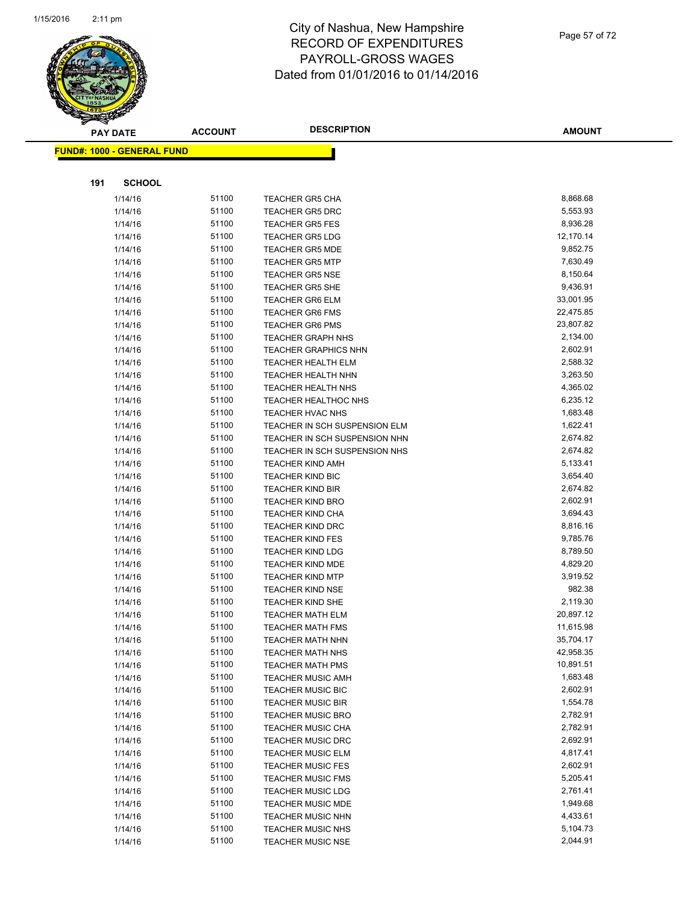# City of Nashua, New Hampshire
## RECORD OF EXPENDITURES
## PAYROLL-GROSS WAGES
## Dated from 01/01/2016 to 01/14/2016

**FUND#: 1000 - GENERAL FUND**

**191 SCHOOL**

| PAY DATE | ACCOUNT | DESCRIPTION | AMOUNT |
|---|---|---|---|
| 1/14/16 | 51100 | TEACHER GR5 CHA | 8,868.68 |
| 1/14/16 | 51100 | TEACHER GR5 DRC | 5,553.93 |
| 1/14/16 | 51100 | TEACHER GR5 FES | 8,936.28 |
| 1/14/16 | 51100 | TEACHER GR5 LDG | 12,170.14 |
| 1/14/16 | 51100 | TEACHER GR5 MDE | 9,852.75 |
| 1/14/16 | 51100 | TEACHER GR5 MTP | 7,630.49 |
| 1/14/16 | 51100 | TEACHER GR5 NSE | 8,150.64 |
| 1/14/16 | 51100 | TEACHER GR5 SHE | 9,436.91 |
| 1/14/16 | 51100 | TEACHER GR6 ELM | 33,001.95 |
| 1/14/16 | 51100 | TEACHER GR6 FMS | 22,475.85 |
| 1/14/16 | 51100 | TEACHER GR6 PMS | 23,807.82 |
| 1/14/16 | 51100 | TEACHER GRAPH NHS | 2,134.00 |
| 1/14/16 | 51100 | TEACHER GRAPHICS NHN | 2,602.91 |
| 1/14/16 | 51100 | TEACHER HEALTH ELM | 2,588.32 |
| 1/14/16 | 51100 | TEACHER HEALTH NHN | 3,263.50 |
| 1/14/16 | 51100 | TEACHER HEALTH NHS | 4,365.02 |
| 1/14/16 | 51100 | TEACHER HEALTHOC NHS | 6,235.12 |
| 1/14/16 | 51100 | TEACHER HVAC NHS | 1,683.48 |
| 1/14/16 | 51100 | TEACHER IN SCH SUSPENSION ELM | 1,622.41 |
| 1/14/16 | 51100 | TEACHER IN SCH SUSPENSION NHN | 2,674.82 |
| 1/14/16 | 51100 | TEACHER IN SCH SUSPENSION NHS | 2,674.82 |
| 1/14/16 | 51100 | TEACHER KIND AMH | 5,133.41 |
| 1/14/16 | 51100 | TEACHER KIND BIC | 3,654.40 |
| 1/14/16 | 51100 | TEACHER KIND BIR | 2,674.82 |
| 1/14/16 | 51100 | TEACHER KIND BRO | 2,602.91 |
| 1/14/16 | 51100 | TEACHER KIND CHA | 3,694.43 |
| 1/14/16 | 51100 | TEACHER KIND DRC | 8,816.16 |
| 1/14/16 | 51100 | TEACHER KIND FES | 9,785.76 |
| 1/14/16 | 51100 | TEACHER KIND LDG | 8,789.50 |
| 1/14/16 | 51100 | TEACHER KIND MDE | 4,829.20 |
| 1/14/16 | 51100 | TEACHER KIND MTP | 3,919.52 |
| 1/14/16 | 51100 | TEACHER KIND NSE | 982.38 |
| 1/14/16 | 51100 | TEACHER KIND SHE | 2,119.30 |
| 1/14/16 | 51100 | TEACHER MATH ELM | 20,897.12 |
| 1/14/16 | 51100 | TEACHER MATH FMS | 11,615.98 |
| 1/14/16 | 51100 | TEACHER MATH NHN | 35,704.17 |
| 1/14/16 | 51100 | TEACHER MATH NHS | 42,958.35 |
| 1/14/16 | 51100 | TEACHER MATH PMS | 10,891.51 |
| 1/14/16 | 51100 | TEACHER MUSIC AMH | 1,683.48 |
| 1/14/16 | 51100 | TEACHER MUSIC BIC | 2,602.91 |
| 1/14/16 | 51100 | TEACHER MUSIC BIR | 1,554.78 |
| 1/14/16 | 51100 | TEACHER MUSIC BRO | 2,782.91 |
| 1/14/16 | 51100 | TEACHER MUSIC CHA | 2,782.91 |
| 1/14/16 | 51100 | TEACHER MUSIC DRC | 2,692.91 |
| 1/14/16 | 51100 | TEACHER MUSIC ELM | 4,817.41 |
| 1/14/16 | 51100 | TEACHER MUSIC FES | 2,602.91 |
| 1/14/16 | 51100 | TEACHER MUSIC FMS | 5,205.41 |
| 1/14/16 | 51100 | TEACHER MUSIC LDG | 2,761.41 |
| 1/14/16 | 51100 | TEACHER MUSIC MDE | 1,949.68 |
| 1/14/16 | 51100 | TEACHER MUSIC NHN | 4,433.61 |
| 1/14/16 | 51100 | TEACHER MUSIC NHS | 5,104.73 |
| 1/14/16 | 51100 | TEACHER MUSIC NSE | 2,044.91 |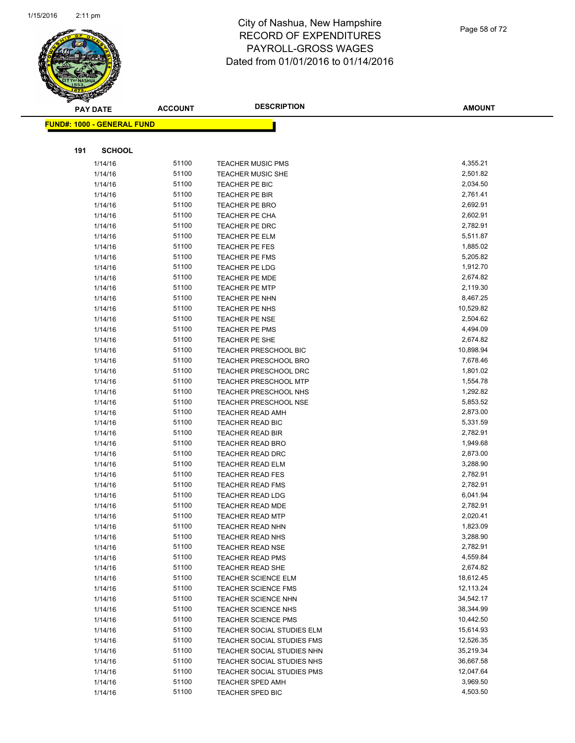# City of Nashua, New Hampshire
# RECORD OF EXPENDITURES
# PAYROLL-GROSS WAGES
# Dated from 01/01/2016 to 01/14/2016

**FUND#: 1000 - GENERAL FUND**

**191 SCHOOL**

| PAY DATE | ACCOUNT | DESCRIPTION | AMOUNT |
|---|---|---|---|
| 1/14/16 | 51100 | TEACHER MUSIC PMS | 4,355.21 |
| 1/14/16 | 51100 | TEACHER MUSIC SHE | 2,501.82 |
| 1/14/16 | 51100 | TEACHER PE BIC | 2,034.50 |
| 1/14/16 | 51100 | TEACHER PE BIR | 2,761.41 |
| 1/14/16 | 51100 | TEACHER PE BRO | 2,692.91 |
| 1/14/16 | 51100 | TEACHER PE CHA | 2,602.91 |
| 1/14/16 | 51100 | TEACHER PE DRC | 2,782.91 |
| 1/14/16 | 51100 | TEACHER PE ELM | 5,511.87 |
| 1/14/16 | 51100 | TEACHER PE FES | 1,885.02 |
| 1/14/16 | 51100 | TEACHER PE FMS | 5,205.82 |
| 1/14/16 | 51100 | TEACHER PE LDG | 1,912.70 |
| 1/14/16 | 51100 | TEACHER PE MDE | 2,674.82 |
| 1/14/16 | 51100 | TEACHER PE MTP | 2,119.30 |
| 1/14/16 | 51100 | TEACHER PE NHN | 8,467.25 |
| 1/14/16 | 51100 | TEACHER PE NHS | 10,529.82 |
| 1/14/16 | 51100 | TEACHER PE NSE | 2,504.62 |
| 1/14/16 | 51100 | TEACHER PE PMS | 4,494.09 |
| 1/14/16 | 51100 | TEACHER PE SHE | 2,674.82 |
| 1/14/16 | 51100 | TEACHER PRESCHOOL BIC | 10,898.94 |
| 1/14/16 | 51100 | TEACHER PRESCHOOL BRO | 7,678.46 |
| 1/14/16 | 51100 | TEACHER PRESCHOOL DRC | 1,801.02 |
| 1/14/16 | 51100 | TEACHER PRESCHOOL MTP | 1,554.78 |
| 1/14/16 | 51100 | TEACHER PRESCHOOL NHS | 1,292.82 |
| 1/14/16 | 51100 | TEACHER PRESCHOOL NSE | 5,853.52 |
| 1/14/16 | 51100 | TEACHER READ AMH | 2,873.00 |
| 1/14/16 | 51100 | TEACHER READ BIC | 5,331.59 |
| 1/14/16 | 51100 | TEACHER READ BIR | 2,782.91 |
| 1/14/16 | 51100 | TEACHER READ BRO | 1,949.68 |
| 1/14/16 | 51100 | TEACHER READ DRC | 2,873.00 |
| 1/14/16 | 51100 | TEACHER READ ELM | 3,288.90 |
| 1/14/16 | 51100 | TEACHER READ FES | 2,782.91 |
| 1/14/16 | 51100 | TEACHER READ FMS | 2,782.91 |
| 1/14/16 | 51100 | TEACHER READ LDG | 6,041.94 |
| 1/14/16 | 51100 | TEACHER READ MDE | 2,782.91 |
| 1/14/16 | 51100 | TEACHER READ MTP | 2,020.41 |
| 1/14/16 | 51100 | TEACHER READ NHN | 1,823.09 |
| 1/14/16 | 51100 | TEACHER READ NHS | 3,288.90 |
| 1/14/16 | 51100 | TEACHER READ NSE | 2,782.91 |
| 1/14/16 | 51100 | TEACHER READ PMS | 4,559.84 |
| 1/14/16 | 51100 | TEACHER READ SHE | 2,674.82 |
| 1/14/16 | 51100 | TEACHER SCIENCE ELM | 18,612.45 |
| 1/14/16 | 51100 | TEACHER SCIENCE FMS | 12,113.24 |
| 1/14/16 | 51100 | TEACHER SCIENCE NHN | 34,542.17 |
| 1/14/16 | 51100 | TEACHER SCIENCE NHS | 38,344.99 |
| 1/14/16 | 51100 | TEACHER SCIENCE PMS | 10,442.50 |
| 1/14/16 | 51100 | TEACHER SOCIAL STUDIES ELM | 15,614.93 |
| 1/14/16 | 51100 | TEACHER SOCIAL STUDIES FMS | 12,526.35 |
| 1/14/16 | 51100 | TEACHER SOCIAL STUDIES NHN | 35,219.34 |
| 1/14/16 | 51100 | TEACHER SOCIAL STUDIES NHS | 36,667.58 |
| 1/14/16 | 51100 | TEACHER SOCIAL STUDIES PMS | 12,047.64 |
| 1/14/16 | 51100 | TEACHER SPED AMH | 3,969.50 |
| 1/14/16 | 51100 | TEACHER SPED BIC | 4,503.50 |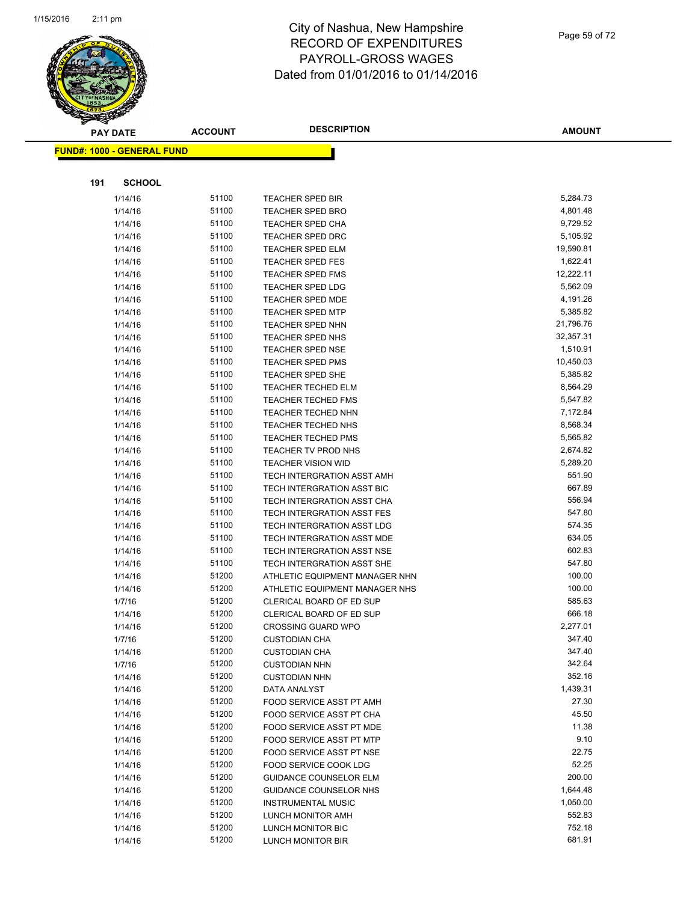# City of Nashua, New Hampshire
## RECORD OF EXPENDITURES
## PAYROLL-GROSS WAGES
## Dated from 01/01/2016 to 01/14/2016

**FUND#: 1000 - GENERAL FUND**

**191 SCHOOL**

| PAY DATE | ACCOUNT | DESCRIPTION | AMOUNT |
|---|---|---|---|
| 1/14/16 | 51100 | TEACHER SPED BIR | 5,284.73 |
| 1/14/16 | 51100 | TEACHER SPED BRO | 4,801.48 |
| 1/14/16 | 51100 | TEACHER SPED CHA | 9,729.52 |
| 1/14/16 | 51100 | TEACHER SPED DRC | 5,105.92 |
| 1/14/16 | 51100 | TEACHER SPED ELM | 19,590.81 |
| 1/14/16 | 51100 | TEACHER SPED FES | 1,622.41 |
| 1/14/16 | 51100 | TEACHER SPED FMS | 12,222.11 |
| 1/14/16 | 51100 | TEACHER SPED LDG | 5,562.09 |
| 1/14/16 | 51100 | TEACHER SPED MDE | 4,191.26 |
| 1/14/16 | 51100 | TEACHER SPED MTP | 5,385.82 |
| 1/14/16 | 51100 | TEACHER SPED NHN | 21,796.76 |
| 1/14/16 | 51100 | TEACHER SPED NHS | 32,357.31 |
| 1/14/16 | 51100 | TEACHER SPED NSE | 1,510.91 |
| 1/14/16 | 51100 | TEACHER SPED PMS | 10,450.03 |
| 1/14/16 | 51100 | TEACHER SPED SHE | 5,385.82 |
| 1/14/16 | 51100 | TEACHER TECHED ELM | 8,564.29 |
| 1/14/16 | 51100 | TEACHER TECHED FMS | 5,547.82 |
| 1/14/16 | 51100 | TEACHER TECHED NHN | 7,172.84 |
| 1/14/16 | 51100 | TEACHER TECHED NHS | 8,568.34 |
| 1/14/16 | 51100 | TEACHER TECHED PMS | 5,565.82 |
| 1/14/16 | 51100 | TEACHER TV PROD NHS | 2,674.82 |
| 1/14/16 | 51100 | TEACHER VISION WID | 5,289.20 |
| 1/14/16 | 51100 | TECH INTERGRATION ASST AMH | 551.90 |
| 1/14/16 | 51100 | TECH INTERGRATION ASST BIC | 667.89 |
| 1/14/16 | 51100 | TECH INTERGRATION ASST CHA | 556.94 |
| 1/14/16 | 51100 | TECH INTERGRATION ASST FES | 547.80 |
| 1/14/16 | 51100 | TECH INTERGRATION ASST LDG | 574.35 |
| 1/14/16 | 51100 | TECH INTERGRATION ASST MDE | 634.05 |
| 1/14/16 | 51100 | TECH INTERGRATION ASST NSE | 602.83 |
| 1/14/16 | 51100 | TECH INTERGRATION ASST SHE | 547.80 |
| 1/14/16 | 51200 | ATHLETIC EQUIPMENT MANAGER NHN | 100.00 |
| 1/14/16 | 51200 | ATHLETIC EQUIPMENT MANAGER NHS | 100.00 |
| 1/7/16 | 51200 | CLERICAL BOARD OF ED SUP | 585.63 |
| 1/14/16 | 51200 | CLERICAL BOARD OF ED SUP | 666.18 |
| 1/14/16 | 51200 | CROSSING GUARD WPO | 2,277.01 |
| 1/7/16 | 51200 | CUSTODIAN CHA | 347.40 |
| 1/14/16 | 51200 | CUSTODIAN CHA | 347.40 |
| 1/7/16 | 51200 | CUSTODIAN NHN | 342.64 |
| 1/14/16 | 51200 | CUSTODIAN NHN | 352.16 |
| 1/14/16 | 51200 | DATA ANALYST | 1,439.31 |
| 1/14/16 | 51200 | FOOD SERVICE ASST PT AMH | 27.30 |
| 1/14/16 | 51200 | FOOD SERVICE ASST PT CHA | 45.50 |
| 1/14/16 | 51200 | FOOD SERVICE ASST PT MDE | 11.38 |
| 1/14/16 | 51200 | FOOD SERVICE ASST PT MTP | 9.10 |
| 1/14/16 | 51200 | FOOD SERVICE ASST PT NSE | 22.75 |
| 1/14/16 | 51200 | FOOD SERVICE COOK LDG | 52.25 |
| 1/14/16 | 51200 | GUIDANCE COUNSELOR ELM | 200.00 |
| 1/14/16 | 51200 | GUIDANCE COUNSELOR NHS | 1,644.48 |
| 1/14/16 | 51200 | INSTRUMENTAL MUSIC | 1,050.00 |
| 1/14/16 | 51200 | LUNCH MONITOR AMH | 552.83 |
| 1/14/16 | 51200 | LUNCH MONITOR BIC | 752.18 |
| 1/14/16 | 51200 | LUNCH MONITOR BIR | 681.91 |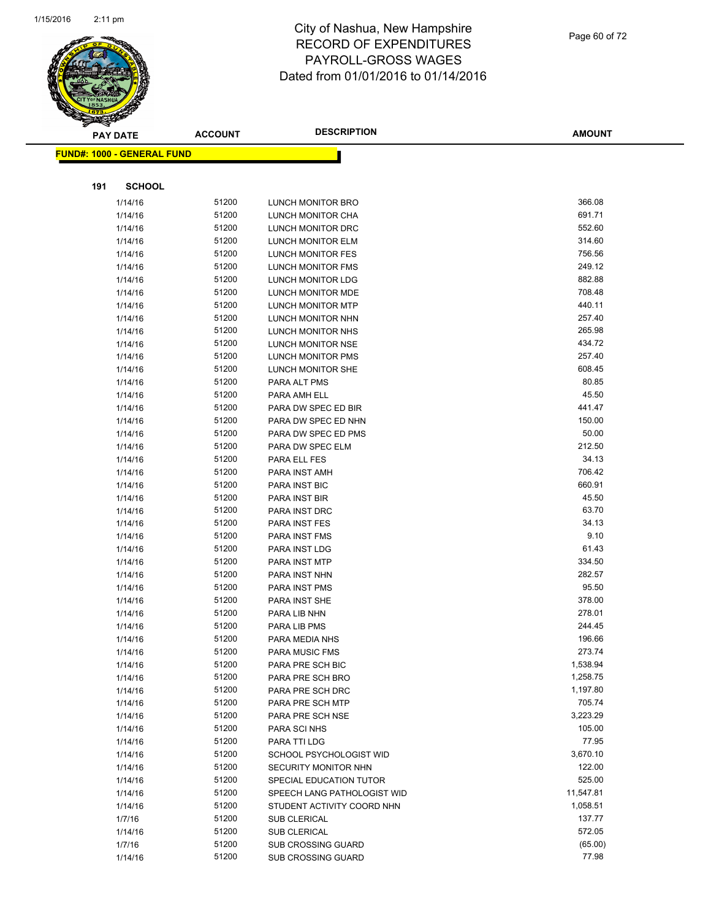# City of Nashua, New Hampshire
# RECORD OF EXPENDITURES
# PAYROLL-GROSS WAGES
# Dated from 01/01/2016 to 01/14/2016

**FUND#: 1000 - GENERAL FUND**

**191 SCHOOL**

| PAY DATE | ACCOUNT | DESCRIPTION | AMOUNT |
|---|---|---|---|
| 1/14/16 | 51200 | LUNCH MONITOR BRO | 366.08 |
| 1/14/16 | 51200 | LUNCH MONITOR CHA | 691.71 |
| 1/14/16 | 51200 | LUNCH MONITOR DRC | 552.60 |
| 1/14/16 | 51200 | LUNCH MONITOR ELM | 314.60 |
| 1/14/16 | 51200 | LUNCH MONITOR FES | 756.56 |
| 1/14/16 | 51200 | LUNCH MONITOR FMS | 249.12 |
| 1/14/16 | 51200 | LUNCH MONITOR LDG | 882.88 |
| 1/14/16 | 51200 | LUNCH MONITOR MDE | 708.48 |
| 1/14/16 | 51200 | LUNCH MONITOR MTP | 440.11 |
| 1/14/16 | 51200 | LUNCH MONITOR NHN | 257.40 |
| 1/14/16 | 51200 | LUNCH MONITOR NHS | 265.98 |
| 1/14/16 | 51200 | LUNCH MONITOR NSE | 434.72 |
| 1/14/16 | 51200 | LUNCH MONITOR PMS | 257.40 |
| 1/14/16 | 51200 | LUNCH MONITOR SHE | 608.45 |
| 1/14/16 | 51200 | PARA ALT PMS | 80.85 |
| 1/14/16 | 51200 | PARA AMH ELL | 45.50 |
| 1/14/16 | 51200 | PARA DW SPEC ED BIR | 441.47 |
| 1/14/16 | 51200 | PARA DW SPEC ED NHN | 150.00 |
| 1/14/16 | 51200 | PARA DW SPEC ED PMS | 50.00 |
| 1/14/16 | 51200 | PARA DW SPEC ELM | 212.50 |
| 1/14/16 | 51200 | PARA ELL FES | 34.13 |
| 1/14/16 | 51200 | PARA INST AMH | 706.42 |
| 1/14/16 | 51200 | PARA INST BIC | 660.91 |
| 1/14/16 | 51200 | PARA INST BIR | 45.50 |
| 1/14/16 | 51200 | PARA INST DRC | 63.70 |
| 1/14/16 | 51200 | PARA INST FES | 34.13 |
| 1/14/16 | 51200 | PARA INST FMS | 9.10 |
| 1/14/16 | 51200 | PARA INST LDG | 61.43 |
| 1/14/16 | 51200 | PARA INST MTP | 334.50 |
| 1/14/16 | 51200 | PARA INST NHN | 282.57 |
| 1/14/16 | 51200 | PARA INST PMS | 95.50 |
| 1/14/16 | 51200 | PARA INST SHE | 378.00 |
| 1/14/16 | 51200 | PARA LIB NHN | 278.01 |
| 1/14/16 | 51200 | PARA LIB PMS | 244.45 |
| 1/14/16 | 51200 | PARA MEDIA NHS | 196.66 |
| 1/14/16 | 51200 | PARA MUSIC FMS | 273.74 |
| 1/14/16 | 51200 | PARA PRE SCH BIC | 1,538.94 |
| 1/14/16 | 51200 | PARA PRE SCH BRO | 1,258.75 |
| 1/14/16 | 51200 | PARA PRE SCH DRC | 1,197.80 |
| 1/14/16 | 51200 | PARA PRE SCH MTP | 705.74 |
| 1/14/16 | 51200 | PARA PRE SCH NSE | 3,223.29 |
| 1/14/16 | 51200 | PARA SCI NHS | 105.00 |
| 1/14/16 | 51200 | PARA TTI LDG | 77.95 |
| 1/14/16 | 51200 | SCHOOL PSYCHOLOGIST WID | 3,670.10 |
| 1/14/16 | 51200 | SECURITY MONITOR NHN | 122.00 |
| 1/14/16 | 51200 | SPECIAL EDUCATION TUTOR | 525.00 |
| 1/14/16 | 51200 | SPEECH LANG PATHOLOGIST WID | 11,547.81 |
| 1/14/16 | 51200 | STUDENT ACTIVITY COORD NHN | 1,058.51 |
| 1/7/16 | 51200 | SUB CLERICAL | 137.77 |
| 1/14/16 | 51200 | SUB CLERICAL | 572.05 |
| 1/7/16 | 51200 | SUB CROSSING GUARD | (65.00) |
| 1/14/16 | 51200 | SUB CROSSING GUARD | 77.98 |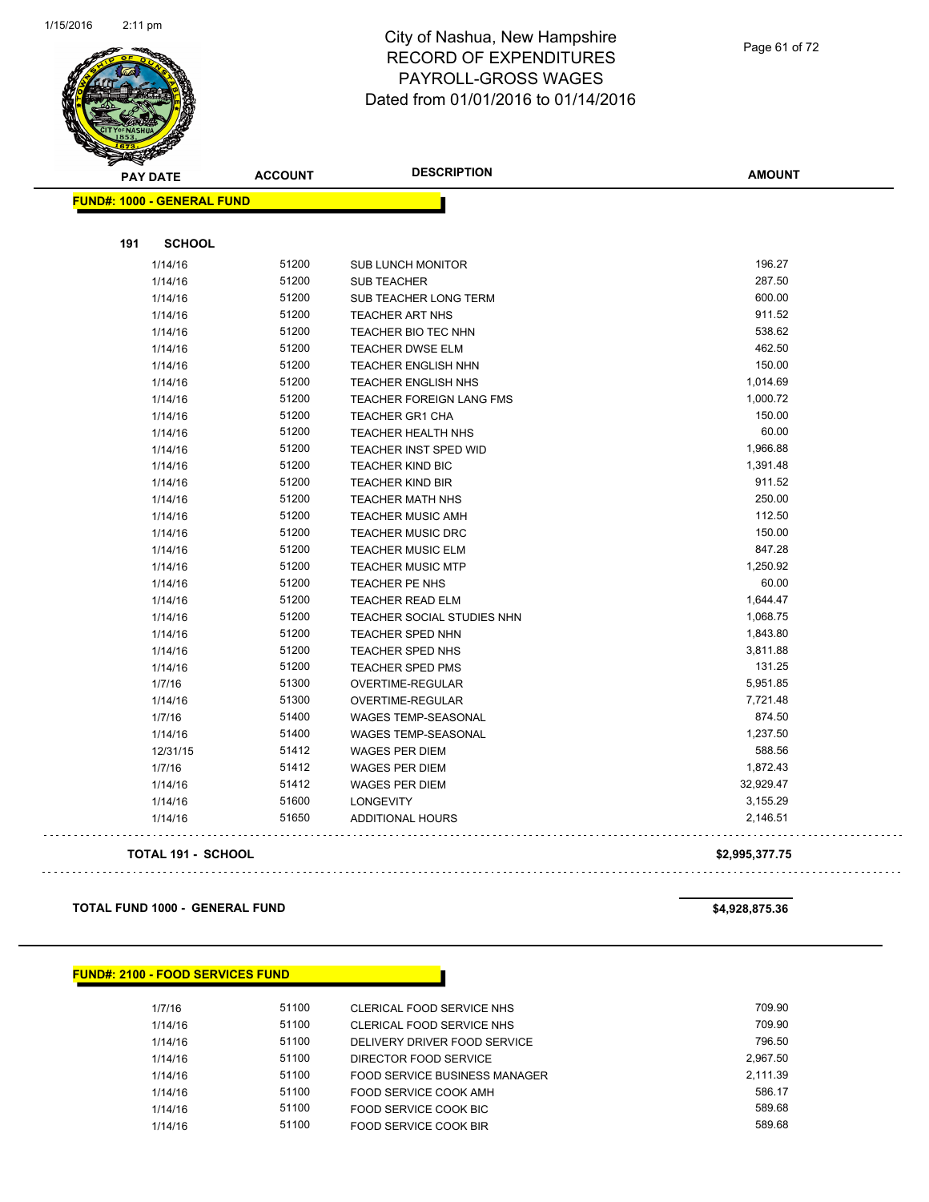# City of Nashua, New Hampshire
# RECORD OF EXPENDITURES
# PAYROLL-GROSS WAGES
# Dated from 01/01/2016 to 01/14/2016

| PAY DATE | ACCOUNT | DESCRIPTION | AMOUNT |
|---|---|---|---|

**FUND#: 1000 - GENERAL FUND**

**191 SCHOOL**

| PAY DATE | ACCOUNT | DESCRIPTION | AMOUNT |
|---|---|---|---|
| 1/14/16 | 51200 | SUB LUNCH MONITOR | 196.27 |
| 1/14/16 | 51200 | SUB TEACHER | 287.50 |
| 1/14/16 | 51200 | SUB TEACHER LONG TERM | 600.00 |
| 1/14/16 | 51200 | TEACHER ART NHS | 911.52 |
| 1/14/16 | 51200 | TEACHER BIO TEC NHN | 538.62 |
| 1/14/16 | 51200 | TEACHER DWSE ELM | 462.50 |
| 1/14/16 | 51200 | TEACHER ENGLISH NHN | 150.00 |
| 1/14/16 | 51200 | TEACHER ENGLISH NHS | 1,014.69 |
| 1/14/16 | 51200 | TEACHER FOREIGN LANG FMS | 1,000.72 |
| 1/14/16 | 51200 | TEACHER GR1 CHA | 150.00 |
| 1/14/16 | 51200 | TEACHER HEALTH NHS | 60.00 |
| 1/14/16 | 51200 | TEACHER INST SPED WID | 1,966.88 |
| 1/14/16 | 51200 | TEACHER KIND BIC | 1,391.48 |
| 1/14/16 | 51200 | TEACHER KIND BIR | 911.52 |
| 1/14/16 | 51200 | TEACHER MATH NHS | 250.00 |
| 1/14/16 | 51200 | TEACHER MUSIC AMH | 112.50 |
| 1/14/16 | 51200 | TEACHER MUSIC DRC | 150.00 |
| 1/14/16 | 51200 | TEACHER MUSIC ELM | 847.28 |
| 1/14/16 | 51200 | TEACHER MUSIC MTP | 1,250.92 |
| 1/14/16 | 51200 | TEACHER PE NHS | 60.00 |
| 1/14/16 | 51200 | TEACHER READ ELM | 1,644.47 |
| 1/14/16 | 51200 | TEACHER SOCIAL STUDIES NHN | 1,068.75 |
| 1/14/16 | 51200 | TEACHER SPED NHN | 1,843.80 |
| 1/14/16 | 51200 | TEACHER SPED NHS | 3,811.88 |
| 1/14/16 | 51200 | TEACHER SPED PMS | 131.25 |
| 1/7/16 | 51300 | OVERTIME-REGULAR | 5,951.85 |
| 1/14/16 | 51300 | OVERTIME-REGULAR | 7,721.48 |
| 1/7/16 | 51400 | WAGES TEMP-SEASONAL | 874.50 |
| 1/14/16 | 51400 | WAGES TEMP-SEASONAL | 1,237.50 |
| 12/31/15 | 51412 | WAGES PER DIEM | 588.56 |
| 1/7/16 | 51412 | WAGES PER DIEM | 1,872.43 |
| 1/14/16 | 51412 | WAGES PER DIEM | 32,929.47 |
| 1/14/16 | 51600 | LONGEVITY | 3,155.29 |
| 1/14/16 | 51650 | ADDITIONAL HOURS | 2,146.51 |

**TOTAL 191 - SCHOOL** **$2,995,377.75**

**TOTAL FUND 1000 - GENERAL FUND** **$4,928,875.36**

**FUND#: 2100 - FOOD SERVICES FUND**

| PAY DATE | ACCOUNT | DESCRIPTION | AMOUNT |
|---|---|---|---|
| 1/7/16 | 51100 | CLERICAL FOOD SERVICE NHS | 709.90 |
| 1/14/16 | 51100 | CLERICAL FOOD SERVICE NHS | 709.90 |
| 1/14/16 | 51100 | DELIVERY DRIVER FOOD SERVICE | 796.50 |
| 1/14/16 | 51100 | DIRECTOR FOOD SERVICE | 2,967.50 |
| 1/14/16 | 51100 | FOOD SERVICE BUSINESS MANAGER | 2,111.39 |
| 1/14/16 | 51100 | FOOD SERVICE COOK AMH | 586.17 |
| 1/14/16 | 51100 | FOOD SERVICE COOK BIC | 589.68 |
| 1/14/16 | 51100 | FOOD SERVICE COOK BIR | 589.68 |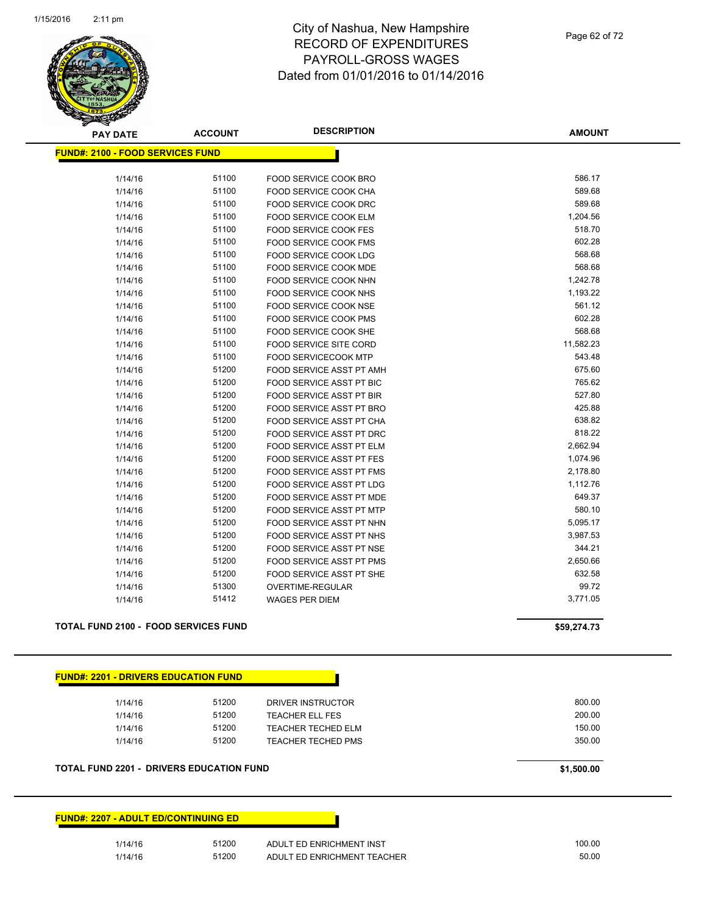# City of Nashua, New Hampshire
## RECORD OF EXPENDITURES
## PAYROLL-GROSS WAGES
## Dated from 01/01/2016 to 01/14/2016

**FUND#: 2100 - FOOD SERVICES FUND**

| PAY DATE | ACCOUNT | DESCRIPTION | AMOUNT |
|---|---|---|---|
| 1/14/16 | 51100 | FOOD SERVICE COOK BRO | 586.17 |
| 1/14/16 | 51100 | FOOD SERVICE COOK CHA | 589.68 |
| 1/14/16 | 51100 | FOOD SERVICE COOK DRC | 589.68 |
| 1/14/16 | 51100 | FOOD SERVICE COOK ELM | 1,204.56 |
| 1/14/16 | 51100 | FOOD SERVICE COOK FES | 518.70 |
| 1/14/16 | 51100 | FOOD SERVICE COOK FMS | 602.28 |
| 1/14/16 | 51100 | FOOD SERVICE COOK LDG | 568.68 |
| 1/14/16 | 51100 | FOOD SERVICE COOK MDE | 568.68 |
| 1/14/16 | 51100 | FOOD SERVICE COOK NHN | 1,242.78 |
| 1/14/16 | 51100 | FOOD SERVICE COOK NHS | 1,193.22 |
| 1/14/16 | 51100 | FOOD SERVICE COOK NSE | 561.12 |
| 1/14/16 | 51100 | FOOD SERVICE COOK PMS | 602.28 |
| 1/14/16 | 51100 | FOOD SERVICE COOK SHE | 568.68 |
| 1/14/16 | 51100 | FOOD SERVICE SITE CORD | 11,582.23 |
| 1/14/16 | 51100 | FOOD SERVICECOOK MTP | 543.48 |
| 1/14/16 | 51200 | FOOD SERVICE ASST PT AMH | 675.60 |
| 1/14/16 | 51200 | FOOD SERVICE ASST PT BIC | 765.62 |
| 1/14/16 | 51200 | FOOD SERVICE ASST PT BIR | 527.80 |
| 1/14/16 | 51200 | FOOD SERVICE ASST PT BRO | 425.88 |
| 1/14/16 | 51200 | FOOD SERVICE ASST PT CHA | 638.82 |
| 1/14/16 | 51200 | FOOD SERVICE ASST PT DRC | 818.22 |
| 1/14/16 | 51200 | FOOD SERVICE ASST PT ELM | 2,662.94 |
| 1/14/16 | 51200 | FOOD SERVICE ASST PT FES | 1,074.96 |
| 1/14/16 | 51200 | FOOD SERVICE ASST PT FMS | 2,178.80 |
| 1/14/16 | 51200 | FOOD SERVICE ASST PT LDG | 1,112.76 |
| 1/14/16 | 51200 | FOOD SERVICE ASST PT MDE | 649.37 |
| 1/14/16 | 51200 | FOOD SERVICE ASST PT MTP | 580.10 |
| 1/14/16 | 51200 | FOOD SERVICE ASST PT NHN | 5,095.17 |
| 1/14/16 | 51200 | FOOD SERVICE ASST PT NHS | 3,987.53 |
| 1/14/16 | 51200 | FOOD SERVICE ASST PT NSE | 344.21 |
| 1/14/16 | 51200 | FOOD SERVICE ASST PT PMS | 2,650.66 |
| 1/14/16 | 51200 | FOOD SERVICE ASST PT SHE | 632.58 |
| 1/14/16 | 51300 | OVERTIME-REGULAR | 99.72 |
| 1/14/16 | 51412 | WAGES PER DIEM | 3,771.05 |

**TOTAL FUND 2100 - FOOD SERVICES FUND** **$59,274.73**

**FUND#: 2201 - DRIVERS EDUCATION FUND**

| PAY DATE | ACCOUNT | DESCRIPTION | AMOUNT |
|---|---|---|---|
| 1/14/16 | 51200 | DRIVER INSTRUCTOR | 800.00 |
| 1/14/16 | 51200 | TEACHER ELL FES | 200.00 |
| 1/14/16 | 51200 | TEACHER TECHED ELM | 150.00 |
| 1/14/16 | 51200 | TEACHER TECHED PMS | 350.00 |

**TOTAL FUND 2201 - DRIVERS EDUCATION FUND** **$1,500.00**

**FUND#: 2207 - ADULT ED/CONTINUING ED**

| PAY DATE | ACCOUNT | DESCRIPTION | AMOUNT |
|---|---|---|---|
| 1/14/16 | 51200 | ADULT ED ENRICHMENT INST | 100.00 |
| 1/14/16 | 51200 | ADULT ED ENRICHMENT TEACHER | 50.00 |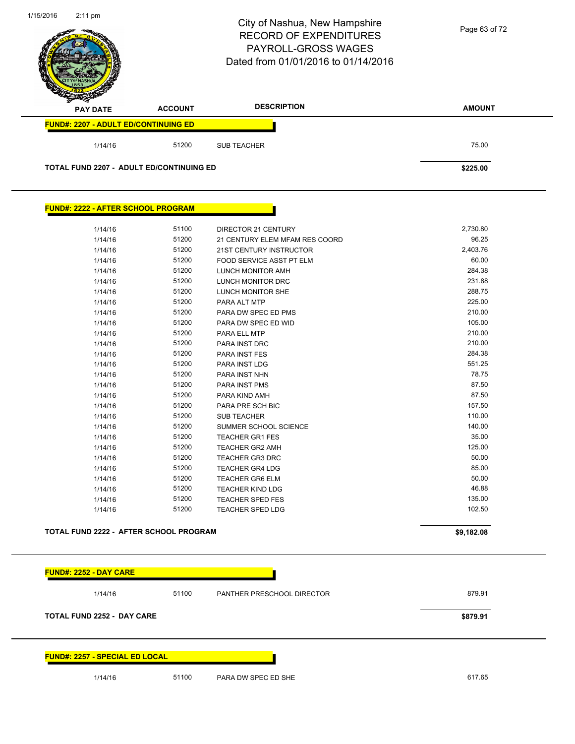| PAY DATE | ACCOUNT | DESCRIPTION | AMOUNT |
|---|---|---|---|

**FUND#: 2207 - ADULT ED/CONTINUING ED**

| PAY DATE | ACCOUNT | DESCRIPTION | AMOUNT |
|---|---|---|---|
| 1/14/16 | 51200 | SUB TEACHER | 75.00 |
| **TOTAL FUND 2207 - ADULT ED/CONTINUING ED** | | | **$225.00** |

**FUND#: 2222 - AFTER SCHOOL PROGRAM**

| PAY DATE | ACCOUNT | DESCRIPTION | AMOUNT |
|---|---|---|---|
| 1/14/16 | 51100 | DIRECTOR 21 CENTURY | 2,730.80 |
| 1/14/16 | 51200 | 21 CENTURY ELEM MFAM RES COORD | 96.25 |
| 1/14/16 | 51200 | 21ST CENTURY INSTRUCTOR | 2,403.76 |
| 1/14/16 | 51200 | FOOD SERVICE ASST PT ELM | 60.00 |
| 1/14/16 | 51200 | LUNCH MONITOR AMH | 284.38 |
| 1/14/16 | 51200 | LUNCH MONITOR DRC | 231.88 |
| 1/14/16 | 51200 | LUNCH MONITOR SHE | 288.75 |
| 1/14/16 | 51200 | PARA ALT MTP | 225.00 |
| 1/14/16 | 51200 | PARA DW SPEC ED PMS | 210.00 |
| 1/14/16 | 51200 | PARA DW SPEC ED WID | 105.00 |
| 1/14/16 | 51200 | PARA ELL MTP | 210.00 |
| 1/14/16 | 51200 | PARA INST DRC | 210.00 |
| 1/14/16 | 51200 | PARA INST FES | 284.38 |
| 1/14/16 | 51200 | PARA INST LDG | 551.25 |
| 1/14/16 | 51200 | PARA INST NHN | 78.75 |
| 1/14/16 | 51200 | PARA INST PMS | 87.50 |
| 1/14/16 | 51200 | PARA KIND AMH | 87.50 |
| 1/14/16 | 51200 | PARA PRE SCH BIC | 157.50 |
| 1/14/16 | 51200 | SUB TEACHER | 110.00 |
| 1/14/16 | 51200 | SUMMER SCHOOL SCIENCE | 140.00 |
| 1/14/16 | 51200 | TEACHER GR1 FES | 35.00 |
| 1/14/16 | 51200 | TEACHER GR2 AMH | 125.00 |
| 1/14/16 | 51200 | TEACHER GR3 DRC | 50.00 |
| 1/14/16 | 51200 | TEACHER GR4 LDG | 85.00 |
| 1/14/16 | 51200 | TEACHER GR6 ELM | 50.00 |
| 1/14/16 | 51200 | TEACHER KIND LDG | 46.88 |
| 1/14/16 | 51200 | TEACHER SPED FES | 135.00 |
| 1/14/16 | 51200 | TEACHER SPED LDG | 102.50 |
| **TOTAL FUND 2222 - AFTER SCHOOL PROGRAM** | | | **$9,182.08** |

**FUND#: 2252 - DAY CARE**

| PAY DATE | ACCOUNT | DESCRIPTION | AMOUNT |
|---|---|---|---|
| 1/14/16 | 51100 | PANTHER PRESCHOOL DIRECTOR | 879.91 |
| **TOTAL FUND 2252 - DAY CARE** | | | **$879.91** |

**FUND#: 2257 - SPECIAL ED LOCAL**

| PAY DATE | ACCOUNT | DESCRIPTION | AMOUNT |
|---|---|---|---|
| 1/14/16 | 51100 | PARA DW SPEC ED SHE | 617.65 |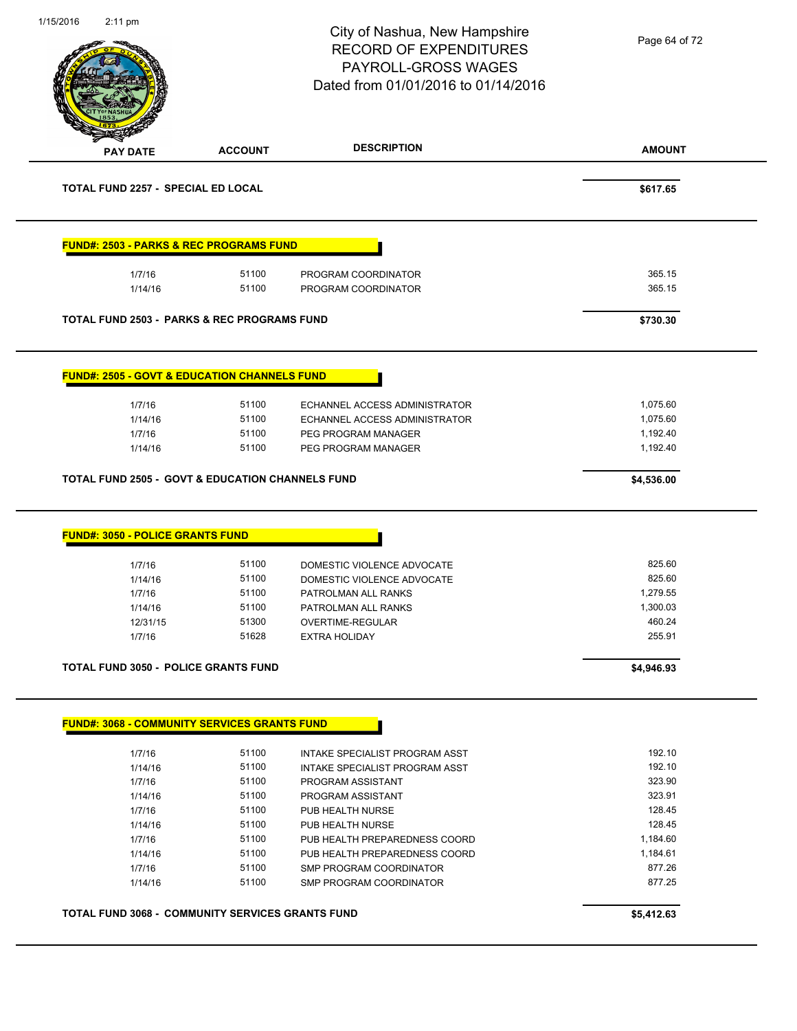# City of Nashua, New Hampshire
## RECORD OF EXPENDITURES
## PAYROLL-GROSS WAGES
## Dated from 01/01/2016 to 01/14/2016

| PAY DATE | ACCOUNT | DESCRIPTION | AMOUNT |
|---|---|---|---|
| **TOTAL FUND 2257 - SPECIAL ED LOCAL** | | | **$617.65** |

**FUND#: 2503 - PARKS & REC PROGRAMS FUND**

| PAY DATE | ACCOUNT | DESCRIPTION | AMOUNT |
|---|---|---|---|
| 1/7/16 | 51100 | PROGRAM COORDINATOR | 365.15 |
| 1/14/16 | 51100 | PROGRAM COORDINATOR | 365.15 |
| **TOTAL FUND 2503 - PARKS & REC PROGRAMS FUND** | | | **$730.30** |

**FUND#: 2505 - GOVT & EDUCATION CHANNELS FUND**

| PAY DATE | ACCOUNT | DESCRIPTION | AMOUNT |
|---|---|---|---|
| 1/7/16 | 51100 | ECHANNEL ACCESS ADMINISTRATOR | 1,075.60 |
| 1/14/16 | 51100 | ECHANNEL ACCESS ADMINISTRATOR | 1,075.60 |
| 1/7/16 | 51100 | PEG PROGRAM MANAGER | 1,192.40 |
| 1/14/16 | 51100 | PEG PROGRAM MANAGER | 1,192.40 |
| **TOTAL FUND 2505 - GOVT & EDUCATION CHANNELS FUND** | | | **$4,536.00** |

**FUND#: 3050 - POLICE GRANTS FUND**

| PAY DATE | ACCOUNT | DESCRIPTION | AMOUNT |
|---|---|---|---|
| 1/7/16 | 51100 | DOMESTIC VIOLENCE ADVOCATE | 825.60 |
| 1/14/16 | 51100 | DOMESTIC VIOLENCE ADVOCATE | 825.60 |
| 1/7/16 | 51100 | PATROLMAN ALL RANKS | 1,279.55 |
| 1/14/16 | 51100 | PATROLMAN ALL RANKS | 1,300.03 |
| 12/31/15 | 51300 | OVERTIME-REGULAR | 460.24 |
| 1/7/16 | 51628 | EXTRA HOLIDAY | 255.91 |
| **TOTAL FUND 3050 - POLICE GRANTS FUND** | | | **$4,946.93** |

**FUND#: 3068 - COMMUNITY SERVICES GRANTS FUND**

| PAY DATE | ACCOUNT | DESCRIPTION | AMOUNT |
|---|---|---|---|
| 1/7/16 | 51100 | INTAKE SPECIALIST PROGRAM ASST | 192.10 |
| 1/14/16 | 51100 | INTAKE SPECIALIST PROGRAM ASST | 192.10 |
| 1/7/16 | 51100 | PROGRAM ASSISTANT | 323.90 |
| 1/14/16 | 51100 | PROGRAM ASSISTANT | 323.91 |
| 1/7/16 | 51100 | PUB HEALTH NURSE | 128.45 |
| 1/14/16 | 51100 | PUB HEALTH NURSE | 128.45 |
| 1/7/16 | 51100 | PUB HEALTH PREPAREDNESS COORD | 1,184.60 |
| 1/14/16 | 51100 | PUB HEALTH PREPAREDNESS COORD | 1,184.61 |
| 1/7/16 | 51100 | SMP PROGRAM COORDINATOR | 877.26 |
| 1/14/16 | 51100 | SMP PROGRAM COORDINATOR | 877.25 |
| **TOTAL FUND 3068 - COMMUNITY SERVICES GRANTS FUND** | | | **$5,412.63** |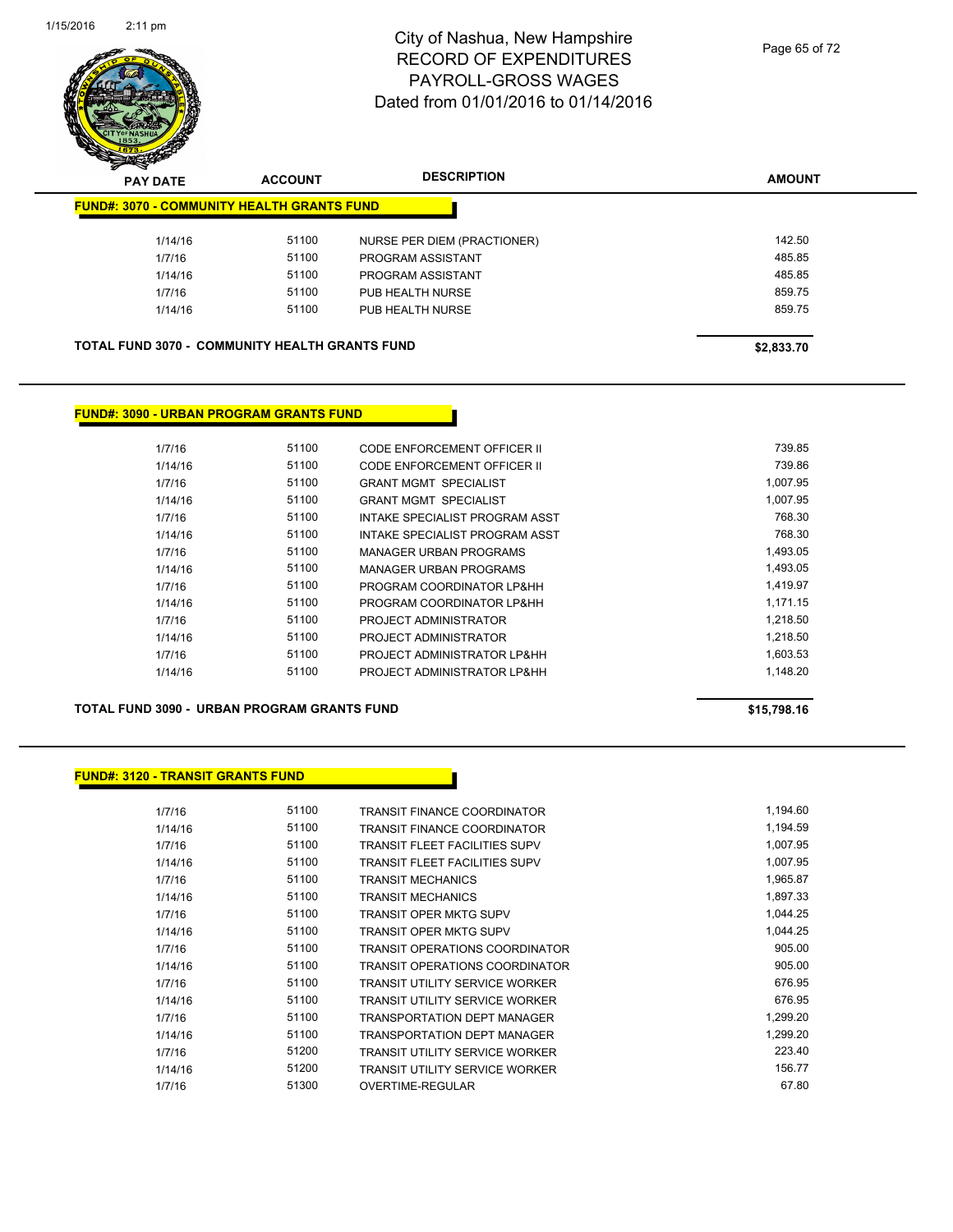# City of Nashua, New Hampshire
# RECORD OF EXPENDITURES
# PAYROLL-GROSS WAGES
# Dated from 01/01/2016 to 01/14/2016

| PAY DATE | ACCOUNT | DESCRIPTION | AMOUNT |
|---|---|---|---|

**FUND#: 3070 - COMMUNITY HEALTH GRANTS FUND**

| PAY DATE | ACCOUNT | DESCRIPTION | AMOUNT |
|---|---|---|---|
| 1/14/16 | 51100 | NURSE PER DIEM (PRACTIONER) | 142.50 |
| 1/7/16 | 51100 | PROGRAM ASSISTANT | 485.85 |
| 1/14/16 | 51100 | PROGRAM ASSISTANT | 485.85 |
| 1/7/16 | 51100 | PUB HEALTH NURSE | 859.75 |
| 1/14/16 | 51100 | PUB HEALTH NURSE | 859.75 |

**TOTAL FUND 3070 - COMMUNITY HEALTH GRANTS FUND** **$2,833.70**

**FUND#: 3090 - URBAN PROGRAM GRANTS FUND**

| PAY DATE | ACCOUNT | DESCRIPTION | AMOUNT |
|---|---|---|---|
| 1/7/16 | 51100 | CODE ENFORCEMENT OFFICER II | 739.85 |
| 1/14/16 | 51100 | CODE ENFORCEMENT OFFICER II | 739.86 |
| 1/7/16 | 51100 | GRANT MGMT SPECIALIST | 1,007.95 |
| 1/14/16 | 51100 | GRANT MGMT SPECIALIST | 1,007.95 |
| 1/7/16 | 51100 | INTAKE SPECIALIST PROGRAM ASST | 768.30 |
| 1/14/16 | 51100 | INTAKE SPECIALIST PROGRAM ASST | 768.30 |
| 1/7/16 | 51100 | MANAGER URBAN PROGRAMS | 1,493.05 |
| 1/14/16 | 51100 | MANAGER URBAN PROGRAMS | 1,493.05 |
| 1/7/16 | 51100 | PROGRAM COORDINATOR LP&HH | 1,419.97 |
| 1/14/16 | 51100 | PROGRAM COORDINATOR LP&HH | 1,171.15 |
| 1/7/16 | 51100 | PROJECT ADMINISTRATOR | 1,218.50 |
| 1/14/16 | 51100 | PROJECT ADMINISTRATOR | 1,218.50 |
| 1/7/16 | 51100 | PROJECT ADMINISTRATOR LP&HH | 1,603.53 |
| 1/14/16 | 51100 | PROJECT ADMINISTRATOR LP&HH | 1,148.20 |

**TOTAL FUND 3090 - URBAN PROGRAM GRANTS FUND** **$15,798.16**

**FUND#: 3120 - TRANSIT GRANTS FUND**

| PAY DATE | ACCOUNT | DESCRIPTION | AMOUNT |
|---|---|---|---|
| 1/7/16 | 51100 | TRANSIT FINANCE COORDINATOR | 1,194.60 |
| 1/14/16 | 51100 | TRANSIT FINANCE COORDINATOR | 1,194.59 |
| 1/7/16 | 51100 | TRANSIT FLEET FACILITIES SUPV | 1,007.95 |
| 1/14/16 | 51100 | TRANSIT FLEET FACILITIES SUPV | 1,007.95 |
| 1/7/16 | 51100 | TRANSIT MECHANICS | 1,965.87 |
| 1/14/16 | 51100 | TRANSIT MECHANICS | 1,897.33 |
| 1/7/16 | 51100 | TRANSIT OPER MKTG SUPV | 1,044.25 |
| 1/14/16 | 51100 | TRANSIT OPER MKTG SUPV | 1,044.25 |
| 1/7/16 | 51100 | TRANSIT OPERATIONS COORDINATOR | 905.00 |
| 1/14/16 | 51100 | TRANSIT OPERATIONS COORDINATOR | 905.00 |
| 1/7/16 | 51100 | TRANSIT UTILITY SERVICE WORKER | 676.95 |
| 1/14/16 | 51100 | TRANSIT UTILITY SERVICE WORKER | 676.95 |
| 1/7/16 | 51100 | TRANSPORTATION DEPT MANAGER | 1,299.20 |
| 1/14/16 | 51100 | TRANSPORTATION DEPT MANAGER | 1,299.20 |
| 1/7/16 | 51200 | TRANSIT UTILITY SERVICE WORKER | 223.40 |
| 1/14/16 | 51200 | TRANSIT UTILITY SERVICE WORKER | 156.77 |
| 1/7/16 | 51300 | OVERTIME-REGULAR | 67.80 |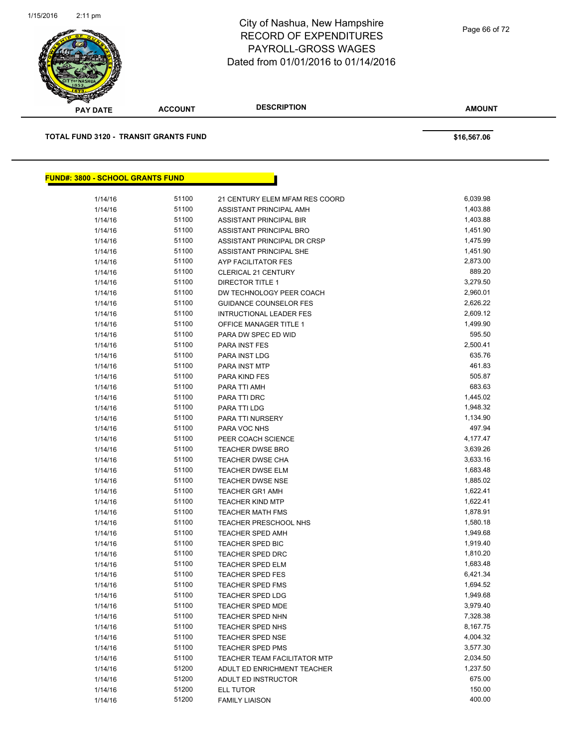| PAY DATE | ACCOUNT | DESCRIPTION | AMOUNT |
|---|---|---|---|

**TOTAL FUND 3120 - TRANSIT GRANTS FUND** **$16,567.06**

## FUND#: 3800 - SCHOOL GRANTS FUND

| PAY DATE | ACCOUNT | DESCRIPTION | AMOUNT |
|---|---|---|---|
| 1/14/16 | 51100 | 21 CENTURY ELEM MFAM RES COORD | 6,039.98 |
| 1/14/16 | 51100 | ASSISTANT PRINCIPAL AMH | 1,403.88 |
| 1/14/16 | 51100 | ASSISTANT PRINCIPAL BIR | 1,403.88 |
| 1/14/16 | 51100 | ASSISTANT PRINCIPAL BRO | 1,451.90 |
| 1/14/16 | 51100 | ASSISTANT PRINCIPAL DR CRSP | 1,475.99 |
| 1/14/16 | 51100 | ASSISTANT PRINCIPAL SHE | 1,451.90 |
| 1/14/16 | 51100 | AYP FACILITATOR FES | 2,873.00 |
| 1/14/16 | 51100 | CLERICAL 21 CENTURY | 889.20 |
| 1/14/16 | 51100 | DIRECTOR TITLE 1 | 3,279.50 |
| 1/14/16 | 51100 | DW TECHNOLOGY PEER COACH | 2,960.01 |
| 1/14/16 | 51100 | GUIDANCE COUNSELOR FES | 2,626.22 |
| 1/14/16 | 51100 | INTRUCTIONAL LEADER FES | 2,609.12 |
| 1/14/16 | 51100 | OFFICE MANAGER TITLE 1 | 1,499.90 |
| 1/14/16 | 51100 | PARA DW SPEC ED WID | 595.50 |
| 1/14/16 | 51100 | PARA INST FES | 2,500.41 |
| 1/14/16 | 51100 | PARA INST LDG | 635.76 |
| 1/14/16 | 51100 | PARA INST MTP | 461.83 |
| 1/14/16 | 51100 | PARA KIND FES | 505.87 |
| 1/14/16 | 51100 | PARA TTI AMH | 683.63 |
| 1/14/16 | 51100 | PARA TTI DRC | 1,445.02 |
| 1/14/16 | 51100 | PARA TTI LDG | 1,948.32 |
| 1/14/16 | 51100 | PARA TTI NURSERY | 1,134.90 |
| 1/14/16 | 51100 | PARA VOC NHS | 497.94 |
| 1/14/16 | 51100 | PEER COACH SCIENCE | 4,177.47 |
| 1/14/16 | 51100 | TEACHER DWSE BRO | 3,639.26 |
| 1/14/16 | 51100 | TEACHER DWSE CHA | 3,633.16 |
| 1/14/16 | 51100 | TEACHER DWSE ELM | 1,683.48 |
| 1/14/16 | 51100 | TEACHER DWSE NSE | 1,885.02 |
| 1/14/16 | 51100 | TEACHER GR1 AMH | 1,622.41 |
| 1/14/16 | 51100 | TEACHER KIND MTP | 1,622.41 |
| 1/14/16 | 51100 | TEACHER MATH FMS | 1,878.91 |
| 1/14/16 | 51100 | TEACHER PRESCHOOL NHS | 1,580.18 |
| 1/14/16 | 51100 | TEACHER SPED AMH | 1,949.68 |
| 1/14/16 | 51100 | TEACHER SPED BIC | 1,919.40 |
| 1/14/16 | 51100 | TEACHER SPED DRC | 1,810.20 |
| 1/14/16 | 51100 | TEACHER SPED ELM | 1,683.48 |
| 1/14/16 | 51100 | TEACHER SPED FES | 6,421.34 |
| 1/14/16 | 51100 | TEACHER SPED FMS | 1,694.52 |
| 1/14/16 | 51100 | TEACHER SPED LDG | 1,949.68 |
| 1/14/16 | 51100 | TEACHER SPED MDE | 3,979.40 |
| 1/14/16 | 51100 | TEACHER SPED NHN | 7,328.38 |
| 1/14/16 | 51100 | TEACHER SPED NHS | 8,167.75 |
| 1/14/16 | 51100 | TEACHER SPED NSE | 4,004.32 |
| 1/14/16 | 51100 | TEACHER SPED PMS | 3,577.30 |
| 1/14/16 | 51100 | TEACHER TEAM FACILITATOR MTP | 2,034.50 |
| 1/14/16 | 51200 | ADULT ED ENRICHMENT TEACHER | 1,237.50 |
| 1/14/16 | 51200 | ADULT ED INSTRUCTOR | 675.00 |
| 1/14/16 | 51200 | ELL TUTOR | 150.00 |
| 1/14/16 | 51200 | FAMILY LIAISON | 400.00 |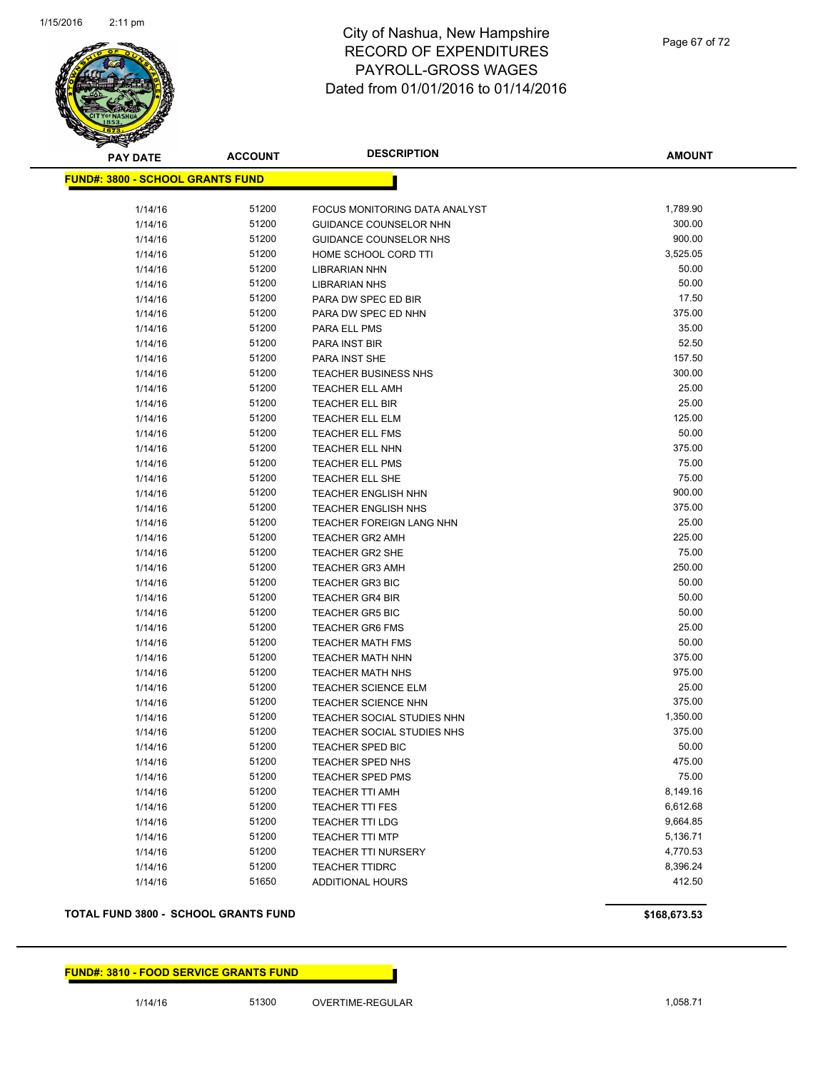# City of Nashua, New Hampshire
# RECORD OF EXPENDITURES
# PAYROLL-GROSS WAGES
# Dated from 01/01/2016 to 01/14/2016

| PAY DATE | ACCOUNT | DESCRIPTION | AMOUNT |
|---|---|---|---|
| **FUND#: 3800 - SCHOOL GRANTS FUND** | | | |
| 1/14/16 | 51200 | FOCUS MONITORING DATA ANALYST | 1,789.90 |
| 1/14/16 | 51200 | GUIDANCE COUNSELOR NHN | 300.00 |
| 1/14/16 | 51200 | GUIDANCE COUNSELOR NHS | 900.00 |
| 1/14/16 | 51200 | HOME SCHOOL CORD TTI | 3,525.05 |
| 1/14/16 | 51200 | LIBRARIAN NHN | 50.00 |
| 1/14/16 | 51200 | LIBRARIAN NHS | 50.00 |
| 1/14/16 | 51200 | PARA DW SPEC ED BIR | 17.50 |
| 1/14/16 | 51200 | PARA DW SPEC ED NHN | 375.00 |
| 1/14/16 | 51200 | PARA ELL PMS | 35.00 |
| 1/14/16 | 51200 | PARA INST BIR | 52.50 |
| 1/14/16 | 51200 | PARA INST SHE | 157.50 |
| 1/14/16 | 51200 | TEACHER BUSINESS NHS | 300.00 |
| 1/14/16 | 51200 | TEACHER ELL AMH | 25.00 |
| 1/14/16 | 51200 | TEACHER ELL BIR | 25.00 |
| 1/14/16 | 51200 | TEACHER ELL ELM | 125.00 |
| 1/14/16 | 51200 | TEACHER ELL FMS | 50.00 |
| 1/14/16 | 51200 | TEACHER ELL NHN | 375.00 |
| 1/14/16 | 51200 | TEACHER ELL PMS | 75.00 |
| 1/14/16 | 51200 | TEACHER ELL SHE | 75.00 |
| 1/14/16 | 51200 | TEACHER ENGLISH NHN | 900.00 |
| 1/14/16 | 51200 | TEACHER ENGLISH NHS | 375.00 |
| 1/14/16 | 51200 | TEACHER FOREIGN LANG NHN | 25.00 |
| 1/14/16 | 51200 | TEACHER GR2 AMH | 225.00 |
| 1/14/16 | 51200 | TEACHER GR2 SHE | 75.00 |
| 1/14/16 | 51200 | TEACHER GR3 AMH | 250.00 |
| 1/14/16 | 51200 | TEACHER GR3 BIC | 50.00 |
| 1/14/16 | 51200 | TEACHER GR4 BIR | 50.00 |
| 1/14/16 | 51200 | TEACHER GR5 BIC | 50.00 |
| 1/14/16 | 51200 | TEACHER GR6 FMS | 25.00 |
| 1/14/16 | 51200 | TEACHER MATH FMS | 50.00 |
| 1/14/16 | 51200 | TEACHER MATH NHN | 375.00 |
| 1/14/16 | 51200 | TEACHER MATH NHS | 975.00 |
| 1/14/16 | 51200 | TEACHER SCIENCE ELM | 25.00 |
| 1/14/16 | 51200 | TEACHER SCIENCE NHN | 375.00 |
| 1/14/16 | 51200 | TEACHER SOCIAL STUDIES NHN | 1,350.00 |
| 1/14/16 | 51200 | TEACHER SOCIAL STUDIES NHS | 375.00 |
| 1/14/16 | 51200 | TEACHER SPED BIC | 50.00 |
| 1/14/16 | 51200 | TEACHER SPED NHS | 475.00 |
| 1/14/16 | 51200 | TEACHER SPED PMS | 75.00 |
| 1/14/16 | 51200 | TEACHER TTI AMH | 8,149.16 |
| 1/14/16 | 51200 | TEACHER TTI FES | 6,612.68 |
| 1/14/16 | 51200 | TEACHER TTI LDG | 9,664.85 |
| 1/14/16 | 51200 | TEACHER TTI MTP | 5,136.71 |
| 1/14/16 | 51200 | TEACHER TTI NURSERY | 4,770.53 |
| 1/14/16 | 51200 | TEACHER TTIDRC | 8,396.24 |
| 1/14/16 | 51650 | ADDITIONAL HOURS | 412.50 |
| **TOTAL FUND 3800 - SCHOOL GRANTS FUND** | | | **$168,673.53** |

| PAY DATE | ACCOUNT | DESCRIPTION | AMOUNT |
|---|---|---|---|
| **FUND#: 3810 - FOOD SERVICE GRANTS FUND** | | | |
| 1/14/16 | 51300 | OVERTIME-REGULAR | 1,058.71 |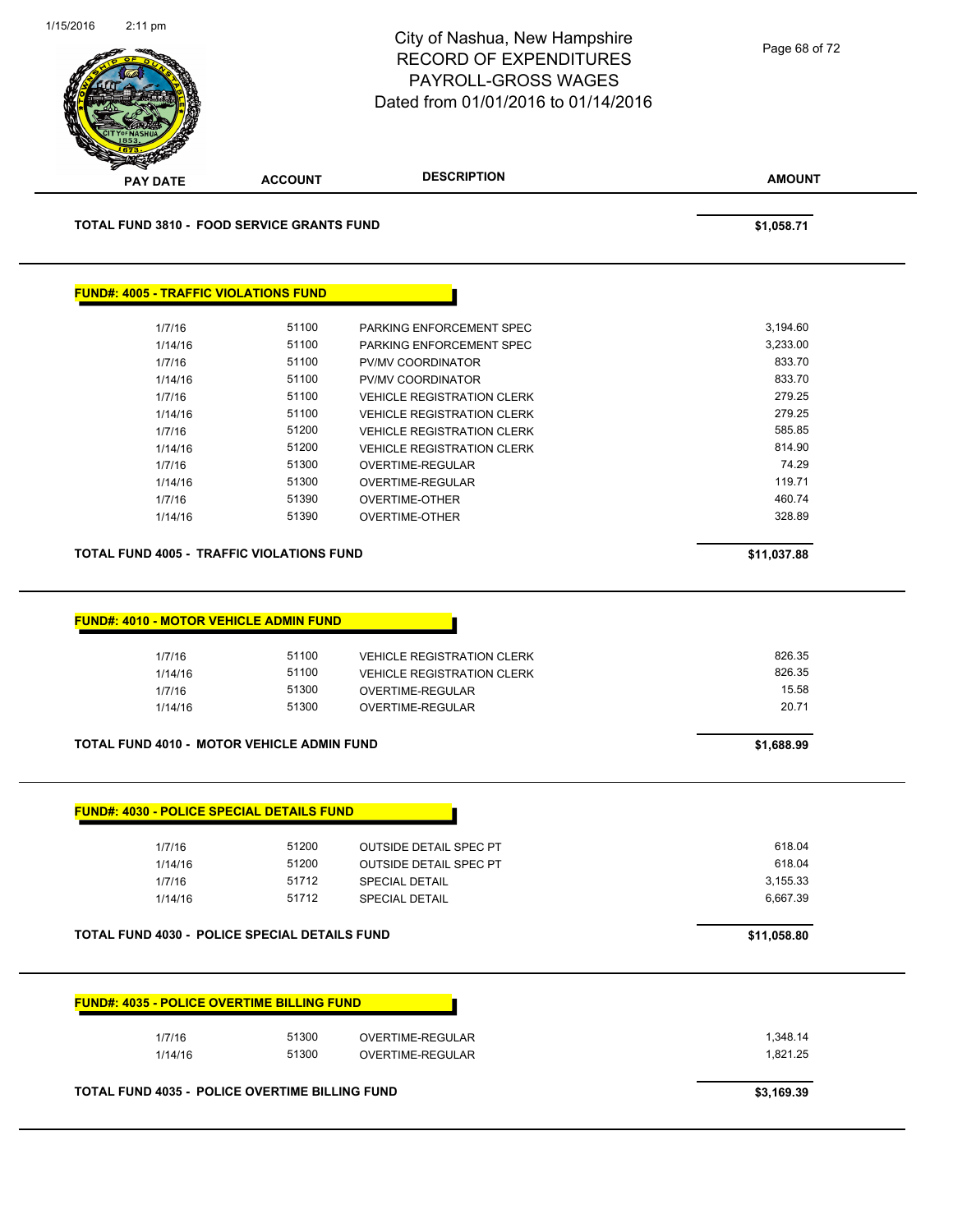| PAY DATE | ACCOUNT | DESCRIPTION | AMOUNT |
|---|---|---|---|

**TOTAL FUND 3810 - FOOD SERVICE GRANTS FUND** **$1,058.71**

## FUND#: 4005 - TRAFFIC VIOLATIONS FUND

| PAY DATE | ACCOUNT | DESCRIPTION | AMOUNT |
|---|---|---|---|
| 1/7/16 | 51100 | PARKING ENFORCEMENT SPEC | 3,194.60 |
| 1/14/16 | 51100 | PARKING ENFORCEMENT SPEC | 3,233.00 |
| 1/7/16 | 51100 | PV/MV COORDINATOR | 833.70 |
| 1/14/16 | 51100 | PV/MV COORDINATOR | 833.70 |
| 1/7/16 | 51100 | VEHICLE REGISTRATION CLERK | 279.25 |
| 1/14/16 | 51100 | VEHICLE REGISTRATION CLERK | 279.25 |
| 1/7/16 | 51200 | VEHICLE REGISTRATION CLERK | 585.85 |
| 1/14/16 | 51200 | VEHICLE REGISTRATION CLERK | 814.90 |
| 1/7/16 | 51300 | OVERTIME-REGULAR | 74.29 |
| 1/14/16 | 51300 | OVERTIME-REGULAR | 119.71 |
| 1/7/16 | 51390 | OVERTIME-OTHER | 460.74 |
| 1/14/16 | 51390 | OVERTIME-OTHER | 328.89 |

**TOTAL FUND 4005 - TRAFFIC VIOLATIONS FUND** **$11,037.88**

## FUND#: 4010 - MOTOR VEHICLE ADMIN FUND

| PAY DATE | ACCOUNT | DESCRIPTION | AMOUNT |
|---|---|---|---|
| 1/7/16 | 51100 | VEHICLE REGISTRATION CLERK | 826.35 |
| 1/14/16 | 51100 | VEHICLE REGISTRATION CLERK | 826.35 |
| 1/7/16 | 51300 | OVERTIME-REGULAR | 15.58 |
| 1/14/16 | 51300 | OVERTIME-REGULAR | 20.71 |

**TOTAL FUND 4010 - MOTOR VEHICLE ADMIN FUND** **$1,688.99**

## FUND#: 4030 - POLICE SPECIAL DETAILS FUND

| PAY DATE | ACCOUNT | DESCRIPTION | AMOUNT |
|---|---|---|---|
| 1/7/16 | 51200 | OUTSIDE DETAIL SPEC PT | 618.04 |
| 1/14/16 | 51200 | OUTSIDE DETAIL SPEC PT | 618.04 |
| 1/7/16 | 51712 | SPECIAL DETAIL | 3,155.33 |
| 1/14/16 | 51712 | SPECIAL DETAIL | 6,667.39 |

**TOTAL FUND 4030 - POLICE SPECIAL DETAILS FUND** **$11,058.80**

## FUND#: 4035 - POLICE OVERTIME BILLING FUND

| PAY DATE | ACCOUNT | DESCRIPTION | AMOUNT |
|---|---|---|---|
| 1/7/16 | 51300 | OVERTIME-REGULAR | 1,348.14 |
| 1/14/16 | 51300 | OVERTIME-REGULAR | 1,821.25 |

**TOTAL FUND 4035 - POLICE OVERTIME BILLING FUND** **$3,169.39**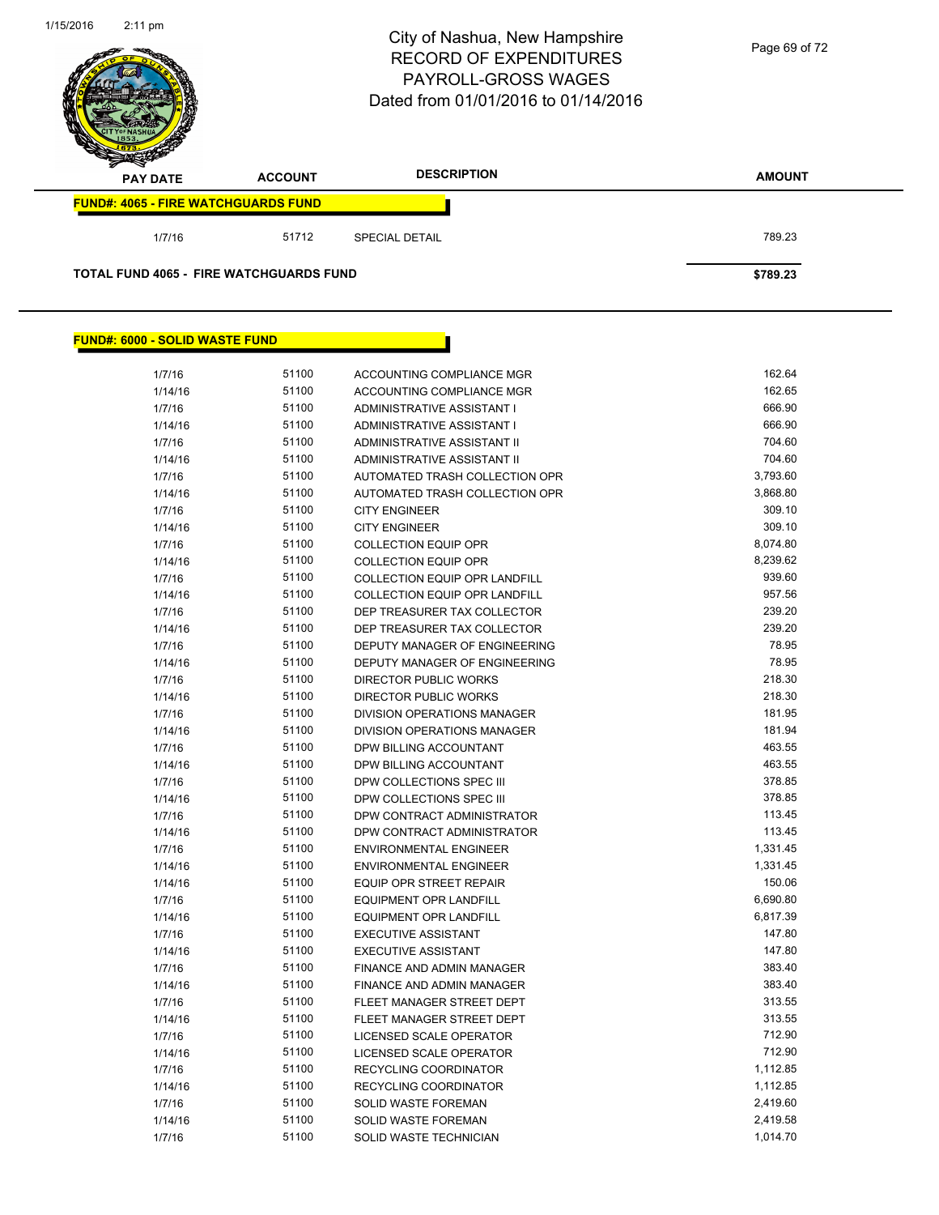# City of Nashua, New Hampshire
## RECORD OF EXPENDITURES
## PAYROLL-GROSS WAGES
## Dated from 01/01/2016 to 01/14/2016

| PAY DATE | ACCOUNT | DESCRIPTION | AMOUNT |
|---|---|---|---|

**FUND#: 4065 - FIRE WATCHGUARDS FUND**

| PAY DATE | ACCOUNT | DESCRIPTION | AMOUNT |
|---|---|---|---|
| 1/7/16 | 51712 | SPECIAL DETAIL | 789.23 |
| **TOTAL FUND 4065 - FIRE WATCHGUARDS FUND** | | | **$789.23** |

**FUND#: 6000 - SOLID WASTE FUND**

| PAY DATE | ACCOUNT | DESCRIPTION | AMOUNT |
|---|---|---|---|
| 1/7/16 | 51100 | ACCOUNTING COMPLIANCE MGR | 162.64 |
| 1/14/16 | 51100 | ACCOUNTING COMPLIANCE MGR | 162.65 |
| 1/7/16 | 51100 | ADMINISTRATIVE ASSISTANT I | 666.90 |
| 1/14/16 | 51100 | ADMINISTRATIVE ASSISTANT I | 666.90 |
| 1/7/16 | 51100 | ADMINISTRATIVE ASSISTANT II | 704.60 |
| 1/14/16 | 51100 | ADMINISTRATIVE ASSISTANT II | 704.60 |
| 1/7/16 | 51100 | AUTOMATED TRASH COLLECTION OPR | 3,793.60 |
| 1/14/16 | 51100 | AUTOMATED TRASH COLLECTION OPR | 3,868.80 |
| 1/7/16 | 51100 | CITY ENGINEER | 309.10 |
| 1/14/16 | 51100 | CITY ENGINEER | 309.10 |
| 1/7/16 | 51100 | COLLECTION EQUIP OPR | 8,074.80 |
| 1/14/16 | 51100 | COLLECTION EQUIP OPR | 8,239.62 |
| 1/7/16 | 51100 | COLLECTION EQUIP OPR LANDFILL | 939.60 |
| 1/14/16 | 51100 | COLLECTION EQUIP OPR LANDFILL | 957.56 |
| 1/7/16 | 51100 | DEP TREASURER TAX COLLECTOR | 239.20 |
| 1/14/16 | 51100 | DEP TREASURER TAX COLLECTOR | 239.20 |
| 1/7/16 | 51100 | DEPUTY MANAGER OF ENGINEERING | 78.95 |
| 1/14/16 | 51100 | DEPUTY MANAGER OF ENGINEERING | 78.95 |
| 1/7/16 | 51100 | DIRECTOR PUBLIC WORKS | 218.30 |
| 1/14/16 | 51100 | DIRECTOR PUBLIC WORKS | 218.30 |
| 1/7/16 | 51100 | DIVISION OPERATIONS MANAGER | 181.95 |
| 1/14/16 | 51100 | DIVISION OPERATIONS MANAGER | 181.94 |
| 1/7/16 | 51100 | DPW BILLING ACCOUNTANT | 463.55 |
| 1/14/16 | 51100 | DPW BILLING ACCOUNTANT | 463.55 |
| 1/7/16 | 51100 | DPW COLLECTIONS SPEC III | 378.85 |
| 1/14/16 | 51100 | DPW COLLECTIONS SPEC III | 378.85 |
| 1/7/16 | 51100 | DPW CONTRACT ADMINISTRATOR | 113.45 |
| 1/14/16 | 51100 | DPW CONTRACT ADMINISTRATOR | 113.45 |
| 1/7/16 | 51100 | ENVIRONMENTAL ENGINEER | 1,331.45 |
| 1/14/16 | 51100 | ENVIRONMENTAL ENGINEER | 1,331.45 |
| 1/14/16 | 51100 | EQUIP OPR STREET REPAIR | 150.06 |
| 1/7/16 | 51100 | EQUIPMENT OPR LANDFILL | 6,690.80 |
| 1/14/16 | 51100 | EQUIPMENT OPR LANDFILL | 6,817.39 |
| 1/7/16 | 51100 | EXECUTIVE ASSISTANT | 147.80 |
| 1/14/16 | 51100 | EXECUTIVE ASSISTANT | 147.80 |
| 1/7/16 | 51100 | FINANCE AND ADMIN MANAGER | 383.40 |
| 1/14/16 | 51100 | FINANCE AND ADMIN MANAGER | 383.40 |
| 1/7/16 | 51100 | FLEET MANAGER STREET DEPT | 313.55 |
| 1/14/16 | 51100 | FLEET MANAGER STREET DEPT | 313.55 |
| 1/7/16 | 51100 | LICENSED SCALE OPERATOR | 712.90 |
| 1/14/16 | 51100 | LICENSED SCALE OPERATOR | 712.90 |
| 1/7/16 | 51100 | RECYCLING COORDINATOR | 1,112.85 |
| 1/14/16 | 51100 | RECYCLING COORDINATOR | 1,112.85 |
| 1/7/16 | 51100 | SOLID WASTE FOREMAN | 2,419.60 |
| 1/14/16 | 51100 | SOLID WASTE FOREMAN | 2,419.58 |
| 1/7/16 | 51100 | SOLID WASTE TECHNICIAN | 1,014.70 |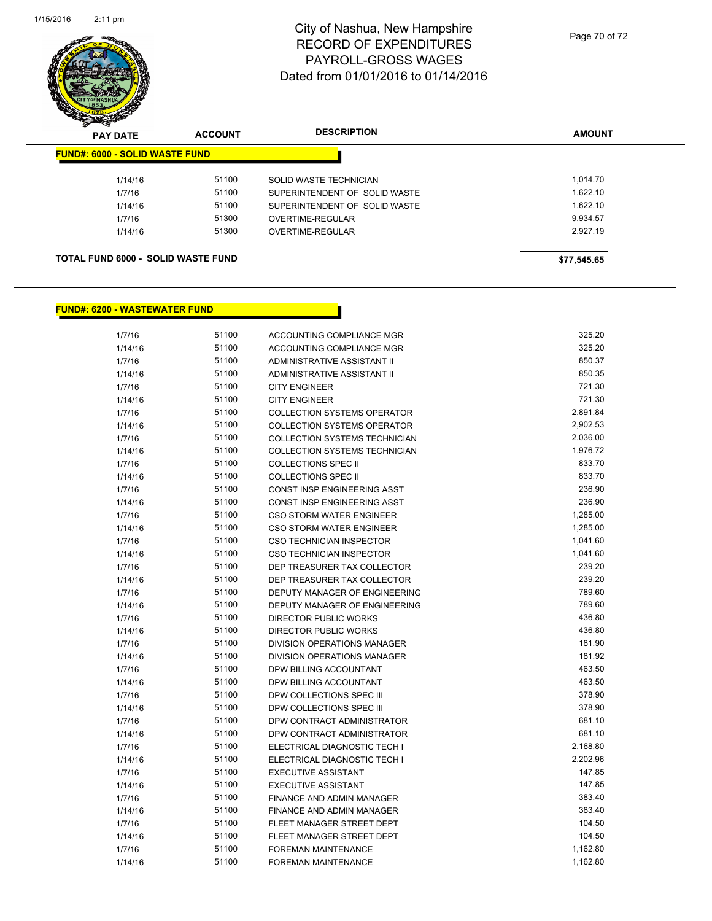# City of Nashua, New Hampshire
## RECORD OF EXPENDITURES
## PAYROLL-GROSS WAGES
## Dated from 01/01/2016 to 01/14/2016

| PAY DATE | ACCOUNT | DESCRIPTION | AMOUNT |
|---|---|---|---|
| **FUND#: 6000 - SOLID WASTE FUND** | | | |
| 1/14/16 | 51100 | SOLID WASTE TECHNICIAN | 1,014.70 |
| 1/7/16 | 51100 | SUPERINTENDENT OF SOLID WASTE | 1,622.10 |
| 1/14/16 | 51100 | SUPERINTENDENT OF SOLID WASTE | 1,622.10 |
| 1/7/16 | 51300 | OVERTIME-REGULAR | 9,934.57 |
| 1/14/16 | 51300 | OVERTIME-REGULAR | 2,927.19 |
| **TOTAL FUND 6000 - SOLID WASTE FUND** | | | **$77,545.65** |

| PAY DATE | ACCOUNT | DESCRIPTION | AMOUNT |
|---|---|---|---|
| **FUND#: 6200 - WASTEWATER FUND** | | | |
| 1/7/16 | 51100 | ACCOUNTING COMPLIANCE MGR | 325.20 |
| 1/14/16 | 51100 | ACCOUNTING COMPLIANCE MGR | 325.20 |
| 1/7/16 | 51100 | ADMINISTRATIVE ASSISTANT II | 850.37 |
| 1/14/16 | 51100 | ADMINISTRATIVE ASSISTANT II | 850.35 |
| 1/7/16 | 51100 | CITY ENGINEER | 721.30 |
| 1/14/16 | 51100 | CITY ENGINEER | 721.30 |
| 1/7/16 | 51100 | COLLECTION SYSTEMS OPERATOR | 2,891.84 |
| 1/14/16 | 51100 | COLLECTION SYSTEMS OPERATOR | 2,902.53 |
| 1/7/16 | 51100 | COLLECTION SYSTEMS TECHNICIAN | 2,036.00 |
| 1/14/16 | 51100 | COLLECTION SYSTEMS TECHNICIAN | 1,976.72 |
| 1/7/16 | 51100 | COLLECTIONS SPEC II | 833.70 |
| 1/14/16 | 51100 | COLLECTIONS SPEC II | 833.70 |
| 1/7/16 | 51100 | CONST INSP ENGINEERING ASST | 236.90 |
| 1/14/16 | 51100 | CONST INSP ENGINEERING ASST | 236.90 |
| 1/7/16 | 51100 | CSO STORM WATER ENGINEER | 1,285.00 |
| 1/14/16 | 51100 | CSO STORM WATER ENGINEER | 1,285.00 |
| 1/7/16 | 51100 | CSO TECHNICIAN INSPECTOR | 1,041.60 |
| 1/14/16 | 51100 | CSO TECHNICIAN INSPECTOR | 1,041.60 |
| 1/7/16 | 51100 | DEP TREASURER TAX COLLECTOR | 239.20 |
| 1/14/16 | 51100 | DEP TREASURER TAX COLLECTOR | 239.20 |
| 1/7/16 | 51100 | DEPUTY MANAGER OF ENGINEERING | 789.60 |
| 1/14/16 | 51100 | DEPUTY MANAGER OF ENGINEERING | 789.60 |
| 1/7/16 | 51100 | DIRECTOR PUBLIC WORKS | 436.80 |
| 1/14/16 | 51100 | DIRECTOR PUBLIC WORKS | 436.80 |
| 1/7/16 | 51100 | DIVISION OPERATIONS MANAGER | 181.90 |
| 1/14/16 | 51100 | DIVISION OPERATIONS MANAGER | 181.92 |
| 1/7/16 | 51100 | DPW BILLING ACCOUNTANT | 463.50 |
| 1/14/16 | 51100 | DPW BILLING ACCOUNTANT | 463.50 |
| 1/7/16 | 51100 | DPW COLLECTIONS SPEC III | 378.90 |
| 1/14/16 | 51100 | DPW COLLECTIONS SPEC III | 378.90 |
| 1/7/16 | 51100 | DPW CONTRACT ADMINISTRATOR | 681.10 |
| 1/14/16 | 51100 | DPW CONTRACT ADMINISTRATOR | 681.10 |
| 1/7/16 | 51100 | ELECTRICAL DIAGNOSTIC TECH I | 2,168.80 |
| 1/14/16 | 51100 | ELECTRICAL DIAGNOSTIC TECH I | 2,202.96 |
| 1/7/16 | 51100 | EXECUTIVE ASSISTANT | 147.85 |
| 1/14/16 | 51100 | EXECUTIVE ASSISTANT | 147.85 |
| 1/7/16 | 51100 | FINANCE AND ADMIN MANAGER | 383.40 |
| 1/14/16 | 51100 | FINANCE AND ADMIN MANAGER | 383.40 |
| 1/7/16 | 51100 | FLEET MANAGER STREET DEPT | 104.50 |
| 1/14/16 | 51100 | FLEET MANAGER STREET DEPT | 104.50 |
| 1/7/16 | 51100 | FOREMAN MAINTENANCE | 1,162.80 |
| 1/14/16 | 51100 | FOREMAN MAINTENANCE | 1,162.80 |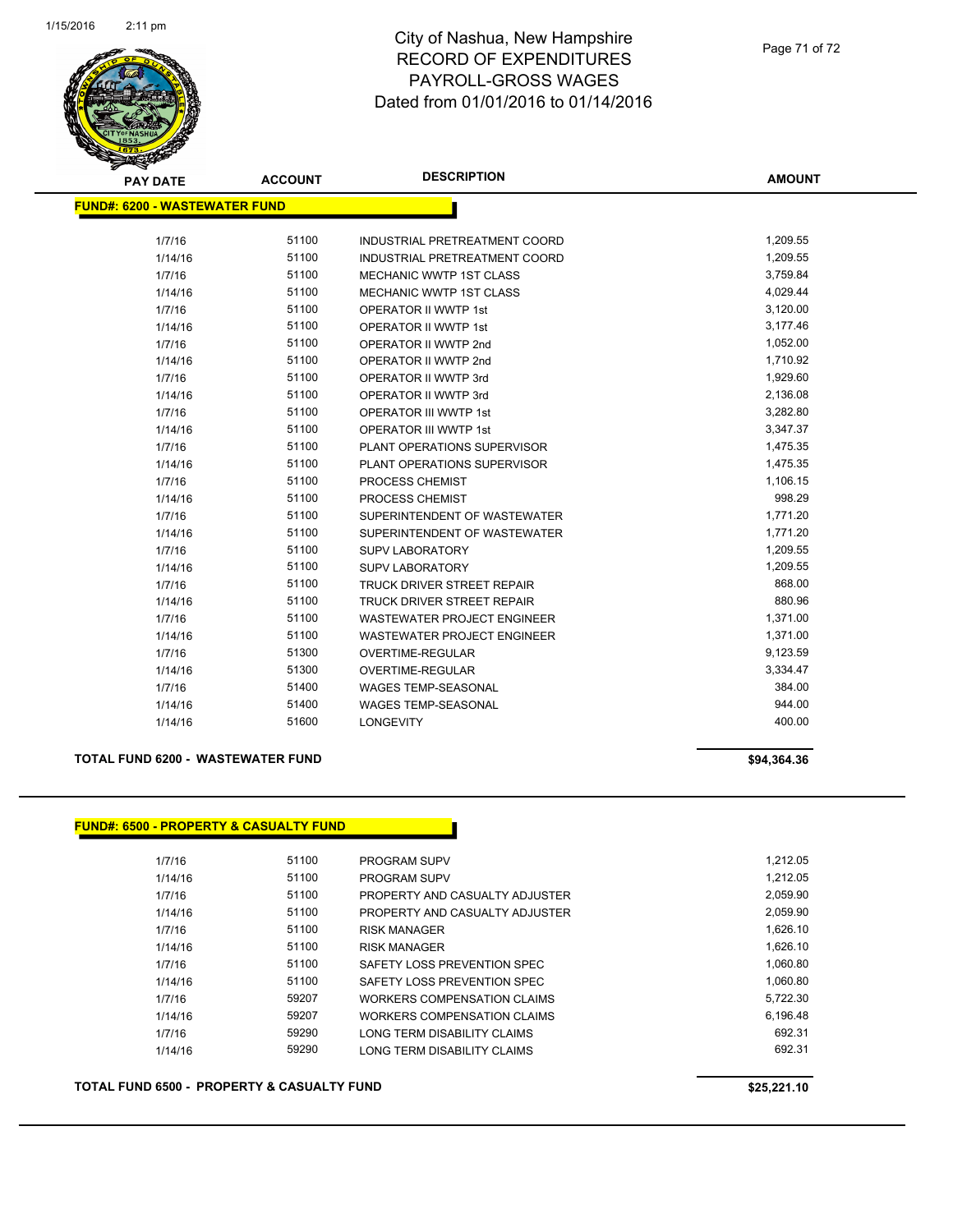# City of Nashua, New Hampshire
## RECORD OF EXPENDITURES
## PAYROLL-GROSS WAGES
## Dated from 01/01/2016 to 01/14/2016

**FUND#: 6200 - WASTEWATER FUND**

| PAY DATE | ACCOUNT | DESCRIPTION | AMOUNT |
|---|---|---|---|
| 1/7/16 | 51100 | INDUSTRIAL PRETREATMENT COORD | 1,209.55 |
| 1/14/16 | 51100 | INDUSTRIAL PRETREATMENT COORD | 1,209.55 |
| 1/7/16 | 51100 | MECHANIC WWTP 1ST CLASS | 3,759.84 |
| 1/14/16 | 51100 | MECHANIC WWTP 1ST CLASS | 4,029.44 |
| 1/7/16 | 51100 | OPERATOR II WWTP 1st | 3,120.00 |
| 1/14/16 | 51100 | OPERATOR II WWTP 1st | 3,177.46 |
| 1/7/16 | 51100 | OPERATOR II WWTP 2nd | 1,052.00 |
| 1/14/16 | 51100 | OPERATOR II WWTP 2nd | 1,710.92 |
| 1/7/16 | 51100 | OPERATOR II WWTP 3rd | 1,929.60 |
| 1/14/16 | 51100 | OPERATOR II WWTP 3rd | 2,136.08 |
| 1/7/16 | 51100 | OPERATOR III WWTP 1st | 3,282.80 |
| 1/14/16 | 51100 | OPERATOR III WWTP 1st | 3,347.37 |
| 1/7/16 | 51100 | PLANT OPERATIONS SUPERVISOR | 1,475.35 |
| 1/14/16 | 51100 | PLANT OPERATIONS SUPERVISOR | 1,475.35 |
| 1/7/16 | 51100 | PROCESS CHEMIST | 1,106.15 |
| 1/14/16 | 51100 | PROCESS CHEMIST | 998.29 |
| 1/7/16 | 51100 | SUPERINTENDENT OF WASTEWATER | 1,771.20 |
| 1/14/16 | 51100 | SUPERINTENDENT OF WASTEWATER | 1,771.20 |
| 1/7/16 | 51100 | SUPV LABORATORY | 1,209.55 |
| 1/14/16 | 51100 | SUPV LABORATORY | 1,209.55 |
| 1/7/16 | 51100 | TRUCK DRIVER STREET REPAIR | 868.00 |
| 1/14/16 | 51100 | TRUCK DRIVER STREET REPAIR | 880.96 |
| 1/7/16 | 51100 | WASTEWATER PROJECT ENGINEER | 1,371.00 |
| 1/14/16 | 51100 | WASTEWATER PROJECT ENGINEER | 1,371.00 |
| 1/7/16 | 51300 | OVERTIME-REGULAR | 9,123.59 |
| 1/14/16 | 51300 | OVERTIME-REGULAR | 3,334.47 |
| 1/7/16 | 51400 | WAGES TEMP-SEASONAL | 384.00 |
| 1/14/16 | 51400 | WAGES TEMP-SEASONAL | 944.00 |
| 1/14/16 | 51600 | LONGEVITY | 400.00 |

**TOTAL FUND 6200 - WASTEWATER FUND** **$94,364.36**

**FUND#: 6500 - PROPERTY & CASUALTY FUND**

| PAY DATE | ACCOUNT | DESCRIPTION | AMOUNT |
|---|---|---|---|
| 1/7/16 | 51100 | PROGRAM SUPV | 1,212.05 |
| 1/14/16 | 51100 | PROGRAM SUPV | 1,212.05 |
| 1/7/16 | 51100 | PROPERTY AND CASUALTY ADJUSTER | 2,059.90 |
| 1/14/16 | 51100 | PROPERTY AND CASUALTY ADJUSTER | 2,059.90 |
| 1/7/16 | 51100 | RISK MANAGER | 1,626.10 |
| 1/14/16 | 51100 | RISK MANAGER | 1,626.10 |
| 1/7/16 | 51100 | SAFETY LOSS PREVENTION SPEC | 1,060.80 |
| 1/14/16 | 51100 | SAFETY LOSS PREVENTION SPEC | 1,060.80 |
| 1/7/16 | 59207 | WORKERS COMPENSATION CLAIMS | 5,722.30 |
| 1/14/16 | 59207 | WORKERS COMPENSATION CLAIMS | 6,196.48 |
| 1/7/16 | 59290 | LONG TERM DISABILITY CLAIMS | 692.31 |
| 1/14/16 | 59290 | LONG TERM DISABILITY CLAIMS | 692.31 |

**TOTAL FUND 6500 - PROPERTY & CASUALTY FUND** **$25,221.10**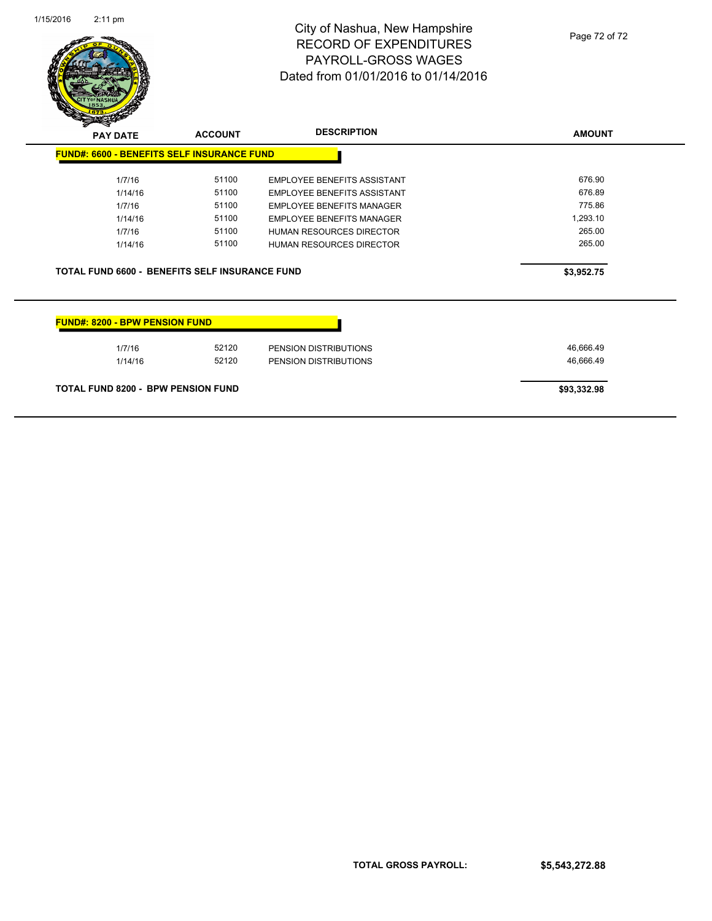City of Nashua, New Hampshire
RECORD OF EXPENDITURES
PAYROLL-GROSS WAGES
Dated from 01/01/2016 to 01/14/2016

**FUND#: 6600 - BENEFITS SELF INSURANCE FUND**

| PAY DATE | ACCOUNT | DESCRIPTION | AMOUNT |
|---|---|---|---|
| 1/7/16 | 51100 | EMPLOYEE BENEFITS ASSISTANT | 676.90 |
| 1/14/16 | 51100 | EMPLOYEE BENEFITS ASSISTANT | 676.89 |
| 1/7/16 | 51100 | EMPLOYEE BENEFITS MANAGER | 775.86 |
| 1/14/16 | 51100 | EMPLOYEE BENEFITS MANAGER | 1,293.10 |
| 1/7/16 | 51100 | HUMAN RESOURCES DIRECTOR | 265.00 |
| 1/14/16 | 51100 | HUMAN RESOURCES DIRECTOR | 265.00 |

**TOTAL FUND 6600 - BENEFITS SELF INSURANCE FUND** **$3,952.75**

**FUND#: 8200 - BPW PENSION FUND**

| PAY DATE | ACCOUNT | DESCRIPTION | AMOUNT |
|---|---|---|---|
| 1/7/16 | 52120 | PENSION DISTRIBUTIONS | 46,666.49 |
| 1/14/16 | 52120 | PENSION DISTRIBUTIONS | 46,666.49 |

**TOTAL FUND 8200 - BPW PENSION FUND** **$93,332.98**

**TOTAL GROSS PAYROLL:** **$5,543,272.88**